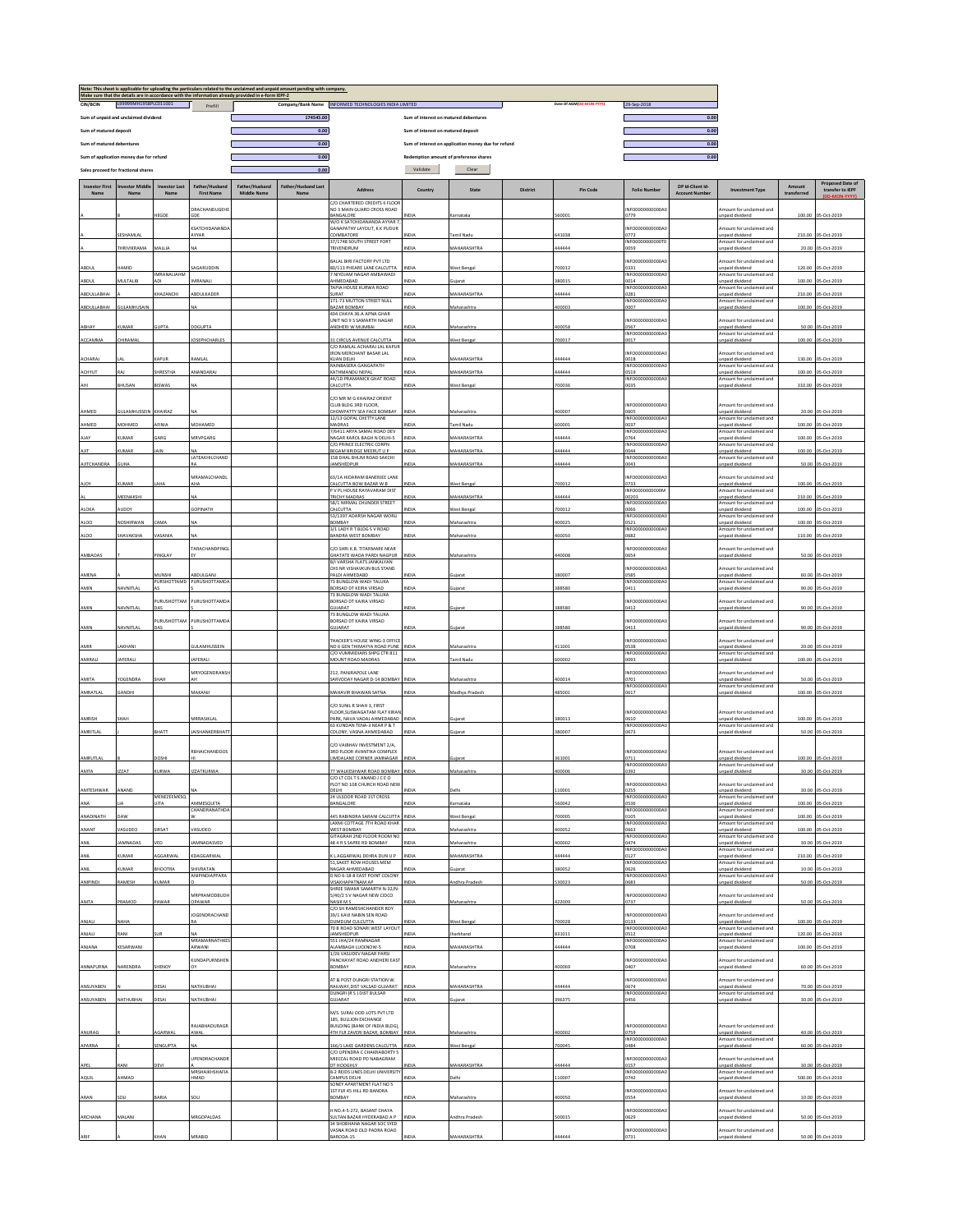Note: This sheet is applicable for uploading the particulars related to the unclaimed and unpaid amount pending with company.
Make sure that the details are in accordance with the information already provided in e-form IEPF-2

| CIN/BCIN | L99999MH1958PLC011001 | Prefill | Company/Bank Name | INFORMED TECHNOLOGIES INDIA LIMITED | Date Of AGM(DD-MON-YYYY) | 29-Sep-2018 |
|---|---|---|---|---|---|---|

| | | | |
|---|---|---|---|
| Sum of unpaid and unclaimed dividend | 174545.00 | Sum of interest on matured debentures | 0.00 |
| Sum of matured deposit | 0.00 | Sum of interest on matured deposit | 0.00 |
| Sum of matured debentures | 0.00 | Sum of interest on application money due for refund | 0.00 |
| Sum of application money due for refund | 0.00 | Redemption amount of preference shares | 0.00 |
| Sales proceed for fractional shares | 0.00 | | |

| Investor First Name | Investor Middle Name | Investor Last Name | Father/Husband First Name | Father/Husband Middle Name | Father/Husband Last Name | Address | Country | State | District | Pin Code | Folio Number | DP Id-Client Id-Account Number | Investment Type | Amount transferred | Proposed Date of transfer to IEPF (DD-MON-YYYY) |
|---|---|---|---|---|---|---|---|---|---|---|---|---|---|---|---|
| A | B | HEGDE | DRACHANDUGEHEGDE | | | C/O CHARTERED CREDITS II FLOOR NO 3 MAIN GUARD CROSS ROAD BANGALORE | INDIA | Karnataka | | 560001 | INFO0000000000A00779 | | Amount for unclaimed and unpaid dividend | 100.00 | 05-Oct-2019 |
| A | SESHAMLAL | | KSATCHIDANANDAAYYAR | | | W/O K SATCHIDANANDA AYYAR 7, GANAPATHY LAYOUT, K K PUDUR COIMBATORE | INDIA | Tamil Nadu | | 641038 | INFO0000000000A00773 | | Amount for unclaimed and unpaid dividend | 210.00 | 05-Oct-2019 |
| A | THRIVIKRAMA | MALLIA | NA | | | 37/1748 SOUTH STREET FORT TRIVENDRUM | INDIA | MAHARASHTRA | | 444444 | INFO0000000000T00059 | | Amount for unclaimed and unpaid dividend | 20.00 | 05-Oct-2019 |
| ABDUL | HAMID | | SAGARUDDIN | | | BALAL BIRI FACTORY PVT LTD 80/113 PHEARE LANE CALCUTTA | INDIA | West Bengal | | 700012 | INFO0000000000A00331 | | Amount for unclaimed and unpaid dividend | 120.00 | 05-Oct-2019 |
| ABDUL | MULTALIB | IMRANALIAHMADI | IMRANALI | | | 7 NIYOJAN NAGAR AMBAWADI AHMEDABAD | INDIA | Gujarat | | 380015 | INFO0000000000A00014 | | Amount for unclaimed and unpaid dividend | 100.00 | 05-Oct-2019 |
| ABDULLABHAI | A | KHAZANCHI | ABDULKADER | | | TAPIA HOUSE KURWA ROAD SURAT | INDIA | MAHARASHTRA | | 444444 | INFO0000000000A00281 | | Amount for unclaimed and unpaid dividend | 210.00 | 05-Oct-2019 |
| ABDULLABHAI | GULAMHUSAIN | | NA | | | 171-73 MUTTON STREET NULL BAZAR BOMBAY | INDIA | Maharashtra | | 400003 | INFO0000000000A00007 | | Amount for unclaimed and unpaid dividend | 100.00 | 05-Oct-2019 |
| ABHAY | KUMAR | GUPTA | DDGUPTA | | | 404 CHAYA 36-A APNA GHAR UNIT NO 9 S SAMARTH NAGAR ANDHERI W MUMBAI | INDIA | Maharashtra | | 400058 | INFO0000000000A00567 | | Amount for unclaimed and unpaid dividend | 50.00 | 05-Oct-2019 |
| ACCAMMA | CHIRAMAL | | JOSEPHCHARLES | | | 31 CIRCUS AVENUE CALCUTTA | INDIA | West Bengal | | 700017 | INFO0000000000A00017 | | Amount for unclaimed and unpaid dividend | 100.00 | 05-Oct-2019 |
| ACHARAJ | LAL | KAPUR | RAMLAL | | | C/O RAMLAL ACHARAJ LAL KAPUR IRON MERCHANT BASAR LAL KUAN DELHI | INDIA | MAHARASHTRA | | 444444 | INFO0000000000A00018 | | Amount for unclaimed and unpaid dividend | 130.00 | 05-Oct-2019 |
| ACHYUT | RAJ | SHRESTHA | ANANDARAJ | | | RAINBASERA GANGAPATH KATHMANDU NEPAL | INDIA | MAHARASHTRA | | 444444 | INFO0000000000A00519 | | Amount for unclaimed and unpaid dividend | 100.00 | 05-Oct-2019 |
| AHI | BHUSAN | BISWAS | NA | | | 44/1D PRAMANICK GHAT ROAD CALCUTTA | INDIA | West Bengal | | 700036 | INFO0000000000A00035 | | Amount for unclaimed and unpaid dividend | 310.00 | 05-Oct-2019 |
| AHMED | GULAMHUSSEIN | KHAIRAZ | NA | | | C/O MR M G KHAIRAZ ORIENT CLUB BLDG 3RD FLOOR, CHOWPATTY SEA FACE BOMBAY | INDIA | Maharashtra | | 400007 | INFO0000000000A00605 | | Amount for unclaimed and unpaid dividend | 20.00 | 05-Oct-2019 |
| AHMED | MOHMED | AFRNIA | MDHAMED | | | 12/13 GOPAL CHETTY LANE MADRAS | INDIA | Tamil Nadu | | 600001 | INFO0000000000A00037 | | Amount for unclaimed and unpaid dividend | 100.00 | 05-Oct-2019 |
| AJAY | KUMAR | GARG | MRVPGARG | | | 7/6411 ARYA SAMAJ ROAD DEV NAGAR KAROL BAGH N DELHI-5 | INDIA | MAHARASHTRA | | 444444 | INFO0000000000A00764 | | Amount for unclaimed and unpaid dividend | 100.00 | 05-Oct-2019 |
| AJIT | KUMAR | JAIN | NA | | | C/O PRINCE ELECTRIC CORPN BEGAM BRIDGE MEERUT U P | INDIA | MAHARASHTRA | | 444444 | INFO0000000000A00044 | | Amount for unclaimed and unpaid dividend | 100.00 | 05-Oct-2019 |
| AJITCHANDRA | GUHA | | LATEKHILCHANDRA | | | 158 DHAL BHUM ROAD SAKCHI JAMSHEDPUR | INDIA | MAHARASHTRA | | 444444 | INFO0000000000A00043 | | Amount for unclaimed and unpaid dividend | 50.00 | 05-Oct-2019 |
| AJOY | KUMAR | LAHA | MRAMALCHANDLAHA | | | 63/1A HIDARAM BANERJEE LANE CALCUTTA BOW BAZAR W B | INDIA | West Bengal | | 700012 | INFO0000000000A00733 | | Amount for unclaimed and unpaid dividend | 100.00 | 05-Oct-2019 |
| AL | MEENAKSHI | | NA | | | P V PL HOUSE RAYAVARAM DIST TRICHY MADRAS | INDIA | MAHARASHTRA | | 444444 | INFO0000000000M00203 | | Amount for unclaimed and unpaid dividend | 210.00 | 05-Oct-2019 |
| ALOKA | AUDDY | | GOPINATH | | | 58/1 NIRMAL CHUNDER STREET CALCUTTA | INDIA | West Bengal | | 700012 | INFO0000000000A00066 | | Amount for unclaimed and unpaid dividend | 100.00 | 05-Oct-2019 |
| ALOO | NOSHIRWAN | CAMA | NA | | | 53/1397 ADARSH NAGAR WORLI BOMBAY | INDIA | Maharashtra | | 400025 | INFO0000000000A00521 | | Amount for unclaimed and unpaid dividend | 100.00 | 05-Oct-2019 |
| ALOO | SHAVAKSHA | VASANIA | NA | | | 5/1 LADY R T BLDG S V ROAD BANDRA WEST BOMBAY | INDIA | Maharashtra | | 400050 | INFO0000000000A00682 | | Amount for unclaimed and unpaid dividend | 110.00 | 05-Oct-2019 |
| AMBADAS | T | PINGLAY | TARACHANDPINGLEY | | | C/O.SHRI K.B. TITARMARE NEAR GHATATE WADA PARDI NAGPUR | INDIA | Maharashtra | | 440008 | INFO0000000000A00654 | | Amount for unclaimed and unpaid dividend | 50.00 | 05-Oct-2019 |
| AMENA | A | MUNSHI | ABDULGANU | | | B/I VARSHA FLATS JANKALYAN CHS NR VISHAVKUN BUS STAND PALDI AHMEDABD | INDIA | Gujarat | | 380007 | INFO0000000000A00585 | | Amount for unclaimed and unpaid dividend | 60.00 | 05-Oct-2019 |
| AMIN | NAVNITLAL | PURSHOTTAMDAS | PURUSHOTTAMDAS | | | 73 BUNGLOW WADI TALUKA BORSAD DT KEIRA VIRSAD | INDIA | Gujarat | | 388580 | INFO0000000000A00411 | | Amount for unclaimed and unpaid dividend | 90.00 | 05-Oct-2019 |
| AMIN | NAVNITLAL | PURUSHOTTAMDAS | PURUSHOTTAMDAS | | | 73 BUNGLOW WADI TALUKA BORSAD DT KAIRA VIRSAD GUJARAT | INDIA | Gujarat | | 388580 | INFO0000000000A00412 | | Amount for unclaimed and unpaid dividend | 90.00 | 05-Oct-2019 |
| AMIN | NAVNITLAL | PURUSHOTTAMDAS | PURUSHOTTAMDAS | | | 73 BUNGLOW WADI TALUKA BORSAD DT KAIRA VIRSAD GUJARAT | INDIA | Gujarat | | 388580 | INFO0000000000A00413 | | Amount for unclaimed and unpaid dividend | 90.00 | 05-Oct-2019 |
| AMIR | LAKHANI | | GULAMHUSSEIN | | | THACKER'S HOUSE WING-3 OFFICE NO 6 GEN THIMAYYA ROAD PUNE | INDIA | Maharashtra | | 411001 | INFO0000000000A00538 | | Amount for unclaimed and unpaid dividend | 20.00 | 05-Oct-2019 |
| AMIRALI | JAFERALI | | JAFERALI | | | C/O VUMMIDIARS SHPG CTR 811 MOUNT ROAD MADRAS | INDIA | Tamil Nadu | | 600002 | INFO0000000000A00093 | | Amount for unclaimed and unpaid dividend | 100.00 | 05-Oct-2019 |
| AMITA | YOGENDRA | SHAH | MRYOGENDRANSHAH | | | 212, PANJRAPOLE LANE SARVODAY NAGAR D-14 BOMBAY | INDIA | Maharashtra | | 400014 | INFO0000000000A00701 | | Amount for unclaimed and unpaid dividend | 50.00 | 05-Oct-2019 |
| AMRATLAL | GANDHI | | MAKANJI | | | MAHAVIR BHAWAN SATNA | INDIA | Madhya Pradesh | | 485001 | INFO0000000000A00617 | | Amount for unclaimed and unpaid dividend | 100.00 | 05-Oct-2019 |
| AMRISH | SHAH | | MRRASIKLAL | | | C/O SUNIL R SHAH 3, FIRST FLOOR,SUSWAGATAM FLAT KIRAN PARK, NAVA VADAJ AHMEDABAD | INDIA | Gujarat | | 380013 | INFO0000000000A00610 | | Amount for unclaimed and unpaid dividend | 100.00 | 05-Oct-2019 |
| AMRITLAL | J | BHATT | JAISHANKERBHATT | | | 63 KUNDAN TENA-3 NEAR P & T COLONY, VASNA AHMEDABAD | INDIA | Gujarat | | 380007 | INFO0000000000A00673 | | Amount for unclaimed and unpaid dividend | 50.00 | 05-Oct-2019 |
| AMRUTLAL | B | DOSHI | RBHAICHANDDOSHI | | | C/O VAIBHAV INVESTMENT 2/A, 3RD FLOOR AVANTIKA COMPLEX LIMDALANE CORNER JAMNAGAR | INDIA | Gujarat | | 361001 | INFO0000000000A00711 | | Amount for unclaimed and unpaid dividend | 100.00 | 05-Oct-2019 |
| AMTA | IZZAT | KURWA | IZZATKURWA | | | 77 WALKESHWAR ROAD BOMBAY | INDIA | Maharashtra | | 400006 | INFO0000000000A00392 | | Amount for unclaimed and unpaid dividend | 30.00 | 05-Oct-2019 |
| AMTESHWAR | ANAND | | NA | | | C/O LT COL T S ANAND J C E D PLOT NO 108 CHURCH ROAD NEW DELHI | INDIA | Delhi | | 110001 | INFO0000000000A00255 | | Amount for unclaimed and unpaid dividend | 30.00 | 05-Oct-2019 |
| ANA | LIA | MENEZEEMESQUITA | AMMESQUITA | | | 24 ULSOOR ROAD 1ST CROSS BANGALORE | INDIA | Karnataka | | 560042 | INFO0000000000A00536 | | Amount for unclaimed and unpaid dividend | 100.00 | 05-Oct-2019 |
| ANADINATH | DAW | | CHANDRANATHDAW | | | 445 RABINDRA SARANI CALCUTTA | INDIA | West Bengal | | 700005 | INFO0000000000A00105 | | Amount for unclaimed and unpaid dividend | 100.00 | 05-Oct-2019 |
| ANANT | VASUDEO | SIRSAT | VASUDEO | | | LAXMI COTTAGE 7TH ROAD KHAR WEST BOMBAY | INDIA | Maharashtra | | 400052 | INFO0000000000A00663 | | Amount for unclaimed and unpaid dividend | 100.00 | 05-Oct-2019 |
| ANIL | JAMNADAS | VED | JAMNADASVED | | | GITAGRAH 2ND FLOOR ROOM NO 48 4 R S SAPRE RD BOMBAY | INDIA | Maharashtra | | 400002 | INFO0000000000A00474 | | Amount for unclaimed and unpaid dividend | 30.00 | 05-Oct-2019 |
| ANIL | KUMAR | AGGARWAL | KDAGGARWAL | | | K L AGGARWAL DEHRA DUN U P | INDIA | MAHARASHTRA | | 444444 | INFO0000000000A00127 | | Amount for unclaimed and unpaid dividend | 210.00 | 05-Oct-2019 |
| ANIL | KUMAR | BHOOTRA | SHIVRATAN | | | 51,SAKET ROW HOUSES MEM NAGAR AHMEDABAD | INDIA | Gujarat | | 380052 | INFO0000000000A00626 | | Amount for unclaimed and unpaid dividend | 10.00 | 05-Oct-2019 |
| ANIPINDI | RAMESH | KUMAR | ANIPINDIAPPARAO | | | D NO 6-18-8 EAST POINT COLONY VISAKHAPATNAM AP | INDIA | Andhra Pradesh | | 530023 | INFO0000000000A00683 | | Amount for unclaimed and unpaid dividend | 50.00 | 05-Oct-2019 |
| ANITA | PRAMOD | PAWAR | MRPRAMODBUDHOPAWAR | | | SHREE SWAMI SAMARTH N-32/N-5/40/2 S V NAGAR NEW CIDCO NASIK M S | INDIA | Maharashtra | | 422009 | INFO0000000000A00737 | | Amount for unclaimed and unpaid dividend | 50.00 | 05-Oct-2019 |
| ANJALI | NAHA | | JOGENDRACHANDRA | | | C/O SH RAMESHCHANDER ROY 59/1 KAVI NABIN SEN ROAD DUMDUM CULCUTTA | INDIA | West Bengal | | 700028 | INFO0000000000A00133 | | Amount for unclaimed and unpaid dividend | 100.00 | 05-Oct-2019 |
| ANJALI | RANI | SUR | NA | | | 70 B ROAD SONARI WEST LAYOUT JAMSHEDPUR | INDIA | Jharkhand | | 831011 | INFO0000000000A00512 | | Amount for unclaimed and unpaid dividend | 120.00 | 05-Oct-2019 |
| ANJANA | KESARWANI | | MRAMARNATHKESARWANI | | | 551 JHA/24 RAMNAGAR ALAMBAGH LUCKNOW-5 | INDIA | MAHARASHTRA | | 444444 | INFO0000000000A00708 | | Amount for unclaimed and unpaid dividend | 100.00 | 05-Oct-2019 |
| ANNAPURNA | NARENDRA | SHENOY | KUNDAPURNSHENOY | | | 1/26 VASUDEV NAGAR PARSI PANCHAYAT ROAD ANDHERI EAST BOMBAY | INDIA | Maharashtra | | 400069 | INFO0000000000A00407 | | Amount for unclaimed and unpaid dividend | 60.00 | 05-Oct-2019 |
| ANSUYABEN | N | DESAI | NATHUBHAI | | | AT & POST DUNGRI STATION W. RAILWAY,DIST VALSAD GUJARAT | INDIA | MAHARASHTRA | | 444444 | INFO0000000000A00674 | | Amount for unclaimed and unpaid dividend | 70.00 | 05-Oct-2019 |
| ANSUYABEN | NATHUBHAI | DESAI | NATHUBHAI | | | DUNGRI (R S ) DIST BULSAR GUJARAT | INDIA | Gujarat | | 396375 | INFO0000000000A00456 | | Amount for unclaimed and unpaid dividend | 30.00 | 05-Oct-2019 |
| ANURAG | R | AGARWAL | RAJABHADURAGRAWAL | | | M/S. SURAJ ODD-LOTS PVT LTD 105, BULLION EXCHANGE BUILDING (BANK OF INDIA BLDG), 4TH FLR ZAVERI BAZAR, BOMBAY | INDIA | Maharashtra | | 400002 | INFO0000000000A00759 | | Amount for unclaimed and unpaid dividend | 40.00 | 05-Oct-2019 |
| APARNA | K | SENGUPTA | NA | | | 166/1 LAKE GARDENS CALCUTTA | INDIA | West Bengal | | 700045 | INFO0000000000A00484 | | Amount for unclaimed and unpaid dividend | 60.00 | 05-Oct-2019 |
| APEL | RANI | DEVI | UPENDRACHANDRA | | | C/O UPENDRA C CHAKRABORTY 5 MECCAL ROAD PO NABAGRAM DT HOOGHLY | INDIA | MAHARASHTRA | | 444444 | INFO0000000000A00157 | | Amount for unclaimed and unpaid dividend | 30.00 | 05-Oct-2019 |
| AQUIL | AHMAD | | MRSHAIKHSHAFIAHMAD | | | B-2 REIDS LINES DELHI UNIVERSITY CAMPUS DELHI | INDIA | Delhi | | 110007 | INFO0000000000A00742 | | Amount for unclaimed and unpaid dividend | 500.00 | 05-Oct-2019 |
| ARAN | SOLI | BARIA | SOLI | | | SONEY APARTMENT FLAT NO 5 1ST FLR 45 HILL RD BANDRA BOMBAY | INDIA | Maharashtra | | 400050 | INFO0000000000A00554 | | Amount for unclaimed and unpaid dividend | 10.00 | 05-Oct-2019 |
| ARCHANA | MALANI | | MRGOPALDAS | | | H NO.4-5-272, BASANT CHAYA SULTAN BAZAR HYDERABAD A P | INDIA | Andhra Pradesh | | 500015 | INFO0000000000A00629 | | Amount for unclaimed and unpaid dividend | 50.00 | 05-Oct-2019 |
| ARIF | A | KHAN | MRABID | | | 34 SHOBHANA NAGAR SOC SYED VASNA ROAD OLD PADRA ROAD BARODA-15 | INDIA | MAHARASHTRA | | 444444 | INFO0000000000A00731 | | Amount for unclaimed and unpaid dividend | 50.00 | 05-Oct-2019 |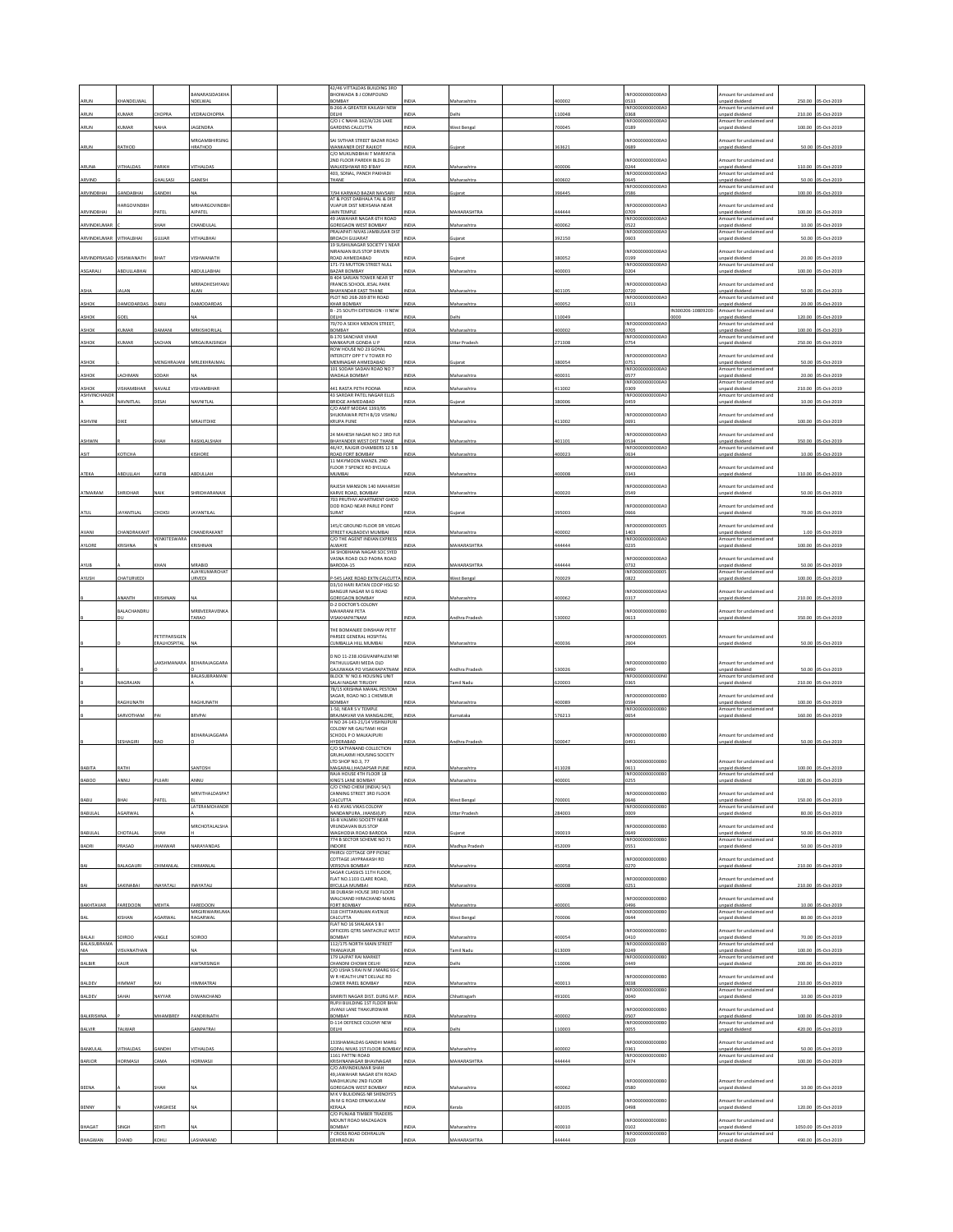| ARUN | KHANDELWAL | | BANARASIDASKHANDELWAL | | 42/46 VITTALDAS BUILDING 3RD BHOIWADA B J COMPOUND BOMBAY | INDIA | Maharashtra | 400002 | INFO0000000000A00533 | | Amount for unclaimed and unpaid dividend | 250.00 | 05-Oct-2019 |
|---|---|---|---|---|---|---|---|---|---|---|---|---|---|
| ARUN | KUMAR | CHOPRA | VEDRAJCHOPRA | | B-266-A GREATER KAILASH NEW DELHI | INDIA | Delhi | 110048 | INFO0000000000A00368 | | Amount for unclaimed and unpaid dividend | 210.00 | 05-Oct-2019 |
| ARUN | KUMAR | NAHA | JAGENDRA | | C/O I C NAHA 162/A/126 LAKE GARDENS CALCUTTA | INDIA | West Bengal | 700045 | INFO0000000000A00189 | | Amount for unclaimed and unpaid dividend | 100.00 | 05-Oct-2019 |
| ARUN | RATHOD | | MRGAMBHIRSINGHRATHOD | | SAI SVTHAR STREET BAZAR ROAD WANKANER DIST RAJKOT | INDIA | Gujarat | 363621 | INFO0000000000A00689 | | Amount for unclaimed and unpaid dividend | 50.00 | 05-Oct-2019 |
| ARUNA | VITHALDAS | PARIKH | VITHALDAS | | C/O MUKUNDBHAI T MARFATIA 2ND FLOOR PAREKH BLDG 20 WALKESHWAR RD B'BAY | INDIA | Maharashtra | 400006 | INFO0000000000A00244 | | Amount for unclaimed and unpaid dividend | 110.00 | 05-Oct-2019 |
| ARVIND | G | GHALSASI | GANESH | | 403, SONAL, PANCH PAKHADI THANE | INDIA | Maharashtra | 400602 | INFO0000000000A00645 | | Amount for unclaimed and unpaid dividend | 50.00 | 05-Oct-2019 |
| ARVINDBHAI | GANDABHAI | GANDHI | NA | | 7/94 KARWAD BAZAR NAVSARI | INDIA | Gujarat | 396445 | INFO0000000000A00586 | | Amount for unclaimed and unpaid dividend | 100.00 | 05-Oct-2019 |
| ARVINDBHAI | HARGOVINDBHAI | PATEL | MRHARGOVINDBHAIPATEL | | AT & POST DABHALA TAL & DIST VIJAPUR DIST MEHSANA NEAR JAIN TEMPLE | INDIA | MAHARASHTRA | 444444 | INFO0000000000A00709 | | Amount for unclaimed and unpaid dividend | 100.00 | 05-Oct-2019 |
| ARVINDKUMAR | C | SHAH | CHANDULAL | | 49 JAWAHAR NAGAR 6TH ROAD GOREGAON WEST BOMBAY | INDIA | Maharashtra | 400062 | INFO0000000000A00522 | | Amount for unclaimed and unpaid dividend | 10.00 | 05-Oct-2019 |
| ARVINDKUMAR | VITHALBHAI | GUJJAR | VITHALBHAI | | PRAJAPATI NIVAS JAMBUSAR DIST BROACH GUJARAT | INDIA | Gujarat | 392150 | INFO0000000000A00003 | | Amount for unclaimed and unpaid dividend | 50.00 | 05-Oct-2019 |
| ARVINDPRASAD | VISHWANATH | BHAT | VISHWANATH | | 19 SUSHILNAGAR SOCIETY 1 NEAR NIRANJAN BUS STOP DRIVEN ROAD AHMEDABAD | INDIA | Gujarat | 380052 | INFO0000000000A00199 | | Amount for unclaimed and unpaid dividend | 20.00 | 05-Oct-2019 |
| ASGARALI | ABDULLABHAI | | ABDULLABHAI | | 171-73 MUTTON STREET NULL BAZAR BOMBAY | INDIA | Maharashtra | 400003 | INFO0000000000A00204 | | Amount for unclaimed and unpaid dividend | 100.00 | 05-Oct-2019 |
| ASHA | JALAN | | MRRADHESHYAMJALAN | | B 404 SARJAN TOWER NEAR ST FRANCIS SCHOOL JESAL PARK BHAYANDAR EAST THANE | INDIA | Maharashtra | 401105 | INFO0000000000A00720 | | Amount for unclaimed and unpaid dividend | 50.00 | 05-Oct-2019 |
| ASHOK | DAMODARDAS | DARU | DAMODARDAS | | PLOT NO 268-269 8TH ROAD KHAR BOMBAY | INDIA | Maharashtra | 400052 | INFO0000000000A00213 | | Amount for unclaimed and unpaid dividend | 20.00 | 05-Oct-2019 |
| ASHOK | GOEL | | NA | | B - 25 SOUTH EXTENSION - II NEW DELHI | INDIA | Delhi | 110049 | | IN300206-10809209-0000 | Amount for unclaimed and unpaid dividend | 120.00 | 05-Oct-2019 |
| ASHOK | KUMAR | DAMANI | MRKISHORILAL | | 70/70 A SEIKH MEMON STREET, BOMBAY | INDIA | Maharashtra | 400002 | INFO0000000000A00705 | | Amount for unclaimed and unpaid dividend | 100.00 | 05-Oct-2019 |
| ASHOK | KUMAR | SACHAN | MRGAJRAJSINGH | | B-170 SANCHAR VIHAR MANKAPUR GONDA U P | INDIA | Uttar Pradesh | 271308 | INFO0000000000A00754 | | Amount for unclaimed and unpaid dividend | 250.00 | 05-Oct-2019 |
| ASHOK | L | MENGHRAJANI | MRLEKHRAJMAL | | ROW HOUSE NO 23 GOYAL INTERCITY OPP T V TOWER PO MEMNAGAR AHMEDABAD | INDIA | Gujarat | 380054 | INFO0000000000A00751 | | Amount for unclaimed and unpaid dividend | 50.00 | 05-Oct-2019 |
| ASHOK | LACHMAN | SODAH | NA | | 101 SODAH SADAN ROAD NO 7 WADALA BOMBAY | INDIA | Maharashtra | 400031 | INFO0000000000A00577 | | Amount for unclaimed and unpaid dividend | 20.00 | 05-Oct-2019 |
| ASHOK | VISHAMBHAR | NAVALE | VISHAMBHAR | | 441 RASTA PETH POONA | INDIA | Maharashtra | 411002 | INFO0000000000A00309 | | Amount for unclaimed and unpaid dividend | 210.00 | 05-Oct-2019 |
| ASHVINCHANDRA | NAVNITLAL | DESAI | NAVNITLAL | | 43 SARDAR PATEL NAGAR ELLIS BRIDGE AHMEDABAD | INDIA | Gujarat | 380006 | INFO0000000000A00459 | | Amount for unclaimed and unpaid dividend | 10.00 | 05-Oct-2019 |
| ASHVINI | DIKE | | MRAJITDIKE | | C/O AMIT MODAK 1393/95 SHUKRAWAR PETH B/19 VISHNU KRUPA PUNE | INDIA | Maharashtra | 411002 | INFO0000000000A00691 | | Amount for unclaimed and unpaid dividend | 100.00 | 05-Oct-2019 |
| ASHWIN | R | SHAH | RASIKLALSHAH | | 24 MAHESH NAGAR NO 2 3RD FLR BHAYANDER WEST DIST THANE | INDIA | Maharashtra | 401101 | INFO0000000000A00534 | | Amount for unclaimed and unpaid dividend | 350.00 | 05-Oct-2019 |
| ASIT | KOTICHA | | KISHORE | | 46/47, RAJGIR CHAMBERS 12 S B ROAD FORT BOMBAY | INDIA | Maharashtra | 400023 | INFO0000000000A00634 | | Amount for unclaimed and unpaid dividend | 10.00 | 05-Oct-2019 |
| ATEKA | ABDULLAH | RATIB | ABDULLAH | | 11 MAYMOON MANZIL 2ND FLOOR 7 SPENCE RD BYCULLA MUMBAI | INDIA | Maharashtra | 400008 | INFO0000000000A00343 | | Amount for unclaimed and unpaid dividend | 110.00 | 05-Oct-2019 |
| ATMARAM | SHRIDHAR | NAIK | SHRIDHARANAIK | | RAJESH MANSION 140 MAHARSHI KARVE ROAD, BOMBAY | INDIA | Maharashtra | 400020 | INFO0000000000A00549 | | Amount for unclaimed and unpaid dividend | 50.00 | 05-Oct-2019 |
| ATUL | JAYANTILAL | CHOKSI | JAYANTILAL | | 703 PRUTHVI APARTMENT GHOD DOD ROAD NEAR PARLE POINT SURAT | INDIA | Gujarat | 395003 | INFO0000000000A00666 | | Amount for unclaimed and unpaid dividend | 70.00 | 05-Oct-2019 |
| AVANI | CHANDRAKANT | | CHANDRAKANT | | 145/C GROUND FLOOR DR VIEGAS STREET KALBADEVI MUMBAI | INDIA | Maharashtra | 400002 | INFO00000000000051403 | | Amount for unclaimed and unpaid dividend | 1.00 | 05-Oct-2019 |
| AYLORE | KRISHNA | VENKITESWARAN | KRISHNAN | | C/O THE AGENT INDIAN EXPRESS ALWAYE | INDIA | MAHARASHTRA | 444444 | INFO0000000000A00235 | | Amount for unclaimed and unpaid dividend | 100.00 | 05-Oct-2019 |
| AYUB | A | KHAN | MRABID | | 54 SHOBHANA NAGAR SOC SYED VASNA ROAD OLD PADRA ROAD BARODA-15 | INDIA | MAHARASHTRA | 444444 | INFO0000000000A00732 | | Amount for unclaimed and unpaid dividend | 50.00 | 05-Oct-2019 |
| AYUSH | CHATURVEDI | | AJAYKUMARCHATURVEDI | | P-545 LAKE ROAD EXTN CALCUTTA | INDIA | West Bengal | 700029 | INFO00000000000050822 | | Amount for unclaimed and unpaid dividend | 100.00 | 05-Oct-2019 |
| B | ANANTH | KRISHNAN | NA | | D3/10 HARI RATAN COOP HSG SO BANGUR NAGAR M G ROAD GOREGAON BOMBAY | INDIA | Maharashtra | 400062 | INFO0000000000A00317 | | Amount for unclaimed and unpaid dividend | 210.00 | 05-Oct-2019 |
| B | BALACHANDRUDU | | MRBVEERAVENKATARAO | | D-2 DOCTOR'S COLONY MAHARANI PETA VISAKHAPATNAM | INDIA | Andhra Pradesh | 530002 | INFO0000000000B00613 | | Amount for unclaimed and unpaid dividend | 350.00 | 05-Oct-2019 |
| B | D | PETITPARSIGENERALHOSPITAL | NA | | THE BOMANJEE DINSHAW PETIT PARSEE GENERAL HOSPITAL CUMBALLA HILL MUMBAI | INDIA | Maharashtra | 400036 | INFO00000000000052604 | | Amount for unclaimed and unpaid dividend | 50.00 | 05-Oct-2019 |
| B | L | LAKSHMANARAO | BEHARAJAGGARAO | | D NO 11-23B JOGIVANIPALEM NR PATHULUGARI MEDA OLD GAJUWAKA PO VISAKHAPATNAM | INDIA | Andhra Pradesh | 530026 | INFO0000000000B00490 | | Amount for unclaimed and unpaid dividend | 50.00 | 05-Oct-2019 |
| B | NAGRAJAN | | BALASUBRAMANIA | | BLOCK 'N' NO.6 HOUSING UNIT SALAI NAGAR TIRUCHY | INDIA | Tamil Nadu | 620003 | INFO0000000000N00365 | | Amount for unclaimed and unpaid dividend | 210.00 | 05-Oct-2019 |
| B | RAGHUNATH | | RAGHUNATH | | 7B/15 KRISHNA MAHAL PESTOM SAGAR, ROAD NO.1 CHEMBUR BOMBAY | INDIA | Maharashtra | 400089 | INFO0000000000B00594 | | Amount for unclaimed and unpaid dividend | 100.00 | 05-Oct-2019 |
| B | SARVOTHAM | PAI | BRVPAI | | 1-50, NEAR S V TEMPLE BRAJMAVAR VIA MANGALORE, | INDIA | Karnataka | 576213 | INFO0000000000B00654 | | Amount for unclaimed and unpaid dividend | 160.00 | 05-Oct-2019 |
| B | SESHAGIRI | RAO | BEHARAJAGGARAO | | H NO 24-143-21/14 VISHNUPURI COLONY NR GAUTAMI HIGH SCHOOL P O MALKAJPURI HYDERABAD | INDIA | Andhra Pradesh | 500047 | INFO0000000000B00491 | | Amount for unclaimed and unpaid dividend | 50.00 | 05-Oct-2019 |
| BABITA | RATHI | | SANTOSH | | C/O SATYANAND COLLECTION GRUHLAXMI HOUSING SOCIETY LTD SHOP NO.3, 77 MAGARALI,HADAPSAR PUNE | INDIA | Maharashtra | 411028 | INFO0000000000B00611 | | Amount for unclaimed and unpaid dividend | 100.00 | 05-Oct-2019 |
| BABOO | ANNU | PUJARI | ANNU | | RAJA HOUSE 4TH FLOOR 18 KING'S LANE BOMBAY | INDIA | Maharashtra | 400001 | INFO0000000000B00255 | | Amount for unclaimed and unpaid dividend | 100.00 | 05-Oct-2019 |
| BABU | BHAI | PATEL | MRVITHALDASPATEL | | C/O CYNO CHEM (INDIA) 54/1 CANNING STREET 3RD FLOOR CALCUTTA | INDIA | West Bengal | 700001 | INFO0000000000B00646 | | Amount for unclaimed and unpaid dividend | 150.00 | 05-Oct-2019 |
| BABULAL | AGARWAL | | LATERAMCHANDRA | | A 43 AVAS VIKAS COLONY NANDANPURA, JHANSI(UP) | INDIA | Uttar Pradesh | 284003 | INFO0000000000B00009 | | Amount for unclaimed and unpaid dividend | 80.00 | 05-Oct-2019 |
| BABULAL | CHOTALAL | SHAH | MRCHOTALALSHAH | | 16-B VALMIKI SOCIETY NEAR VRUNDAVAN BUS STOP WAGHODIA ROAD BARODA | INDIA | Gujarat | 390019 | INFO0000000000B00649 | | Amount for unclaimed and unpaid dividend | 50.00 | 05-Oct-2019 |
| BADRI | PRASAD | JHANWAR | NARAYANDAS | | 774 B SECTOR SCHEME NO 71 INDORE | INDIA | Madhya Pradesh | 452009 | INFO0000000000B00551 | | Amount for unclaimed and unpaid dividend | 50.00 | 05-Oct-2019 |
| BAI | BALAGAURI | CHIMANLAL | CHIMANLAL | | PHIROJ COTTAGE OPP PICNIC COTTAGE JAYPRAKASH RD VERSOVA BOMBAY | INDIA | Maharashtra | 400058 | INFO0000000000B00270 | | Amount for unclaimed and unpaid dividend | 210.00 | 05-Oct-2019 |
| BAI | SAKINABAI | INAYATALI | INAYATALI | | SAGAR CLASSICS 11TH FLOOR, FLAT NO.1103 CLARE ROAD, BYCULLA MUMBAI | INDIA | Maharashtra | 400008 | INFO0000000000B00251 | | Amount for unclaimed and unpaid dividend | 210.00 | 05-Oct-2019 |
| BAKHTAVAR | FAREDOON | MEHTA | FAREDOON | | 38 DUBASH HOUSE 3RD FLOOR WALCHAND HIRACHAND MARG FORT BOMBAY | INDIA | Maharashtra | 400001 | INFO0000000000B00496 | | Amount for unclaimed and unpaid dividend | 10.00 | 05-Oct-2019 |
| BAL | KISHAN | AGARWAL | MRGIRIWARKUMARAGARWAL | | 318 CHITTARANJAN AVENUE CALCUTTA | INDIA | West Bengal | 700006 | INFO0000000000B00644 | | Amount for unclaimed and unpaid dividend | 80.00 | 05-Oct-2019 |
| BALAJI | SOIROO | ANGLE | SOIROO | | FLAT NO 16 SHALAKA S B I OFFICERS QTRS SANTACRUZ WEST BOMBAY | INDIA | Maharashtra | 400054 | INFO0000000000B00410 | | Amount for unclaimed and unpaid dividend | 70.00 | 05-Oct-2019 |
| BALASUBRAMANIA | VISVANATHAN | | NA | | 112/175 NORTH MAIN STREET THANJAVUR | INDIA | Tamil Nadu | 613009 | INFO0000000000B00249 | | Amount for unclaimed and unpaid dividend | 100.00 | 05-Oct-2019 |
| BALBIR | KAUR | | AWTARSINGH | | 179 LAJPAT RAI MARKET CHANDNI CHOWK DELHI | INDIA | Delhi | 110006 | INFO0000000000B00449 | | Amount for unclaimed and unpaid dividend | 200.00 | 05-Oct-2019 |
| BALDEV | HIMMAT | RAI | HIMMATRAI | | C/O USHA S RAI N M J MARG 93-C W R HEALTH UNIT DELIALE RD LOWER PAREL BOMBAY | INDIA | Maharashtra | 400013 | INFO0000000000B00038 | | Amount for unclaimed and unpaid dividend | 210.00 | 05-Oct-2019 |
| BALDEV | SAHAI | NAYYAR | DIWANCHAND | | SIMIRITI NAGAR DIST. DURG M.P. | INDIA | Chhattisgarh | 491001 | INFO0000000000B00040 | | Amount for unclaimed and unpaid dividend | 10.00 | 05-Oct-2019 |
| BALKRISHNA | P | MHAMBREY | PANDRINATH | | RUPJI BUILDING 1ST FLOOR BHAI JIVANJI LANE THAKURDWAR BOMBAY | INDIA | Maharashtra | 400002 | INFO0000000000B00507 | | Amount for unclaimed and unpaid dividend | 100.00 | 05-Oct-2019 |
| BALVIR | TALWAR | | GANPATRAI | | D-114 DEFENCE COLONY NEW DELHI | INDIA | Delhi | 110003 | INFO0000000000B00055 | | Amount for unclaimed and unpaid dividend | 420.00 | 05-Oct-2019 |
| BANKULAL | VITHALDAS | GANDHI | VITHALDAS | | 133SHAMALDAS GANDHI MARG GOPAL NIVAS 1ST FLOOR BOMBAY | INDIA | Maharashtra | 400002 | INFO0000000000B00361 | | Amount for unclaimed and unpaid dividend | 50.00 | 05-Oct-2019 |
| BARJOR | HORMASJI | CAMA | HORMASJI | | 1161 PATTNI ROAD KRISHNANAGAR BHAVNAGAR | INDIA | MAHARASHTRA | 444444 | INFO0000000000B00074 | | Amount for unclaimed and unpaid dividend | 100.00 | 05-Oct-2019 |
| BEENA | N | SHAH | NA | | C/O.ARVINDKUMAR SHAH 49,JAWAHAR NAGAR 8TH ROAD MADHUKUNJ 2ND FLOOR GOREGAON WEST BOMBAY | INDIA | Maharashtra | 400062 | INFO0000000000B00580 | | Amount for unclaimed and unpaid dividend | 10.00 | 05-Oct-2019 |
| BENNY | N | VARGHESE | NA | | M K V BUILDINGS NR SHENOYS'S 2N M G ROAD ERNAKULAM KERALA | INDIA | Kerala | 682035 | INFO0000000000B00498 | | Amount for unclaimed and unpaid dividend | 120.00 | 05-Oct-2019 |
| BHAGAT | SINGH | SEHTI | NA | | C/O PUNJAB TIMBER TRADERS MOUNT ROAD MAZAGAON BOMBAY | INDIA | Maharashtra | 400010 | INFO0000000000B00102 | | Amount for unclaimed and unpaid dividend | 1050.00 | 05-Oct-2019 |
| BHAGWAN | CHAND | KOHLI | LASHANAND | | 7 CROSS ROAD DEHRALUN DEHRADUN | INDIA | MAHARASHTRA | 444444 | INFO0000000000B00109 | | Amount for unclaimed and unpaid dividend | 490.00 | 05-Oct-2019 |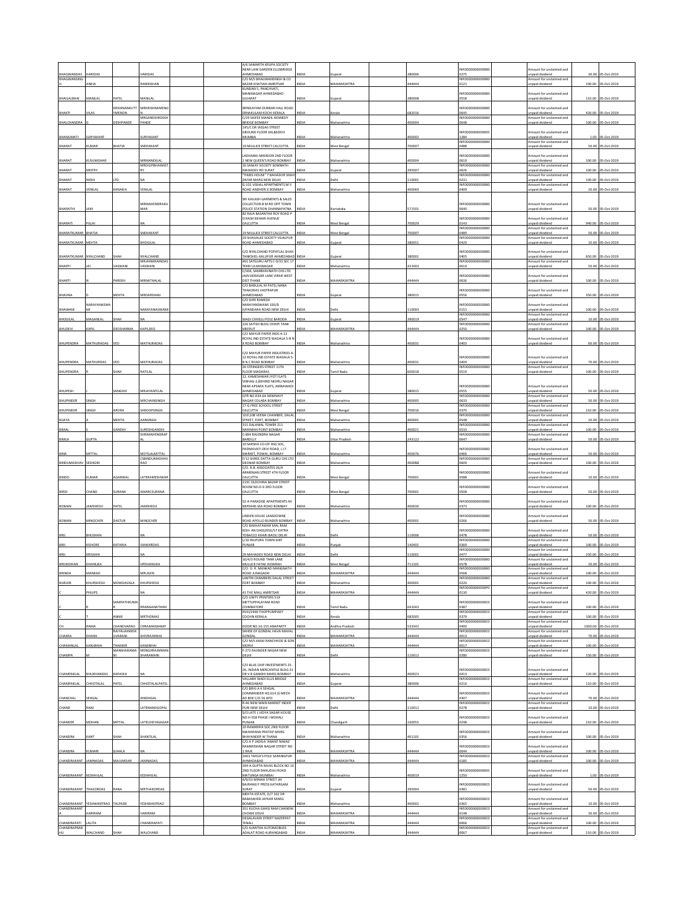| | | | | | | | | | | | | | |
|---|---|---|---|---|---|---|---|---|---|---|---|---|---|
| BHAGWANDAS | HARIDAS | | HARIDAS | | | A/6 SAMARTH KRUPA SOCIETY NEAR LAW GARDEN ELLISBRIDGE AHMEDABAD | INDIA | Gujarat | | 380006 | INFO0000000000B00275 | Amount for unclaimed and unpaid dividend | 30.00 | 05-Oct-2019 |
| BHAGWANSINGH | ANEJA | | RAMKISHAN | | | C/O M/S BHAGWANSINGH & CO BAZAR KHATIAN AMRITSAR | INDIA | MAHARASHTRA | | 444444 | INFO0000000000B00121 | Amount for unclaimed and unpaid dividend | 100.00 | 05-Oct-2019 |
| BHAILALBHAI | MANILAL | PATEL | MANILAL | | | KUNDAN 5, PANCHVATI, MANINAGAR AHMEDABAD GUJARAT | INDIA | Gujarat | | 380008 | INFO0000000000B00558 | Amount for unclaimed and unpaid dividend | 110.00 | 05-Oct-2019 |
| BHAKTI | VILAS | KRISHNANKUTTYMENON | MRKRISHNAMENON | | | SRINILAYAM DURBAR HALL ROAD ERNAKULAM KOCHI KERALA | INDIA | Kerala | | 682016 | INFO0000000000B00645 | Amount for unclaimed and unpaid dividend | 420.00 | 05-Oct-2019 |
| BHALCHANDRA | G | DESHPANDE | MRGANESHRDESHPANDE | | | C/29 SAIFEE MANZIL KENNEDY BRIDGE BOMBAY | INDIA | Maharashtra | | 400004 | INFO0000000000B00648 | Amount for unclaimed and unpaid dividend | 100.00 | 05-Oct-2019 |
| BHANUMATI | SURYAKANT | | SURYAKANT | | | 145/C DR VIEGAS STREET GROUND FLOOR KALBADEVI MUMBAI | INDIA | Maharashtra | | 400002 | INFO0000000000051284 | Amount for unclaimed and unpaid dividend | 1.00 | 05-Oct-2019 |
| BHARAT | KUMAR | BHATIA | SNEHAKANT | | | 19 MULLICK STREET CALCUTTA | INDIA | West Bengal | | 700007 | INFO0000000000B00488 | Amount for unclaimed and unpaid dividend | 50.00 | 05-Oct-2019 |
| BHARAT | KUSUMGHAR | | MRMANEKLAL | | | LADHABAI MANSION 2ND FLOOR 1 NEW QUEEN'S ROAD BOMBAY | INDIA | Maharashtra | | 400004 | INFO0000000000B00619 | Amount for unclaimed and unpaid dividend | 100.00 | 05-Oct-2019 |
| BHARAT | MISTRY | | MRDILIPBHAIMISTRY | | | 16 SANJAY SOCIETY SOMNATH MAHADEV RD SURAT | INDIA | Gujarat | | 395007 | INFO0000000000B00626 | Amount for unclaimed and unpaid dividend | 100.00 | 05-Oct-2019 |
| BHARAT | NIDHI | LTD | NA | | | "TIMES HOUSE" 7 BAHADUR SHAH ZAFAR MARG NEW DELHI | INDIA | Delhi | | 110001 | INFO0000000000B00231 | Amount for unclaimed and unpaid dividend | 100.00 | 05-Oct-2019 |
| BHARAT | VENILAL | KANAKIA | VENILAL | | | G-101 VISHAL APARTMENTS M V ROAD ANDHERI E BOMBAY | INDIA | Maharashtra | | 400069 | INFO0000000000B00409 | Amount for unclaimed and unpaid dividend | 20.00 | 05-Oct-2019 |
| BHARATHI | JAIN | | MRMAHENDRAKUMAR | | | SRI KAILASH GARMENTS & SALES COLLECTION B M RD OPP TOWN POLICE STATION CHANNAPATNA | INDIA | Karnataka | | 571501 | INFO0000000000B00640 | Amount for unclaimed and unpaid dividend | 50.00 | 05-Oct-2019 |
| BHARATI | PILLAI | | NA | | | 82 RAJA BASANTHA ROY ROAD P O RASH BEHARI AVENUE CALCUTTA | INDIA | West Bengal | | 700029 | INFO0000000000B00143 | Amount for unclaimed and unpaid dividend | 940.00 | 05-Oct-2019 |
| BHARATKUMAR | BHATIA | | SNEHAKANT | | | 19 MULLICK STREET CALCUTTA | INDIA | West Bengal | | 700007 | INFO0000000000B00489 | Amount for unclaimed and unpaid dividend | 50.00 | 05-Oct-2019 |
| BHARATKUMAR | MEHTA | | BHOGILAL | | | 29 SHAIVALEE SOCIETY VEJALPUR ROAD AHMEDABAD | INDIA | Gujarat | | 380051 | INFO0000000000B00429 | Amount for unclaimed and unpaid dividend | 10.00 | 05-Oct-2019 |
| BHARATKUMAR | NYALCHAND | SHAH | NYALCHAND | | | C/O NYALCHAND POPATLAL SHAH TANKSHEL-KALUPUR AHMEDABAD | INDIA | Gujarat | | 380001 | INFO0000000000B00405 | Amount for unclaimed and unpaid dividend | 650.00 | 05-Oct-2019 |
| BHARTI | JAI | VASWANI | MRJAINARAINDASVASWANI | | | 401 SATGURU APTS C-9/33 SEC 17 TEKRI ULHASNAGAR | INDIA | Maharashtra | | 421003 | INFO0000000000B00614 | Amount for unclaimed and unpaid dividend | 50.00 | 05-Oct-2019 |
| BHARTI | N | PAREKH | MRNATHALAL | | | C/306, SAMBHAVNATH CHS LTD JAIN DERASAR LANE VIRAR WEST DIST THANE | INDIA | MAHARASHTRA | | 444444 | INFO0000000000B00636 | Amount for unclaimed and unpaid dividend | 100.00 | 05-Oct-2019 |
| BHAVNA | D | MEHTA | MRDARSHAN | | | C/O BABULAL M PATEL NANA THAKORAS VASTRAPUR AHMEDABAD | INDIA | Gujarat | | 380015 | INFO0000000000B00556 | Amount for unclaimed and unpaid dividend | 350.00 | 05-Oct-2019 |
| BHAWANI | NARAYANASWAMI | | NARAYANASWAMI | | | C/O SHRI RAMESH NARAYANSWAMI 330/D II/PANDARA ROAD NEW DELHI | INDIA | Delhi | | 110003 | INFO0000000000B00151 | Amount for unclaimed and unpaid dividend | 100.00 | 05-Oct-2019 |
| BHOGILAL | MAGANLAL | SHAH | NA | | | WADI CHHELLI POLE BARODA | INDIA | Gujarat | | 390019 | INFO0000000000B00547 | Amount for unclaimed and unpaid dividend | 10.00 | 05-Oct-2019 |
| BHUDEVI | KAPIL | DEOSHARMA | KAPILDEO | | | 226 SATISH BLDG CHHIPI TANK MEERUT | INDIA | MAHARASHTRA | | 444444 | INFO0000000000B00250 | Amount for unclaimed and unpaid dividend | 100.00 | 05-Oct-2019 |
| BHUPENDRA | MATHURADAS | VED | MATHURADAS | | | C/O MAYUR PAPER INDS A-12 ROYAL IND ESTATE WADALA 5-B N X ROAD BOMBAY | INDIA | Maharashtra | | 400031 | INFO0000000000B00403 | Amount for unclaimed and unpaid dividend | 60.00 | 05-Oct-2019 |
| BHUPENDRA | MATHURDAS | VED | MATHURADAS | | | C/O MAYUR PAPER INDUSTRIES A-12 ROYAL IND ESTATE WADALA 5-B N C ROAD BOMBAY | INDIA | Maharashtra | | 400031 | INFO0000000000B00404 | Amount for unclaimed and unpaid dividend | 70.00 | 05-Oct-2019 |
| BHUPENDRA | R | SHAH | RATILAL | | | 26 STRINGERS STREET 11TH FLOOR MADARAS | INDIA | Tamil Nadu | | 600018 | INFO0000000000B00519 | Amount for unclaimed and unpaid dividend | 100.00 | 05-Oct-2019 |
| BHUPESH | | SANGHVI | MRJAYANTILAL | | | 12, KAMESHWAR JYOT FLATS VIBHAG-2,BEHIND NEHRU NAGAR NEAR APSARA FLATS, AMBAWADI AHMEDABAD | INDIA | Gujarat | | 380015 | INFO0000000000B00555 | Amount for unclaimed and unpaid dividend | 50.00 | 05-Oct-2019 |
| BHUPINDER | SINGH | | MRCHAINSINGH | | | QTR NO.R34-6A NEWNAVY NAGAR COLABA BOMBAY | INDIA | Maharashtra | | 400005 | INFO0000000000B00633 | Amount for unclaimed and unpaid dividend | 50.00 | 05-Oct-2019 |
| BHUPINDER | SINGH | ARORA | SAROOPSINGH | | | 17-G FREE SCHOOL STREET CALCUTTA | INDIA | West Bengal | | 700016 | INFO0000000000B00370 | Amount for unclaimed and unpaid dividend | 210.00 | 05-Oct-2019 |
| BIJAYA | A | MEHTA | AANSINGH | | | 107/108 VEENA CHAMBER, DALAL STREET, FORT, BOMBAY | INDIA | Maharashtra | | 400001 | INFO0000000000B00548 | Amount for unclaimed and unpaid dividend | 20.00 | 05-Oct-2019 |
| BIMAL | S | GANDHI | SURESHGANDHI | | | 315 DALAMAL TOWER 211 NARIMAN POINT BOMBAY | INDIA | Maharashtra | | 400021 | INFO0000000000B00533 | Amount for unclaimed and unpaid dividend | 100.00 | 05-Oct-2019 |
| BIMLA | GUPTA | | SHRIMAHENDRAPAL | | | C-894 RAJENDRA NAGAR BAREILLY | INDIA | Uttar Pradesh | | 243122 | INFO0000000000B00647 | Amount for unclaimed and unpaid dividend | 50.00 | 05-Oct-2019 |
| BINA | MITTAL | | MOTILALMITTAL | | | 10 SARSHA CO-OP HSG SOC, PADMAVATI DEVI ROAD, I.I.T. MARKET, POWAI, BOMBAY | INDIA | Maharashtra | | 400076 | INFO0000000000B00466 | Amount for unclaimed and unpaid dividend | 50.00 | 05-Oct-2019 |
| BINDUMADHAV | SESHGIRI | | CSBINDUMADHAVRAO | | | F/12 SHREE DATTA GURU CHS LTD DEONAR BOMBAY | INDIA | Maharashtra | | 400088 | INFO0000000000B00609 | Amount for unclaimed and unpaid dividend | 100.00 | 05-Oct-2019 |
| BINOD | KUMAR | AGARWAL | LATERAMESHWAR | | | C/O. R.B. ASSOCIATES 26/4 ARMENIAN STREET 4TH FLOOR CALCUTTA | INDIA | West Bengal | | 700001 | INFO0000000000B00588 | Amount for unclaimed and unpaid dividend | 10.00 | 05-Oct-2019 |
| BIRDI | CHAND | SURANA | AMARCSURANA | | | 219C OLDCHINA BAZAR STREET ROOM NO.D-9 3RD FLOOR CALCUTTA | INDIA | West Bengal | | 700001 | INFO0000000000B00508 | Amount for unclaimed and unpaid dividend | 50.00 | 05-Oct-2019 |
| BOMAN | JAMSHEDJI | PATEL | JAMSHEDJI | | | 52-A PARADISE APARTMENTS 44 NEPEANS SEA ROAD BOMBAY | INDIA | Maharashtra | | 400036 | INFO0000000000B00373 | Amount for unclaimed and unpaid dividend | 100.00 | 05-Oct-2019 |
| BOMAN | MINOCHER | DASTUR | MINOCHER | | | LINDEN HOUSE LANSDOWNE ROAD APOLLO BUNDER BOMBAY | INDIA | Maharashtra | | 400001 | INFO0000000000B00266 | Amount for unclaimed and unpaid dividend | 50.00 | 05-Oct-2019 |
| BRIJ | BHUSHAN | | NA | | | C/O BAKHATAWAR MAL RAM KISH- AN DASS2056/57 KATRA TOBACCO KHARI BAOLI DELHI | INDIA | Delhi | | 110006 | INFO0000000000B00478 | Amount for unclaimed and unpaid dividend | 50.00 | 05-Oct-2019 |
| BRIJ | KISHORE | KATARIA | ISHWARDAS | | | L/30 RAJPURA TOWN SHIP PUNJAB | INDIA | Punjab | | 140401 | INFO0000000000B00369 | Amount for unclaimed and unpaid dividend | 100.00 | 05-Oct-2019 |
| BRIJ | KRISHAN | | NA | | | 29 MAHADEV ROAD NEW DELHI | INDIA | Delhi | | 110001 | INFO0000000000B00477 | Amount for unclaimed and unpaid dividend | 250.00 | 05-Oct-2019 |
| BRIJMOHAN | DHANUKA | | HPDHANUKA | | | 16/4/3 ROUND TANK LANE MULLICK FATAK HOWRAH | INDIA | West Bengal | | 711101 | INFO0000000000B00578 | Amount for unclaimed and unpaid dividend | 20.00 | 05-Oct-2019 |
| BRINDA | MANKAD | | MRUGEN | | | C/O. D. R. MANKAD MANGNATH ROAD JUNAGADH | INDIA | MAHARASHTRA | | 444444 | INFO0000000000B00568 | Amount for unclaimed and unpaid dividend | 100.00 | 05-Oct-2019 |
| BURJOR | KHURSHEDJI | MOWDAVALA | KHURSHEDJI | | | LANTIN CHAMBERS DALAL STREET FORT BOMBAY | INDIA | Maharashtra | | 400001 | INFO0000000000B00220 | Amount for unclaimed and unpaid dividend | 100.00 | 05-Oct-2019 |
| C | PHILIPS | | NA | | | 41 THE MALL AMRITSAR | INDIA | MAHARASHTRA | | 444444 | INFO0000000000P00130 | Amount for unclaimed and unpaid dividend | 420.00 | 05-Oct-2019 |
| C | R | SAMPATHKUMAR | RRANGANATHAN | | | C/O UNITY PRINTERS 519 METTUPPALAYAM ROAD COIMBATORE | INDIA | Tamil Nadu | | 641043 | INFO0000000000C00387 | Amount for unclaimed and unpaid dividend | 100.00 | 05-Oct-2019 |
| C | T | ANNIE | MRTHOMAS | | | XVIII/2469 THOPPUMPADY COCHIN KERALA | INDIA | Kerala | | 682005 | INFO0000000000C00379 | Amount for unclaimed and unpaid dividend | 100.00 | 05-Oct-2019 |
| CH | RAMA | CHANDVARAO | CHRAMASWAMY | | | DOOR NO.10-155 ANAPARTY | INDIA | Andhra Pradesh | | 533342 | INFO0000000000C00400 | Amount for unclaimed and unpaid dividend | 1000.00 | 05-Oct-2019 |
| CHAKRA | DHARA | RAJYALAXMIDEVIVARANI | SHIVRAJSINHJI | | | SAHEB OF GONDAL HAVA MAHAL GONDAL | INDIA | MAHARASHTRA | | 444444 | INFO0000000000C00013 | Amount for unclaimed and unpaid dividend | 70.00 | 05-Oct-2019 |
| CHAMANLAL | KANJIBHAI | THAKKER | KANJIBHAI | | | C/O M/S KANJI RANCHHOD & SON MORVI | INDIA | MAHARASHTRA | | 444444 | INFO0000000000C00017 | Amount for unclaimed and unpaid dividend | 100.00 | 05-Oct-2019 |
| CHAMPA | M | MANSHARAMANI | MENGHRAJMMANSHARAMANI | | | F-272 RAJINDER NAGAR NEW DELHI | INDIA | Delhi | | 110012 | INFO0000000000C00280 | Amount for unclaimed and unpaid dividend | 150.00 | 05-Oct-2019 |
| CHAMPAKLAL | BHUKHANDAS | KAPADIA | NA | | | C/O BLUE CHIP INVESTMENTS 25-26, INDIAN MERCANTILE BLDG 31 DR V B GANDHI MARG BOMBAY | INDIA | Maharashtra | | 400023 | INFO0000000000C00413 | Amount for unclaimed and unpaid dividend | 120.00 | 05-Oct-2019 |
| CHAMPAKLAL | CHHOTALAL | PATEL | CHHOTALALPATEL | | | VALLABH WADI ELLIS BRIDGE AHMEDABAD | INDIA | Gujarat | | 380006 | INFO0000000000C00216 | Amount for unclaimed and unpaid dividend | 110.00 | 05-Oct-2019 |
| CHANCHAL | SEHGAL | | ANSEHGAL | | | C/O BRIG A K SEHGAL COMMANDER HQ 614 (I) MECH AD BDE C/O 56 APO | INDIA | MAHARASHTRA | | 444444 | INFO0000000000C00307 | Amount for unclaimed and unpaid dividend | 70.00 | 05-Oct-2019 |
| CHAND | RANI | | LATENANDGOPAL | | | R-46 NEW MAIN MARKET INDER PURI NEW DELHI | INDIA | Delhi | | 110012 | INFO0000000000C00278 | Amount for unclaimed and unpaid dividend | 10.00 | 05-Oct-2019 |
| CHANDER | MOHAN | MITTAL | LATELVIDYASAGAR | | | S/O LATE L VIDYA SAGAR HOUSE NO.H-558 PHASE I MOHALI PUNJAB | INDIA | Chandigarh | | 160055 | INFO0000000000C00248 | Amount for unclaimed and unpaid dividend | 210.00 | 05-Oct-2019 |
| CHANDRA | KANT | SHAH | SHANTILAL | | | 20 RAMKRIPA SOC 2ND FLOOR MAHARANA PRATAP MARG BHAYANDER W THANA | INDIA | Maharashtra | | 401101 | INFO0000000000C00356 | Amount for unclaimed and unpaid dividend | 100.00 | 05-Oct-2019 |
| CHANDRA | KUMARI | GJHALA | NA | | | C/O A P JADEJA 'ANANT NIWAS' RAMKRISHNA NAGAR STREET NO 1 RAJK | INDIA | MAHARASHTRA | | 444444 | INFO0000000000C00044 | Amount for unclaimed and unpaid dividend | 100.00 | 05-Oct-2019 |
| CHANDRAKANT | JAMNADAS | MAJUMDAR | JAMNADAS | | | 2003 TAPDA'S POLE SARANGPUR AHMADABAD | INDIA | MAHARASHTRA | | 444444 | INFO0000000000C00185 | Amount for unclaimed and unpaid dividend | 100.00 | 05-Oct-2019 |
| CHANDRAKANT | KESHAVLAL | | KESHAVLAL | | | 304-A GUPTA NIVAS BLOCK NO 10 2ND FLOOR BHAUDAJI ROAD MATUNGA MUMBAI | INDIA | Maharashtra | | 400019 | INFO0000000000051250 | Amount for unclaimed and unpaid dividend | 1.00 | 05-Oct-2019 |
| CHANDRAKANT | THAKORDAS | RANA | MRTHAKORDAS | | | 4/9/31 MINAXI STREET JAI BAJRANG P PRESS KATARGAM SURAT | INDIA | Gujarat | | 395004 | INFO0000000000C00381 | Amount for unclaimed and unpaid dividend | 50.00 | 05-Oct-2019 |
| CHANDRAKANT | YESHWANTRAO | TALPADE | YESHWANTRAO | | | MEHTA ESTATE, D/7 262 DR BABASAHEB JAYKAR MARG BOMBAY | INDIA | Maharashtra | | 400002 | INFO0000000000C00365 | Amount for unclaimed and unpaid dividend | 10.00 | 05-Oct-2019 |
| CHANDRAKANTA | HARIRAM | | HARIRAM | | | 351 KUCHA GHASI RAM CHANDNI CHOWK DELHI | INDIA | MAHARASHTRA | | 444444 | INFO0000000000C00148 | Amount for unclaimed and unpaid dividend | 30.00 | 05-Oct-2019 |
| CHANDRAPATI | LALITA | | CHANDRAPATI | | | DEGALAVARI STREET NAZERPAT TENALI | INDIA | MAHARASHTRA | | 444444 | INFO0000000000C00066 | Amount for unclaimed and unpaid dividend | 100.00 | 05-Oct-2019 |
| CHANDRAPRABHU | WALCHAND | SHAH | WALCHAND | | | C/O AJANTHA AUTOMOBILES ADALAT ROAD AURANGABAD | INDIA | MAHARASHTRA | | 444444 | INFO0000000000C00067 | Amount for unclaimed and unpaid dividend | 210.00 | 05-Oct-2019 |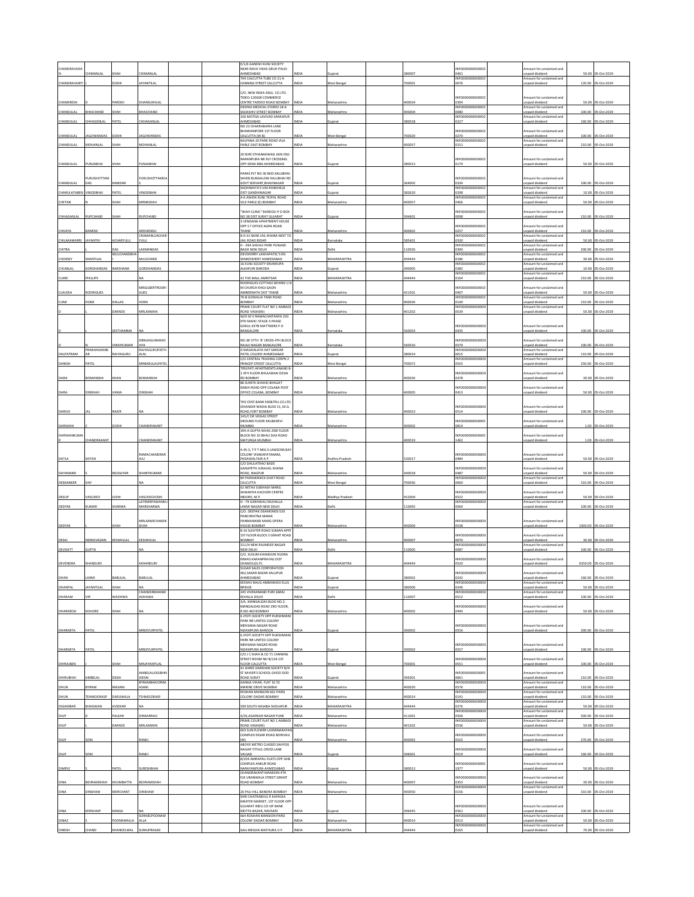| | | | | | | | | | | | | | |
|---|---|---|---|---|---|---|---|---|---|---|---|---|---|
| CHANDRAVADAN | CHIMANLAL | SHAH | CHIMANLAL | | | E/1/6 GANESH KUNJ SOCIETY NEAR NAVA VIKAS GRUH PALDI AHMEDABAD | INDIA | Gujarat | 380007 | | INFO0000000000C00401 | Amount for unclaimed and unpaid dividend | 50.00 | 05-Oct-2019 |
| CHANDRAVANTI | J | DOSHI | JAYANTILAL | | | THE CALCUTTA TUBE CO 21-A CANNING STREET CALCUTTA | INDIA | West Bengal | 700001 | | INFO0000000000C00076 | Amount for unclaimed and unpaid dividend | 120.00 | 05-Oct-2019 |
| CHANDRESH | D | PAREKH | DHANSUKHLAL | | | C/O. NEW INDIA ASSU. CO.LTD. TIDEO-120600 COMMERCE CENTRE TARDEO ROAD BOMBAY | INDIA | Maharashtra | 400034 | | INFO0000000000C00394 | Amount for unclaimed and unpaid dividend | 50.00 | 05-Oct-2019 |
| CHANDULAL | BHAICHAND | SHAH | BHAICHAND | | | DEEPAK MEDICAL STORES 18-A SADASHIV STREET BOMBAY | INDIA | Maharashtra | 400004 | | INFO0000000000C00080 | Amount for unclaimed and unpaid dividend | 100.00 | 05-Oct-2019 |
| CHANDULAL | CHHAGANLAL | PATEL | CHHAGANLAL | | | 100 MOTISA LAVIVAD SARASPUR AHMEDABAD | INDIA | Gujarat | 380018 | | INFO0000000000C00227 | Amount for unclaimed and unpaid dividend | 160.00 | 05-Oct-2019 |
| CHANDULAL | JAGJIWANDAS | DOSHI | JAGJIWANDAS | | | NO 23 CHAKRABARIA LANE BHAWANIPORE 1ST FLOOR CALCUTTA (W B) | INDIA | West Bengal | 700020 | | INFO0000000000C00270 | Amount for unclaimed and unpaid dividend | 100.00 | 05-Oct-2019 |
| CHANDULAL | MOHANLAL | SHAH | MOHANLAL | | | KALPANA 20 PARK ROAD VILA PARLE EAST BOMBAY | INDIA | Maharashtra | 400057 | | INFO0000000000C00151 | Amount for unclaimed and unpaid dividend | 210.00 | 05-Oct-2019 |
| CHANDULAL | PUNJABHAI | SHAH | PUNJABHAI | | | 20 SHRI STHANAKWASI JAIN HSG NARANPURA NR RLY CROSSING OPP DENA BNK AHMEDABAD | INDIA | Gujarat | 380013 | | INFO0000000000C00179 | Amount for unclaimed and unpaid dividend | 50.00 | 05-Oct-2019 |
| CHANDULAL | PURUSHOTTAM DAS | KAMDAR | PURUSHOTTAMDAS | | | PARAS PLT NO 30 BHD KALUBHAI SAHEB BUNGALOW KALUBHAI RD GOVT SERVANT,BHAVNAGAR | INDIA | Gujarat | 364002 | | INFO0000000000C00334 | Amount for unclaimed and unpaid dividend | 100.00 | 05-Oct-2019 |
| CHARULATABEN | VINODBHAI | PATEL | VINODBHAI | | | SADHIMATA'S VAS RANDHEJA DIST GANDHINAGAR | INDIA | Gujarat | 382620 | | INFO0000000000C00298 | Amount for unclaimed and unpaid dividend | 10.00 | 05-Oct-2019 |
| CHETAN | N | SHAH | MRNKSHAH | | | A-6 ASHOK KUNJ TEJPAL ROAD VILE PARLE (E) BOMBAY | INDIA | Maharashtra | 400057 | | INFO0000000000C00406 | Amount for unclaimed and unpaid dividend | 50.00 | 05-Oct-2019 |
| CHHAGANLAL | RUPCHAND | SHAH | RUPCHAND | | | "SHAH CLINIC" BARDOLI P O BOX NO 38 DIST SURAT GUJARAT | INDIA | Gujarat | 394601 | | INFO0000000000C00098 | Amount for unclaimed and unpaid dividend | 210.00 | 05-Oct-2019 |
| CHHAYA | BANERJI | | ARDHENDU | | | 3 VENDANA APARTMENT HOUSE OPP S T OFFICE AGRA ROAD THANE | INDIA | Maharashtra | 400602 | | INFO0000000000C00257 | Amount for unclaimed and unpaid dividend | 210.00 | 05-Oct-2019 |
| CHILAKAMARRI | JAYANTHI | ACHARYULU | CRAMANUJACHARYULU | | | 8-9-31 NEAR JAIL KHANA NEXT TO JAIL ROAD BIDAR | INDIA | Karnataka | 585401 | | INFO0000000000C00330 | Amount for unclaimed and unpaid dividend | 50.00 | 05-Oct-2019 |
| CHITRA | | DAS | LAXMANDAS | | | H - 39A SHIVAJI PARK PUNJABI BAGH NEW DELHI | INDIA | Delhi | 110026 | | INFO0000000000C00390 | Amount for unclaimed and unpaid dividend | 200.00 | 05-Oct-2019 |
| CHOKSEY | SHANTILAL | MULCHANDBHA | MULCHAND | | | DEVSHERRY LAKHAPATEL'S RD SANKDISHERY AHMEDABAD | INDIA | MAHARASHTRA | 444444 | | INFO0000000000C00186 | Amount for unclaimed and unpaid dividend | 30.00 | 05-Oct-2019 |
| CHUNILAL | GORDHANDAS | NARSHANA | GORDHANDAS | | | 16 KUNJ SOCIETY SRIJIKRUPA ALKAPURI BARODA | INDIA | Gujarat | 390005 | | INFO0000000000C00382 | Amount for unclaimed and unpaid dividend | 10.00 | 05-Oct-2019 |
| CLARE | PHILLIPS | | NA | | | 41 THE MALL AMRITSAR | INDIA | MAHARASHTRA | 444444 | | INFO0000000000C00164 | Amount for unclaimed and unpaid dividend | 210.00 | 05-Oct-2019 |
| CLAUDIA | RODRIGUES | | MRGILBERTRODRIGUES | | | RODRIGUES COTTAGE BEHIND U B M CHURCH KHOJ GAON AMBERNATH DIST THANE | INDIA | Maharashtra | 421501 | | INFO0000000000C00407 | Amount for unclaimed and unpaid dividend | 50.00 | 05-Oct-2019 |
| CUMI | HOMI | DALLAS | HOMI | | | 70-B GOWALIA TANK ROAD BOMBAY | INDIA | Maharashtra | 400026 | | INFO0000000000C00140 | Amount for unclaimed and unpaid dividend | 210.00 | 05-Oct-2019 |
| | | DARADE | MRLAXMAN | | | PRIME COURT FLAT NO 1 AMBADI ROAD VASAI(W) | INDIA | Maharashtra | 401202 | | INFO0000000000D00539 | Amount for unclaimed and unpaid dividend | 50.00 | 05-Oct-2019 |
| D | | SEETHAMMA | NA | | | W/O M V RAMACHAITANYA 293 9TH MAIN I STAGE II PHASE GOKUL EXTN MATTIKERE P O BANGALORE | INDIA | Karnataka | 560054 | | INFO0000000000D00435 | Amount for unclaimed and unpaid dividend | 100.00 | 05-Oct-2019 |
| D | N | VINAYKUMAR | DBNJAGUNARADHYA | | | NO.38 5TTH 'B' CROSS 4TH BLOCK RAJAJI NAGAR BANGALORE | INDIA | Karnataka | 560010 | | INFO0000000000D00579 | Amount for unclaimed and unpaid dividend | 100.00 | 05-Oct-2019 |
| DALPATRAM | PRABHASHANKAR | RAIYAGURU | RAIYAGURUPJETHALAL | | | D MAGHALAYA HAT SARDAR PATEL COLONY AHMEDABAD | INDIA | Gujarat | 380014 | | INFO0000000000D00015 | Amount for unclaimed and unpaid dividend | 110.00 | 05-Oct-2019 |
| DANISH | PATEL | | MRBABULALPATEL | | | C/O CENTRAL TRADING CORPN 2 PRINCEP STREET CALCUTTA | INDIA | West Bengal | 700072 | | INFO0000000000D00555 | Amount for unclaimed and unpaid dividend | 250.00 | 05-Oct-2019 |
| DARA | BOMANSHA | KHAN | BOMANSHA | | | TIRUPATI APARTMENTS ANAND B-1 4TH FLOOR BHULABHAI DESAI RD BOMBAY | INDIA | Maharashtra | 400026 | | INFO0000000000D00378 | Amount for unclaimed and unpaid dividend | 30.00 | 05-Oct-2019 |
| DARA | DINSHAH | VANIA | DINSHAH | | | 86 SUNITA SHAHID BHAGAT SINGH ROAD OPP.COLABA POST OFFICE COLABA, BOMBAY | INDIA | Maharashtra | 400005 | | INFO0000000000D00413 | Amount for unclaimed and unpaid dividend | 50.00 | 05-Oct-2019 |
| DARIUS | JAL | NAZIR | NA | | | THE CENT.BANK EXE&TRU.CO.LTD. JEHANGIR WADIA BLDG 51, M.G. ROAD,FORT BOMBAY | INDIA | Maharashtra | 400023 | | INFO0000000000D00514 | Amount for unclaimed and unpaid dividend | 100.00 | 05-Oct-2019 |
| DARSHAN | C | DOSHI | CHANDRAKANT | | | 145/C DR VIEGAS STREET GROUND FLOOR KALBADEVI MUMBAI | INDIA | Maharashtra | 400002 | | INFO0000000000000500814 | Amount for unclaimed and unpaid dividend | 1.00 | 05-Oct-2019 |
| DARSHANKUMAR | CHANDRAKANT | | CHANDRAKANT | | | 394-A GUPTA NIVAS 2ND FLOOR BLOCK NO 10 BHAU DAJI ROAD MATUNGA MUMBAI | INDIA | Maharashtra | 400019 | | INFO0000000000000501462 | Amount for unclaimed and unpaid dividend | 1.00 | 05-Oct-2019 |
| DATLA | SATISH | | RAMACHANDRARAJU | | | 4-45-3, T P T MIG II LAWSONS BAY COLONY VISAKAPATANAM, PADAWALTAIR A P | INDIA | Andhra Pradesh | 530017 | | INFO0000000000D00484 | Amount for unclaimed and unpaid dividend | 50.00 | 05-Oct-2019 |
| DAYANAND | | MUDLIYAR | SHANTIKUMAR | | | C/O DAULATRAO BADE GANJIPETH JUNAJAIL KHANA ROAD, NAGPUR | INDIA | Maharashtra | 440018 | | INFO0000000000D00487 | Amount for unclaimed and unpaid dividend | 50.00 | 05-Oct-2019 |
| DEBSANKER | DAY | | NA | | | 84 PARAMANICK GHAT ROAD CALCUTTA | INDIA | West Bengal | 700036 | | INFO0000000000D00060 | Amount for unclaimed and unpaid dividend | 310.00 | 05-Oct-2019 |
| DEELIP | VASUDEO | JOSHI | VASUDEOJOSHI | | | 61 NETAJI SUBHASH MARG SAWARIYA KACHORI CENTRE INDORE, M.P. | INDIA | Madhya Pradesh | 452004 | | INFO0000000000D00522 | Amount for unclaimed and unpaid dividend | 50.00 | 05-Oct-2019 |
| DEEPAK | KUMAR | SHARMA | LATEMRPAWANKUMARSHARMA | | | H - 79 GARHWALI MUHALLA LAXMI NAGAR NEW DELHI | INDIA | Delhi | 110092 | | INFO0000000000D00564 | Amount for unclaimed and unpaid dividend | 100.00 | 05-Oct-2019 |
| DEEPAK | | SHAH | MRLAXMICHANDSHAH | | | C/O. DEEPAK DEAMONDS 520 PANCHRATNA MAMA PANMANAND MARG OPERA HOUSE BOMBAY | INDIA | Maharashtra | 400004 | | INFO0000000000D00538 | Amount for unclaimed and unpaid dividend | 1000.00 | 05-Oct-2019 |
| DESAI | INDRAVADAN | KESHAVLAL | KESHAVLAL | | | B-16 SLEATER ROAD SUMAN APRT 1ST FLOOR BLOCK 3 GRANT ROAD BOMBAY | INDIA | Maharashtra | 400007 | | INFO0000000000D00070 | Amount for unclaimed and unpaid dividend | 30.00 | 05-Oct-2019 |
| DEVDATT | GUPTA | | NA | | | 311/H NEW RAJINDER NAGAR NEW DELHI | INDIA | Delhi | 110005 | | INFO0000000000D00087 | Amount for unclaimed and unpaid dividend | 100.00 | 05-Oct-2019 |
| DEVENDRA | KHANDURI | | KKHANDURI | | | C/O. KUSUM KHANDURI RUDRA NIWAS KARANPRAYAG DIST CHAMOLI(U.P) | INDIA | MAHARASHTRA | 444444 | | INFO0000000000D00520 | Amount for unclaimed and unpaid dividend | 6550.00 | 05-Oct-2019 |
| DHAN | LAXMI | BABULAL | BABULAL | | | SUGAR SALES CORPORATION 462,SAKAR BAZAR KALUPUR AHMEDABAD | INDIA | Gujarat | 380002 | | INFO0000000000D00242 | Amount for unclaimed and unpaid dividend | 160.00 | 05-Oct-2019 |
| DHANPAL | JAYANTILAL | SHAH | NA | | | KESHAV BAUG AMBAWADI ELLIS BRIDGE | INDIA | Gujarat | 380006 | | INFO0000000000D00246 | Amount for unclaimed and unpaid dividend | 50.00 | 05-Oct-2019 |
| DHARAM | VIR | WADHWA | CHANDERBHANWADHAWA | | | 245 VIVEKANAND PURI SARAI ROHILLA DELHI | INDIA | Delhi | 110007 | | INFO0000000000D00512 | Amount for unclaimed and unpaid dividend | 100.00 | 05-Oct-2019 |
| DHARMESH | KISHORE | SHAH | NA | | | 3/A, MANGALDAS BLDG NO.3, MANGALDAS ROAD 3RD FLOOR, R.NO.460 BOMBAY | INDIA | Maharashtra | 400002 | | INFO0000000000D00494 | Amount for unclaimed and unpaid dividend | 50.00 | 05-Oct-2019 |
| DHARMITA | PATEL | | MRKEYURPATEL | | | 6 JYOTI SOCIETY OPP RUKSHMANI PARK NR UNITED COLONY MEHSANA NAGAR ROAD NIZAMPURA BARODA | INDIA | Gujarat | 390002 | | INFO0000000000D00556 | Amount for unclaimed and unpaid dividend | 300.00 | 05-Oct-2019 |
| DHARMITA | PATEL | | MRKEYURPATEL | | | 6 JYOTI SOCIETY OPP RUKSHMANI PARK NR UNITED COLONY MEHSANA NAGAR ROAD NIZAMPURA BARODA | INDIA | Gujarat | 390002 | | INFO0000000000D00557 | Amount for unclaimed and unpaid dividend | 100.00 | 05-Oct-2019 |
| DHIRAJBEN | J | SHAH | MRJAYANTILAL | | | C/O J C SHAH & CO 71 CANNING STREET ROOM NO 8/134 1ST FLOOR CALCUTTA | INDIA | West Bengal | 700001 | | INFO0000000000D00551 | Amount for unclaimed and unpaid dividend | 100.00 | 05-Oct-2019 |
| DHIRUBHAI | AMBELAL | DESAI | AMBELALJOGIBHIDESAI | | | 41 SHREE DARSHAN SOCIETY B/H ST XAVIER'S SCHOOL GHOD DOD ROAD SURAT | INDIA | Gujarat | 395001 | | INFO0000000000000500661 | Amount for unclaimed and unpaid dividend | 210.00 | 05-Oct-2019 |
| DHUN | BYRAM | MASANI | BYRAMBARJORIMASANI | | | GANGA VIHAR, FLAT 10 55 MARINE DRIVE MUMBAI | INDIA | Maharashtra | 400020 | | INFO0000000000D00576 | Amount for unclaimed and unpaid dividend | 110.00 | 05-Oct-2019 |
| DHUN | TEHMOORASP | DARUWALA | TEHMOORASP | | | ROSHAN MANSION 661 PARSI COLONY DADAR BOMBAY | INDIA | Maharashtra | 400014 | | INFO0000000000D00141 | Amount for unclaimed and unpaid dividend | 110.00 | 05-Oct-2019 |
| DIGAMBAR | BHAGWAN | AVSEKAR | NA | | | 599 SOUTH KASABA SHOLAPUR | INDIA | MAHARASHTRA | 444444 | | INFO0000000000D00276 | Amount for unclaimed and unpaid dividend | 50.00 | 05-Oct-2019 |
| DILIP | | PALKAR | DINKARRAO | | | 4/26,AGARKAR NAGAR PUNE | INDIA | Maharashtra | 411001 | | INFO0000000000D00506 | Amount for unclaimed and unpaid dividend | 500.00 | 05-Oct-2019 |
| DILIP | | DARADE | MRLAXMAN | | | PRIME COURT FLAT NO 1 AMBADI ROAD VASAI(W) | INDIA | Maharashtra | 401202 | | INFO0000000000D00536 | Amount for unclaimed and unpaid dividend | 50.00 | 05-Oct-2019 |
| DILIP | SONI | | RAMJI | | | 603 SUN FLOWER LAXMINARAYAN COMPLEX DESAR ROAD BORIVALI (W) | INDIA | Maharashtra | 400092 | | INFO0000000000D00525 | Amount for unclaimed and unpaid dividend | 370.00 | 05-Oct-2019 |
| DILIP | SONI | | RAMJI | | | ABOVE METRO CLASSES SAHYOG NAGAR TITHUL CROSS LANE VALSAD | INDIA | Gujarat | 396001 | | INFO0000000000D00519 | Amount for unclaimed and unpaid dividend | 160.00 | 05-Oct-2019 |
| DIMPLE | S | PATEL | SURESHBHAI | | | 8/204 AMRAPALI FLATS OPP GHB COMPLEX ANKUR ROAD NARAYANPURA AHMEDABAD | INDIA | Gujarat | 380013 | | INFO0000000000000501977 | Amount for unclaimed and unpaid dividend | 50.00 | 05-Oct-2019 |
| DINA | BEHRAMSHAH | KHUMBATTA | BEHRAMSHAH | | | CHANDRAKANT MANSION 4TH FLR URANWALA STREET GRANT ROAD BOMBAY | INDIA | Maharashtra | 400007 | | INFO0000000000D00353 | Amount for unclaimed and unpaid dividend | 30.00 | 05-Oct-2019 |
| DINA | DINSHAW | MERCHANT | DINSHAW | | | 26 PALI HILL BANDRA BOMBAY | INDIA | Maharashtra | 400050 | | INFO0000000000D00156 | Amount for unclaimed and unpaid dividend | 310.00 | 05-Oct-2019 |
| DINA | KERSHASP | KANGA | NA | | | SHRI CHATRABHUJ R KAPADIA MASTER MARKET, 1ST FLOOR OPP GUJARAT INDU.CO-OP BANK MOTTA BAZAR, NAVSARI | INDIA | Gujarat | 396445 | | INFO0000000000D00561 | Amount for unclaimed and unpaid dividend | 100.00 | 05-Oct-2019 |
| DINAZ | S | POONAWALLA | SORABCPOONAWALLA | | | 664 ROSHAN MANSION PARSI COLONY DADAR BOMBAY | INDIA | Maharashtra | 400014 | | INFO0000000000D00513 | Amount for unclaimed and unpaid dividend | 50.00 | 05-Oct-2019 |
| DINESH | CHAND | KHANDELWAL | SURAJPRASAD | | | GALI MEGHA MATHURA U P | INDIA | MAHARASHTRA | 444444 | | INFO0000000000D00165 | Amount for unclaimed and unpaid dividend | 70.00 | 05-Oct-2019 |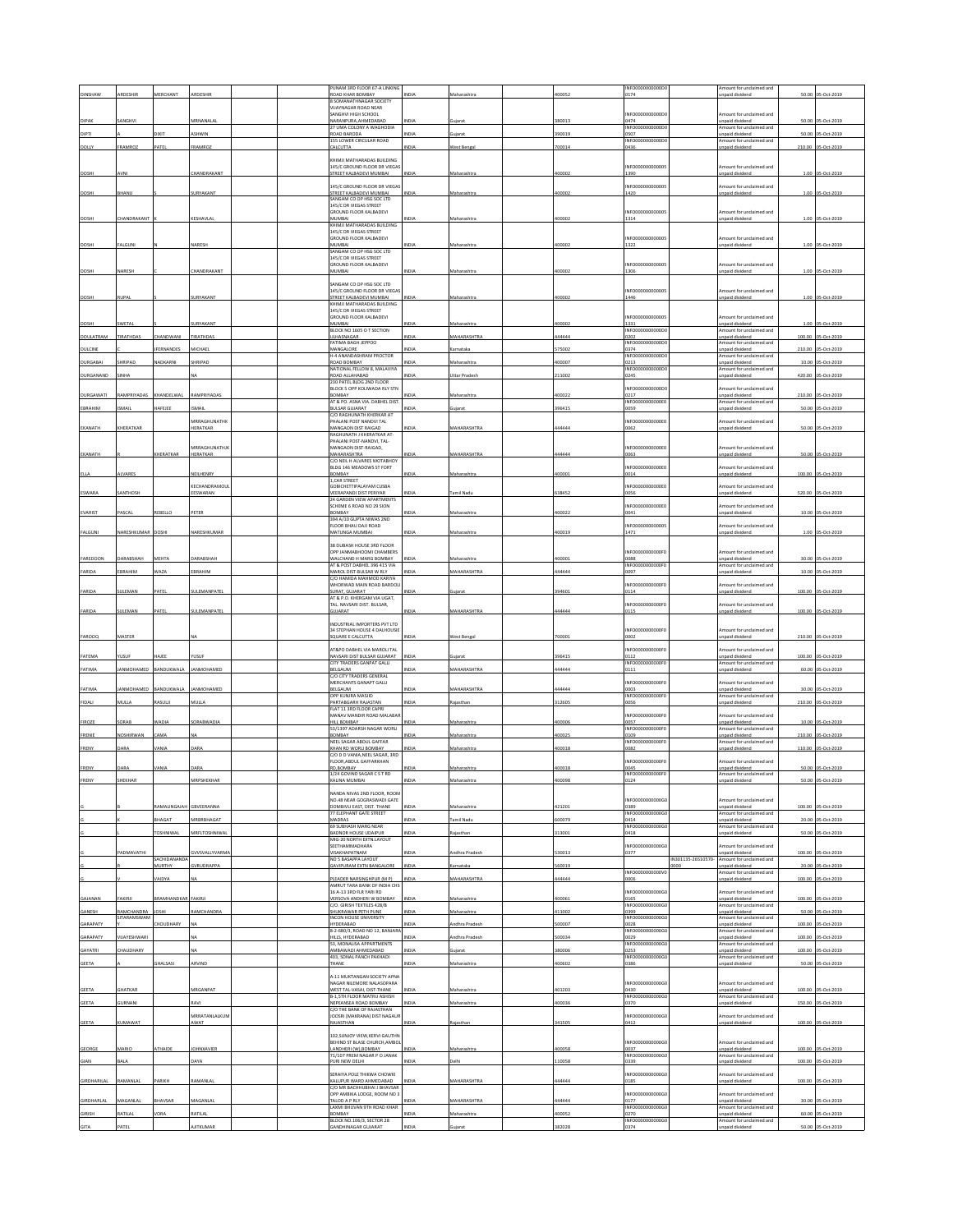| DINSHAW | ARDESHIR | MERCHANT | ARDESHIR | | | PUNAM 3RD FLOOR 67-A LINKING ROAD KHAR BOMBAY | INDIA | Maharashtra | | 400052 | INFO000000000D00174 | | Amount for unclaimed and unpaid dividend | 50.00 | 05-Oct-2019 |
|---|---|---|---|---|---|---|---|---|---|---|---|---|---|---|---|
| DIPAK | SANGHVI | | MRNANALAL | | | 8 SOMANATHNAGAR SOCIETY VIJAYNAGAR ROAD NEAR SANGHVI HIGH SCHOOL NARANPURA,AHMEDABAD | INDIA | Gujarat | | 380013 | INFO000000000D00474 | | Amount for unclaimed and unpaid dividend | 50.00 | 05-Oct-2019 |
| DIPTI | A | DIXIT | ASHWIN | | | 27 UMA COLONY A WAGHODIA ROAD BARODA | INDIA | Gujarat | | 390019 | INFO000000000D00507 | | Amount for unclaimed and unpaid dividend | 50.00 | 05-Oct-2019 |
| DOLLY | FRAMROZ | PATEL | FRAMROZ | | | 155 LOWER CIRCULAR ROAD CALCUTTA | INDIA | West Bengal | | 700014 | INFO000000000D00436 | | Amount for unclaimed and unpaid dividend | 210.00 | 05-Oct-2019 |
| DOSHI | AVNI | | CHANDRAKANT | | | KHIMJI MATHARADAS BUILDING 145/C GROUND FLOOR DR VIEGAS STREET KALBADEVI MUMBAI | INDIA | Maharashtra | | 400002 | INFO000000000051390 | | Amount for unclaimed and unpaid dividend | 1.00 | 05-Oct-2019 |
| DOSHI | BHANU | | SURYAKANT | | | 145/C GROUND FLOOR DR VIEGAS STREET KALBADEVI MUMBAI | INDIA | Maharashtra | | 400002 | INFO000000000051420 | | Amount for unclaimed and unpaid dividend | 1.00 | 05-Oct-2019 |
| DOSHI | CHANDRAKANT | K | KESHAVLAL | | | SANGAM CO OP HSG SOC LTD 145/C DR VIEGAS STREET GROUND FLOOR KALBADEVI MUMBAI | INDIA | Maharashtra | | 400002 | INFO000000000051314 | | Amount for unclaimed and unpaid dividend | 1.00 | 05-Oct-2019 |
| DOSHI | FALGUNI | N | NARESH | | | KHIMJI MATHARADAS BUILDING 145/C DR VIEGAS STREET GROUND FLOOR KALBADEVI MUMBAI | INDIA | Maharashtra | | 400002 | INFO000000000051322 | | Amount for unclaimed and unpaid dividend | 1.00 | 05-Oct-2019 |
| DOSHI | NARESH | C | CHANDRAKANT | | | SANGAM CO OP HSG SOC LTD 145/C DR VIEGAS STREET GROUND FLOOR KALBADEVI MUMBAI | INDIA | Maharashtra | | 400002 | INFO000000000051306 | | Amount for unclaimed and unpaid dividend | 1.00 | 05-Oct-2019 |
| DOSHI | RUPAL | | SURYAKANT | | | SANGAM CO OP HSG SOC LTD 145/C GROUND FLOOR DR VIEGAS STREET KALBADEVI MUMBAI | INDIA | Maharashtra | | 400002 | INFO000000000051446 | | Amount for unclaimed and unpaid dividend | 1.00 | 05-Oct-2019 |
| DOSHI | SWETAL | | SURYAKANT | | | KHIMJI MATHARADAS BUILDING 145/C DR VIEGAS STREET GROUND FLOOR KALBADEVI MUMBAI | INDIA | Maharashtra | | 400002 | INFO000000000051331 | | Amount for unclaimed and unpaid dividend | 1.00 | 05-Oct-2019 |
| DOULATRAM | TIRATHDAS | CHANDWANI | TIRATHDAS | | | BLOCK NO 1605 O T SECTION ULHASNAGAR | INDIA | MAHARASHTRA | | 444444 | INFO000000000D00202 | | Amount for unclaimed and unpaid dividend | 100.00 | 05-Oct-2019 |
| DULCINE | | JFERNANDES | MICHAEL | | | FATIMA BAGH JEPPOO MANGALORE | INDIA | Karnataka | | 575002 | INFO000000000D00374 | | Amount for unclaimed and unpaid dividend | 210.00 | 05-Oct-2019 |
| DURGABAI | SHRIPAD | NADKARNI | SHRIPAD | | | H-4 ANANDASHRAM PROCTOR ROAD BOMBAY | INDIA | Maharashtra | | 400007 | INFO000000000D00213 | | Amount for unclaimed and unpaid dividend | 10.00 | 05-Oct-2019 |
| DURGANAND | SINHA | | NA | | | NATIONAL FELLOW 8, MALAVIYA ROAD ALLAHABAD | INDIA | Uttar Pradesh | | 211002 | INFO000000000D00245 | | Amount for unclaimed and unpaid dividend | 420.00 | 05-Oct-2019 |
| DURGAWATI | RAMPRIYADAS | KHANDELWAL | RAMPRIYADAS | | | 230 PATEL BLDG 2ND FLOOR BLOCK 5 OPP KOLIWADA RLY STN BOMBAY | INDIA | Maharashtra | | 400022 | INFO000000000D00217 | | Amount for unclaimed and unpaid dividend | 210.00 | 05-Oct-2019 |
| EBRAHIM | ISMAIL | HAFEJEE | ISMAIL | | | AT & PO. ASNA VIA. DABHEL DIST. BULSAR GUJARAT | INDIA | Gujarat | | 396415 | INFO000000000E00059 | | Amount for unclaimed and unpaid dividend | 50.00 | 05-Oct-2019 |
| EKANATH | KHERATKAR | | MRRAGHUNATHK HERATKAR | | | C/O RAGHUNATH KHERKAR AT PHALANI POST NANDVI TAL MANGAON DIST RAIGAD | INDIA | MAHARASHTRA | | 444444 | INFO000000000E00062 | | Amount for unclaimed and unpaid dividend | 50.00 | 05-Oct-2019 |
| EKANATH | R | KHERATKAR | MRRAGHUNATHK HERATKAR | | | RAGHUNATH J KHERATKAR AT-PHALANI POST-NANDVI, TAL-MANGAON DIST-RAIGAD, MAHARASHTRA | INDIA | MAHARASHTRA | | 444444 | INFO000000000E00063 | | Amount for unclaimed and unpaid dividend | 50.00 | 05-Oct-2019 |
| ELLA | ALVARES | | NEILHENRY | | | C/O NEIL H ALVARES MOTABHOY BLDG 146 MEADOWS ST FORT BOMBAY | INDIA | Maharashtra | | 400001 | INFO000000000E00014 | | Amount for unclaimed and unpaid dividend | 100.00 | 05-Oct-2019 |
| ESWARA | SANTHOSH | | KECHANDRAMOUL EESWARAN | | | 1,CAR STREET GOBICHETTIPALAYAM CUSBA VEERAPANDI DIST PERIYAR | INDIA | Tamil Nadu | | 638452 | INFO000000000E00056 | | Amount for unclaimed and unpaid dividend | 520.00 | 05-Oct-2019 |
| EVARIST | PASCAL | REBELLO | PETER | | | 24 GARDEN VIEW APARTMENTS SCHEME 6 ROAD NO 29 SION BOMBAY | INDIA | Maharashtra | | 400022 | INFO000000000E00041 | | Amount for unclaimed and unpaid dividend | 10.00 | 05-Oct-2019 |
| FALGUNI | NARESHKUMAR | DOSHI | NARESHKUMAR | | | 394 A/10 GUPTA NIWAS 2ND FLOOR BHAU DAJI ROAD MATUNGA MUMBAI | INDIA | Maharashtra | | 400019 | INFO000000000051471 | | Amount for unclaimed and unpaid dividend | 1.00 | 05-Oct-2019 |
| FAREDOON | DARABSHAH | MEHTA | DARABSHAH | | | 28 DUBASH HOUSE 3RD FLOOR OPP JANMABHOOMI CHAMBERS WALCHAND H MARG BOMBAY | INDIA | Maharashtra | | 400001 | INFO000000000F00088 | | Amount for unclaimed and unpaid dividend | 30.00 | 05-Oct-2019 |
| FARIDA | EBRAHIM | WAZA | EBRAHIM | | | AT & POST DABHEL 396 415 VIA MAROL DIST-BULSAR W RLY | INDIA | MAHARASHTRA | | 444444 | INFO000000000F00097 | | Amount for unclaimed and unpaid dividend | 10.00 | 05-Oct-2019 |
| FARIDA | SULEMAN | PATEL | SULEMANPATEL | | | C/O HAMIDA MAHMOD KARIYA WHORWAD MAIN ROAD BARDOLI SURAT, GUJARAT | INDIA | Gujarat | | 394601 | INFO000000000F00114 | | Amount for unclaimed and unpaid dividend | 100.00 | 05-Oct-2019 |
| FARIDA | SULEMAN | PATEL | SULEMANPATEL | | | AT & P.O. KHERGAM VIA UGAT, TAL. NAVSARI DIST. BULSAR, GUJARAT | INDIA | MAHARASHTRA | | 444444 | INFO000000000F00115 | | Amount for unclaimed and unpaid dividend | 100.00 | 05-Oct-2019 |
| FAROOQ | MASTER | | NA | | | INDUSTRIAL IMPORTERS PVT LTD 34 STEPHAN HOUSE 4 DALHOUSIE SQUARE E CALCUTTA | INDIA | West Bengal | | 700001 | INFO000000000F00002 | | Amount for unclaimed and unpaid dividend | 210.00 | 05-Oct-2019 |
| FATEMA | YUSUF | HAJEE | YUSUF | | | AT&PO DABHEL VIA MAROLI TAL NAVSARI DIST BULSAR GUJARAT | INDIA | Gujarat | | 396415 | INFO000000000F00112 | | Amount for unclaimed and unpaid dividend | 100.00 | 05-Oct-2019 |
| FATIMA | JANMOHAMED | BANDUKWALA | JANMOHAMED | | | CITY TRADERS GANPAT GALLI BELGAUM | INDIA | MAHARASHTRA | | 444444 | INFO000000000F00111 | | Amount for unclaimed and unpaid dividend | 60.00 | 05-Oct-2019 |
| FATIMA | JANMOHAMED | BANDUKWALA | JANMOHAMED | | | C/O CITY TRADERS GENERAL MERCHANTS GANAPT GALLI BELGAUM | INDIA | MAHARASHTRA | | 444444 | INFO000000000F00003 | | Amount for unclaimed and unpaid dividend | 30.00 | 05-Oct-2019 |
| FIDALI | MULLA | RASULJI | MULLA | | | OPP KUNJRA MASJID PARTABGARH RAJASTAN | INDIA | Rajasthan | | 312605 | INFO000000000F00056 | | Amount for unclaimed and unpaid dividend | 210.00 | 05-Oct-2019 |
| FIROZE | SORAB | WADIA | SORABWADIA | | | FLAT 11 3RD FLOOR CAPRI MANAV MANDIR ROAD MALABAR HILL BOMBAY | INDIA | Maharashtra | | 400006 | INFO000000000F00057 | | Amount for unclaimed and unpaid dividend | 10.00 | 05-Oct-2019 |
| FRENIE | NOSHIRWAN | CAMA | NA | | | 53/1197 ADARSH NAGAR WORLI BOMBAY | INDIA | Maharashtra | | 400025 | INFO000000000F00109 | | Amount for unclaimed and unpaid dividend | 210.00 | 05-Oct-2019 |
| FRENY | DARA | VANIA | DARA | | | NEEL SAGAR ABDUL GAFFAR KHAN RD WORLI BOMBAY | INDIA | Maharashtra | | 400018 | INFO000000000F00082 | | Amount for unclaimed and unpaid dividend | 110.00 | 05-Oct-2019 |
| FRENY | DARA | VANIA | DARA | | | C/O D D VANIA,NEEL SAGAR, 3RD FLOOR,ABDUL GAFFARKHAN RD,BOMBAY | INDIA | Maharashtra | | 400018 | INFO000000000F00045 | | Amount for unclaimed and unpaid dividend | 50.00 | 05-Oct-2019 |
| FRENY | SHEKHAR | | MRPSHEKHAR | | | 1/24 GOVIND SAGAR C S T RD KALINA MUMBAI | INDIA | Maharashtra | | 400098 | INFO000000000F00124 | | Amount for unclaimed and unpaid dividend | 50.00 | 05-Oct-2019 |
| G | B | RAMALINGAIAH | GBVEERANNA | | | NANDA NIVAS 2ND FLOOR, ROOM NO.48 NEAR GOGRASWADI GATE DOMBIVLI EAST, DIST. THANE | INDIA | Maharashtra | | 421201 | INFO000000000G00389 | | Amount for unclaimed and unpaid dividend | 100.00 | 05-Oct-2019 |
| G | K | BHAGAT | MRBRBHAGAT | | | 77 ELEPHANT GATE STREET MADRAS | INDIA | Tamil Nadu | | 600079 | INFO000000000G00414 | | Amount for unclaimed and unpaid dividend | 20.00 | 05-Oct-2019 |
| G | L | TOSHNIWAL | MRFLTOSHNIWAL | | | 69 SUBHASH MARG NEAR BADNOR HOUSE UDAIPUR | INDIA | Rajasthan | | 313001 | INFO000000000G00418 | | Amount for unclaimed and unpaid dividend | 50.00 | 05-Oct-2019 |
| G | PADMAVATHI | | GVVSVALLYVARMA | | | MIG-20 NORTH EXTN LAYOUT SEETHAMMADHARA VISAKHAPATNAM | INDIA | Andhra Pradesh | | 530013 | INFO000000000G00377 | | Amount for unclaimed and unpaid dividend | 100.00 | 05-Oct-2019 |
| G | R | SACHIDANANDA MURTHY | GVRUDRAPPA | | | NO 5 BASAPPA LAYOUT GAVIPURAM EXTN BANGALORE | INDIA | Karnataka | | 560019 | | IN301135-26510570-0000 | Amount for unclaimed and unpaid dividend | 20.00 | 05-Oct-2019 |
| G | V | VAIDYA | NA | | | PLEADER NARSINGHPUR (M P) | INDIA | MAHARASHTRA | | 444444 | INFO000000000V00006 | | Amount for unclaimed and unpaid dividend | 100.00 | 05-Oct-2019 |
| GAJANAN | FAKIRJI | BRAMHANDKAR | FAKIRJI | | | AMRUT TARA BANK OF INDIA CHS 16 A-13 3RD FLR YARI RD VERSOVA ANDHERI W BOMBAY | INDIA | Maharashtra | | 400061 | INFO000000000G00165 | | Amount for unclaimed and unpaid dividend | 100.00 | 05-Oct-2019 |
| GANESH | RAMCHANDRA | JOSHI | RAMCHANDRA | | | C/O. GIRISH TEXTILES 428/B SHUKRAWAR PETH PUNE | INDIA | Maharashtra | | 411002 | INFO000000000G00399 | | Amount for unclaimed and unpaid dividend | 50.00 | 05-Oct-2019 |
| GARAPATY | SITARAMSWAMY Y | CHOUDHARY | NA | | | INCON HOUSE UNIVERSITY HYDERABAD | INDIA | Andhra Pradesh | | 500007 | INFO000000000G00028 | | Amount for unclaimed and unpaid dividend | 100.00 | 05-Oct-2019 |
| GARAPATY | VIJAYESHWARI | | NA | | | 8-2-680/3, ROAD NO 12, BANJARA HILLS, HYDERABAD | INDIA | Andhra Pradesh | | 500034 | INFO000000000G00029 | | Amount for unclaimed and unpaid dividend | 100.00 | 05-Oct-2019 |
| GAYATRI | CHAUDHARY | | NA | | | 53, MONALISA APPARTMENTS AMBAWADI AHMEDABAD | INDIA | Gujarat | | 380006 | INFO000000000G00253 | | Amount for unclaimed and unpaid dividend | 100.00 | 05-Oct-2019 |
| GEETA | A | GHALSASI | ARVIND | | | 403, SONAL PANCH PAKHADI THANE | INDIA | Maharashtra | | 400602 | INFO000000000G00386 | | Amount for unclaimed and unpaid dividend | 50.00 | 05-Oct-2019 |
| GEETA | GHATKAR | | MRGANPAT | | | A-11 MUKTANGAN SOCIETY APNA NAGAR NILEMORE NALASOPARA WEST TAL-VASAI, DIST-THANE | INDIA | Maharashtra | | 401203 | INFO000000000G00430 | | Amount for unclaimed and unpaid dividend | 100.00 | 05-Oct-2019 |
| GEETA | GURNANI | | RAVI | | | B-1,5TH FLOOR MATRU ASHISH NEPEANSEA ROAD BOMBAY | INDIA | Maharashtra | | 400036 | INFO000000000G00370 | | Amount for unclaimed and unpaid dividend | 150.00 | 05-Oct-2019 |
| GEETA | KUMAWAT | | MRRATANLALKUM AWAT | | | C/O THE BANK OF RAJASTHAN JOOSRI (MAKRANA) DIST NAGAUR RAJASTHAN | INDIA | Rajasthan | | 341505 | INFO000000000G00412 | | Amount for unclaimed and unpaid dividend | 100.00 | 05-Oct-2019 |
| GEORGE | MARIO | ATHAIDE | JOHNXAVIER | | | 102,SUNJOY VIEW,KERVI GAUTHN BEHIND ST BLASE CHURCH,AMBOLI ANDHERI (W),BOMBAY | INDIA | Maharashtra | | 400058 | INFO000000000G00037 | | Amount for unclaimed and unpaid dividend | 100.00 | 05-Oct-2019 |
| GIAN | BALA | | DAYA | | | 71/107 PREM NAGAR P O JANAK PURI NEW DELHI | INDIA | Delhi | | 110058 | INFO000000000G00339 | | Amount for unclaimed and unpaid dividend | 100.00 | 05-Oct-2019 |
| GIRDHARILAL | RAMANLAL | PARIKH | RAMANLAL | | | SERAIYA POLE THIKWA CHOWKI KALUPUR WARD AHMEDABAD | INDIA | MAHARASHTRA | | 444444 | INFO000000000G00185 | | Amount for unclaimed and unpaid dividend | 100.00 | 05-Oct-2019 |
| GIRDHARILAL | MAGANLAL | BHAVSAR | MAGANLAL | | | C/O MR BACHHUBHAI J BHAVSAR OPP AMBIKA LODGE, ROOM NO 3 TALOD A P RLY | INDIA | MAHARASHTRA | | 444444 | INFO000000000G00177 | | Amount for unclaimed and unpaid dividend | 30.00 | 05-Oct-2019 |
| GIRISH | RATILAL | VORA | RATILAL | | | LAXMI BHUVAN 9TH ROAD KHAR BOMBAY | INDIA | Maharashtra | | 400052 | INFO000000000G00270 | | Amount for unclaimed and unpaid dividend | 60.00 | 05-Oct-2019 |
| GITA | PATEL | | AJITKUMAR | | | BLOCK NO.106/3, SECTOR 28 GANDHINAGAR GUJARAT | INDIA | Gujarat | | 382028 | INFO000000000G00374 | | Amount for unclaimed and unpaid dividend | 50.00 | 05-Oct-2019 |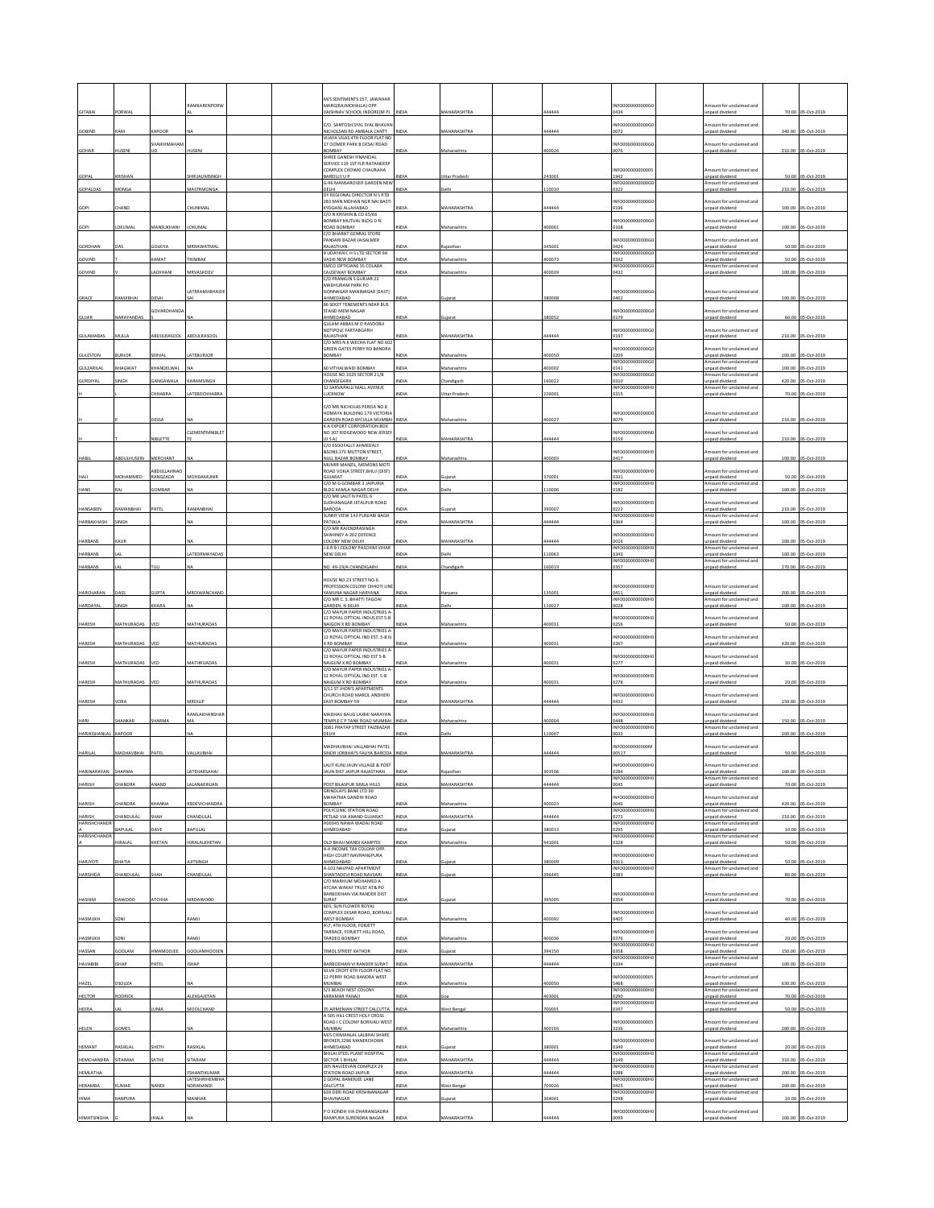| | | | | | | | | | | | | | | |
|---|---|---|---|---|---|---|---|---|---|---|---|---|---|---|
| GITABAI | PORWAL | | RAMKARENPORWAL | | | M/S SENTIMENTS 257, JAWAHAR MARG(RAJMOHALLA) OPP. VAISHNAV SCHOOL INDORE(M P) | INDIA | MAHARASHTRA | | 444444 | INFO000000000G00434 | | Amount for unclaimed and unpaid dividend | 70.00 | 05-Oct-2019 |
| GOBIND | RAM | KAPOOR | NA | | | C/O. SANTOSH SYAL SYAL BHAVAN NICHOLSAN RD AMBALA CANTT | INDIA | MAHARASHTRA | | 444444 | INFO000000000G00072 | | Amount for unclaimed and unpaid dividend | 340.00 | 05-Oct-2019 |
| GOHAR | HUSENI | SHAIKHMAHAMUD | HUSENI | | | VIJAYA VILAS 4TH FLOOR FLAT NO 17 OOMER PARK B DESAI ROAD BOMBAY | INDIA | Maharashtra | | 400026 | INFO000000000G00076 | | Amount for unclaimed and unpaid dividend | 210.00 | 05-Oct-2019 |
| GOPAL | KRISHAN | | SHRIJAUMSINGH | | | SHREE GANESH FINANCIAL SERVICE 119 1ST FLR RATANDEEP COMPLEX CHOWKI CHAURAHA BAREILLY U P | INDIA | Uttar Pradesh | | 243001 | INFO000000000051942 | | Amount for unclaimed and unpaid dividend | 50.00 | 05-Oct-2019 |
| GOPALDAS | MONGA | | MASTRMONGA | | | G-96 MANSAROVER GARDEN NEW DELHI | INDIA | Delhi | | 110010 | INFO000000000G00322 | | Amount for unclaimed and unpaid dividend | 210.00 | 05-Oct-2019 |
| GOPI | CHAND | | CHUNIMAL | | | DY REGIONAL DIRECTOR N S RTD 283 MAN MOHAN NGR NAI BASTI KYDGANJ ALLAHABAD | INDIA | MAHARASHTRA | | 444444 | INFO000000000G00196 | | Amount for unclaimed and unpaid dividend | 100.00 | 05-Oct-2019 |
| GOPI | LOKUMAL | MANSUKHANI | LOKUMAL | | | C/O N KRISHIN & CO 65/66 BOMBAY MUTUAL BLDG D N ROAD BOMBAY | INDIA | Maharashtra | | 400001 | INFO000000000G00108 | | Amount for unclaimed and unpaid dividend | 100.00 | 05-Oct-2019 |
| GORDHAN | DAS | GOLKIYA | MRRAWATMAL | | | C/O BHARAT GENRAL STORE PANSARI BAZAR JAISALMER RAJASTHAN | INDIA | Rajasthan | | 345001 | INFO000000000G00424 | | Amount for unclaimed and unpaid dividend | 50.00 | 05-Oct-2019 |
| GOVIND | | KAMAT | TRIMBAK | | | 9 UDAYAN C H S LTD SECTOR 9A VASHI NEW BOMBAY | INDIA | Maharashtra | | 400073 | INFO000000000G00332 | | Amount for unclaimed and unpaid dividend | 50.00 | 05-Oct-2019 |
| GOVIND | | LACHHANI | MRVASHDEV | | | EMCO OPTICIANS 55 COLABA CAUSEWAY BOMBAY | INDIA | Maharashtra | | 400039 | INFO000000000G00432 | | Amount for unclaimed and unpaid dividend | 100.00 | 05-Oct-2019 |
| GRACE | RAMJIBHAI | DESAI | LATERAMJIBHAIDESAI | | | C/O FRANKLIN S GURJAR 22 MADHURAM PARK PO SIONNAGAR MANINAGAR [EAST] AHMEDABAD | INDIA | Gujarat | | 380008 | INFO000000000G00402 | | Amount for unclaimed and unpaid dividend | 100.00 | 05-Oct-2019 |
| GUJAR | NARAYANDAS | GOVARDHANDAS | NA | | | 86 SEXET TENEMENTS NEAR BUS STAND MEM NAGAR AHMEDABAD | INDIA | Gujarat | | 380052 | INFO000000000G00179 | | Amount for unclaimed and unpaid dividend | 60.00 | 05-Oct-2019 |
| GULAMABAS | MULLA | ABDULRASOOL | ABDULRASOOL | | | GULAM ABBAS M O RASOOBJI NOTIPOLE FARTABGARH RAJASTHAN | INDIA | MAHARASHTRA | | 444444 | INFO000000000G00197 | | Amount for unclaimed and unpaid dividend | 210.00 | 05-Oct-2019 |
| GULESTON | BURJOR | SERVAL | LATEBURJOR | | | C/O MRS N K WECHA FLAT NO 602 GREEN GATES PERRY RD BANDRA BOMBAY | INDIA | Maharashtra | | 400050 | INFO000000000G00209 | | Amount for unclaimed and unpaid dividend | 100.00 | 05-Oct-2019 |
| GULZARILAL | BHAGWAT | KHANDELWAL | NA | | | 60 VITHALWADI BOMBAY | INDIA | Maharashtra | | 400002 | INFO000000000G00141 | | Amount for unclaimed and unpaid dividend | 100.00 | 05-Oct-2019 |
| GURDIYAL | SINGH | GANGAWALA | KARAMSINGH | | | HOUSE NO 1025 SECTOR 21/B CHANDIGARH | INDIA | Chandigarh | | 160022 | INFO000000000G00310 | | Amount for unclaimed and unpaid dividend | 420.00 | 05-Oct-2019 |
| H | | CHHABRA | LATEBCHHABRA | | | 12 SARVAPALLI MALL AVENUE LUCKNOW | INDIA | Uttar Pradesh | | 226001 | INFO000000000H00315 | | Amount for unclaimed and unpaid dividend | 70.00 | 05-Oct-2019 |
| H | P | DESSA | NA | | | C/O MR NICHOLAS PEREIA NO 8 HOMAYA BUILDING 179 VICTORIA GARDEN ROAD BYCULLA MUMBAI | INDIA | Maharashtra | | 400027 | INFO000000000D00079 | | Amount for unclaimed and unpaid dividend | 210.00 | 05-Oct-2019 |
| H | | NIBLETTE | CLEMENTMNIBLETTE | | | K A EXPORT CORPORATION BOX NO 307 RIDGEWOOD NEW JERSEY (U S A) | INDIA | MAHARASHTRA | | 444444 | INFO000000000N00159 | | Amount for unclaimed and unpaid dividend | 210.00 | 05-Oct-2019 |
| HABIL | ABDULHUSEIN | MERCHANT | NA | | | C/O ESOOFALLY AHMEDALY &SONS 173 MUTTON STREET, NULL BAZAR BOMBAY | INDIA | Maharashtra | | 400003 | INFO000000000H00417 | | Amount for unclaimed and unpaid dividend | 100.00 | 05-Oct-2019 |
| HAJI | MOHAMMED | ABDULLAHNOORANGZADA | MOHDAMUNIR | | | MUNIR MANZIL, MEMONS MOTI ROAD VOKIA STREET,BHUJ (DIST) GUJARAT | INDIA | Gujarat | | 370001 | INFO000000000H00331 | | Amount for unclaimed and unpaid dividend | 50.00 | 05-Oct-2019 |
| HANS | RAJ | GOMBAR | NA | | | C/O M G GOMBAR 3 JAIPURIA BLDG KAMLA NAGAR DELHI | INDIA | Delhi | | 110006 | INFO000000000H00182 | | Amount for unclaimed and unpaid dividend | 100.00 | 05-Oct-2019 |
| HANSABEN | RAMANBHAI | PATEL | RAMANBHAI | | | C/O MR LALIT N PATEL 6 SUDHANAGAR JETALPUR ROAD BARODA | INDIA | Gujarat | | 390007 | INFO000000000H00222 | | Amount for unclaimed and unpaid dividend | 210.00 | 05-Oct-2019 |
| HARBAKHASH | SINGH | | NA | | | SUNNY VIEW 143 PUNJABI BAGH PATIALA | INDIA | MAHARASHTRA | | 444444 | INFO000000000H00364 | | Amount for unclaimed and unpaid dividend | 100.00 | 05-Oct-2019 |
| HARBANS | KAUR | | NA | | | C/O MR RAJENDRASINGH SAWHNEY A-202 DEFENCE COLONY NEW DELHI | INDIA | MAHARASHTRA | | 444444 | INFO000000000H00016 | | Amount for unclaimed and unpaid dividend | 100.00 | 05-Oct-2019 |
| HARBANS | LAL | | LATEDRMAYADAS | | | L-6 R B I COLONY PASCHIM VIHAR NEW DELHI | INDIA | Delhi | | 110063 | INFO000000000H00343 | | Amount for unclaimed and unpaid dividend | 100.00 | 05-Oct-2019 |
| HARBANS | LAL | TULI | NA | | | NO. 49-19/A CHANDIGARH | INDIA | Chandigarh | | 160019 | INFO000000000H00357 | | Amount for unclaimed and unpaid dividend | 270.00 | 05-Oct-2019 |
| HARCHARAN | DASS | GUPTA | MRDIWANCHAND | | | HOUSE NO.23 STREET NO.6 PROFESSION COLONY CHHOTI LINE YAMUNA NAGAR HARYANA | INDIA | Haryana | | 135001 | INFO000000000H00411 | | Amount for unclaimed and unpaid dividend | 200.00 | 05-Oct-2019 |
| HARDAYAL | SINGH | KHARA | NA | | | C/O MR C. S. BHATTI TAGDAI GARDEN, N DELHI | INDIA | Delhi | | 110027 | INFO000000000H00028 | | Amount for unclaimed and unpaid dividend | 100.00 | 05-Oct-2019 |
| HARESH | MATHURADAS | VED | MATHURADAS | | | C/O MAYUR PAPER INDUSTRIES A-12 ROYAL OPTICAL INDUS EST 5-B NAIGON X RD BOMBAY | INDIA | Maharashtra | | 400031 | INFO000000000H00256 | | Amount for unclaimed and unpaid dividend | 50.00 | 05-Oct-2019 |
| HARESH | MATHURADAS | VED | MATHURADAS | | | C/O MAYUR PAPER INDUSTRIES A-12 ROYAL OPTICAL IND.EST. 5-B N X RD BOMBAY | INDIA | Maharashtra | | 400031 | INFO000000000H00267 | | Amount for unclaimed and unpaid dividend | 420.00 | 05-Oct-2019 |
| HARESH | MATHURADAS | VED | MATHURADAS | | | C/O MAYUR PAPER INDUSTRIES A-12 ROYAL OPTICAL IND EST 5-B NAIGUM X RD BOMBAY | INDIA | Maharashtra | | 400031 | INFO000000000H00277 | | Amount for unclaimed and unpaid dividend | 30.00 | 05-Oct-2019 |
| HARESH | MATHURADAS | VED | MATHURADAS | | | C/O MAYUR PAPER INDUSTRIES A-12 ROYAL OPTICAL IND EST. 5-B NAIGUM X RD BOMBAY | INDIA | Maharashtra | | 400031 | INFO000000000H00278 | | Amount for unclaimed and unpaid dividend | 20.00 | 05-Oct-2019 |
| HARESH | VORA | | MRDILIP | | | 3/11 ST JHON'S APARTMENTS CHURCH ROAD MAROL ANDHERI EAST BOMBAY-59 | INDIA | MAHARASHTRA | | 444444 | INFO000000000H00432 | | Amount for unclaimed and unpaid dividend | 150.00 | 05-Oct-2019 |
| HARI | SHANKAR | SHARMA | RAMLAKHANSHARMA | | | MADHAV BAUG LAXMI NARAYAN TEMPLE C P TANK ROAD MUMBAI | INDIA | Maharashtra | | 400004 | INFO000000000H00448 | | Amount for unclaimed and unpaid dividend | 150.00 | 05-Oct-2019 |
| HARIKISHANLAL | KAPOOR | | NA | | | 3081 PRATAP STREET FAIZBAZAR DELHI | INDIA | Delhi | | 110007 | INFO000000000H00033 | | Amount for unclaimed and unpaid dividend | 100.00 | 05-Oct-2019 |
| HARILAL | MADHAVBHAI | PATEL | VALLAVBHAI | | | MADHAVBHAI VALLABHAI PATEL SINDR JORBHAI'S FALIYA BARODA | INDIA | MAHARASHTRA | | 444444 | INFO000000000M00517 | | Amount for unclaimed and unpaid dividend | 50.00 | 05-Oct-2019 |
| HARINARAYAN | SHARMA | | LATEBHARSAHAI | | | LALIT KUNJ JAUN VILLAGE & POST JAUN DIST JAIPUR RAJASTHAN | INDIA | Rajasthan | | 303306 | INFO000000000H00284 | | Amount for unclaimed and unpaid dividend | 100.00 | 05-Oct-2019 |
| HARISH | CHANDRA | ANAND | LALANARINJAN | | | POST BILASPUR SIMLA HILLS | INDIA | MAHARASHTRA | | 444444 | INFO000000000H00045 | | Amount for unclaimed and unpaid dividend | 70.00 | 05-Oct-2019 |
| HARISH | CHANDRA | KHANNA | RBDEVICHANDRA | | | GRINDLAYS BANK LTD 90 MAHATMA GANDHI ROAD BOMBAY | INDIA | Maharashtra | | 400023 | INFO000000000H00046 | | Amount for unclaimed and unpaid dividend | 420.00 | 05-Oct-2019 |
| HARISH | CHANDULAL | SHAH | CHANDULAL | | | POLYCLINIC STATION ROAD PETLAD VIA ANAND GUJARAT | INDIA | MAHARASHTRA | | 444444 | INFO000000000H00273 | | Amount for unclaimed and unpaid dividend | 210.00 | 05-Oct-2019 |
| HARISHCHANDRA | BAPULAL | DAVE | BAPULAL | | | H00045 NAWA WADAJ ROAD AHMEDABAD | INDIA | Gujarat | | 380013 | INFO000000000H00295 | | Amount for unclaimed and unpaid dividend | 10.00 | 05-Oct-2019 |
| HARISHCHANDRA | HIRALAL | KHETAN | HIRALALKHETAN | | | OLD BHAJI MANDI KAMPTEE | INDIA | Maharashtra | | 441001 | INFO000000000H00328 | | Amount for unclaimed and unpaid dividend | 50.00 | 05-Oct-2019 |
| HARJYOTI | BHATIA | | AJITSINGH | | | A-4 INCOME TAX COLONY OPP. HIGH COURT NAVRANGPURA AHMEDABAD | INDIA | Gujarat | | 380009 | INFO000000000H00311 | | Amount for unclaimed and unpaid dividend | 50.00 | 05-Oct-2019 |
| HARSHIDA | CHANDULAL | SHAH | CHANDULAL | | | A-103 NAVPAD APARTMENT SHANTADEVI ROAD NAVSARI | INDIA | Gujarat | | 396445 | INFO000000000H00383 | | Amount for unclaimed and unpaid dividend | 80.00 | 05-Oct-2019 |
| HASHIM | DAWOOD | ATCHHA | MRDAWOOD | | | C/O MARHUM MOHAMED A ATCHA WAKAF TRUST AT& PO BARBODHAN VIA RANDER DIST SURAT | INDIA | Gujarat | | 395005 | INFO000000000H00354 | | Amount for unclaimed and unpaid dividend | 70.00 | 05-Oct-2019 |
| HASMUKH | SONI | | RAMJI | | | 603, SUN FLOWER ROYAL COMPLEX EKSAR ROAD, BORIVALI WEST BOMBAY | INDIA | Maharashtra | | 400092 | INFO000000000H00405 | | Amount for unclaimed and unpaid dividend | 40.00 | 05-Oct-2019 |
| HASMUKH | SONI | | RAMJI | | | A/7, 4TH FLOOR, FORJETT TARRACE, FORJETT HILL ROAD, TARDEO BOMBAY | INDIA | Maharashtra | | 400036 | INFO000000000H00376 | | Amount for unclaimed and unpaid dividend | 20.00 | 05-Oct-2019 |
| HASSAN | GOOLAM | HMAMODJEE | GOOLAMHOOSEN | | | TIMOL STREET KATHOR | INDIA | Gujarat | | 394150 | INFO000000000H00358 | | Amount for unclaimed and unpaid dividend | 150.00 | 05-Oct-2019 |
| HAVABIBI | ISHAP | PATEL | ISHAP | | | BARBODHAN VI RANDER SURAT | INDIA | MAHARASHTRA | | 444444 | INFO000000000H00334 | | Amount for unclaimed and unpaid dividend | 100.00 | 05-Oct-2019 |
| HAZEL | DSOUZA | | NA | | | SILVA CROFT 6TH FLOOR FLAT NO 12 PERRY ROAD BANDRA WEST MUMBAI | INDIA | Maharashtra | | 400050 | INFO000000000055468 | | Amount for unclaimed and unpaid dividend | 630.00 | 05-Oct-2019 |
| HECTOR | RODRICK | | ALEXGAJETAN | | | 5/3 BEACH NEST COLONY MIRAMAR PANAJI | INDIA | Goa | | 403001 | INFO000000000H00290 | | Amount for unclaimed and unpaid dividend | 70.00 | 05-Oct-2019 |
| HEERA | LAL | LUNIA | MOOLCHAND | | | 35 ARMENIAN STREET CALCUTTA | INDIA | West Bengal | | 700001 | INFO000000000H00347 | | Amount for unclaimed and unpaid dividend | 50.00 | 05-Oct-2019 |
| HELEN | GOMES | | NA | | | A 505 HILL CREST HOLY CROSS ROAD I C COLONY BORIVALI WEST MUMBAI | INDIA | Maharashtra | | 400103 | INFO000000000053236 | | Amount for unclaimed and unpaid dividend | 200.00 | 05-Oct-2019 |
| HEMANT | RASIKLAL | SHETH | RASIKLAL | | | M/S CHIMANLAL LALBHAI SHARE BROKER,2286 MANEKCHOWK AHMEDABAD | INDIA | Gujarat | | 380001 | INFO000000000H00349 | | Amount for unclaimed and unpaid dividend | 20.00 | 05-Oct-2019 |
| HEMCHANDRA | SITARAM | SATHE | SITARAM | | | BHILAI STEEL PLANT HOSPITAL SECTOR 1 BHILAI | INDIA | MAHARASHTRA | | 444444 | INFO000000000H00149 | | Amount for unclaimed and unpaid dividend | 310.00 | 05-Oct-2019 |
| HEMLATHA | | | FSHANTIKUMAR | | | 505 NAVJEEVAN COMPLEX 29 STATION ROAD JAIPUR | INDIA | MAHARASHTRA | | 444444 | INFO000000000H00288 | | Amount for unclaimed and unpaid dividend | 200.00 | 05-Oct-2019 |
| HERAMBA | KUMAR | NANDI | LATESHRIHEMBHANDRANANDI | | | 2 GOPAL BANERJEE LANE CALCUTTA | INDIA | West Bengal | | 700026 | INFO000000000H00425 | | Amount for unclaimed and unpaid dividend | 100.00 | 05-Oct-2019 |
| HIMA | RANPURA | | MANHAR | | | 639 DERI ROAD KRISHNANAGAR BHAVNAGAR | INDIA | Gujarat | | 364001 | INFO000000000H00298 | | Amount for unclaimed and unpaid dividend | 10.00 | 05-Oct-2019 |
| HIMATSINGHA | G | JHALA | NA | | | P O KONDH VIA DHARANGADRA RAMPURA SURENDRA NAGAR | INDIA | MAHARASHTRA | | 444444 | INFO000000000H00099 | | Amount for unclaimed and unpaid dividend | 100.00 | 05-Oct-2019 |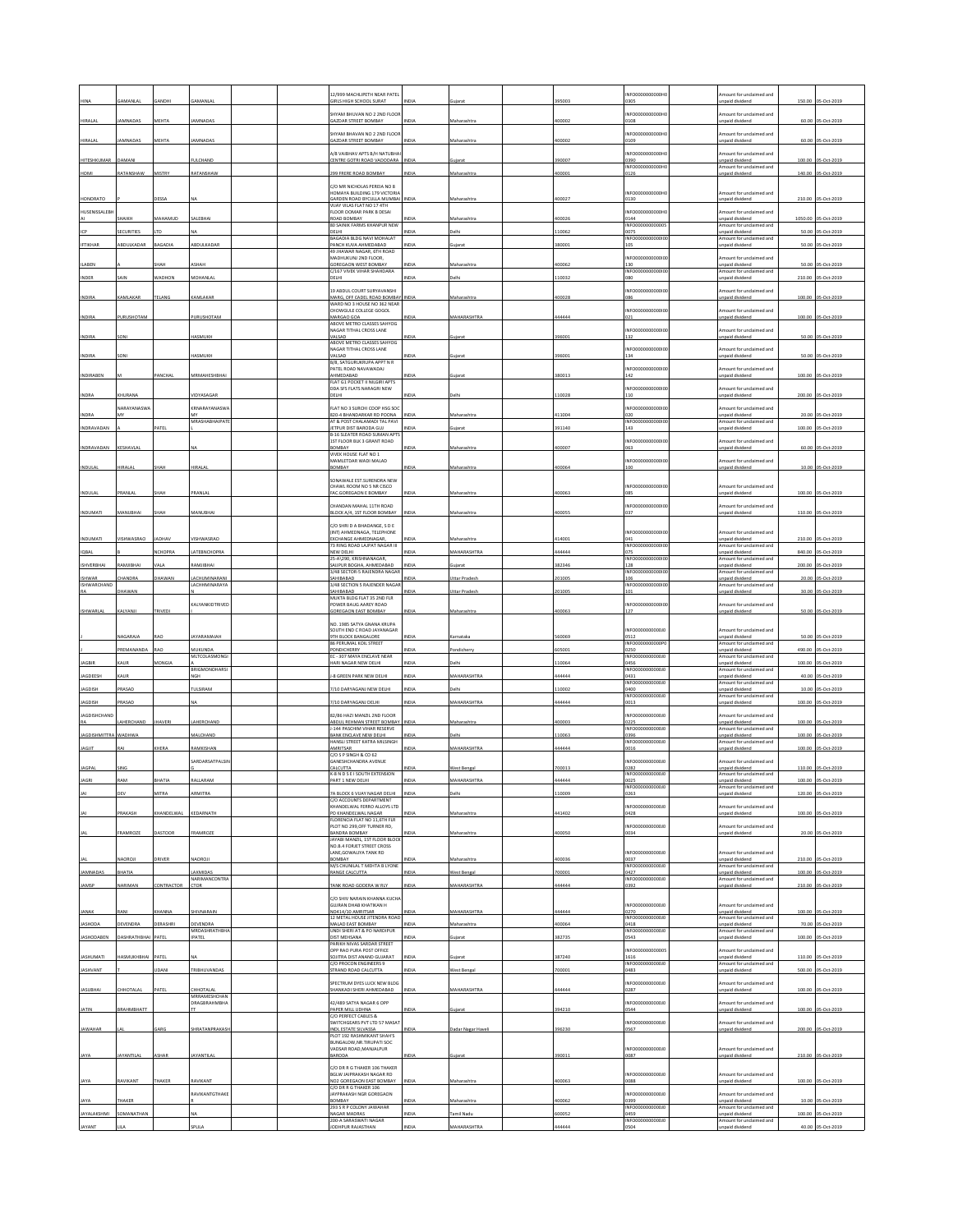| HINA | GAMANLAL | GANDHI | GAMANLAL | | | 12/999 MACHLIPETH NEAR PATEL GIRLS HIGH SCHOOL SURAT | INDIA | Gujarat | | 395003 | | INFO000000000H00305 | | Amount for unclaimed and unpaid dividend | 150.00 | 05-Oct-2019 |
|---|---|---|---|---|---|---|---|---|---|---|---|---|---|---|---|---|
| HIRALAL | JAMNADAS | MEHTA | JAMNADAS | | | SHYAM BHUVAN NO 2 2ND FLOOR GAZDAR STREET BOMBAY | INDIA | Maharashtra | | 400002 | | INFO000000000H00108 | | Amount for unclaimed and unpaid dividend | 60.00 | 05-Oct-2019 |
| HIRALAL | JAMNADAS | MEHTA | JAMNADAS | | | SHYAM BHAVAN NO 2 2ND FLOOR GAZDAR STREET BOMBAY | INDIA | Maharashtra | | 400002 | | INFO000000000H00109 | | Amount for unclaimed and unpaid dividend | 60.00 | 05-Oct-2019 |
| HITESHKUMAR | DAMANI | | FULCHAND | | | A/8 VAIBHAV APTS B/H NATUBHAI CENTRE GOTRI ROAD VADODARA | INDIA | Gujarat | | 390007 | | INFO000000000H00390 | | Amount for unclaimed and unpaid dividend | 100.00 | 05-Oct-2019 |
| HOMI | RATANSHAW | MISTRY | RATANSHAW | | | 299 FRERE ROAD BOMBAY | INDIA | Maharashtra | | 400001 | | INFO000000000H00126 | | Amount for unclaimed and unpaid dividend | 140.00 | 05-Oct-2019 |
| HONORATO | P | DESSA | NA | | | C/O MR NICHOLAS PEREIA NO 8 HOMAYA BUILDING 179 VICTORIA GARDEN ROAD BYCULLA MUMBAI | INDIA | Maharashtra | | 400027 | | INFO000000000H00130 | | Amount for unclaimed and unpaid dividend | 210.00 | 05-Oct-2019 |
| HUSENISSALEBHAI | SHAIKH | MAHAMUD | SALEBHAI | | | VIJAY VILAS FLAT NO 17 4TH FLOOR OORAKR PARK B DESAI ROAD BOMBAY | INDIA | Maharashtra | | 400026 | | INFO000000000H00144 | | Amount for unclaimed and unpaid dividend | 1050.00 | 05-Oct-2019 |
| ICP | SECURITIES | LTD | NA | | | 80 SAINIK FARMS KHANPUR NEW DELHI | INDIA | Delhi | | 110062 | | INFO000000000I00075 | | Amount for unclaimed and unpaid dividend | 50.00 | 05-Oct-2019 |
| IFTIKHAR | ABDULKADAR | BAGADIA | ABDULKADAR | | | BAGADIA BLDG NAVI MOHALAT PANCH KUVA AHMEDABAD | INDIA | Gujarat | | 380001 | | INFO000000000I00105 | | Amount for unclaimed and unpaid dividend | 50.00 | 05-Oct-2019 |
| ILABEN | A | SHAH | ASHAH | | | 49 JHAWAR NAGAR, 6TH ROAD MADHUKUNJ 2ND FLOOR, GOREGAON WEST BOMBAY | INDIA | Maharashtra | | 400062 | | INFO000000000I00130 | | Amount for unclaimed and unpaid dividend | 50.00 | 05-Oct-2019 |
| INDER | SAIN | WADHON | MOHANLAL | | | C/167 VIVEK VIHAR SHAHDARA DELHI | INDIA | Delhi | | 110032 | | INFO000000000I00080 | | Amount for unclaimed and unpaid dividend | 210.00 | 05-Oct-2019 |
| INDIRA | KAMLAKAR | TELANG | KAMLAKAR | | | 19 ABDUL COURT SURYAVANSHI MARG, OFF CADEL ROAD BOMBAY | INDIA | Maharashtra | | 400028 | | INFO000000000I00086 | | Amount for unclaimed and unpaid dividend | 100.00 | 05-Oct-2019 |
| INDIRA | PURUSHOTAM | | PURUSHOTAM | | | WARD NO 3 HOUSE NO 362 NEAR CHOWGULE COLLEGE GOGOL MARGAO GOA | INDIA | MAHARASHTRA | | 444444 | | INFO000000000I00021 | | Amount for unclaimed and unpaid dividend | 100.00 | 05-Oct-2019 |
| INDIRA | SONI | | HASMUKH | | | ABOVE METRO CLASSES SAHYOG NAGAR TITHAL CROSS LANE VALSAD | INDIA | Gujarat | | 396001 | | INFO000000000I00132 | | Amount for unclaimed and unpaid dividend | 50.00 | 05-Oct-2019 |
| INDIRA | SONI | | HASMUKH | | | ABOVE METRO CLASSES SAHYOG NAGAR TITHAL CROSS LANE VALSAD | INDIA | Gujarat | | 396001 | | INFO000000000I00134 | | Amount for unclaimed and unpaid dividend | 50.00 | 05-Oct-2019 |
| INDIRABEN | M | PANCHAL | MRMAHESHBHAI | | | 8/8, SATGURUKRUPA APPT N R PATEL ROAD NAVAWADAJ AHMEDABAD | INDIA | Gujarat | | 380013 | | INFO000000000I00142 | | Amount for unclaimed and unpaid dividend | 100.00 | 05-Oct-2019 |
| INDRA | KHURANA | | VIDYASAGAR | | | FLAT G1 POCKET II NILGIRI APTS DDA SFS FLATS NARAGRI NEW DELHI | INDIA | Delhi | | 110028 | | INFO000000000I00110 | | Amount for unclaimed and unpaid dividend | 200.00 | 05-Oct-2019 |
| INDRA | NARAYANASWAMY | | KRNARAYANASWAMY | | | FLAT NO 3 SURCHI COOP HSG SOC 820-4 BHANDARKAR RD POONA | INDIA | Maharashtra | | 411004 | | INFO000000000I00020 | | Amount for unclaimed and unpaid dividend | 20.00 | 05-Oct-2019 |
| INDRAVADAN | A | PATEL | MRASHABHAIPATEL | | | AT & POST CHALAMADI TAL PAVI JETPUR DIST BARODA GUJ | INDIA | Gujarat | | 391140 | | INFO000000000I00143 | | Amount for unclaimed and unpaid dividend | 100.00 | 05-Oct-2019 |
| INDRAVADAN | KESHAVLAL | | NA | | | B-16 SLEATER ROAD SUMAN APTS 1ST FLOOR BLK 3 GRANT ROAD BOMBAY | INDIA | Maharashtra | | 400007 | | INFO000000000I00063 | | Amount for unclaimed and unpaid dividend | 60.00 | 05-Oct-2019 |
| INDULAL | HIRALAL | SHAH | HIRALAL | | | VIVEK HOUSE FLAT NO 1 MAMLEDAR WADI MALAD BOMBAY | INDIA | Maharashtra | | 400064 | | INFO000000000I00100 | | Amount for unclaimed and unpaid dividend | 10.00 | 05-Oct-2019 |
| INDULAL | PRANLAL | SHAH | PRANLAL | | | SONAWALE EST.SURENDRA NEW CHAWL ROOM NO 5 NR CISCO FAC.GOREGAON E BOMBAY | INDIA | Maharashtra | | 400063 | | INFO000000000I00085 | | Amount for unclaimed and unpaid dividend | 100.00 | 05-Oct-2019 |
| INDUMATI | MANUBHAI | SHAH | MANUBHAI | | | CHANDAN MAHAL 11TH ROAD BLOCK A/4, 1ST FLOOR BOMBAY | INDIA | Maharashtra | | 400055 | | INFO000000000I00037 | | Amount for unclaimed and unpaid dividend | 110.00 | 05-Oct-2019 |
| INDUMATI | VISHWASRAO | JADHAV | VISHWASRAO | | | C/O SHRI D A BHADANGE, S D E (INT) AHMEDNAGA, TELEPHONE EXCHANGE AHMEDNAGAR, | INDIA | Maharashtra | | 414001 | | INFO000000000I00041 | | Amount for unclaimed and unpaid dividend | 210.00 | 05-Oct-2019 |
| IQBAL | B | NCHOPRA | LATEBNCHOPRA | | | 73 RING ROAD LAJPAT NAGAR III NEW DELHI | INDIA | MAHARASHTRA | | 444444 | | INFO000000000I00075 | | Amount for unclaimed and unpaid dividend | 840.00 | 05-Oct-2019 |
| ISHVERBHAI | RAMJIBHAI | VALA | RAMJIBHAI | | | 35-A/290, KRISHNANAGAR, SAIJPUR BOGHA, AHMEDABAD | INDIA | Gujarat | | 382346 | | INFO000000000I00128 | | Amount for unclaimed and unpaid dividend | 200.00 | 05-Oct-2019 |
| ISHWAR | CHANDRA | DHAWAN | LACHHMINARANI | | | 3/48 SECTOR-5 RAJENDRA NAGAR SAHIBABAD | INDIA | Uttar Pradesh | | 201005 | | INFO000000000I00106 | | Amount for unclaimed and unpaid dividend | 20.00 | 05-Oct-2019 |
| ISHWARCHANDRA | DHAWAN | | LACHHMINARAYAN | | | 3/48 SECTION 5 RAJENDER NAGAR SAHIBABAD | INDIA | Uttar Pradesh | | 201005 | | INFO000000000I00101 | | Amount for unclaimed and unpaid dividend | 30.00 | 05-Oct-2019 |
| ISHWARLAL | KALYANJI | TRIVEDI | KALYANKIDTRIVEDI | | | MUKTA BLDG FLAT 35 2ND FLR POWER BAUG AAREY ROAD GOREGAON EAST BOMBAY | INDIA | Maharashtra | | 400063 | | INFO000000000I00127 | | Amount for unclaimed and unpaid dividend | 50.00 | 05-Oct-2019 |
| J | NAGARAJA | RAO | JAYARAMAIAH | | | NO. 1985 SATYA GNANA KRUPA SOUTH END C ROAD JAYANAGAR 9TH BLOCK BANGALORE | INDIA | Karnataka | | 560069 | | INFO000000000J00512 | | Amount for unclaimed and unpaid dividend | 50.00 | 05-Oct-2019 |
| J | PREMANANDA | RAO | MUKUNDA | | | 86 PERUMAL KOIL STREET PONDICHERRY | INDIA | Pondicherry | | 605001 | | INFO000000000P00250 | | Amount for unclaimed and unpaid dividend | 490.00 | 05-Oct-2019 |
| JAGBIR | KAUR | MONGIA | MLTCOLASMONGIA | | | EC - 307 MAYA ENCLAVE NEAR HARI NAGAR NEW DELHI | INDIA | Delhi | | 110064 | | INFO000000000J00456 | | Amount for unclaimed and unpaid dividend | 100.00 | 05-Oct-2019 |
| JAGDEESH | KAUR | | BRIGMONOHARSINGH | | | J-8 GREEN PARK NEW DELHI | INDIA | MAHARASHTRA | | 444444 | | INFO000000000J00431 | | Amount for unclaimed and unpaid dividend | 40.00 | 05-Oct-2019 |
| JAGDISH | PRASAD | | TULSIRAM | | | 7/10 DARYAGANJ NEW DELHI | INDIA | Delhi | | 110002 | | INFO000000000J00400 | | Amount for unclaimed and unpaid dividend | 10.00 | 05-Oct-2019 |
| JAGDISH | PRASAD | | NA | | | 7/10 DARYAGANJ DELHI | INDIA | MAHARASHTRA | | 444444 | | INFO000000000J00013 | | Amount for unclaimed and unpaid dividend | 100.00 | 05-Oct-2019 |
| JAGDISHCHANDRA | LAHERCHAND | JHAVERI | LAHERCHAND | | | 82/86 HAZI MANZIL 2ND FLOOR ABDUL REHMAN STREET BOMBAY | INDIA | Maharashtra | | 400003 | | INFO000000000J00225 | | Amount for unclaimed and unpaid dividend | 100.00 | 05-Oct-2019 |
| JAGDISHMITTRA | WADHWA | | MALCHAND | | | J-144 PASCHIM VIHAR RESERVE BANK ENCLAVE NEW DELHI | INDIA | Delhi | | 110063 | | INFO000000000J00396 | | Amount for unclaimed and unpaid dividend | 100.00 | 05-Oct-2019 |
| JAGJIT | RAI | KHERA | RAMKISHAN | | | HANSLI STREET KATRA MISSINGH AMRITSAR | INDIA | MAHARASHTRA | | 444444 | | INFO000000000J00016 | | Amount for unclaimed and unpaid dividend | 100.00 | 05-Oct-2019 |
| JAGPAL | SING | | SARDARSATPALSING | | | C/O S P SINGH & CO 62 GANESHCHANDRA AVENUE CALCUTTA | INDIA | West Bengal | | 700013 | | INFO000000000J00282 | | Amount for unclaimed and unpaid dividend | 110.00 | 05-Oct-2019 |
| JAGRI | RAMI | BHATIA | RALLARAM | | | K-B N D S E I SOUTH EXTENSION PART 1 NEW DELHI | INDIA | MAHARASHTRA | | 444444 | | INFO000000000J00025 | | Amount for unclaimed and unpaid dividend | 100.00 | 05-Oct-2019 |
| JAI | DEV | MITRA | ARMITRA | | | 7A BLOCK 6 VIJAY NAGAR DELHI | INDIA | Delhi | | 110009 | | INFO000000000J00263 | | Amount for unclaimed and unpaid dividend | 120.00 | 05-Oct-2019 |
| JAI | PRAKASH | KHANDELWAL | KEDARNATH | | | C/O ACCOUNTS DEPARTMENT KHANDELWAL FERRO ALLOYS LTD PO KHANDELWAL NAGAR | INDIA | Maharashtra | | 441402 | | INFO000000000J00428 | | Amount for unclaimed and unpaid dividend | 100.00 | 05-Oct-2019 |
| JAL | FRAMROZE | DASTOOR | FRAMROZE | | | FLORENCIA FLAT NO 11,6TH FLR PLOT NO 299,OFF TURNER RD, BANDRA BOMBAY | INDIA | Maharashtra | | 400050 | | INFO000000000J00034 | | Amount for unclaimed and unpaid dividend | 20.00 | 05-Oct-2019 |
| JAL | NAOROJI | DRIVER | NAOROJI | | | JAYABJI MANZIL 1ST FLOOR BLOCK NO.8-4 FORJET STREET CROSS LANE,GOWALIYA TANK RD BOMBAY | INDIA | Maharashtra | | 400036 | | INFO000000000J00037 | | Amount for unclaimed and unpaid dividend | 210.00 | 05-Oct-2019 |
| JAMNADAS | BHATIA | | LAXMIDAS | | | M/S CHUNILAL T MEHTA 8 LYONE RANGE CALCUTTA | INDIA | West Bengal | | 700001 | | INFO000000000J00427 | | Amount for unclaimed and unpaid dividend | 100.00 | 05-Oct-2019 |
| JAMSP | NARIMAN | CONTRACTOR | NARIMANCONTRACTOR | | | TANK ROAD GODERA W RLY | INDIA | MAHARASHTRA | | 444444 | | INFO000000000J00392 | | Amount for unclaimed and unpaid dividend | 210.00 | 05-Oct-2019 |
| JANAK | RANI | KHANNA | SHIVNARAIN | | | C/O SHIV NARAIN KHANNA KUCHA GUJRAN DHAB KHATIKAN H NO414/20 AMRITSAR | INDIA | MAHARASHTRA | | 444444 | | INFO000000000J00270 | | Amount for unclaimed and unpaid dividend | 100.00 | 05-Oct-2019 |
| JASHODA | DEVENDRA | DERASHRI | DEVENDRA | | | 12 METAL HOUSE JITENDRA ROAD MALAD EAST BOMBAY | INDIA | Maharashtra | | 400064 | | INFO000000000J00418 | | Amount for unclaimed and unpaid dividend | 70.00 | 05-Oct-2019 |
| JASHODABEN | DASHRATHBHAI | PATEL | MRDASHRATHBHAIPATEL | | | UNDI SHERI AT & PO NARDIPUR DIST MEHSANA | INDIA | Gujarat | | 382735 | | INFO000000000J00543 | | Amount for unclaimed and unpaid dividend | 100.00 | 05-Oct-2019 |
| JASHUMATI | HASMUKHBHAI | PATEL | NA | | | PARIKH NIVAS SARDAR STREET OPP RAO PURA POST OFFICE SOJITRA DIST ANAND GUJARAT | INDIA | Gujarat | | 387240 | | INFO000000000001616 | | Amount for unclaimed and unpaid dividend | 110.00 | 05-Oct-2019 |
| JASHVANT | T | UDANI | TRIBHUVANDAS | | | C/O PROCON ENGINEERS 9 STRAND ROAD CALCUTTA | INDIA | West Bengal | | 700001 | | INFO000000000J00483 | | Amount for unclaimed and unpaid dividend | 500.00 | 05-Oct-2019 |
| JASUBHAI | CHHOTALAL | PATEL | CHHOTALAL | | | SPECTRUM DYES LUCK NEW BLDG SHANKADI SHERI AHMEDABAD | INDIA | MAHARASHTRA | | 444444 | | INFO000000000J00287 | | Amount for unclaimed and unpaid dividend | 100.00 | 05-Oct-2019 |
| JATIN | BRAHMBHATT | | MRRAMESHCHANDRABRAHMBHATT | | | 42/489 SATYA NAGAR 6 OPP PAPER MILL UDHNA | INDIA | Gujarat | | 394210 | | INFO000000000J00544 | | Amount for unclaimed and unpaid dividend | 100.00 | 05-Oct-2019 |
| JAWAHAR | LAL | GARG | SHRATANPRAKASH | | | C/O PERFECT CABLES & SWITCHGEARS PVT LTD 57 MASAT INDL ESTATE SILVASSA | INDIA | Dadar Nagar Haveli | | 396230 | | INFO000000000J00567 | | Amount for unclaimed and unpaid dividend | 200.00 | 05-Oct-2019 |
| JAYA | JAYANTILAL | ASHAR | JAYANTILAL | | | PLOT 192 RASHMIKANT SHAH'S BUNGALOW,NR TIRUPATI SOC VADSAR ROAD,MANJALPUR BARODA | INDIA | Gujarat | | 390011 | | INFO000000000J00087 | | Amount for unclaimed and unpaid dividend | 210.00 | 05-Oct-2019 |
| JAYA | RAVIKANT | THAKER | RAVIKANT | | | C/O DR R G THAKER 106 THAKER BGLW JAIPRAKASH NAGAR RD NO3 GOREGAON EAST BOMBAY | INDIA | Maharashtra | | 400063 | | INFO000000000J00088 | | Amount for unclaimed and unpaid dividend | 100.00 | 05-Oct-2019 |
| JAYA | THAKER | | RAVIKANTGTHAKER | | | C/O DR R G THAKER 106 JAYPRAKASH NGR GOREGAON BOMBAY | INDIA | Maharashtra | | 400062 | | INFO000000000J00399 | | Amount for unclaimed and unpaid dividend | 10.00 | 05-Oct-2019 |
| JAYALAKSHMI | SOMANATHAN | | NA | | | 293 S R P COLONY JAWAHAR NAGAR MADRAS | INDIA | Tamil Nadu | | 600052 | | INFO000000000J00459 | | Amount for unclaimed and unpaid dividend | 100.00 | 05-Oct-2019 |
| JAYANT | LILA | | SPLILA | | | 200-A SARASWATI NAGAR JODHPUR RAJASTHAN | INDIA | MAHARASHTRA | | 444444 | | INFO000000000J00504 | | Amount for unclaimed and unpaid dividend | 40.00 | 05-Oct-2019 |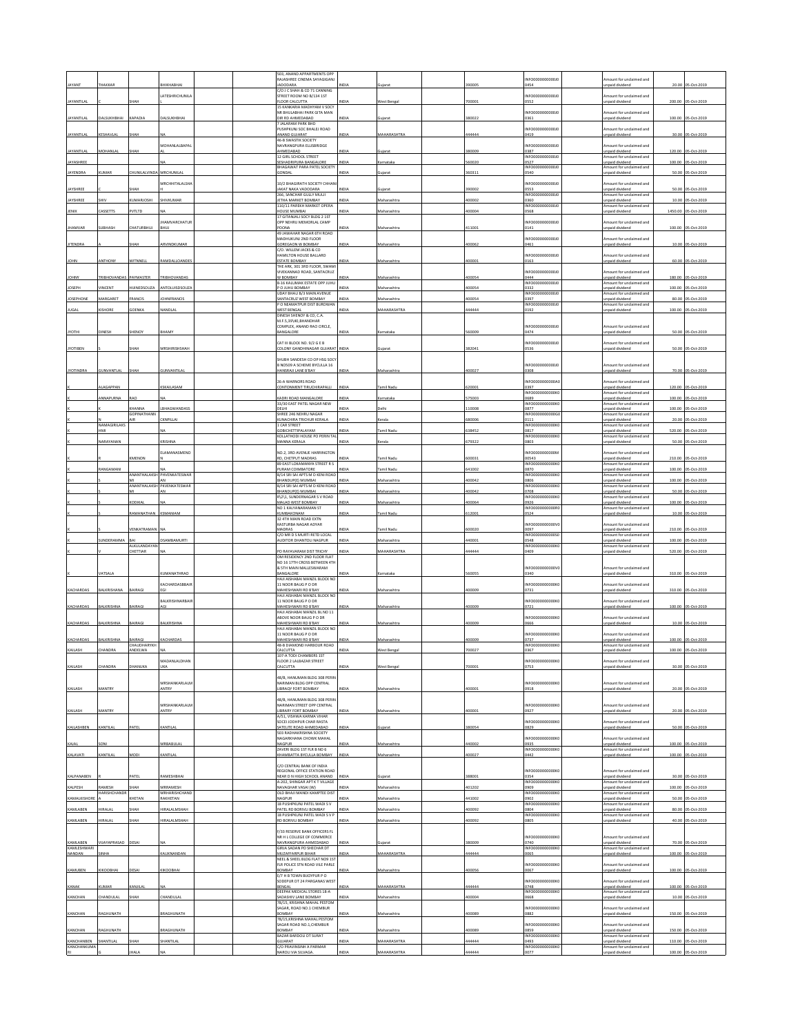| | | | | | | | | | | | | | | |
|---|---|---|---|---|---|---|---|---|---|---|---|---|---|---|
| JAYANT | THAKKAR | | BHIKHABHAI | | | 503, ANAND APPARTMENTS OPP RAJASHREE CINEMA SAYAGIGANJ VADODARA | INDIA | Gujarat | | 390005 | | INFO000000000000J0454 | Amount for unclaimed and unpaid dividend | 20.00 | 05-Oct-2019 |
| JAYANTILAL | | SHAH | LATESHRICHUNILAL | | | C/O I C SHAH & CO 71 CANNING STREET ROOM NO B/134 1ST FLOOR CALCUTTA | INDIA | West Bengal | | 700001 | | INFO000000000000J0552 | Amount for unclaimed and unpaid dividend | 200.00 | 05-Oct-2019 |
| JAYANTILAL | DALSUKHBHAI | KAPADIA | DALSUKHBHAI | | | 15 KANKARIA MADHYAM V SOCY NR BHULABHAI PARK GITA MAN DIR RD AHMEDABAD | INDIA | Gujarat | | 380022 | | INFO000000000000J0361 | Amount for unclaimed and unpaid dividend | 100.00 | 05-Oct-2019 |
| JAYANTILAL | KESHAVLAL | SHAH | NA | | | 7 JALARAM PARK BHD PUSHPKUNJ SOC BHALEJ ROAD ANAND GUJARAT | INDIA | MAHARASHTRA | | 444444 | | INFO000000000000J0419 | Amount for unclaimed and unpaid dividend | 30.00 | 05-Oct-2019 |
| JAYANTILAL | MOHANLAL | SHAH | MOHANLALBAPALAL | | | 46-B SWASTIK SOCIETY NAVRANGPURA ELLISBRIDGE AHMEDABAD | INDIA | Gujarat | | 380009 | | INFO000000000000J0387 | Amount for unclaimed and unpaid dividend | 120.00 | 05-Oct-2019 |
| JAYASHREE | | | NA | | | 12 GIRL SCHOOL STREET SESHADRIPURA BANGALORE | INDIA | Karnataka | | 560020 | | INFO000000000000J0527 | Amount for unclaimed and unpaid dividend | 100.00 | 05-Oct-2019 |
| JAYENDRA | KUMAR | CHUNILALVINDA | MRCHUNILAL | | | BHAGAWAT PARA PATEL SOCIETY GONDAL | INDIA | Gujarat | | 360311 | | INFO000000000000J0540 | Amount for unclaimed and unpaid dividend | 50.00 | 05-Oct-2019 |
| JAYSHREE | C | SHAH | MRCHHITALALSHAH | | | 10/2 BHAGIRATH SOCIETY CHHANI JAKAT NAKA VADODARA | INDIA | Gujarat | | 390002 | | INFO000000000000J0553 | Amount for unclaimed and unpaid dividend | 50.00 | 05-Oct-2019 |
| JAYSHREE | SHIV | KUMARJOSHI | SHIVKUMAR | | | 266, SANCHAR GULLY MULJI JETHA MARKET BOMBAY | INDIA | Maharashtra | | 400002 | | INFO000000000000J0360 | Amount for unclaimed and unpaid dividend | 10.00 | 05-Oct-2019 |
| JENIX | CASSETTS | PVTLTD | NA | | | 110/11 PAREKH MARKET OPERA HOUSE MUMBAI | INDIA | Maharashtra | | 400004 | | INFO000000000000J0568 | Amount for unclaimed and unpaid dividend | 1450.00 | 05-Oct-2019 |
| JHAMVAR | SUBHASH | CHATURBHUJ | JHAMVARCHATURBHUJ | | | 17 GITANJALI SOCY BLDG 2 1ST OPP NEHRU MEMORLAL CAMP POONA | INDIA | Maharashtra | | 411001 | | INFO000000000000J0141 | Amount for unclaimed and unpaid dividend | 100.00 | 05-Oct-2019 |
| JITENDRA | A | SHAH | ARVINDKUMAR | | | 49 JAWAHAR NAGAR 6TH ROAD MADHUKUNJ 2ND FLOOR GOREGAON W BOMBAY | INDIA | Maharashtra | | 400062 | | INFO000000000000J0461 | Amount for unclaimed and unpaid dividend | 10.00 | 05-Oct-2019 |
| JOHN | ANTHONY | WITNNELL | RAMDALLOANDES | | | C/O. WILLEM JACKS & CO HAMILTON HOUSE BALLARD ESTATE BOMBAY | INDIA | Maharashtra | | 400001 | | INFO000000000000J0163 | Amount for unclaimed and unpaid dividend | 60.00 | 05-Oct-2019 |
| JOHNY | TRIBHOVANDAS | PAYMASTER | TRIBHOVANDAS | | | THE ARK, 301 3RD FLOOR, SWAMI VIVEKANAND ROAD, SANTACRUZ W BOMBAY | INDIA | Maharashtra | | 400054 | | INFO000000000000J0444 | Amount for unclaimed and unpaid dividend | 180.00 | 05-Oct-2019 |
| JOSEPH | VINCENT | HIJINEDSOUZA | ANTOLUISDSOUZA | | | B-16 KALUMAK ESTATE OPP JUHU P O JUHU BOMBAY | INDIA | Maharashtra | | 400054 | | INFO000000000000J0332 | Amount for unclaimed and unpaid dividend | 100.00 | 05-Oct-2019 |
| JOSEPHONE | MARGARET | FRANCIS | JOHNFRANCIS | | | UDAY BHAU B/3 MAIN AVENUE SANTACRUZ WEST BOMBAY | INDIA | Maharashtra | | 400054 | | INFO000000000000J0397 | Amount for unclaimed and unpaid dividend | 80.00 | 05-Oct-2019 |
| JUGAL | KISHORE | GOENKA | NANDLAL | | | P O NEAMATPUR DIST BURDWAN WEST BENGAL | INDIA | MAHARASHTRA | | 444444 | | INFO000000000000J0192 | Amount for unclaimed and unpaid dividend | 100.00 | 05-Oct-2019 |
| JYOTHI | DINESH | SHENOY | BHAMY | | | DINESH SHENOY & CO, C.A. M.F.S,19\40,BHANDHAR COMPLEX, ANAND RAO CIRCLE, BANGALORE | INDIA | Karnataka | | 560009 | | INFO000000000000J0474 | Amount for unclaimed and unpaid dividend | 50.00 | 05-Oct-2019 |
| JYOTIBEN | | SHAH | MRSHIRISHSHAH | | | CAT III BLOCK NO. 9/2 G E B COLONY GANDHINAGAR GUJARAT | INDIA | Gujarat | | 382041 | | INFO000000000000J0536 | Amount for unclaimed and unpaid dividend | 50.00 | 05-Oct-2019 |
| JYOTINDRA | GUNVANTLAL | SHAH | GUNVANTLAL | | | SHUBH SANDESH CO OP HSG SOCY B NO509 A SCHEME BYCULLA 16 HANSRAJI LANE B'BAY | INDIA | Maharashtra | | 400027 | | INFO000000000000J0308 | Amount for unclaimed and unpaid dividend | 70.00 | 05-Oct-2019 |
| K | ALAGAPPAN | | KSKALLASAM | | | 26-A WARNORS ROAD CONTONMENT TIRUCHIRAPALLI | INDIA | Tamil Nadu | | 620001 | | INFO000000000000A00397 | Amount for unclaimed and unpaid dividend | 120.00 | 05-Oct-2019 |
| K | ANNAPURNA | RAO | NA | | | KADRI ROAD MANGALORE | INDIA | Karnataka | | 575003 | | INFO000000000000K00689 | Amount for unclaimed and unpaid dividend | 100.00 | 05-Oct-2019 |
| K | K | KHANNA | LBHAGWANDASS | | | 33/30 EAST PATEL NAGAR NEW DELHI | INDIA | Delhi | | 110008 | | INFO000000000000K00877 | Amount for unclaimed and unpaid dividend | 100.00 | 05-Oct-2019 |
| K | N | GOPINATHANNAIR | CKNPILLAI | | | SHREE 246 NEHRU NAGAR KUNACHIRA TRICHUR KERALA | INDIA | Kerala | | 680006 | | INFO000000000000G00111 | Amount for unclaimed and unpaid dividend | 20.00 | 05-Oct-2019 |
| K | NAMAGIRILAKSHMI | | NA | | | 1 CAR STREET GOBICHETTIPALAYAM | INDIA | Tamil Nadu | | 638452 | | INFO000000000000K00817 | Amount for unclaimed and unpaid dividend | 520.00 | 05-Oct-2019 |
| K | NARAYANAN | | KRISHNA | | | KOLLATHODI HOUSE PO PERINTAL MANNA KERALA | INDIA | Kerala | | 679322 | | INFO000000000000K00803 | Amount for unclaimed and unpaid dividend | 50.00 | 05-Oct-2019 |
| K | | KMENON | ELAMANASMENON | | | NO.2, 3RD AVENUE HARRINGTON RD, CHETPUT MADRAS | INDIA | Tamil Nadu | | 600031 | | INFO000000000000M00543 | Amount for unclaimed and unpaid dividend | 210.00 | 05-Oct-2019 |
| K | RANGAMANI | | NA | | | 89 EAST LOKAMANYA STREET R S PURAM COIMBATORE | INDIA | Tamil Nadu | | 641002 | | INFO000000000000K00870 | Amount for unclaimed and unpaid dividend | 100.00 | 05-Oct-2019 |
| K | S | ANANTHALAKSHMI | PRVENKATESWARAN | | | B/14 SRI SAI APTS M D KENI ROAD BHANDUP(E) MUMBAI | INDIA | Maharashtra | | 400042 | | INFO000000000000K00806 | Amount for unclaimed and unpaid dividend | 100.00 | 05-Oct-2019 |
| K | S | ANANTHALAKSHMI | PRVENKATESWARAN | | | B/14 SRI SAI APTS M D KENI ROAD BHANDUP(E) MUMBAI | INDIA | Maharashtra | | 400042 | | INFO000000000000K00708 | Amount for unclaimed and unpaid dividend | 50.00 | 05-Oct-2019 |
| K | S | KODIKAL | NA | | | R\2\1, SUNDERNAGAR S V ROAD MALAD WEST BOMBAY | INDIA | Maharashtra | | 400064 | | INFO000000000000K00926 | Amount for unclaimed and unpaid dividend | 100.00 | 05-Oct-2019 |
| K | S | RAMANATHAN | KSMANIAM | | | NO 1 KALYANARAMAN ST KUMBAKONAM | INDIA | Tamil Nadu | | 612001 | | INFO000000000000R00524 | Amount for unclaimed and unpaid dividend | 10.00 | 05-Oct-2019 |
| K | S | VENKATRAMAN | NA | | | 32 4TH MAIN ROAD EXTN KASTURBA NAGAR ADYAR MADRAS | INDIA | Tamil Nadu | | 600020 | | INFO000000000000V00097 | Amount for unclaimed and unpaid dividend | 210.00 | 05-Oct-2019 |
| K | SUNDERAMMA | BAI | DSAMBAMURTI | | | C/O MR D S MURTI RETD LOCAL AUDITOR DHANTOLI NAGPUR | INDIA | Maharashtra | | 440001 | | INFO000000000000S00548 | Amount for unclaimed and unpaid dividend | 100.00 | 05-Oct-2019 |
| K | V | ALKULANDAYANCHETTIAR | NA | | | PO RAYAVARAM DIST TRICHY | INDIA | MAHARASHTRA | | 444444 | | INFO000000000000K00409 | Amount for unclaimed and unpaid dividend | 520.00 | 05-Oct-2019 |
| K | VATSALA | | KUMANATHRAO | | | OM RESIDENCY 2ND FLOOR FLAT NO 16 17TH CROSS BETWEEN 4TH & 5TH MAIN MALLESWARAM BANGALORE | INDIA | Karnataka | | 560055 | | INFO000000000000V00340 | Amount for unclaimed and unpaid dividend | 310.00 | 05-Oct-2019 |
| KACHARDAS | BALKRISHANA | BAIRAGI | KACHARDASBBAIRAGI | | | HAJI AISHABAI MANZIL BLOCK NO 11 NOOR BAUG P O DR MAHESHWARI RD B'BAY | INDIA | Maharashtra | | 400009 | | INFO000000000000K00731 | Amount for unclaimed and unpaid dividend | 310.00 | 05-Oct-2019 |
| KACHARDAS | BALKRISHNA | BAIRAGI | BALKRISHNABBAIRAGI | | | HAJI AISHABAI MANZIL BLOCK NO 11 NOOR BAUG P O DR MAHESHWARI RD B'BAY | INDIA | Maharashtra | | 400009 | | INFO000000000000K00721 | Amount for unclaimed and unpaid dividend | 100.00 | 05-Oct-2019 |
| KACHARDAS | BALKRISHNA | BAIRAGI | BALKRISHNA | | | HAJI AISHABAI MANZIL BL NO 11 ABOVE NOOR BAUG P O DR MAHESHWARI RD B'BAY | INDIA | Maharashtra | | 400009 | | INFO000000000000K00666 | Amount for unclaimed and unpaid dividend | 10.00 | 05-Oct-2019 |
| KACHARDAS | BALKRISHNA | BAIRAGI | KACHARDAS | | | HAJI AISHABAI MANZIL BLOCK NO 11 NOOR BAUG P O DR MAHESHWARI RD B'BAY | INDIA | Maharashtra | | 400009 | | INFO000000000000K00737 | Amount for unclaimed and unpaid dividend | 100.00 | 05-Oct-2019 |
| KAILASH | CHANDRA | CHAUDHARYKHANDELWA | NA | | | 48-B DIAMOND HARBOUR ROAD CALCUTTA | INDIA | West Bengal | | 700027 | | INFO000000000000K00367 | Amount for unclaimed and unpaid dividend | 100.00 | 05-Oct-2019 |
| KAILASH | CHANDRA | DHANUKA | MADANLALDHANUKA | | | 107-A TODI CHAMBERS 1ST FLOOR 2 LALBAZAR STREET CALCUTTA | INDIA | West Bengal | | 700001 | | INFO000000000000K00753 | Amount for unclaimed and unpaid dividend | 30.00 | 05-Oct-2019 |
| KAILASH | MANTRY | | MRSHANKARLALMANTRY | | | 48/B, HANUMAN BLDG 308 PERIN NARIMAN BLDG OPP CENTRAL LIBRAQY FORT BOMBAY | INDIA | Maharashtra | | 400001 | | INFO000000000000K00918 | Amount for unclaimed and unpaid dividend | 20.00 | 05-Oct-2019 |
| KAILASH | MANTRY | | MRSHANKARLALMANTRY | | | 48/B, HANUMAN BLDG 308 PERIN NARIMAN STREET OPP CENTRAL LIBRARY FORT BOMBAY | INDIA | Maharashtra | | 400001 | | INFO000000000000K00927 | Amount for unclaimed and unpaid dividend | 20.00 | 05-Oct-2019 |
| KAILASHBEN | KANTILAL | PATEL | KANTILAL | | | A/51, VISHWA KARMA VIHAR SOCEI JODHPUR CHAR RASTA SATELITE ROAD AHMEDABAD | INDIA | Gujarat | | 380054 | | INFO000000000000K00829 | Amount for unclaimed and unpaid dividend | 50.00 | 05-Oct-2019 |
| KAJAL | SONI | | MRBABULAL | | | 503 RADHAKRISHNA SOCIETY NAGARKHANA CHOWK MAHAL NAGPUR | INDIA | Maharashtra | | 440002 | | INFO000000000000K00935 | Amount for unclaimed and unpaid dividend | 100.00 | 05-Oct-2019 |
| KALAVATI | KANTILAL | MODI | KANTILAL | | | ZAVERI BLDG 1ST FLR B NO 6 KHAMBATTA BYCULLA BOMBAY | INDIA | Maharashtra | | 400027 | | INFO000000000000K00442 | Amount for unclaimed and unpaid dividend | 100.00 | 05-Oct-2019 |
| KALPANABEN | R | PATEL | RAMESHBHAI | | | C/O CENTRAL BANK OF INDIA REGIONAL OFFICE STATION ROAD NEAR D N HIGH SCHOOL ANAND | INDIA | Gujarat | | 388001 | | INFO000000000000K00354 | Amount for unclaimed and unpaid dividend | 30.00 | 05-Oct-2019 |
| KALPESH | RAMESH | SHAH | MRRAMESH | | | A-202, SHINGAR APT K T VILLAGE NAVAGHAR VASAI (W) | INDIA | Maharashtra | | 401202 | | INFO000000000000K00909 | Amount for unclaimed and unpaid dividend | 100.00 | 05-Oct-2019 |
| KAMALKISHORE | HARISHCHANDRA | KHETAN | MRHARISHCHANDRAKHETAN | | | OLD BHAJI MANDI KAMPTEE DIST NAGPUR | INDIA | Maharashtra | | 441002 | | INFO000000000000K00902 | Amount for unclaimed and unpaid dividend | 50.00 | 05-Oct-2019 |
| KAMLABEN | HIRALAL | SHAH | HIRALALMSHAH | | | 18 PUSHPKUNJ PATEL WADI S V PATEL RD BORIVLI BOMBAY | INDIA | Maharashtra | | 400092 | | INFO000000000000K00804 | Amount for unclaimed and unpaid dividend | 80.00 | 05-Oct-2019 |
| KAMLABEN | HIRALAL | SHAH | HIRALALMSHAH | | | 18 PUSHPKUNJ PATEL WADI S V P RD BORIVLI BOMBAY | INDIA | Maharashtra | | 400092 | | INFO000000000000K00805 | Amount for unclaimed and unpaid dividend | 40.00 | 05-Oct-2019 |
| KAMLABEN | VIJAYAPRASAD | DESAI | NA | | | F/33 RESERVE BANK OFFICERS FL NR H L COLLEGE OF COMMERCE NAVRANGPURA AHMEDABAD | INDIA | Gujarat | | 380009 | | INFO000000000000K00740 | Amount for unclaimed and unpaid dividend | 70.00 | 05-Oct-2019 |
| KAMLESHWARI NANDAN | SINHA | | KALIKNANDAN | | | GIRIJA SADAN PO SHECHAR DT MUZAFFARPUR BIHAR | INDIA | MAHARASHTRA | | 444444 | | INFO000000000000K00065 | Amount for unclaimed and unpaid dividend | 100.00 | 05-Oct-2019 |
| KAMUBEN | KIKOOBHAI | DESAI | KIKOOBHAI | | | NEEL & SHEEL BLDG FLAT NO9 1ST FLR POLICE STN ROAD VILE PARLE BOMBAY | INDIA | Maharashtra | | 400056 | | INFO000000000000K00067 | Amount for unclaimed and unpaid dividend | 100.00 | 05-Oct-2019 |
| KANAK | KUMAR | KANJILAL | NA | | | E/T H B TOWN BIJOYPUR P O SODEPUR DT 24 PARGANAS WEST BENGAL | INDIA | MAHARASHTRA | | 444444 | | INFO000000000000K00748 | Amount for unclaimed and unpaid dividend | 100.00 | 05-Oct-2019 |
| KANCHAN | CHANDULAL | SHAH | CHANDULAL | | | DEEPAK MEDICAL STORES 18-A SADASHIV LANE BOMBAY | INDIA | Maharashtra | | 400004 | | INFO000000000000K00668 | Amount for unclaimed and unpaid dividend | 10.00 | 05-Oct-2019 |
| KANCHAN | RAGHUNATH | | BRAGHUNATH | | | 7B/15, KRISHNA MAHAL PESTOM SAGAR, ROAD NO.1 CHEMBUR BOMBAY | INDIA | Maharashtra | | 400089 | | INFO000000000000K00882 | Amount for unclaimed and unpaid dividend | 150.00 | 05-Oct-2019 |
| KANCHAN | RAGHUNATH | | BRAGHUNATH | | | 7B/15,KRISHNA MAHAL PESTOM SAGAR ROAD NO.1,CHEMBUR BOMBAY | INDIA | Maharashtra | | 400089 | | INFO000000000000K00859 | Amount for unclaimed and unpaid dividend | 150.00 | 05-Oct-2019 |
| KANCHANBEN | SHANTILAL | SHAH | SHANTILAL | | | BAZAR BARDOLI DT SURAT GUJARAT | INDIA | MAHARASHTRA | | 444444 | | INFO000000000000K00493 | Amount for unclaimed and unpaid dividend | 110.00 | 05-Oct-2019 |
| KANCHANKUMARI | G | JHALA | NA | | | C/O PRAVINSINH A PARMAR NAROLI VIA SILVAGA. | INDIA | MAHARASHTRA | | 444444 | | INFO000000000000K00077 | Amount for unclaimed and unpaid dividend | 100.00 | 05-Oct-2019 |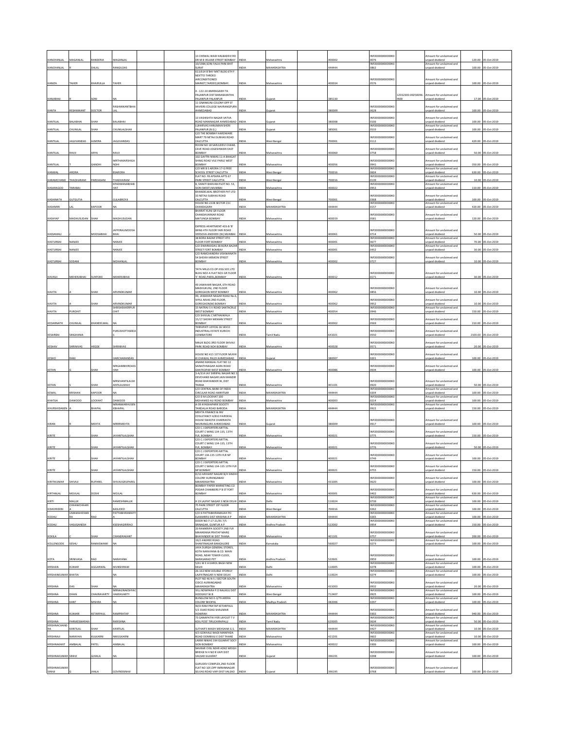| | | | | | | | | | | | | | | | |
|---|---|---|---|---|---|---|---|---|---|---|---|---|---|---|---|
| KANCHANLAL | MAGANLAL | RANDERIA | MAGANLAL | | | 13 CHEWAL WADI KALBADEVI RD DR M B VELKAR STREET BOMBAY | INDIA | Maharashtra | | 400002 | INFO000000000K00076 | | Amount for unclaimed and unpaid dividend | 120.00 | 05-Oct-2019 |
| KANCHANLAL | R | DALAL | RANGILDAS | | | 10/1984,SONI FALIA PANI BHIT SURAT | INDIA | MAHARASHTRA | | 444444 | INFO000000000K00862 | | Amount for unclaimed and unpaid dividend | 100.00 | 05-Oct-2019 |
| KANIZA | TAHER | KHAIRULLA | TAHER | | | 613/614 B'BAY MKT BLDG 6TH F NEXTTO TARDEO AIRCONDITIONED MARKET,TARDEO,BOMBAY. | INDIA | Maharashtra | | 400034 | INFO000000000K00576 | | Amount for unclaimed and unpaid dividend | 100.00 | 05-Oct-2019 |
| KANJIBHAI | | SONI | NA | | | 4 - 122-10 AMIRAGADH TA PALANPUR DIST BANASKANTHA PALANPUR PALANPUR | INDIA | Gujarat | | 385130 | | 12032300-00258396-IN00 | Amount for unclaimed and unpaid dividend | 17.00 | 05-Oct-2019 |
| KANTA | RESHMIKANT | DOCTOR | RASHMIKANTBHAILAL | | | 11 GNANKUNJ COLONY OPP ST XAVIERS COLLEGE NAVRANGPURA AHMEDABAD | INDIA | Gujarat | | 380009 | INFO000000000K00628 | | Amount for unclaimed and unpaid dividend | 100.00 | 05-Oct-2019 |
| KANTILAL | BALABHAI | SHAH | BALABHAI | | | 13 VASHISHTA NAGAR VATVA ROAD MANINAGAR AHMEDABAD | INDIA | Gujarat | | 380008 | INFO000000000K00106 | | Amount for unclaimed and unpaid dividend | 100.00 | 05-Oct-2019 |
| KANTILAL | CHUNILAL | SHAH | CHUNILALSHAH | | | LUHARVAS HANUMAN SHERI PALANPUR (N.G.) | INDIA | Gujarat | | 385001 | INFO000000000K00533 | | Amount for unclaimed and unpaid dividend | 100.00 | 05-Oct-2019 |
| KANTILAL | JAGJIVANDAS | AJMERA | JAGJIVANDAS | | | C/O THE BOMBAY HARDWARE MART 79 NETAJI SUBHAS ROAD CALCUTTA | INDIA | West Bengal | | 700001 | INFO000000000K00112 | | Amount for unclaimed and unpaid dividend | 420.00 | 05-Oct-2019 |
| KANTILAL | RAVJI | ARYA | RAVJI | | | ROOM NO 18 SARJUDEVI CHAWL CAVE ROAD JOGESHWARI EAST BOMBAY | INDIA | Maharashtra | | 400060 | INFO000000000K00758 | | Amount for unclaimed and unpaid dividend | 50.00 | 05-Oct-2019 |
| KANTILAL | | GANDHI | MRTHAKARSHIGANDHI | | | 102 GAYTRI NIWAS 11-A BHAGAT SHING ROAD VILE PARLE WEST BOMBAY | INDIA | Maharashtra | | 400056 | INFO000000000K00941 | | Amount for unclaimed and unpaid dividend | 350.00 | 05-Oct-2019 |
| KANWAL | ARORA | | BSARORA | | | C/O MR B S ARORA 17-G FREE SCHOOL STREET CALCUTTA | INDIA | West Bengal | | 700016 | INFO000000000K00604 | | Amount for unclaimed and unpaid dividend | 630.00 | 05-Oct-2019 |
| KARAMCHAND | THADHARAM | PARDASANI | THADHARAM | | | FLAT NO. F8 APSARA APTS 67 PARK STREET CALCUTTA | INDIA | West Bengal | | 700016 | INFO000000000K00139 | | Amount for unclaimed and unpaid dividend | 10.00 | 05-Oct-2019 |
| KASARAGOD | TARABAI | | KPADMANABHABHAT | | | 8, SHAKTI BHAVAN PLOT NO. 53, SION (WEST) MUMBAI | INDIA | Maharashtra | | 400022 | INFO000000000K00953 | | Amount for unclaimed and unpaid dividend | 110.00 | 05-Oct-2019 |
| KASHINATH | GUTGUTIA | | GULABROYJI | | | KHANDELWAL BROTHER PVT LTD 33 NETAJI SUBHAS ROAD CALCUTTA | INDIA | West Bengal | | 700001 | INFO000000000K00368 | | Amount for unclaimed and unpaid dividend | 100.00 | 05-Oct-2019 |
| KASHMIRI | LAL | KAPOOR | NA | | | HOUSE NO.2228 SECTOR 21C CHANDIGARH | INDIA | MAHARASHTRA | | 444444 | INFO000000000K00157 | | Amount for unclaimed and unpaid dividend | 420.00 | 05-Oct-2019 |
| KASHYAP | MADHUSUDAN | SHAH | MADHUSUDAN | | | BHARAT KUNJ GR FLOOR CHANDAVARKAR ROAD MATUNGA BOMBAY | INDIA | Maharashtra | | 400019 | INFO000000000K00581 | | Amount for unclaimed and unpaid dividend | 120.00 | 05-Oct-2019 |
| KASSAMALI | | MOOSABHAI | JAFFERALIMOOSABHAI | | | EXPRESS APARTMENT 403-B 'B' WING 4TH FLOOR YARI ROAD VERSOVA ANDHERI (W) MUMBAI | INDIA | Maharashtra | | 400061 | INFO000000000K00714 | | Amount for unclaimed and unpaid dividend | 50.00 | 05-Oct-2019 |
| KASTURBAI | NANJEE | | NANJEE | | | 38 BORA BAZAR STREET 4TH FLOOR FORT BOMBAY | INDIA | Maharashtra | | 400001 | INFO000000000K00677 | | Amount for unclaimed and unpaid dividend | 70.00 | 05-Oct-2019 |
| KASTURBAI | NANJEE | | NANJEE | | | C/O DWARKADAS 38 BORA BAZAR STREET FORT BOMBAY | INDIA | Maharashtra | | 400001 | INFO000000000K00452 | | Amount for unclaimed and unpaid dividend | 30.00 | 05-Oct-2019 |
| KASTURBAI | SODANI | | MOHANLAL | | | C/O RAMCHANDRA VISHWANATH 54 SHEIKH MEMON STREET BOMBAY | INDIA | Maharashtra | | 400002 | INFO000000000K00727 | | Amount for unclaimed and unpaid dividend | 10.00 | 05-Oct-2019 |
| KAVASJI | MEHERJIBHAI | SUNTOKE | MEHERJIBHAI | | | TATA MILLS CO.OP.HSG.SOC.LTD BLDG NO2-A FLAT NO1 GR FLOOR 'E' ROAD,PAREL,BOMBAY | INDIA | Maharashtra | | 400012 | INFO000000000K00171 | | Amount for unclaimed and unpaid dividend | 30.00 | 05-Oct-2019 |
| KAVITA | A | SHAH | ARVINDKUMAR | | | 49 JAWAHAR NAGAR, 6TH ROAD MADHUKUNJ, 2ND FLOOR GOREGAON WEST BOMBAY | INDIA | Maharashtra | | 400062 | INFO000000000K00856 | | Amount for unclaimed and unpaid dividend | 10.00 | 05-Oct-2019 |
| KAVITA | A | SHAH | ARVINDKUMAR | | | 49, JAWAHAR NAGAR ROAD No.6, VIPUL NIVAS 2ND FLOOR, GOREGAON(W) BOMBAY | INDIA | Maharashtra | | 400062 | INFO000000000K00952 | | Amount for unclaimed and unpaid dividend | 10.00 | 05-Oct-2019 |
| KAVITA | PUROHIT | | SHRISHEKHERPUROHIT | | | 15 NATRAJ S V ROAD SANTACRUZ WEST BOMBAY | INDIA | Maharashtra | | 400054 | INFO000000000K00946 | | Amount for unclaimed and unpaid dividend | 150.00 | 05-Oct-2019 |
| KEDARNATH | CHUNILAL | KHANDELWAL | NA | | | C/O SHIVLAL C MITHAIWALA 15/17 SHEIKH MEMAN STREET BOMBAY | INDIA | Maharashtra | | 400002 | INFO000000000K00569 | | Amount for unclaimed and unpaid dividend | 210.00 | 05-Oct-2019 |
| KESARBAI | SINGHANIA | | PURUSHOTTAMDAS | | | THIRUPATI UDYOG 36 SIDCO INDUSTRIAL ESTATE KURICHI COIMBATORE | INDIA | Tamil Nadu | | 641021 | INFO000000000K00550 | | Amount for unclaimed and unpaid dividend | 2100.00 | 05-Oct-2019 |
| KESHAV | SHRINIVAS | HEGDE | SHRINIVAS | | | MALIK BLDG 3RD FLOOR SHIVAJI PARK ROAD NO4 BOMBAY | INDIA | Maharashtra | | 400028 | INFO000000000K00571 | | Amount for unclaimed and unpaid dividend | 20.00 | 05-Oct-2019 |
| KESHO | RAM | | HARCHARANDAS | | | HOUSE NO 415 1ST FLOOR MUKHI KI CHAWAL PALDI AHMEDABAD | INDIA | Gujarat | | 380007 | INFO000000000K00201 | | Amount for unclaimed and unpaid dividend | 100.00 | 05-Oct-2019 |
| KETAN | G | SHAH | MRGAMBHIRDASSHAH | | | ANAND MANGAL FLAT NO 12 SAINATHNAGAR AGRA ROAD GHATKOPAR WEST BOMBAY | INDIA | Maharashtra | | 400086 | INFO000000000K00934 | | Amount for unclaimed and unpaid dividend | 100.00 | 05-Oct-2019 |
| KETAN | S | SHAH | MRSEVANTILALSHANTILALSHAH | | | 3-A/314 JAY SHRIPAL NAGAR NO 3 DEVCHAND NAGAR JAIN MANDIR ROAD BHAYANDER W, DIST THANA | INDIA | Maharashtra | | 401101 | INFO000000000K00920 | | Amount for unclaimed and unpaid dividend | 50.00 | 05-Oct-2019 |
| KEWAL | KRISHAN | KAPOOR | NA | | | C/O CENTRAL BANK OF INDIA CIRCULAR ROAD AMRITSAR | INDIA | MAHARASHTRA | | 444444 | INFO000000000K00204 | | Amount for unclaimed and unpaid dividend | 100.00 | 05-Oct-2019 |
| KHATIJA | DAWOOD | LOOKHAT | DAWOOD | | | C/O D M LOOKHAT 100 MOHAMED ALI ROAD BOMBAY | INDIA | Maharashtra | | 400003 | INFO000000000K00214 | | Amount for unclaimed and unpaid dividend | 100.00 | 05-Oct-2019 |
| KHURSHIDABEN | A | BHAPAL | MRANWARHUSENKBHAPAL | | | A-39 AYASHAPARK SOCIETY TANDALJA ROAD BARODA | INDIA | MAHARASHTRA | | 444444 | INFO000000000K00922 | | Amount for unclaimed and unpaid dividend | 150.00 | 05-Oct-2019 |
| KIRAN | R | MEHTA | MRRRMEHTA | | | MEHTA FINANCE & INV COSULTANCY A/810 FAIRDEAL HOUSE SWASTIK CHARRASTA NAVRANGURA AHMEDABAD | INDIA | Gujarat | | 380009 | INFO000000000K00917 | | Amount for unclaimed and unpaid dividend | 100.00 | 05-Oct-2019 |
| KIRITE | J | SHAH | JAYANTILALSHAH | | | C/O C J EXPORTERS MITTAL COURT C WING 134-135, 13TH FLR, BOMBAY | INDIA | Maharashtra | | 400021 | INFO000000000K00775 | | Amount for unclaimed and unpaid dividend | 150.00 | 05-Oct-2019 |
| KIRITE | J | SHAH | JAYANTILALSHAH | | | C/O C J EXPORTERS MITTAL COURT C WING 134-135, 13TH FLR, BOMBAY | INDIA | Maharashtra | | 400021 | INFO000000000K00776 | | Amount for unclaimed and unpaid dividend | 50.00 | 05-Oct-2019 |
| KIRITE | J | SHAH | JAYANTILALSHAH | | | C/O C J EXPORTERS MITTAL COURT 134-135 13TH FLR NP BOMBAY | INDIA | Maharashtra | | 400021 | INFO000000000K00749 | | Amount for unclaimed and unpaid dividend | 100.00 | 05-Oct-2019 |
| KIRITE | J | SHAH | JAYANTILALSHAH | | | C/O C J EXPORTERS MITTAL COURT C WING 134-135 13TH FLR NP BOMBAY | INDIA | Maharashtra | | 400021 | INFO000000000K00755 | | Amount for unclaimed and unpaid dividend | 150.00 | 05-Oct-2019 |
| KIRITKUMAR | SHIVAJI | RUPAREL | SHIVAJIGRUPAREL | | | D/10 ARIHANT NAGAR B/H SINDHI COLONY AURANGABAD MAHARASHTRA | INDIA | Maharashtra | | 431005 | INFO000000000K00620 | | Amount for unclaimed and unpaid dividend | 100.00 | 05-Oct-2019 |
| KIRTANLAL | MOJILAL | DOSHI | MOJILAL | | | BOMBAY PAPER MARKETING CO PODAR CHAMBERS P B ST FORT BOMBAY | INDIA | Maharashtra | | 400001 | INFO000000000K00402 | | Amount for unclaimed and unpaid dividend | 630.00 | 05-Oct-2019 |
| KIRTI | MALLIK | | RAMESHMALLIK | | | H 19 LAJPAT NAGAR 3 NEW DELHI | INDIA | Delhi | | 110024 | INFO000000000K00739 | | Amount for unclaimed and unpaid dividend | 100.00 | 05-Oct-2019 |
| KISHORIDEBI | CHHAWCHHARIA | | BASUDEO | | | 75 PARK STREET 1ST FLOOR CALCUTTA | INDIA | West Bengal | | 700016 | INFO000000000K00262 | | Amount for unclaimed and unpaid dividend | 100.00 | 05-Oct-2019 |
| KODALI | UMAMAHESWARA | RAO | PATTABHIRAMAYYA | | | C/O K PATTABHIRAMAIAH PO ELAMARRU DIST KRISHNA A P | INDIA | MAHARASHTRA | | 444444 | INFO000000000K00265 | | Amount for unclaimed and unpaid dividend | 100.00 | 05-Oct-2019 |
| KODALI | VASUGANESH | | KSESHAGIRIRAO | | | DOOR NO:7-17-21/91.7/5 SRINAGAR, GUNTUR A P | INDIA | Andhra Pradesh | | 522002 | INFO000000000K00954 | | Amount for unclaimed and unpaid dividend | 150.00 | 05-Oct-2019 |
| KOKILA | C | SHAH | CHANDRAKANT | | | 20 RAMKRIPA SOCIETY 2ND FLR MAHARANA PRATAP MARG BHAYANDER W DIST THANA | INDIA | Maharashtra | | 401101 | INFO000000000K00757 | | Amount for unclaimed and unpaid dividend | 200.00 | 05-Oct-2019 |
| KOLLENGODE | SESHU | RAMASWAMI | NA | | | 19/2 ANDREE ROAD SHANTINAGAR BANGALORE | INDIA | Karnataka | | 560027 | INFO000000000K00273 | | Amount for unclaimed and unpaid dividend | 100.00 | 05-Oct-2019 |
| KOTA | SRINIVASA | RAO | NARAYANA | | | JAYA DURGA GENERAL STORES, KOTA NARAYANA & CO. MAIN ROAD, NEAR TOWER CLOCK, NARASARAO PET | INDIA | Andhra Pradesh | | 522601 | INFO000000000K00959 | | Amount for unclaimed and unpaid dividend | 100.00 | 05-Oct-2019 |
| KRISHAN | KUMAR | AGGARWAL | MUNSHIRAM | | | 5/61 W E A KAROL BAGH NEW DELHI | INDIA | Delhi | | 110005 | INFO000000000K00278 | | Amount for unclaimed and unpaid dividend | 100.00 | 05-Oct-2019 |
| KRISHANKUMAR | BHATIA | | NA | | | 26-163 NEW DOUBLE STORELY LAJPATNAGAR IV NEW DELHI | INDIA | Delhi | | 110024 | INFO000000000K00274 | | Amount for unclaimed and unpaid dividend | 100.00 | 05-Oct-2019 |
| KRISHNA | DAS | SHAH | NA | | | PLOT NO 46 N-5 J SECTOR SOUTH CIDCO AURANGABAD MAHARASHTRA | INDIA | Maharashtra | | 431003 | INFO000000000K00932 | | Amount for unclaimed and unpaid dividend | 20.00 | 05-Oct-2019 |
| KRISHNA | DHAN | CHAKRAVARTY | MRNALINAKSHYACHAKRAVARTY | | | VILL NOWPARA P.O NALIKUL DIST HOOGHLY W.B | INDIA | West Bengal | | 712407 | INFO000000000K00925 | | Amount for unclaimed and unpaid dividend | 100.00 | 05-Oct-2019 |
| KRISHNA | KANT | MISHRA | NA | | | BUNGLOW NO E-3/79 ARERA COLONY BHOPAL | INDIA | Madhya Pradesh | | 482006 | INFO000000000K00297 | | Amount for unclaimed and unpaid dividend | 100.00 | 05-Oct-2019 |
| KRISHNA | KUMARI | KETARPAUL | RAMPRATAP | | | W/O RAM PRATAP KETARPAUL 5/1 DUKE ROAD SHALIMAR HOWRAH | INDIA | MAHARASHTRA | | 444444 | INFO000000000K00302 | | Amount for unclaimed and unpaid dividend | 940.00 | 05-Oct-2019 |
| KRISHNA | PARMESWARAN | | RKRISHNA | | | 73 GANAPATHI IYER LAYOUT T V KOIL POST TIRUCHIRAPALLI | INDIA | Tamil Nadu | | 620005 | INFO000000000K00634 | | Amount for unclaimed and unpaid dividend | 50.00 | 05-Oct-2019 |
| KRISHNACHANDRA | KANTILAL | SHAH | KANTILAL | | | SUTHAR'S MADH MEHSANA G.S. | INDIA | MAHARASHTRA | | 444444 | INFO000000000K00427 | | Amount for unclaimed and unpaid dividend | 10.00 | 05-Oct-2019 |
| KRISHNAJI | NARAYAN | KULKARNI | NKKULKARNI | | | 4/3 GOKHALE WADI MANPADA ROAD DOMBIVLI E DIST THANE | INDIA | Maharashtra | | 421201 | INFO000000000K00602 | | Amount for unclaimed and unpaid dividend | 10.00 | 05-Oct-2019 |
| KRISHNAKANT | AMBALAL | PATEL | AMBALAL | | | LAXMI NIWAS 104 GUJARAT SOCY SION BOMBAY | INDIA | Maharashtra | | 400022 | INFO000000000K00306 | | Amount for unclaimed and unpaid dividend | 100.00 | 05-Oct-2019 |
| KRISHNAKUMAR | SINHJI | GJHALA | NA | | | NAVKAR CHSL NEAR AZAD WEIGH BRIDGE N H NO 8 VAPI DIST VALSAD GUJARAT | INDIA | Gujarat | | 396191 | INFO000000000K00298 | | Amount for unclaimed and unpaid dividend | 100.00 | 05-Oct-2019 |
| KRISHNAKUMARSINHJI | G | JHALA | GOVINDSINHJI | | | GURUDEV COMPLEX,2ND FLOOR FLAT NO 10F,OPP IMRANNAGAR SELVAS ROAD VAPI DIST VALSAD | INDIA | Gujarat | | 396195 | INFO000000000K00768 | | Amount for unclaimed and unpaid dividend | 100.00 | 05-Oct-2019 |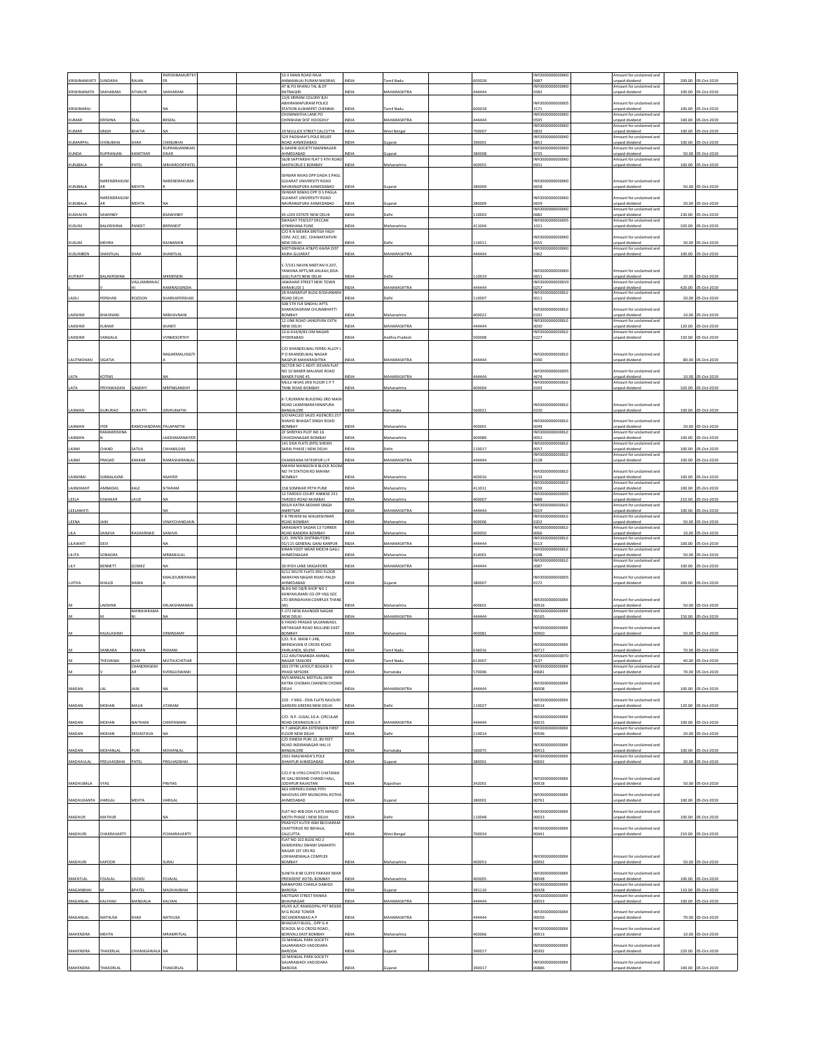| KRISHNAMURTI | SUNDARA | RAJAN | RKRISHNAMURTIIY ER | | | 55 II MAIN ROAD RAJA ANNAMALAI PURAM MADRAS | INDIA | Tamil Nadu | | 600028 | INFO000000000K00687 | | Amount for unclaimed and unpaid dividend | 200.00 | 05-Oct-2019 |
|---|---|---|---|---|---|---|---|---|---|---|---|---|---|---|---|
| KRISHNANATH | SAKHARAM | ATHALYE | SAKHARAM | | | AT & PO KHANU TAL & DT RATNAGIRI | INDIA | MAHARASHTRA | | 444444 | INFO000000000K00582 | | Amount for unclaimed and unpaid dividend | 100.00 | 05-Oct-2019 |
| KRISHNARAJ | | | NA | | | 11/6 SRIRAM COLONY B/H ABHIRAMAPURAM POLICE STATION ALWARPET CHENNAI | INDIA | Tamil Nadu | | 600018 | INFO0000000000053171 | | Amount for unclaimed and unpaid dividend | 100.00 | 05-Oct-2019 |
| KUMAR | KRISHNA | SEAL | BKSEAL | | | CHOWMATHA LANE PO CHINSHAW DIST HOOGHLY | INDIA | MAHARASHTRA | | 444444 | INFO000000000K00595 | | Amount for unclaimed and unpaid dividend | 100.00 | 05-Oct-2019 |
| KUMAR | SINGH | BHATIA | NA | | | 19 MULLICK STREET CALCUTTA | INDIA | West Bengal | | 700007 | INFO000000000K00833 | | Amount for unclaimed and unpaid dividend | 100.00 | 05-Oct-2019 |
| KUMARPAL | CHINUBHAI | SHAH | CHINUBHAI | | | 529 PADSHAH'S POLE RELIEF ROAD AHMEDABAD | INDIA | Gujarat | | 380001 | INFO000000000K00851 | | Amount for unclaimed and unpaid dividend | 100.00 | 05-Oct-2019 |
| KUNDA | RUPRANJAN | KANETKAR | RUPRANJANNKAN EKAR | | | 6 DAXINI SOCIETY MANINAGAR AHMEDABAD | INDIA | Gujarat | | 380008 | INFO000000000K00735 | | Amount for unclaimed and unpaid dividend | 50.00 | 05-Oct-2019 |
| KUNJBALA | | PATEL | MRHAROORPATEL | | | 56/B SAPTARSHI FLAT S 4TH ROAD SANTACRUZ E BOMBAY | INDIA | Maharashtra | | 400055 | INFO000000000K00931 | | Amount for unclaimed and unpaid dividend | 100.00 | 05-Oct-2019 |
| KUNJBALA | NARENDRAKUM AR | MEHTA | NARENDRAKUMA R | | | ISHWAR NIVAS OPP DADA S PAGL GUJARAT UNIVERSITY ROAD NAVRANGPURA AHMEDABAD | INDIA | Gujarat | | 380009 | INFO000000000K00658 | | Amount for unclaimed and unpaid dividend | 50.00 | 05-Oct-2019 |
| KUNJBALA | NARENDRAKUM AR | MEHTA | NA | | | ISHWAR NIWAS OPP D S PAGLA GUJARAT UNIVERSITY ROAD NAVRANGPURA AHMEDABAD | INDIA | Gujarat | | 380009 | INFO000000000K00659 | | Amount for unclaimed and unpaid dividend | 20.00 | 05-Oct-2019 |
| KUSHALYA | SAWHNEY | | BSAWHNEY | | | 45 LODI ESTATE NEW DELHI | INDIA | Delhi | | 110003 | INFO000000000K00682 | | Amount for unclaimed and unpaid dividend | 230.00 | 05-Oct-2019 |
| KUSUM | BALKRISHNA | PANDIT | BRPANDIT | | | SWAGAT 759/107 DECCAN GYMKHANA PUNE | INDIA | Maharashtra | | 411004 | INFO0000000000051021 | | Amount for unclaimed and unpaid dividend | 320.00 | 05-Oct-2019 |
| KUSUM | MEHRA | | RAJNARAIN | | | C/O R N MEHRA BRITISH HIGH COM. ACC.SEC. CHANAKYAPURI NEW DELHI | INDIA | Delhi | | 110011 | INFO000000000K00555 | | Amount for unclaimed and unpaid dividend | 30.00 | 05-Oct-2019 |
| KUSUMBEN | SHANTILAL | SHAH | SHANTILAL | | | SHETHWADA AT&PO KAIRA DIST KAIRA GUJARAT | INDIA | MAHARASHTRA | | 444444 | INFO000000000K00362 | | Amount for unclaimed and unpaid dividend | 100.00 | 05-Oct-2019 |
| KUTIKAT | BALAKRISHNA | | MKMENON | | | C-7/191 NAVIN NIKETAN H.207, YAMUNA APTS,NR.KALKAJI,DDA-(LIG) FLATS NEW DELHI | INDIA | Delhi | | 110019 | INFO000000000K00651 | | Amount for unclaimed and unpaid dividend | 20.00 | 05-Oct-2019 |
| | V | VALLIAMMAIAC HI | RAMNADSINDIA | | | JAWAHAR STREET NEW TOWN KARAIKUDI 1 | INDIA | MAHARASHTRA | | 444444 | INFO000000000V00257 | | Amount for unclaimed and unpaid dividend | 420.00 | 05-Oct-2019 |
| LADLI | PERSHAD | ROZDON | SHARKAPERSHAD | | | 28 RAMSARUP BLDG ROSHANARA ROAD DELHI | INDIA | Delhi | | 110007 | INFO000000000L00011 | | Amount for unclaimed and unpaid dividend | 20.00 | 05-Oct-2019 |
| LAKSHMI | BHAVNANI | | NKBHAVNANI | | | 508 5TH FLR SINDHU APTS SHARADAGRAM CHUNABHATTI BOMBAY | INDIA | Maharashtra | | 400022 | INFO000000000L00191 | | Amount for unclaimed and unpaid dividend | 10.00 | 05-Oct-2019 |
| LAKSHMI | KUMAR | | SHANTI | | | 12 LINK ROAD JANGPURA EXTN NEW DELHI | INDIA | MAHARASHTRA | | 444444 | INFO000000000L00030 | | Amount for unclaimed and unpaid dividend | 120.00 | 05-Oct-2019 |
| LAKSHMI | VANGALA | | VVNMOORTHY | | | 11-6-434/B/83 OM NAGAR HYDERABAD | INDIA | Andhra Pradesh | | 500008 | INFO000000000L00227 | | Amount for unclaimed and unpaid dividend | 150.00 | 05-Oct-2019 |
| LALITMOHAN | SIGATIA | | NAGARMALJISIGTI A | | | C/O KHANDELWAL FERRO ALLOY L P O KHANDELWAL NAGAR NAGPUR MAHARASHTRA | INDIA | MAHARASHTRA | | 444444 | INFO000000000L00190 | | Amount for unclaimed and unpaid dividend | 80.00 | 05-Oct-2019 |
| LATA | KOTNIS | | NA | | | SECTOR NO 1 ADITI JEEVAN FLAT NO 10 BANER MALANJE ROAD BANER PUNE 45 | INDIA | MAHARASHTRA | | 444444 | INFO0000000000054674 | | Amount for unclaimed and unpaid dividend | 10.00 | 05-Oct-2019 |
| LATA | PRIYAWADAN | GANDHY | MRPMGANDHY | | | MULJI NIVAS 3RD FLOOR C P T TANK ROAD BOMBAY | INDIA | Maharashtra | | 400004 | INFO000000000L00243 | | Amount for unclaimed and unpaid dividend | 320.00 | 05-Oct-2019 |
| LAXMAN | GURURAO | KURATTI | GRVKUNATHI | | | K-7,RUKMINI BUILDING 3RD MAIN ROAD LAXMINARAYANAPURA BANGALORE | INDIA | Karnataka | | 560021 | INFO000000000L00230 | | Amount for unclaimed and unpaid dividend | 100.00 | 05-Oct-2019 |
| LAXMAN | IYER | RAMCHANDRAN | PALAPARTHI | | | S/O MACLEO SALES AGENCIES 257 SHAHID BHAGAT SINGH ROAD BOMBAY | INDIA | Maharashtra | | 400001 | INFO000000000L00049 | | Amount for unclaimed and unpaid dividend | 20.00 | 05-Oct-2019 |
| LAXMAN | RAMAKRISHNA N | | LAKSHAMANAYER | | | 1F SHREYAS PLOT NO 16 CHHEDANAGAR BOMBAY | INDIA | Maharashtra | | 400089 | INFO000000000L00052 | | Amount for unclaimed and unpaid dividend | 100.00 | 05-Oct-2019 |
| LAXMI | CHAND | SATIJA | CHHABILDAS | | | 141 DDA FLATS (RPS) SHEIKH SARAI PHASE I NEW DELHI | INDIA | Delhi | | 110017 | INFO000000000L00057 | | Amount for unclaimed and unpaid dividend | 100.00 | 05-Oct-2019 |
| LAXMI | PRASAD | KAKKAR | RAMASHARANLAL | | | CHANDIANA FATEHPUR U P | INDIA | MAHARASHTRA | | 444444 | INFO000000000L00128 | | Amount for unclaimed and unpaid dividend | 100.00 | 05-Oct-2019 |
| LAXMIBAI | SUBBALAXMI | | NSAIYER | | | MAHIM MANSION B BLOCK ROOM NO 74 STATION RD MAHIM BOMBAY | INDIA | Maharashtra | | 400016 | INFO000000000L00133 | | Amount for unclaimed and unpaid dividend | 100.00 | 05-Oct-2019 |
| LAXMIKANT | AMBADAS | KALE | SITARAM | | | 158 SOMWAR PETH PUNE | INDIA | Maharashtra | | 411011 | INFO000000000L00239 | | Amount for unclaimed and unpaid dividend | 100.00 | 05-Oct-2019 |
| LEELA | DIWAKAR | LAUD | NA | | | 12 TARDEO COURT ANNEXE 251 TARDEO ROAD MUMBAI | INDIA | Maharashtra | | 400007 | INFO0000000000053988 | | Amount for unclaimed and unpaid dividend | 210.00 | 05-Oct-2019 |
| LEELAWATI | | | NA | | | 903/4 KATRA MOHAR SINGH AMRITSAR | INDIA | MAHARASHTRA | | 444444 | INFO000000000L00219 | | Amount for unclaimed and unpaid dividend | 100.00 | 05-Oct-2019 |
| LEENA | JAIN | | VINAYCHANDJAIN | | | F-8 TRIVENI 66 WALKESHWAR ROAD BOMBAY | INDIA | Maharashtra | | 400006 | INFO000000000L00202 | | Amount for unclaimed and unpaid dividend | 50.00 | 05-Oct-2019 |
| LILA | SANJIVA | RAOKARNAD | SANJIVA | | | SARASWATI SADAN 13 TURNER ROAD BANDRA BOMBAY | INDIA | Maharashtra | | 400050 | INFO000000000L00066 | | Amount for unclaimed and unpaid dividend | 10.00 | 05-Oct-2019 |
| LILAWATI | DEVI | | NA | | | C/O. SYNTEX DISTRIBUTORS 55/115 GENERAL GANJ KANPUR | INDIA | MAHARASHTRA | | 444444 | INFO000000000L00113 | | Amount for unclaimed and unpaid dividend | 100.00 | 05-Oct-2019 |
| LILITA | SONAGRA | | MRBABULAL | | | KIRAN FOOT WEAR MOCHI GALLI AHMEDNAGAR | INDIA | Maharashtra | | 414001 | INFO000000000L00248 | | Amount for unclaimed and unpaid dividend | 50.00 | 05-Oct-2019 |
| LILY | BENNETT | GOMEZ | NA | | | 30 IPOH LANE SINGAPORE | INDIA | MAHARASHTRA | | 444444 | INFO000000000L00087 | | Amount for unclaimed and unpaid dividend | 100.00 | 05-Oct-2019 |
| LUTFIA | KHALID | HAWA | KHALIDUMERHAW A | | | D/12 DELITE FLATS 3RD FLOOR NARAYAN NAGAR ROAD PALDI AHMEDABAD | INDIA | Gujarat | | 380007 | INFO0000000000050172 | | Amount for unclaimed and unpaid dividend | 260.00 | 05-Oct-2019 |
| M | LAKSHMI | | KRLAKSHMANAN | | | BLDG NO 58/B SHOP NO 1 KANYAKUMARI CO-OP HSG SOC LTD BRINDAVAN COMPLEX THANE (W) | INDIA | Maharashtra | | 400601 | INFO000000000M00916 | | Amount for unclaimed and unpaid dividend | 50.00 | 05-Oct-2019 |
| M | M | MANSHARAMA NI | NA | | | F-272 NEW RAJINDER NAGAR NEW DELHI | INDIA | MAHARASHTRA | | 444444 | INFO000000000M00165 | | Amount for unclaimed and unpaid dividend | 150.00 | 05-Oct-2019 |
| M | RAJALASHMI | | DRMNSAMY | | | 6 YASHO PRASAD SAJJANWADI, MITHAGAR ROAD MULUND EAST BOMBAY | INDIA | Maharashtra | | 400081 | INFO000000000M00960 | | Amount for unclaimed and unpaid dividend | 50.00 | 05-Oct-2019 |
| M | SANKARA | RAMAN | RKMANI | | | C/O. R.K. MANI F-24B, BRINDAVAN VI CROSS ROAD FAIRLANDS, SELEM | INDIA | Tamil Nadu | | 636016 | INFO000000000M00717 | | Amount for unclaimed and unpaid dividend | 70.00 | 05-Oct-2019 |
| M | THEIVANAI | ACHI | MUTHUCHETIAR | | | 112 ARUTANANDA AMMAL NAGAR TANJORE | INDIA | Tamil Nadu | | 613007 | INFO000000000T00137 | | Amount for unclaimed and unpaid dividend | 40.00 | 05-Oct-2019 |
| M | V | CHANDRASEKH AR | KVENGUSWAMI | | | 203 CFTRI LAYOUT BOGADI II PHASE MYSORE | INDIA | Karnataka | | 570006 | INFO000000000M00681 | | Amount for unclaimed and unpaid dividend | 70.00 | 05-Oct-2019 |
| MADAN | LAL | JAIN | NA | | | M/S MANILAL MOTILAL JAINI KATRA CHOBAN CHANDNI CHOWK DELHI | INDIA | MAHARASHTRA | | 444444 | INFO000000000M00008 | | Amount for unclaimed and unpaid dividend | 100.00 | 05-Oct-2019 |
| MADAN | MOHAN | MALIK | JITARAM | | | 229 - F MIG - DDA FLATS RAJOURI GARDEN GREENS NEW DELHI | INDIA | Delhi | | 110027 | INFO000000000M00014 | | Amount for unclaimed and unpaid dividend | 120.00 | 05-Oct-2019 |
| MADAN | MOHAN | NAITHANI | CHINTAMANI | | | C/O. N.P. JUGAL 10-A, CIRCULAR ROAD DEHRADUN U.P. | INDIA | MAHARASHTRA | | 444444 | INFO000000000M00015 | | Amount for unclaimed and unpaid dividend | 100.00 | 05-Oct-2019 |
| MADAN | MOHAN | SRIVASTAVA | NA | | | H 7 JANGPURA EXTENSION FIRST FLOOR NEW DELHI | INDIA | Delhi | | 110014 | INFO000000000M00596 | | Amount for unclaimed and unpaid dividend | 20.00 | 05-Oct-2019 |
| MADAN | MOHANLAL | PURI | MOHANLAL | | | C/O DINESH PURI 23, 80 FEET ROAD INDIRANAGAR HAL III BANGALORE | INDIA | Karnataka | | 560075 | INFO000000000M00413 | | Amount for unclaimed and unpaid dividend | 100.00 | 05-Oct-2019 |
| MADHAVLAL | PRELHADBHAI | PATEL | PRELHADBHAI | | | 2301 MALIWADA'S POLE SHAHPUR AHMEDABAD | INDIA | Gujarat | | 380001 | INFO000000000M00692 | | Amount for unclaimed and unpaid dividend | 30.00 | 05-Oct-2019 |
| MADHUBALA | VYAS | | PNVYAS | | | C/O.P.N.VYAS CHHOTI CHATANIA KE GALI BEHIND CHANDI HALL, JODHPUR RAJASTAN | INDIA | Rajasthan | | 342001 | INFO000000000M00918 | | Amount for unclaimed and unpaid dividend | 50.00 | 05-Oct-2019 |
| MADHUKANTA | HARILAL | MEHTA | HARILAL | | | 463 HIRPARU DANA PITH NAVOVAS OPP MUNICIPAL KOTHA AHMEDABAD | INDIA | Gujarat | | 380001 | INFO000000000M00761 | | Amount for unclaimed and unpaid dividend | 100.00 | 05-Oct-2019 |
| MADHUR | MATHUR | | NA | | | FLAT NO 40B DDA FLATS MASJID MOTH PHASE I NEW DELHI | INDIA | Delhi | | 110048 | INFO000000000M00033 | | Amount for unclaimed and unpaid dividend | 100.00 | 05-Oct-2019 |
| MADHURI | CHAKRAVARTY | | PCHAKRAVARTY | | | PRADYOT KUTIR 46M BECHARAM CHATTERJEE RD BEHALA, CALCUTTA. | INDIA | West Bengal | | 700034 | INFO000000000M00441 | | Amount for unclaimed and unpaid dividend | 210.00 | 05-Oct-2019 |
| MADHURI | KAPOOR | | SURAJ | | | FLAT NO 102 BLDG NO 2 KAMDHENU SWAMI SAMARTH NAGAR 1ST CRS RD LOKHANDWALA COMPLEX BOMBAY | INDIA | Maharashtra | | 400053 | INFO000000000M00992 | | Amount for unclaimed and unpaid dividend | 50.00 | 05-Oct-2019 |
| MAFATLAL | FOJALAL | CHOKSI | FOJALAL | | | SUNITA B'88 CUFFE PARADE NEAR PRESIDENT HOTEL BOMBAY | INDIA | Maharashtra | | 400005 | INFO000000000M00048 | | Amount for unclaimed and unpaid dividend | 100.00 | 05-Oct-2019 |
| MAGANBHAI | M | BPATEL | MADHAVBHAI | | | MANAPORE CHAKLA DABHOI BARODA | INDIA | Gujarat | | 391110 | INFO000000000M00428 | | Amount for unclaimed and unpaid dividend | 110.00 | 05-Oct-2019 |
| MAGANLAL | KALYANJI | MANDALIA | KALYAN | | | MOTIGAR STREET RANIKA BHAVNAGAR | INDIA | MAHARASHTRA | | 444444 | INFO000000000M00053 | | Amount for unclaimed and unpaid dividend | 100.00 | 05-Oct-2019 |
| MAGANLAL | NATHUSA | SHAH | NATHUSA | | | 45/45 A/C RAMGOPAL PET BESIDE M G ROAD TOWER SECUNDERABAD A P | INDIA | MAHARASHTRA | | 444444 | INFO000000000M00056 | | Amount for unclaimed and unpaid dividend | 70.00 | 05-Oct-2019 |
| MAHENDRA | MEHTA | | MRAMRITLAL | | | BHAGVATI BLDG., OPP G H SCHOOL M G CROSS ROAD, BORIVALI EAST BOMBAY | INDIA | Maharashtra | | 400066 | INFO000000000M00913 | | Amount for unclaimed and unpaid dividend | 10.00 | 05-Oct-2019 |
| MAHENDRA | THAKERLAL | CHHANGAWALA | NA | | | 33 MANGAL PARK SOCIETY GAJARAWADI VADODARA BARODA | INDIA | Gujarat | | 390017 | INFO000000000M00392 | | Amount for unclaimed and unpaid dividend | 220.00 | 05-Oct-2019 |
| MAHENDRA | THAKORLAL | | THAKORLAL | | | 33 MANGAL PARK SOCIETY GAJARAWADI VADODARA BARODA | INDIA | Gujarat | | 390017 | INFO000000000M00886 | | Amount for unclaimed and unpaid dividend | 100.00 | 05-Oct-2019 |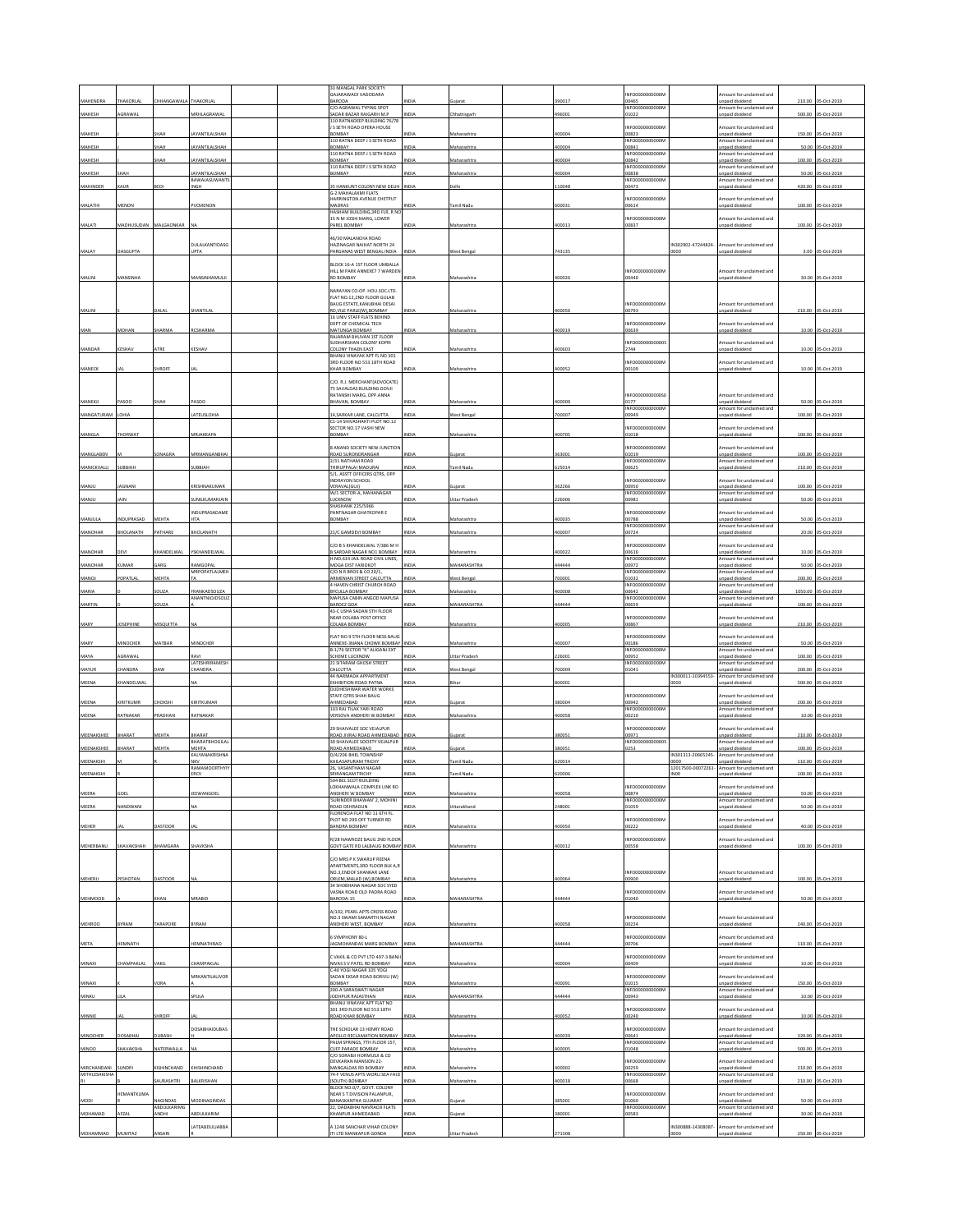| MAHENDRA | THAKORLAL | CHHANGAWALA | THAKORLAL | | | 33 MANGAL PARK SOCIETY GAJARAWADI VADODARA BARODA | INDIA | Gujarat | | 390017 | INFO0000000000M00465 | | Amount for unclaimed and unpaid dividend | 210.00 | 05-Oct-2019 |
|---|---|---|---|---|---|---|---|---|---|---|---|---|---|---|---|
| MAHESH | AGRAWAL | | MRHLAGRAWAL | | | C/O AGRAWAL TYPING SPOT SADAR BAZAR RAIGARH M.P | INDIA | Chhattisgarh | | 496001 | INFO0000000000M01022 | | Amount for unclaimed and unpaid dividend | 500.00 | 05-Oct-2019 |
| MAHESH | J | SHAH | JAYANTILALSHAH | | | 110 RATNADEEP BUILDING 76/78 J S SETH ROAD OPERA HOUSE BOMBAY | INDIA | Maharashtra | | 400004 | INFO0000000000M00823 | | Amount for unclaimed and unpaid dividend | 150.00 | 05-Oct-2019 |
| MAHESH | J | SHAH | JAYANTILALSHAH | | | 110 RATNA DEEP J S SETH ROAD BOMBAY | INDIA | Maharashtra | | 400004 | INFO0000000000M00841 | | Amount for unclaimed and unpaid dividend | 50.00 | 05-Oct-2019 |
| MAHESH | J | SHAH | JAYANTILALSHAH | | | 110 RATNA DEEP J S SETH ROAD BOMBAY | INDIA | Maharashtra | | 400004 | INFO0000000000M00842 | | Amount for unclaimed and unpaid dividend | 100.00 | 05-Oct-2019 |
| MAHESH | SHAH | | JAYANTILALSHAH | | | 110 RATNA DEEP J S SETH ROAD BOMBAY | INDIA | Maharashtra | | 400004 | INFO0000000000M00838 | | Amount for unclaimed and unpaid dividend | 50.00 | 05-Oct-2019 |
| MAHINDER | KAUR | BEDI | BAWAJASUWANTSINGH | | | 35 HANSUNT COLONY NEW DELHI | INDIA | Delhi | | 110048 | INFO0000000000M00473 | | Amount for unclaimed and unpaid dividend | 420.00 | 05-Oct-2019 |
| MALATHI | MENON | | PVOMENON | | | G-2 MAHALAXMI FLATS HARRINGTON AVENUE CHETPUT MADRAS | INDIA | Tamil Nadu | | 600031 | INFO0000000000M00614 | | Amount for unclaimed and unpaid dividend | 100.00 | 05-Oct-2019 |
| MALATI | MADHUSUDAN | MALGAONKAR | NA | | | HASHAM BUILDING,3RD FLR, R NO 15 N M JOSHI MARG, LOWER PAREL BOMBAY | INDIA | Maharashtra | | 400013 | INFO0000000000M00837 | | Amount for unclaimed and unpaid dividend | 100.00 | 05-Oct-2019 |
| MALAY | DASGUPTA | | DULALKANTIDASGUPTA | | | 46/30 MALANCHA ROAD HAZINAGAR NAIHAT NORTH 24 PARGANAS WEST BENGAL INDIA | INDIA | West Bengal | | 743135 | | IN302902-47244824-0000 | Amount for unclaimed and unpaid dividend | 3.00 | 05-Oct-2019 |
| MALINI | MANSINHA | | MANSINHAMULJI | | | BLOCK 16-A 1ST FLOOR UMBALLA HILL M PARK ANNEXE? 7 WARDEN RD BOMBAY | INDIA | Maharashtra | | 400026 | INFO0000000000M00440 | | Amount for unclaimed and unpaid dividend | 30.00 | 05-Oct-2019 |
| MALINI | S | DALAL | SHANTILAL | | | NARAYAN CO-OP. HOU.SOC.LTD. FLAT NO.12,2ND FLOOR GULAB BAUG ESTATE,KANUBHAI DESAI RD.VILE PARLE(W),BOMBAY | INDIA | Maharashtra | | 400056 | INFO0000000000M00793 | | Amount for unclaimed and unpaid dividend | 210.00 | 05-Oct-2019 |
| MAN | MOHAN | SHARMA | RCSHARMA | | | 16 UNIV STAFF FLATS BEHIND DEPT OF CHEMICAL TECH MATUNGA BOMBAY | INDIA | Maharashtra | | 400019 | INFO0000000000M00639 | | Amount for unclaimed and unpaid dividend | 10.00 | 05-Oct-2019 |
| MANDAR | KESHAV | ATRE | KESHAV | | | RAJARAM BHUVAN 1ST FLOOR SUDHARSHAN COLONY KOPRI COLONY THAEN EAST | INDIA | Maharashtra | | 400603 | INFO000000000000S2744 | | Amount for unclaimed and unpaid dividend | 10.00 | 05-Oct-2019 |
| MANECK | JAL | SHROFF | JAL | | | BHANU VINAYAK APT FL NO 301 3RD FLOOR RD 553 18TH ROAD KHAR BOMBAY | INDIA | Maharashtra | | 400052 | INFO0000000000M00109 | | Amount for unclaimed and unpaid dividend | 10.00 | 05-Oct-2019 |
| MANEKJI | PASOO | SHAH | PASOO | | | C/O. R.J. MERCHANT(ADVOCATE) 75 SAVALDAS BUILDING DOVJI RATANSHI MARG, OPP.ANNA BHAVAN, BOMBAY | INDIA | Maharashtra | | 400009 | INFO000000000000S0177 | | Amount for unclaimed and unpaid dividend | 50.00 | 05-Oct-2019 |
| MANGATURAM | LOHIA | | LATEUSLOHIA | | | 14,SARKAR LANE, CALCUTTA | INDIA | West Bengal | | 700007 | INFO0000000000M00949 | | Amount for unclaimed and unpaid dividend | 100.00 | 05-Oct-2019 |
| MANGLA | THORWAT | | MRJAKKAPA | | | C1-14 SHIVASHAKTI PLOT NO.12 SECTOR NO.17 VASHI NEW BOMBAY | INDIA | Maharashtra | | 400705 | INFO0000000000M01018 | | Amount for unclaimed and unpaid dividend | 100.00 | 05-Oct-2019 |
| MANGLABEN | M | SONAGRA | MRMANGANBHAI | | | 8 ANAND SOCIETY NEW JUNCTION ROAD SURENDRANAGAR | INDIA | Gujarat | | 363001 | INFO0000000000M01019 | | Amount for unclaimed and unpaid dividend | 100.00 | 05-Oct-2019 |
| MANICKVALLI | SUBBIAH | | SUBBIAH | | | 2/31 NATHAM ROAD THIRUPPALAI MADURAI | INDIA | Tamil Nadu | | 625014 | INFO0000000000M00625 | | Amount for unclaimed and unpaid dividend | 210.00 | 05-Oct-2019 |
| MANJU | JAGNANI | | KRISHNAKUMAR | | | 5/1, ASSTT OFFICERS QTRS, OPP INDRAYON SCHOOL VERAVAL(GUJ) | INDIA | Gujarat | | 362266 | INFO0000000000M00950 | | Amount for unclaimed and unpaid dividend | 100.00 | 05-Oct-2019 |
| MANJU | JAIN | | SUNILKUMARJAIN | | | W/1 SECTOR-A, MAHANAGAR LUCKNOW | INDIA | Uttar Pradesh | | 226006 | INFO0000000000M00981 | | Amount for unclaimed and unpaid dividend | 50.00 | 05-Oct-2019 |
| MANJULA | INDUPRASAD | MEHTA | INDUPRASADAMEHTA | | | SHASHANK 225/5966 PANTNAGAR GHATKOPAR E BOMBAY | INDIA | Maharashtra | | 400035 | INFO0000000000M00788 | | Amount for unclaimed and unpaid dividend | 50.00 | 05-Oct-2019 |
| MANOHAR | BHOLANATH | PATHARE | BHOLANATH | | | 21/C GAMDEVI BOMBAY | INDIA | Maharashtra | | 400007 | INFO0000000000M00724 | | Amount for unclaimed and unpaid dividend | 20.00 | 05-Oct-2019 |
| MANOHAR | DEVI | KHANDELWAL | YSKHANDELWAL | | | C/O B S KHANDELWAL 7/386 M H B SARDAR NAGAR NO1 BOMBAY | INDIA | Maharashtra | | 400022 | INFO0000000000M00616 | | Amount for unclaimed and unpaid dividend | 10.00 | 05-Oct-2019 |
| MANOHAR | KUMAR | GARG | RAMGOPAL | | | H.NO.614 JAIL ROAD CIVIL LINES, MOGA DIST FARIDKOT | INDIA | MAHARASHTRA | | 444444 | INFO0000000000M00972 | | Amount for unclaimed and unpaid dividend | 50.00 | 05-Oct-2019 |
| MANOJ | POPATLAL | MEHTA | MRPOPATLALMEHTA | | | C/O N R BROS & CO 20/1, ARMENIAN STREET CALCUTTA | INDIA | West Bengal | | 700001 | INFO0000000000M01032 | | Amount for unclaimed and unpaid dividend | 200.00 | 05-Oct-2019 |
| MARIA | D | SOUZA | FRANKADSOUZA | | | 4 HAVEN CHRIST CHURCH ROAD BYCULLA BOMBAY | INDIA | Maharashtra | | 400008 | INFO0000000000M00642 | | Amount for unclaimed and unpaid dividend | 1050.00 | 05-Oct-2019 |
| MARTIN | D | SOUZA | ANANTNIODSOUZA | | | MAPUSA CABIN ANGOD MAPUSA BARDEZ GOA | INDIA | MAHARASHTRA | | 444444 | INFO0000000000M00659 | | Amount for unclaimed and unpaid dividend | 100.00 | 05-Oct-2019 |
| MARY | JOSEPHINE | MISQUITTA | NA | | | 43-C USHA SADAN 5TH FLOOR NEAR COLABA POST OFFICE COLABA BOMBAY | INDIA | Maharashtra | | 400005 | INFO0000000000M00867 | | Amount for unclaimed and unpaid dividend | 210.00 | 05-Oct-2019 |
| MARY | MINOCHER | MATBAR | MINOCHER | | | FLAT NO 9 5TH FLOOR NESS BAUG ANNEXE-JNANA CHOWK BOMBAY | INDIA | Maharashtra | | 400007 | INFO0000000000M00186 | | Amount for unclaimed and unpaid dividend | 50.00 | 05-Oct-2019 |
| MAYA | AGRAWAL | | RAVI | | | B-1/76 SECTOR "K" ALIGANJ EXT SCHEME LUCKNOW | INDIA | Uttar Pradesh | | 226001 | INFO0000000000M00952 | | Amount for unclaimed and unpaid dividend | 100.00 | 05-Oct-2019 |
| MAYUR | CHANDRA | DAW | LATESHRIRAMESHCHANDRA | | | 21 SITARAM GHOSH STREET CALCUTTA | INDIA | West Bengal | | 700009 | INFO0000000000M01041 | | Amount for unclaimed and unpaid dividend | 200.00 | 05-Oct-2019 |
| MEENA | KHANDELWAL | | NA | | | 44 NARMADA APPARTMENT EXHIBITION ROAD PATNA | INDIA | Bihar | | 800001 | | IN300011-10394553-0000 | Amount for unclaimed and unpaid dividend | 500.00 | 05-Oct-2019 |
| MEENA | KIRITKUMR | CHOKSHI | KIRITKUMAR | | | DUDHESHWAR WATER WORKS STAFF QTRS SHAH BAUG AHMEDABAD | INDIA | Gujarat | | 380004 | INFO0000000000M00942 | | Amount for unclaimed and unpaid dividend | 200.00 | 05-Oct-2019 |
| MEENA | RATNAKAR | PRADHAN | RATNAKAR | | | 103 RAJ TILAK YARI ROAD VERSOVA ANDHERI W BOMBAY | INDIA | Maharashtra | | 400058 | INFO0000000000M00210 | | Amount for unclaimed and unpaid dividend | 10.00 | 05-Oct-2019 |
| MEENAKSHEE | BHARAT | MEHTA | BHARAT | | | 29 SHAIVALEE SOC VEJALPUR ROAD JIVRAJ ROAD AHMEDABAD | INDIA | Gujarat | | 380051 | INFO0000000000M00971 | | Amount for unclaimed and unpaid dividend | 210.00 | 05-Oct-2019 |
| MEENAKSHEE | BHARAT | MEHTA | BHARATBHOGILALMEHTA | | | 30 SHAIVALEE SOCIETY VEJALPUR ROAD AHMEDABAD | INDIA | Gujarat | | 380051 | INFO000000000000S0253 | | Amount for unclaimed and unpaid dividend | 100.00 | 05-Oct-2019 |
| MEENAKSHI | M | | KALYANAKRISHNANKV | | | D/4/206 BHEL TOWNSHIP KAILASAPURAM TRICHY | INDIA | Tamil Nadu | | 620014 | | IN301313-20665245-0000 | Amount for unclaimed and unpaid dividend | 110.00 | 05-Oct-2019 |
| MEENAKSHI | M | | RAMAMOORTHYERCV | | | 26, VASANTHAM NAGAR SRIRANGAM TRICHY | INDIA | Tamil Nadu | | 620006 | | 12017500-00072261-IN00 | Amount for unclaimed and unpaid dividend | 100.00 | 05-Oct-2019 |
| MEERA | GOEL | | JEEWANGOEL | | | 504 BEL SCOT BUILDING LOKHANWALA COMPLEX LINK RD ANDHERI W BOMBAY | INDIA | Maharashtra | | 400058 | INFO0000000000M00874 | | Amount for unclaimed and unpaid dividend | 50.00 | 05-Oct-2019 |
| MEERA | NANDWANI | | NA | | | 'SURINDER BHAWAN' 2, MOHINI ROAD DEHRADUN | INDIA | Uttarakhand | | 248001 | INFO0000000000M01059 | | Amount for unclaimed and unpaid dividend | 50.00 | 05-Oct-2019 |
| MEHER | JAL | DASTOOR | JAL | | | FLORENCIA FLAT NO 11 6TH FL PLOT NO 299 OFF TURNER RD BANDRA BOMBAY | INDIA | Maharashtra | | 400050 | INFO0000000000M00222 | | Amount for unclaimed and unpaid dividend | 40.00 | 05-Oct-2019 |
| MEHERBANU | SHAVAKSHAH | BHAMGARA | SHAVKSHA | | | R/28 NAWROZE BAUG 2ND FLOOR GOVT GATE RD LALBAUG BOMBAY | INDIA | Maharashtra | | 400012 | INFO0000000000M00558 | | Amount for unclaimed and unpaid dividend | 100.00 | 05-Oct-2019 |
| MEHERJI | PESHOTAN | DASTOOR | NA | | | C/O MRS P K SWARUP REENA APARTMENTS,3RD FLOOR BLK A,R NO.3,ENDOF SHANKAR LANE ORLEM,MALAD (W),BOMBAY | INDIA | Maharashtra | | 400064 | INFO0000000000M00900 | | Amount for unclaimed and unpaid dividend | 100.00 | 05-Oct-2019 |
| MEHMOOD | | KHAN | MRABID | | | 34 SHOBHANA NAGAR SOC SYED VASNA ROAD OLD PADRA ROAD BARODA-15 | INDIA | MAHARASHTRA | | 444444 | INFO0000000000M01040 | | Amount for unclaimed and unpaid dividend | 50.00 | 05-Oct-2019 |
| MEHROO | BYRAM | TARAPORE | BYRAM | | | A/102, PEARL APTS CROSS ROAD NO.3 SWAMI SAMARTH NAGAR ANDHERI WEST, BOMBAY | INDIA | Maharashtra | | 400058 | INFO0000000000M00224 | | Amount for unclaimed and unpaid dividend | 240.00 | 05-Oct-2019 |
| META | HEMNATH | | HEMNATHRAO | | | 6 SYMPHONY 80-L JAGMOHANDAS MARG BOMBAY | INDIA | MAHARASHTRA | | 444444 | INFO0000000000M00706 | | Amount for unclaimed and unpaid dividend | 110.00 | 05-Oct-2019 |
| MINAXI | CHAMPAKLAL | VAKIL | CHAMPAKLAL | | | C VAKIL & CO PVT LTD 497-3 BANJI NIVAS S V PATEL RD BOMBAY | INDIA | Maharashtra | | 400004 | INFO0000000000M00409 | | Amount for unclaimed and unpaid dividend | 10.00 | 05-Oct-2019 |
| MINAXI | K | VORA | MRKANTILALVORA | | | C-40 YOGI NAGAR 105 YOGI SADAN EKSAR ROAD BORIVLI (W) BOMBAY | INDIA | Maharashtra | | 400091 | INFO0000000000M01015 | | Amount for unclaimed and unpaid dividend | 150.00 | 05-Oct-2019 |
| MINKU | LILA | | SPLILA | | | 200-A SARASWATI NAGAR JODHPUR RAJASTHAN | INDIA | MAHARASHTRA | | 444444 | INFO0000000000M00943 | | Amount for unclaimed and unpaid dividend | 10.00 | 05-Oct-2019 |
| MINNIE | JAL | SHROFF | JAL | | | BHANU VINAYAK APT FLAT NO 301 3RD FLOOR RD 553 18TH ROAD KHAR BOMBAY | INDIA | Maharashtra | | 400052 | INFO0000000000M00240 | | Amount for unclaimed and unpaid dividend | 10.00 | 05-Oct-2019 |
| MINOCHER | DOSABHAI | DUBASH | DOSABHAIDUBASH | | | THE SCHOLAR 13 HENRY ROAD APOLLO RECLAMATION BOMBAY | INDIA | Maharashtra | | 400039 | INFO0000000000M00641 | | Amount for unclaimed and unpaid dividend | 320.00 | 05-Oct-2019 |
| MINOO | SHAVAKSHA | NATERWALLA | NA | | | PALM SPRINGS, 7TH FLOOR 157, CUFF PARADE BOMBAY | INDIA | Maharashtra | | 400005 | INFO0000000000M01048 | | Amount for unclaimed and unpaid dividend | 500.00 | 05-Oct-2019 |
| MIRCHANDANI | SUNDRI | KISHINCHAND | KHISHINCHAND | | | C/O SORABJI HORMUSJI & CO DEVKARAN MANSION 22-MANGALDAS RD BOMBAY | INDIA | Maharashtra | | 400002 | INFO0000000000M00259 | | Amount for unclaimed and unpaid dividend | 210.00 | 05-Oct-2019 |
| MITHLESHKISHARI | | SAURASHTRI | BALKRISHAN | | | 74-F VENUS APTS WORLI SEA FACE (SOUTH) BOMBAY | INDIA | Maharashtra | | 400018 | INFO0000000000M00668 | | Amount for unclaimed and unpaid dividend | 210.00 | 05-Oct-2019 |
| MODI | HEMANTKUMAR | NAGINDAS | MODINAGINDAS | | | BLOCK NO.II/7, GOVT. COLONY NEAR S T DIVISION PALANPUR, BANASKANTHA GUJARAT | INDIA | Gujarat | | 385001 | INFO0000000000M01060 | | Amount for unclaimed and unpaid dividend | 50.00 | 05-Oct-2019 |
| MOHAMAD | AFZAL | ABDULKARIMGANDHI | ABDULKARIM | | | 22, DADABHAI NAVRADJI FLATS KHANPUR AHMEDABAD | INDIA | Gujarat | | 380001 | INFO0000000000M00583 | | Amount for unclaimed and unpaid dividend | 30.00 | 05-Oct-2019 |
| MOHAMMAD | MUMTAZ | ANSARI | LATEABDULJABBAR | | | A 1248 SANCHAR VIHAR COLONY ITI LTD MANKAPUR GONDA | INDIA | Uttar Pradesh | | 271308 | | IN300888-14308087-0000 | Amount for unclaimed and unpaid dividend | 250.00 | 05-Oct-2019 |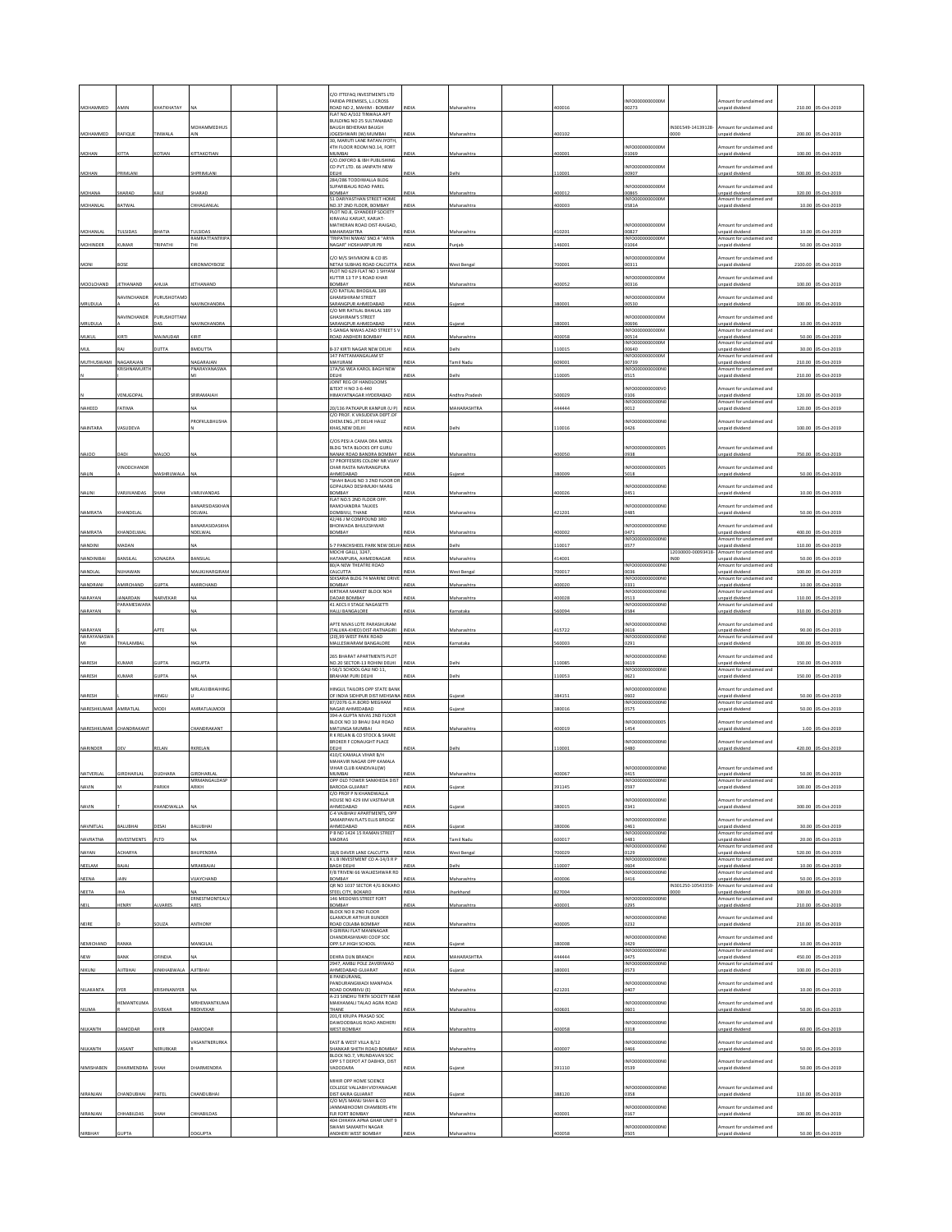| MOHAMMED | AMIN | KHATKHATAY | NA | | | C/O ITTEFAQ INVESTMENTS LTD FARIDA PREMISES, L.J.CROSS ROAD NO 2, MAHIM - BOMBAY | INDIA | Maharashtra | | 400016 | INFO0000000000M00273 | | Amount for unclaimed and unpaid dividend | 210.00 | 05-Oct-2019 |
|---|---|---|---|---|---|---|---|---|---|---|---|---|---|---|---|
| MOHAMMED | RAFIQUE | TINWALA | MOHAMMEDHUSAIN | | | FLAT NO A/102 TINWALA APT BUILDING NO 25 SULTANABAD BAUGH BEHERAM BAUGH JOGESHWARI (W) MUMBAI | INDIA | Maharashtra | | 400102 | | IN301549-14139128-0000 | Amount for unclaimed and unpaid dividend | 200.00 | 05-Oct-2019 |
| MOHAN | KITTA | KOTIAN | KITTAKOTIAN | | | 30, MARUTI LANE RATAN JYOTH, 4TH FLOOR ROOM NO.14, FORT MUMBAI | INDIA | Maharashtra | | 400001 | INFO0000000000M01069 | | Amount for unclaimed and unpaid dividend | 100.00 | 05-Oct-2019 |
| MOHAN | PRIMLANI | | SHPRIMLANI | | | C/O.OXFORD & IBH PUBLISHING CO PVT.LTD. 66 JANPATH NEW DELHI | INDIA | Delhi | | 110001 | INFO0000000000M00907 | | Amount for unclaimed and unpaid dividend | 500.00 | 05-Oct-2019 |
| MOHANA | SHARAD | KALE | SHARAD | | | 284/286 TODDIWALLA BLDG SUPARIBAUG ROAD PAREL BOMBAY | INDIA | Maharashtra | | 400012 | INFO0000000000M00865 | | Amount for unclaimed and unpaid dividend | 320.00 | 05-Oct-2019 |
| MOHANLAL | BATWAL | | CHHAGANLAL | | | 51 DARIYASTHAN STREET HOME NO.37 2ND FLOOR, BOMBAY | INDIA | Maharashtra | | 400003 | INFO0000000000M0581A | | Amount for unclaimed and unpaid dividend | 10.00 | 05-Oct-2019 |
| MOHANLAL | TULSIDAS | BHATIA | TULSIDAS | | | PLOT NO.8, GYANDEEP SOCIETY KIRAVALI KARJAT, KARJAT-MATHERAN ROAD DIST-RAIGAD, MAHARASHTRA | INDIA | Maharashtra | | 410201 | INFO0000000000M00827 | | Amount for unclaimed and unpaid dividend | 10.00 | 05-Oct-2019 |
| MOHINDER | KUMAR | TRIPATHI | RAMRATTANTRIPATHI | | | 'TRIPATHI NIWAS' SNO.4 "ARYA NAGAR" HOSHIARPUR PB | INDIA | Punjab | | 146001 | INFO0000000000M01064 | | Amount for unclaimed and unpaid dividend | 50.00 | 05-Oct-2019 |
| MONI | BOSE | | KIRONMOYBOSE | | | C/O M/S SHIVMONI & CO 85 NETAJI SUBHAS ROAD CALCUTTA | INDIA | West Bengal | | 700001 | INFO0000000000M00311 | | Amount for unclaimed and unpaid dividend | 2100.00 | 05-Oct-2019 |
| MOOLCHAND | JETHANAND | AHUJA | JETHANAND | | | PLOT NO 629 FLAT NO 1 SHYAM KUTTIR 13 T P S ROAD KHAR BOMBAY | INDIA | Maharashtra | | 400052 | INFO0000000000M00316 | | Amount for unclaimed and unpaid dividend | 100.00 | 05-Oct-2019 |
| MRUDULA | NAVINCHANDRA | PURUSHOTAMDAS | NAVINCHANDRA | | | C/O RATILAL BHOGILAL 189 GHAMSHIRAM STREET SARANGPUR AHMEDABAD | INDIA | Gujarat | | 380001 | INFO0000000000M00530 | | Amount for unclaimed and unpaid dividend | 100.00 | 05-Oct-2019 |
| MRUDULA | NAVINCHANDRA | PURUSHOTTAMDAS | NAVINCHANDRA | | | C/O MR RATILAL BHAILAL 189 GHASHIRAM'S STREET SARANGPUR AHMEDABAD | INDIA | Gujarat | | 380001 | INFO0000000000M00696 | | Amount for unclaimed and unpaid dividend | 10.00 | 05-Oct-2019 |
| MUKUL | KIRTI | MAJMUDAR | KIRIT | | | 5 GANGA NIWAS AZAD STREET S V ROAD ANDHERI BOMBAY | INDIA | Maharashtra | | 400058 | INFO0000000000M00514 | | Amount for unclaimed and unpaid dividend | 50.00 | 05-Oct-2019 |
| MUL | RAJ | DUTTA | BMDUTTA | | | B-37 KIRTI NAGAR NEW DELHI | INDIA | Delhi | | 110015 | INFO0000000000M00640 | | Amount for unclaimed and unpaid dividend | 30.00 | 05-Oct-2019 |
| MUTHUSWAMI | NAGARAJAN | | NAGARAJAN | | | 147 PATTAMANGALAM ST MAYURAM | INDIA | Tamil Nadu | | 609001 | INFO0000000000M00739 | | Amount for unclaimed and unpaid dividend | 210.00 | 05-Oct-2019 |
| N | KRISHNAMURTHY | | PNARAYANASWAMI | | | 17A/56 WEA KAROL BAGH NEW DELHI | INDIA | Delhi | | 110005 | INFO0000000000N00515 | | Amount for unclaimed and unpaid dividend | 210.00 | 05-Oct-2019 |
| N | VENUGOPAL | | SRIRAMAIAH | | | JOINT REG OF HANDLOOMS &TEXT H NO 3-6-440 HIMAYATNAGAR HYDERABAD | INDIA | Andhra Pradesh | | 500029 | INFO0000000000V00106 | | Amount for unclaimed and unpaid dividend | 120.00 | 05-Oct-2019 |
| NAHEED | FATIMA | | NA | | | 20/136 PATKAPUR KANPUR (U P) | INDIA | MAHARASHTRA | | 444444 | INFO0000000000N00012 | | Amount for unclaimed and unpaid dividend | 120.00 | 05-Oct-2019 |
| NAINTARA | VASUDEVA | | PROFKULBHUSHAN | | | C/O PROF. K VASUDEVA DEPT.OF CHEM.ENG.,IIT DELHI HAUZ KHAS,NEW DELHI | INDIA | Delhi | | 110016 | INFO0000000000N00426 | | Amount for unclaimed and unpaid dividend | 100.00 | 05-Oct-2019 |
| NAJOO | DADI | MALOO | NA | | | C/OS PESI A CAMA DRA MIRZA BLDG TATA BLOCKS OFF GURU NANAK ROAD BANDRA BOMBAY | INDIA | Maharashtra | | 400050 | INFO0000000000S00938 | | Amount for unclaimed and unpaid dividend | 750.00 | 05-Oct-2019 |
| NALIN | VINODCHANDRA | MASHRUWALA | NA | | | 57 PROFFESERS COLONY NR VIJAY CHAR RASTA NAVRANGPURA AHMEDABAD | INDIA | Gujarat | | 380009 | INFO0000000000S05018 | | Amount for unclaimed and unpaid dividend | 50.00 | 05-Oct-2019 |
| NALINI | VARJIVANDAS | SHAH | VARJIVANDAS | | | "SHAH BAUG NO 3 2ND FLOOR DR GOPALRAO DESHMUKH MARG BOMBAY | INDIA | Maharashtra | | 400026 | INFO0000000000N00451 | | Amount for unclaimed and unpaid dividend | 10.00 | 05-Oct-2019 |
| NAMRATA | KHANDELAL | | BANARSIDASKHANDELWAL | | | FLAT NO.5 2ND FLOOR OPP. RAMCHANDRA TALKIES DOMBIVLI, THANE | INDIA | Maharashtra | | 421201 | INFO0000000000N00485 | | Amount for unclaimed and unpaid dividend | 50.00 | 05-Oct-2019 |
| NAMRATA | KHANDELWAL | | BANARASIDASKHANDELWAL | | | 42/46 J M COMPOUND 3RD BHOIWADA BHULESHWAR BOMBAY | INDIA | Maharashtra | | 400002 | INFO0000000000N00471 | | Amount for unclaimed and unpaid dividend | 400.00 | 05-Oct-2019 |
| NANDINI | MADAN | | NA | | | S-7 PANCHSHEEL PARK NEW DELHI | INDIA | Delhi | | 110017 | INFO0000000000N00577 | | Amount for unclaimed and unpaid dividend | 110.00 | 05-Oct-2019 |
| NANDINIBAI | BANSILAL | SONAGRA | BANSILAL | | | MOCHI GALLI, 3247, HATANPURA, AHMEDNAGAR | INDIA | Maharashtra | | 414001 | | 12030000-00093418-IN00 | Amount for unclaimed and unpaid dividend | 50.00 | 05-Oct-2019 |
| NANDLAL | NIJHAWAN | | MAUKJHARGIRAM | | | 80/A NEW THEATRE ROAD CALCUTTA | INDIA | West Bengal | | 700017 | INFO0000000000N00036 | | Amount for unclaimed and unpaid dividend | 100.00 | 05-Oct-2019 |
| NANDRANI | AMIRCHAND | GUPTA | AMIRCHAND | | | SEKSARIA BLDG 74 MARINE DRIVE BOMBAY | INDIA | Maharashtra | | 400020 | INFO0000000000N00331 | | Amount for unclaimed and unpaid dividend | 10.00 | 05-Oct-2019 |
| NARAYAN | JANARDAN | NARVEKAR | NA | | | KIRTIKAR MARKET BLOCK NO4 DADAR BOMBAY | INDIA | Maharashtra | | 400028 | INFO0000000000N00513 | | Amount for unclaimed and unpaid dividend | 110.00 | 05-Oct-2019 |
| NARAYAN | PARAMESWARAN | | NA | | | 41 AECS II STAGE NAGASETTI HALLI BANGALORE | INDIA | Karnataka | | 560094 | INFO0000000000N00584 | | Amount for unclaimed and unpaid dividend | 310.00 | 05-Oct-2019 |
| NARAYAN | | APTE | NA | | | APTE NIVAS LOTE PARASHURAM (TALUKA-KHED) DIST-RATNAGIRI | INDIA | Maharashtra | | 415722 | INFO0000000000N00616 | | Amount for unclaimed and unpaid dividend | 90.00 | 05-Oct-2019 |
| NARAYANASWAMI | THAILAMBAL | | NA | | | (10),99 WEST PARK ROAD MALLESWARAM BANGALORE | INDIA | Karnataka | | 560003 | INFO0000000000N00291 | | Amount for unclaimed and unpaid dividend | 100.00 | 05-Oct-2019 |
| NARESH | KUMAR | GUPTA | JNGUPTA | | | 265 BHARAT APARTMENTS PLOT NO.20 SECTOR-13 ROHINI DELHI | INDIA | Delhi | | 110085 | INFO0000000000N00619 | | Amount for unclaimed and unpaid dividend | 150.00 | 05-Oct-2019 |
| NARESH | KUMAR | GUPTA | NA | | | I-56/1 SCHOOL GALI NO 11, BRAHAM PURI DELHI | INDIA | Delhi | | 110053 | INFO0000000000N00621 | | Amount for unclaimed and unpaid dividend | 150.00 | 05-Oct-2019 |
| NARESH | | HINGU | MRLAVJIBHAIHINGU | | | HINGUL TAILORS OPP STATE BANK OF INDIA SIDHPUR DIST MEHSANA | INDIA | Gujarat | | 384151 | INFO0000000000N00602 | | Amount for unclaimed and unpaid dividend | 50.00 | 05-Oct-2019 |
| NARESHKUMAR | AMRATLAL | MODI | AMRATLALMODI | | | 87/2076 G.H.BORD MEGHANI NAGAR AHMEDABAD | INDIA | Gujarat | | 380016 | INFO0000000000N00575 | | Amount for unclaimed and unpaid dividend | 50.00 | 05-Oct-2019 |
| NARESHKUMAR | CHANDRAKANT | | CHANDRAKANT | | | 394-A GUPTA NIVAS 2ND FLOOR BLOCK NO 10 BHAU DAJI ROAD MATUNGA MUMBAI | INDIA | Maharashtra | | 400019 | INFO0000000000S01454 | | Amount for unclaimed and unpaid dividend | 1.00 | 05-Oct-2019 |
| NARINDER | DEV | RELAN | RKRELAN | | | R K RELAN & CO STOCK & SHARE BROKER F CONAUGHT PLACE DELHI | INDIA | Delhi | | 110001 | INFO0000000000N00480 | | Amount for unclaimed and unpaid dividend | 420.00 | 05-Oct-2019 |
| NATVERLAL | GIRDHARLAL | DUDHARA | GIRDHARLAL | | | 410/C KAMALA VIHAR B/H MAHAVIR NAGAR OPP KAMALA VIHAR CLUB KANDIVALI(W) MUMBAI | INDIA | Maharashtra | | 400067 | INFO0000000000N00415 | | Amount for unclaimed and unpaid dividend | 50.00 | 05-Oct-2019 |
| NAVIN | M | PARIKH | MRMANGALDASPARIKH | | | OPP OLD TOWER SANKHEDA DIST BARODA GUJARAT | INDIA | Gujarat | | 391145 | INFO0000000000N00597 | | Amount for unclaimed and unpaid dividend | 100.00 | 05-Oct-2019 |
| NAVIN | | KHANDWALLA | NA | | | C/O PROF P N KHANDWALLA HOUSE NO 429 IIM VASTRAPUR AHMEDABAD | INDIA | Gujarat | | 380015 | INFO0000000000N00341 | | Amount for unclaimed and unpaid dividend | 300.00 | 05-Oct-2019 |
| NAVNITLAL | BALUBHAI | DESAI | BALUBHAI | | | C-4 VAIBHAV APARTMENTS, OPP SAMARPAN FLATS ELLIS BRIDGE AHMEDABAD | INDIA | Gujarat | | 380006 | INFO0000000000N00461 | | Amount for unclaimed and unpaid dividend | 30.00 | 05-Oct-2019 |
| NAVRATNA | INVESTMENTS | PLTD | NA | | | P B NO 1424 15 RAMAN STREET MADRAS | INDIA | Tamil Nadu | | 600017 | INFO0000000000N00481 | | Amount for unclaimed and unpaid dividend | 20.00 | 05-Oct-2019 |
| NAYAN | ACHARYA | | BHUPENDRA | | | 18/4 DAVER LANE CALCUTTA | INDIA | West Bengal | | 700029 | INFO0000000000N00129 | | Amount for unclaimed and unpaid dividend | 520.00 | 05-Oct-2019 |
| NEELAM | BAJAJ | | MRAKBAJAJ | | | K L B INVESTMENT CO A-14/3 R P BAGH DELHI | INDIA | Delhi | | 110007 | INFO0000000000N00604 | | Amount for unclaimed and unpaid dividend | 10.00 | 05-Oct-2019 |
| NEENA | JAIN | | VIJAYCHAND | | | F/8 TRIVENI 66 WALKESHWAR RD BOMBAY | INDIA | Maharashtra | | 400006 | INFO0000000000N00416 | | Amount for unclaimed and unpaid dividend | 50.00 | 05-Oct-2019 |
| NEETA | JHA | | NA | | | QR NO 1037 SECTOR 4/G BOKARO STEEL CITY, BOKARO | INDIA | Jharkhand | | 827004 | | IN301250-10543359-0000 | Amount for unclaimed and unpaid dividend | 100.00 | 05-Oct-2019 |
| NEIL | HENRY | ALVARES | ERNESTMONTEALVARES | | | 146 MEDOWS STREET FORT BOMBAY | INDIA | Maharashtra | | 400001 | INFO0000000000N00295 | | Amount for unclaimed and unpaid dividend | 210.00 | 05-Oct-2019 |
| NEIRE | D | SOUZA | ANTHONY | | | BLOCK NO 8 2ND FLOOR GLAMOUR ARTHUR BUNDER ROAD COLABA BOMBAY | INDIA | Maharashtra | | 400005 | INFO0000000000N00232 | | Amount for unclaimed and unpaid dividend | 210.00 | 05-Oct-2019 |
| NEMICHAND | RANKA | | MANGILAL | | | 9 GIRIRAJ FLAT MANINAGAR CHANDRASHWARI COOP SOC OPP.S.P.HIGH SCHOOL | INDIA | Gujarat | | 380008 | INFO0000000000N00429 | | Amount for unclaimed and unpaid dividend | 10.00 | 05-Oct-2019 |
| NEW | BANK | OFINDIA | NA | | | DEHRA DUN BRANCH | INDIA | MAHARASHTRA | | 444444 | INFO0000000000N00475 | | Amount for unclaimed and unpaid dividend | 450.00 | 05-Oct-2019 |
| NIKUNJ | AJITBHAI | KINKHABWALA | AJITBHAI | | | 2947, AMBLI POLE ZAVERIWAD AHMEDABAD GUJARAT | INDIA | Gujarat | | 380001 | INFO0000000000N00573 | | Amount for unclaimed and unpaid dividend | 100.00 | 05-Oct-2019 |
| NILAKANTA | IYER | KRISHNANIYER | NA | | | 8 PANDURANG, PANDURANGWADI MANPADA ROAD DOMBIVLI (E) | INDIA | Maharashtra | | 421201 | INFO0000000000N00407 | | Amount for unclaimed and unpaid dividend | 10.00 | 05-Oct-2019 |
| NILIMA | HEMANTKUMAR | DIVEKAR | MRHEMANTKUMARDIVEKAR | | | A-23 SINDHU TIRTH SOCIETY NEAR MAKHAMALI TALAO AGRA ROAD THANE | INDIA | Maharashtra | | 400601 | INFO0000000000N00601 | | Amount for unclaimed and unpaid dividend | 50.00 | 05-Oct-2019 |
| NILKANTH | DAMODAR | KHER | DAMODAR | | | 201/E KRUPA PRASAD SOC DAWOODBAUG ROAD ANDHERI WEST BOMBAY | INDIA | Maharashtra | | 400058 | INFO0000000000N00318 | | Amount for unclaimed and unpaid dividend | 60.00 | 05-Oct-2019 |
| NILKANTH | VASANT | NERURKAR | VASANTNERURKAR | | | EAST & WEST VILLA B/12 SHANKAR SHETH ROAD BOMBAY | INDIA | Maharashtra | | 400007 | INFO0000000000N00466 | | Amount for unclaimed and unpaid dividend | 50.00 | 05-Oct-2019 |
| NIMISHABEN | DHARMENDRA | SHAH | DHARMENDRA | | | BLOCK NO.7, VRUNDAVAN SOC OPP S T DEPOT AT DABHOI, DIST VADODARA | INDIA | Gujarat | | 391110 | INFO0000000000N00539 | | Amount for unclaimed and unpaid dividend | 50.00 | 05-Oct-2019 |
| NIRANJAN | CHANDUBHAI | PATEL | CHANDUBHAI | | | MIHIR OPP HOME SCIENCE COLLEGE VALLABH VIDYANAGAR DIST KAIRA GUJARAT | INDIA | Gujarat | | 388120 | INFO0000000000N00358 | | Amount for unclaimed and unpaid dividend | 110.00 | 05-Oct-2019 |
| NIRANJAN | CHHABILDAS | SHAH | CHHABILDAS | | | C/O M/S MANU SHAH & CO JANMABHOOMI CHAMBERS 4TH FLR FORT BOMBAY | INDIA | Maharashtra | | 400001 | INFO0000000000N00167 | | Amount for unclaimed and unpaid dividend | 100.00 | 05-Oct-2019 |
| NIRBHAY | GUPTA | | DDGUPTA | | | 404 CHHAYA APNA GHAR UNIT 9 SWAMI SAMARTH NAGAR ANDHERI WEST BOMBAY | INDIA | Maharashtra | | 400058 | INFO0000000000N00505 | | Amount for unclaimed and unpaid dividend | 50.00 | 05-Oct-2019 |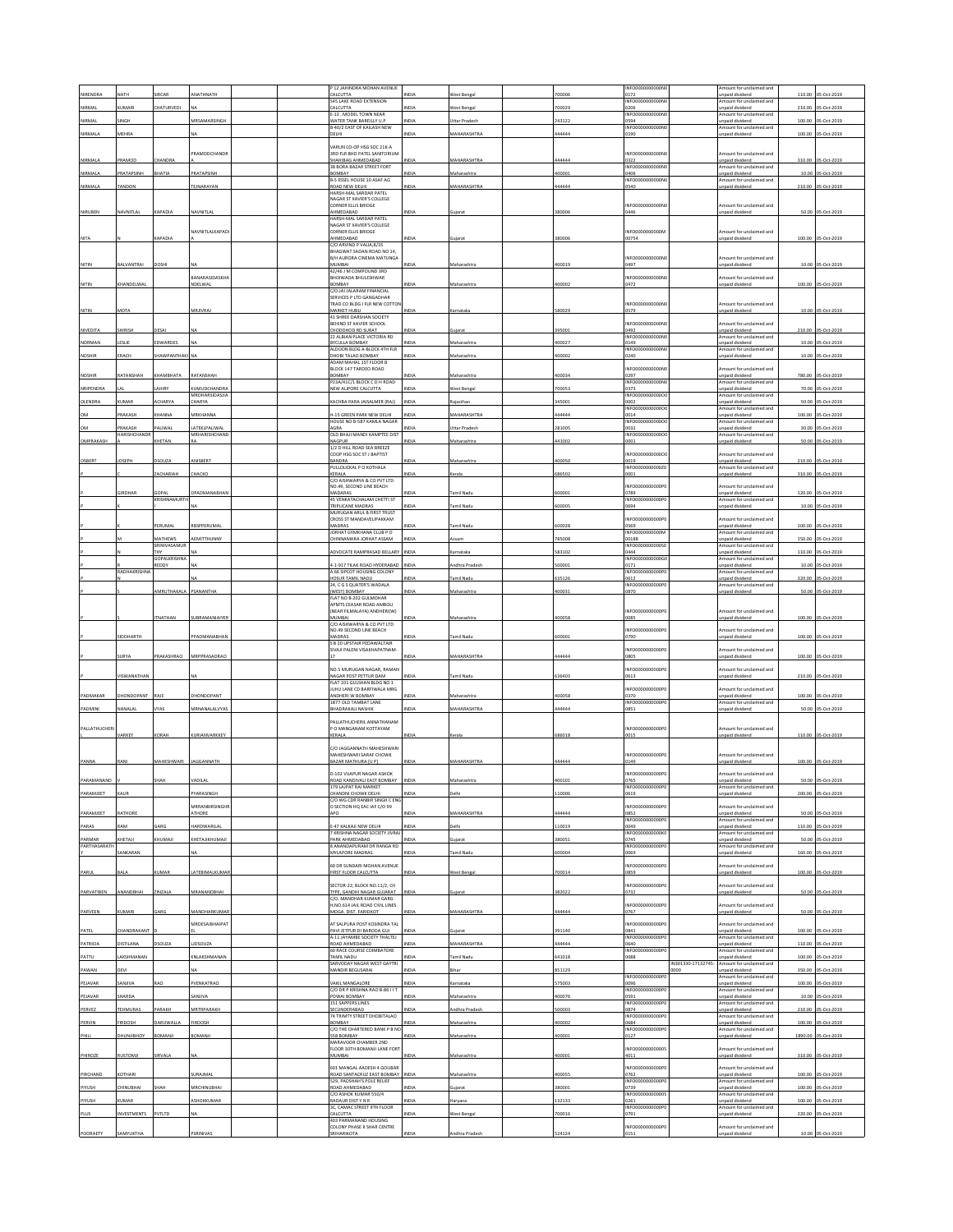| NIRENDRA | NATH | SIRCAR | ANATHNATH | | | P 12 JAHINDRA MOHAN AVENUE CALCUTTA | INDIA | West Bengal | | 700006 | INFO000000000NI0172 | | Amount for unclaimed and unpaid dividend | 110.00 | 05-Oct-2019 |
|---|---|---|---|---|---|---|---|---|---|---|---|---|---|---|---|
| NIRMAL | KUMARI | CHATURVEDI | NA | | | 54S LAKE ROAD EXTENSION CALCUTTA | INDIA | West Bengal | | 700029 | INFO000000000NI0206 | | Amount for unclaimed and unpaid dividend | 210.00 | 05-Oct-2019 |
| NIRMAL | SINGH | | MRSAMARSINGH | | | E-33 , MODEL TOWN NEAR WATER TANK BAREILLY U.P | INDIA | Uttar Pradesh | | 243122 | INFO000000000NI0594 | | Amount for unclaimed and unpaid dividend | 100.00 | 05-Oct-2019 |
| NIRMALA | MEHRA | | NA | | | B-40/2 EAST OF KAILASH NEW DELHI | INDIA | MAHARASHTRA | | 444444 | INFO000000000NI0190 | | Amount for unclaimed and unpaid dividend | 100.00 | 05-Oct-2019 |
| NIRMALA | PRAMOD | CHANDRA | PRAMODCHANDRA | | | VARUN CO-OP HSG SOC 21X-A 3RD FLR BHD PATEL SANITORIUM SHAHIBAG AHMEDABAD | INDIA | MAHARASHTRA | | 444444 | INFO000000000NI0322 | | Amount for unclaimed and unpaid dividend | 310.00 | 05-Oct-2019 |
| NIRMALA | PRATAPSINH | BHATIA | PRATAPSINH | | | 38 BORA BAZAR STREET FORT BOMBAY | INDIA | Maharashtra | | 400001 | INFO000000000NI0406 | | Amount for unclaimed and unpaid dividend | 10.00 | 05-Oct-2019 |
| NIRMALA | TANDON | | TEJNARAYAN | | | B-5 ESSEL HOUSE 10 ASAF AG ROAD NEW DELHI | INDIA | MAHARASHTRA | | 444444 | INFO000000000NI0540 | | Amount for unclaimed and unpaid dividend | 210.00 | 05-Oct-2019 |
| NIRUBEN | NAVNITLAL | KAPADIA | NAVNITLAL | | | HARSH-MAL SARDAR PATEL NAGAR ST XAVIER'S COLLEGE CORNER ELLIS BRIDGE AHMEDABAD | INDIA | Gujarat | | 380006 | INFO000000000NI0446 | | Amount for unclaimed and unpaid dividend | 50.00 | 05-Oct-2019 |
| NITA | N | KAPADIA | NAVNITLALKAPADIA | | | HARSH-MAL SARDAR PATEL NAGAR ST XAVIER'S COLLEGE CORNER ELLIS BRIDGE AHMEDABAD | INDIA | Gujarat | | 380006 | INFO0000000000M00754 | | Amount for unclaimed and unpaid dividend | 100.00 | 05-Oct-2019 |
| NITIN | BALVANTRAI | DOSHI | NA | | | C/O ARVIND P VALIA,8/35 BHAGWAT SADAN ROAD NO 14, B/H AURORA CINEMA MATUNGA MUMBAI | INDIA | Maharashtra | | 400019 | INFO000000000NI0497 | | Amount for unclaimed and unpaid dividend | 10.00 | 05-Oct-2019 |
| NITIN | KHANDELWAL | | BANARASIDASKHANDELWAL | | | 42/46 J M COMPOUND 3RD BHOIWADA BHULESHWAR BOMBAY | INDIA | Maharashtra | | 400002 | INFO000000000NI0472 | | Amount for unclaimed and unpaid dividend | 100.00 | 05-Oct-2019 |
| NITIN | MOTA | | MRJIVRAJ | | | C/O.JAI JALARAM FINANCIAL SERVICES P LTD GANGADHAR TRAD CO BLDG I FLR NEW COTTON MARKET HUBLI | INDIA | Karnataka | | 580029 | INFO000000000NI0579 | | Amount for unclaimed and unpaid dividend | 10.00 | 05-Oct-2019 |
| NIVEDITA | SHIRISH | DESAI | NA | | | 41 SHREE DARSHAN SOCIETY BEHIND ST XAVIER SCHOOL CHODDHOD RD SURAT | INDIA | Gujarat | | 395001 | INFO000000000NI0492 | | Amount for unclaimed and unpaid dividend | 210.00 | 05-Oct-2019 |
| NORMAN | LESLIE | EDWARDES | NA | | | 22 ALBIAN PLACE VICTORIA RD BYCULLA BOMBAY | INDIA | Maharashtra | | 400027 | INFO000000000NI0149 | | Amount for unclaimed and unpaid dividend | 10.00 | 05-Oct-2019 |
| NOSHIR | ERACH | SHAWPANTHAKI | NA | | | ALDOON BLDG A-BLOCK 4TH FLR DHOBI TALAO BOMBAY | INDIA | Maharashtra | | 400002 | INFO000000000NI0240 | | Amount for unclaimed and unpaid dividend | 10.00 | 05-Oct-2019 |
| NOSHIR | RATANSHAH | KHAMBHATA | RATANSHAH | | | ADAM MAHAL 1ST FLOOR B BLOCK 147 TARDEO ROAD BOMBAY | INDIA | Maharashtra | | 400034 | INFO000000000NI0297 | | Amount for unclaimed and unpaid dividend | 780.00 | 05-Oct-2019 |
| NRIPENDRA | LAL | LAHIRY | KUMUDCHANDRA | | | P23A/45C/1 BLOCK C D H ROAD NEW ALIPORE CALCUTTA | INDIA | West Bengal | | 700053 | INFO000000000NI0373 | | Amount for unclaimed and unpaid dividend | 70.00 | 05-Oct-2019 |
| OLENDRA | KUMAR | ACHARYA | MRDHARSIDASJIACHARYA | | | KACHBA PARA JAISALMER (RAJ) | INDIA | Rajasthan | | 345001 | INFO000000000OO0002 | | Amount for unclaimed and unpaid dividend | 50.00 | 05-Oct-2019 |
| OM | PRAKASH | KHANNA | MRKHANNA | | | H-15 GREEN PARK NEW DELHI | INDIA | MAHARASHTRA | | 444444 | INFO000000000OO0014 | | Amount for unclaimed and unpaid dividend | 100.00 | 05-Oct-2019 |
| OM | PRAKASH | PALIWAL | LATEKLPALIWAL | | | HOUSE NO B-587 KAMLA NAGAR AGRA | INDIA | Uttar Pradesh | | 282005 | INFO000000000OO0032 | | Amount for unclaimed and unpaid dividend | 30.00 | 05-Oct-2019 |
| OMPRAKASH | HARISHCHANDRA | KHETAN | MRHARISHCHANDRA | | | OLD BHAJI MANDI KAMPTEE DIST NAGPUR | INDIA | Maharashtra | | 441002 | INFO000000000OO0001 | | Amount for unclaimed and unpaid dividend | 50.00 | 05-Oct-2019 |
| OSBERT | JOSEPH | DSOUZA | ANSBERT | | | 1/2 D HILL ROAD SEA BREEZE COOP HSG SOC ST.J BAPTIST BANDRA | INDIA | Maharashtra | | 400050 | INFO000000000OO0019 | | Amount for unclaimed and unpaid dividend | 210.00 | 05-Oct-2019 |
| P | | ZACHARIAH | CHACKO | | | PULLOLICKAL P O KOTHALA KERALA | INDIA | Kerala | | 686502 | INFO000000000ZO0001 | | Amount for unclaimed and unpaid dividend | 310.00 | 05-Oct-2019 |
| P | GIRDHAR | GOPAL | DPADMANABHAN | | | C/O AISHWARYA & CO PVT LTD NO.49, SECOND LINE BEACH MADARAS | INDIA | Tamil Nadu | | 600001 | INFO000000000P00789 | | Amount for unclaimed and unpaid dividend | 120.00 | 05-Oct-2019 |
| P | K | KRISHNAMURTHY | NA | | | 45 VENKATACHALAM CHETTI ST TRIPLICANE MADRAS | INDIA | Tamil Nadu | | 600005 | INFO000000000P00694 | | Amount for unclaimed and unpaid dividend | 10.00 | 05-Oct-2019 |
| P | K | PERUMAL | RBSPPERUMAL | | | MURUGAN ARUL 8 FIRST TRUST CROSS ST MANDAVELIPAKKAM MADRAS | INDIA | Tamil Nadu | | 600028 | INFO000000000P00569 | | Amount for unclaimed and unpaid dividend | 100.00 | 05-Oct-2019 |
| P | M | MATHEWS | AEMITTHUNNY | | | JORHAT GYMKHANA CLUB P O CHINNAMARA JORHAT ASSAM | INDIA | Assam | | 785008 | INFO0000000000M00188 | | Amount for unclaimed and unpaid dividend | 150.00 | 05-Oct-2019 |
| P | N | SRINIVASAMURTHY | NA | | | ADVOCATE RAMPRASAD BELLARY | INDIA | Karnataka | | 583102 | INFO000000000S00444 | | Amount for unclaimed and unpaid dividend | 110.00 | 05-Oct-2019 |
| P | R | GOPALKRISHNA REDDY | NA | | | 4-1-917 TILAK ROAD HYDERABAD | INDIA | Andhra Pradesh | | 500001 | INFO000000000G00171 | | Amount for unclaimed and unpaid dividend | 10.00 | 05-Oct-2019 |
| P | RADHAKRISHNA | | NA | | | A 66 SIPCOT HOUSING COLONY HOSUR TAMIL NADU | INDIA | Tamil Nadu | | 635126 | INFO000000000P00612 | | Amount for unclaimed and unpaid dividend | 320.00 | 05-Oct-2019 |
| P | | AMRUTHAKALA | PSANANTHA | | | 24, C G S QUATER'S WADALA (WEST) BOMBAY | INDIA | Maharashtra | | 400031 | INFO000000000P00870 | | Amount for unclaimed and unpaid dividend | 50.00 | 05-Oct-2019 |
| P | S | ITNATHAN | SUBRAMANIAYER | | | FLAT NO B-202 GULMOHAR APMTS CEASAR ROAD AMBOLI (NEAR FILMALAYA) ANDHERI(W) MUMBAI | INDIA | Maharashtra | | 400058 | INFO000000000P00085 | | Amount for unclaimed and unpaid dividend | 100.00 | 05-Oct-2019 |
| P | SIDDHARTH | | PPADMANABHAN | | | C/O AISHWARYA & CO PVT LTD NO.49 SECOND LINE BEACH MADRAS | INDIA | Tamil Nadu | | 600001 | INFO000000000P00790 | | Amount for unclaimed and unpaid dividend | 100.00 | 05-Oct-2019 |
| P | SURYA | PRAKASHRAO | MRPPRASADRAO | | | 5 B 20 UPSTAIR PEDAWALTAIR SIVAJI PALENI VISAKHAPATNAM-17 | INDIA | MAHARASHTRA | | 444444 | INFO000000000P00805 | | Amount for unclaimed and unpaid dividend | 100.00 | 05-Oct-2019 |
| P | VISWANATHAN | | NA | | | NO.5 MURUGAN NAGAR, RAMAN NAGAR POST PETTUR DAM | INDIA | Tamil Nadu | | 636403 | INFO000000000P00613 | | Amount for unclaimed and unpaid dividend | 210.00 | 05-Oct-2019 |
| PADMAKAR | DHONDOPANT | RAJE | DHONDOPANT | | | FLAT 101 GULSHAN BLDG NO 1 JUHU LANE CD BARFIWALA MRG ANDHERI W BOMBAY | INDIA | Maharashtra | | 400058 | INFO000000000P00370 | | Amount for unclaimed and unpaid dividend | 100.00 | 05-Oct-2019 |
| PADMINI | NANALAL | VYAS | MRNANALALVYAS | | | 1877 OLD TAMBAT LANE BHADRAKALI NASHIK | INDIA | MAHARASHTRA | | 444444 | INFO000000000P00851 | | Amount for unclaimed and unpaid dividend | 50.00 | 05-Oct-2019 |
| PALLATHUCHERIL | VARKEY | KORAH | KURIANVARKEY | | | PALLATHUCHERIL ANNATHANAM P O MANGANAM KOTTAYAM KERALA | INDIA | Kerala | | 686018 | INFO000000000P00015 | | Amount for unclaimed and unpaid dividend | 110.00 | 05-Oct-2019 |
| PANNA | RANI | MAHESHWARI | JAGGANNATH | | | C/O JAGGANNATH MAHESHWARI MAHESHWARI SARAF CHOWK BAZAR MATHURA (U P) | INDIA | MAHARASHTRA | | 444444 | INFO000000000P00149 | | Amount for unclaimed and unpaid dividend | 100.00 | 05-Oct-2019 |
| PARAMANAND | V | SHAH | VADILAL | | | D-102 VIJAPUR NAGAR ASHOK ROAD KANDIVALI EAST BOMBAY | INDIA | Maharashtra | | 400101 | INFO000000000P00765 | | Amount for unclaimed and unpaid dividend | 50.00 | 05-Oct-2019 |
| PARAMJEET | KAUR | | PYARASINGH | | | 179 LAJPAT RAI MARKET CHANDNI CHOWK DELHI | INDIA | Delhi | | 110006 | INFO000000000P00619 | | Amount for unclaimed and unpaid dividend | 200.00 | 05-Oct-2019 |
| PARAMJEET | RATHORE | | MRRANBIRSINGHRATHORE | | | C/O WG CDR RANBIR SINGH C ENG O SECTION HQ EAC IAF C/O 99 APO | INDIA | MAHARASHTRA | | 444444 | INFO000000000P00852 | | Amount for unclaimed and unpaid dividend | 50.00 | 05-Oct-2019 |
| PARAS | RAM | GARG | HARDWARILAL | | | E-47 KALKAJI NEW DELHI | INDIA | Delhi | | 110019 | INFO000000000P00049 | | Amount for unclaimed and unpaid dividend | 110.00 | 05-Oct-2019 |
| PARMAR | KHETAJI | KHUMAJI | KHETAJIKHUMAJI | | | 7 KRISHNA NAGAR SOCIETY JIVRAJ PARK AHMEDABAD | INDIA | Gujarat | | 380051 | INFO000000000K00745 | | Amount for unclaimed and unpaid dividend | 50.00 | 05-Oct-2019 |
| PARTHASARATHY | SANKARAN | | NA | | | 8 ANANDAPURAM DR RANGA RD MYLAPORE MADRAS | INDIA | Tamil Nadu | | 600004 | INFO000000000P00009 | | Amount for unclaimed and unpaid dividend | 160.00 | 05-Oct-2019 |
| PARUL | BALA | KUMAR | LATEBIMALKUMAR | | | 60 DR SUNDARI MOHAN AVENUE FIRST FLOOR CALCUTTA | INDIA | West Bengal | | 700014 | INFO000000000P00859 | | Amount for unclaimed and unpaid dividend | 100.00 | 05-Oct-2019 |
| PARVATIBEN | ANANDBHAI | ZINZALA | MRANANDBHAI | | | SECTOR-22, BLOCK NO.11/2, CH TYPE, GANDHI NAGAR GUJARAT | INDIA | Gujarat | | 382022 | INFO000000000P00732 | | Amount for unclaimed and unpaid dividend | 50.00 | 05-Oct-2019 |
| PARVEEN | KUMARI | GARG | MANOHARKUMAR | | | C/O. MANOHAR KUMAR GARG H.NO.614 JAIL ROAD CIVIL LINES MOGA. DIST. FARIDKOT | INDIA | MAHARASHTRA | | 444444 | INFO000000000P00767 | | Amount for unclaimed and unpaid dividend | 50.00 | 05-Oct-2019 |
| PATEL | CHANDRAKANT | D | MRDESAIBHAIPATEL | | | AT SALPURA POST KOSINDRA TAL PAVI JETPUR DI BARODA GUJ | INDIA | Gujarat | | 391140 | INFO000000000P00841 | | Amount for unclaimed and unpaid dividend | 100.00 | 05-Oct-2019 |
| PATRICIA | DISTILANA | DSOUZA | LDSOUZA | | | A-11 JAYAMBE SOCIETY THALTEJ ROAD AHMEDABAD | INDIA | MAHARASHTRA | | 444444 | INFO000000000P00640 | | Amount for unclaimed and unpaid dividend | 110.00 | 05-Oct-2019 |
| PATTU | LAKSHMANAN | | KNLAKSHMANAN | | | 60 RACE COURSE COIMBATORE TAMIL NADU | INDIA | Tamil Nadu | | 641018 | INFO000000000P00088 | | Amount for unclaimed and unpaid dividend | 100.00 | 05-Oct-2019 |
| PAWAN | DEVI | | NA | | | SARVODAY NAGAR WEST GAYTRI MANDIR BEGUSARAI | INDIA | Bihar | | 851129 | | IN301330-17132745-0000 | Amount for unclaimed and unpaid dividend | 350.00 | 05-Oct-2019 |
| PEJAVAR | SANJIVA | RAO | PVENKATRAO | | | VAKIL MANGALORE | INDIA | Karnataka | | 575003 | INFO000000000P00096 | | Amount for unclaimed and unpaid dividend | 100.00 | 05-Oct-2019 |
| PEJAVAR | SHARDA | | SANJIVA | | | C/O DR.P KRISHNA RAO B-86 I I T POWAI BOMBAY | INDIA | Maharashtra | | 400076 | INFO000000000P00591 | | Amount for unclaimed and unpaid dividend | 10.00 | 05-Oct-2019 |
| PERVEZ | TEHMURAS | PARAKH | MRTRPARAKH | | | 151 SAPPERS LINES SECUNDERABAD | INDIA | Andhra Pradesh | | 500003 | INFO000000000P00874 | | Amount for unclaimed and unpaid dividend | 210.00 | 05-Oct-2019 |
| PERVIN | FIRDOSH | DARUWALLA | FIRDOSH | | | 74 TRIMITY STREET DHOBITALAO BOMBAY | INDIA | Maharashtra | | 400002 | INFO000000000P00684 | | Amount for unclaimed and unpaid dividend | 100.00 | 05-Oct-2019 |
| PHILI | DHUNJIBHOY | BOMANJI | BOMANJI | | | C/O THE CHARTERED BANK P B NO 558 BOMBAY | INDIA | Maharashtra | | 400001 | INFO000000000P00127 | | Amount for unclaimed and unpaid dividend | 1890.00 | 05-Oct-2019 |
| PHIROZE | RUSTOMJI | SIRVALA | NA | | | MARAVOOR CHAMBER 2ND FLOOR 30TH BOMANJI LANE FORT MUMBAI | INDIA | Maharashtra | | 400001 | INFO000000000S04011 | | Amount for unclaimed and unpaid dividend | 310.00 | 05-Oct-2019 |
| PIRCHAND | KOTHARI | | SURAJMAL | | | 601 MANGAL AADESH 4 GOLIBAR ROAD SANTACRUZ EAST BOMBAY | INDIA | Maharashtra | | 400055 | INFO000000000P00762 | | Amount for unclaimed and unpaid dividend | 100.00 | 05-Oct-2019 |
| PIYUSH | CHINUBHAI | SHAH | MRCHINUBHAI | | | 529, PADSHAH'S POLE RELIEF ROAD AHMEDABAD | INDIA | Gujarat | | 380001 | INFO000000000P00739 | | Amount for unclaimed and unpaid dividend | 100.00 | 05-Oct-2019 |
| PIYUSH | KUMAR | | ASHOKKUMAR | | | C/O ASHOK KUMAR 550/4 RADAUR DIST Y N R | INDIA | Haryana | | 132133 | INFO000000000S00261 | | Amount for unclaimed and unpaid dividend | 100.00 | 05-Oct-2019 |
| PLUS | INVESTMENTS | PVTLTD | NA | | | 3C, CAMAC STREET 9TH FLOOR CALCUTTA | INDIA | West Bengal | | 700016 | INFO000000000P00791 | | Amount for unclaimed and unpaid dividend | 220.00 | 05-Oct-2019 |
| POORAETY | SAMYUKTHA | | PSRINIVAS | | | 403 PARMANAND HOUSING COLONY PHASE II SHAR CENTRE SRIHARIKOTA | INDIA | Andhra Pradesh | | 524124 | INFO000000000P00151 | | Amount for unclaimed and unpaid dividend | 10.00 | 05-Oct-2019 |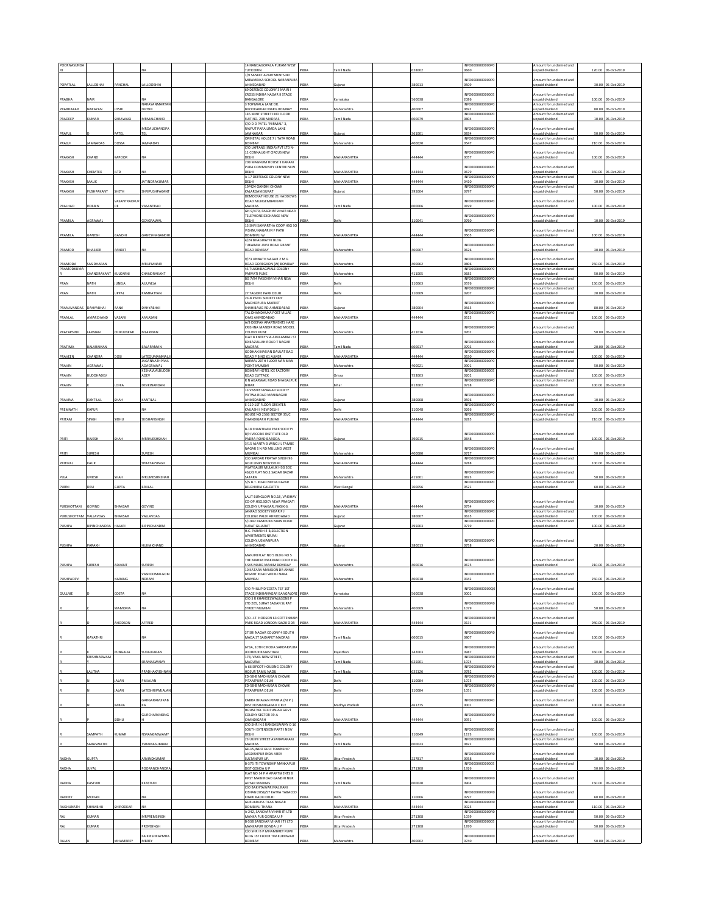| POORNASUNDARI | | | NA | | 14 NANDAGOPALA PURAM WEST TUTICORIN | INDIA | Tamil Nadu | | 628002 | INFO000000000P00660 | Amount for unclaimed and unpaid dividend | 120.00 | 05-Oct-2019 |
|---|---|---|---|---|---|---|---|---|---|---|---|---|---|
| POPATLAL | LALLOBHAI | PANCHAL | LALLOOBHAI | | 1/9 SANKET APARTMENTS NR MIRAMBIKA SCHOOL NARANPURA AHMEDABAD | INDIA | Gujarat | | 380013 | INFO000000000P00509 | Amount for unclaimed and unpaid dividend | 30.00 | 05-Oct-2019 |
| PRABHA | NAIR | | NA | | 69 DEFENCE COLONY 3 MAIN I CROSS INDIRA NAGAR II STAGE BANGALORE | INDIA | Karnataka | | 560038 | INFO0000000000052086 | Amount for unclaimed and unpaid dividend | 100.00 | 05-Oct-2019 |
| PRABHAKAR | NARAYAN | JOSHI | NARAYANMARTAN DJOSHI | | 3 TOPIWALA LANE DR BHODKARKAR MARG BOMBAY | INDIA | Maharashtra | | 400007 | INFO000000000P00692 | Amount for unclaimed and unpaid dividend | 80.00 | 05-Oct-2019 |
| PRADEEP | KUMAR | SARAWAGI | MRMALCHAND | | 145 MINT STREET IIND FLOOR SUIT NO. 208 MADRAS | INDIA | Tamil Nadu | | 600079 | INFO000000000P00804 | Amount for unclaimed and unpaid dividend | 10.00 | 05-Oct-2019 |
| PRAFUL | D | PATEL | MRDALICHANDPATEL | | C/O D D PATEL "NIRMAL" 3, RAJPUT PARA LIMDA LANE JAMNAGAR | INDIA | Gujarat | | 361001 | INFO000000000P00834 | Amount for unclaimed and unpaid dividend | 50.00 | 05-Oct-2019 |
| PRAGJI | JAMNADAS | DOSSA | JAMNADAS | | ORINETAL HOUSE 7 J TATA ROAD BOMBAY | INDIA | Maharashtra | | 400020 | INFO000000000P00547 | Amount for unclaimed and unpaid dividend | 210.00 | 05-Oct-2019 |
| PRAKASH | CHAND | KAPOOR | NA | | C/O LAFFANS (INDIA) PVT LTD N-11 CONNAUGHT CIRCUS NEW DELHI | INDIA | MAHARASHTRA | | 444444 | INFO000000000P00057 | Amount for unclaimed and unpaid dividend | 100.00 | 05-Oct-2019 |
| PRAKASH | CHEMTEX | (LTD | NA | | 208 MAGNUM HOUSE II KARAMPURA COMMUNITY CENTRE NEW DELHI | INDIA | MAHARASHTRA | | 444444 | INFO000000000P00679 | Amount for unclaimed and unpaid dividend | 350.00 | 05-Oct-2019 |
| PRAKASH | MALIK | | JATINDRAKUMAR | | A-17 DEFFENCE COLONY NEW DELHI | INDIA | MAHARASHTRA | | 444444 | INFO000000000P00410 | Amount for unclaimed and unpaid dividend | 10.00 | 05-Oct-2019 |
| PRAKASH | PUSHPAKANT | SHETH | SHRIPUSHPAKANT | | 19/424 GANDHI CHOWK KALARGAM SURAT | INDIA | Gujarat | | 395004 | INFO000000000P00797 | Amount for unclaimed and unpaid dividend | 50.00 | 05-Oct-2019 |
| PRALHAD | ROBBIN | VASANTRAOKUDE | VASANTRAO | | DEMOCRAT HOUSE 21 HADDOWS ROAD MUNGEMBAKKAM MADRAS | INDIA | Tamil Nadu | | 600006 | INFO000000000P00199 | Amount for unclaimed and unpaid dividend | 100.00 | 05-Oct-2019 |
| PRAMILA | AGRAWAL | | GCAGRAWAL | | GH-9/479, PASCHIM VIHAR NEAR TELEPHONE EXCHANGE NEW DELHI | INDIA | Delhi | | 110041 | INFO000000000P00760 | Amount for unclaimed and unpaid dividend | 10.00 | 05-Oct-2019 |
| PRAMILA | GANESH | GANDHI | GANESHMGANDHI | | 13 SHRI SAMARTHA COOP HSG SO VISHNU NAGAR M F PATH DOMBIVLI W | INDIA | MAHARASHTRA | | 444444 | INFO000000000P00505 | Amount for unclaimed and unpaid dividend | 100.00 | 05-Oct-2019 |
| PRAMOD | BHASKER | PANDIT | NA | | 4/24 BHAGIRATHI BLDG TUKARAM JAVJI ROAD GRANT ROAD BOMBAY | INDIA | Maharashtra | | 400007 | INFO000000000P00626 | Amount for unclaimed and unpaid dividend | 30.00 | 05-Oct-2019 |
| PRAMODA | SASIDHARAN | | MRUPMNAIR | | 9/73 UNNATHI NAGAR 2 M G ROAD GOREGAON (W) BOMBAY | INDIA | Maharashtra | | 400062 | INFO000000000P00806 | Amount for unclaimed and unpaid dividend | 250.00 | 05-Oct-2019 |
| PRAMODKUMAR | CHANDRAKANT | KULKARNI | CHANDRAKANT | | 45 TULSHIBAGWALE COLONY PARVATI PUNE | INDIA | Maharashtra | | 411009 | INFO000000000P00683 | Amount for unclaimed and unpaid dividend | 50.00 | 05-Oct-2019 |
| PRAN | NATH | JUNEJA | AJJUNEJA | | BG 7/84 PASCHIM VIHAR NEW DELHI | INDIA | Delhi | | 110063 | INFO000000000P00576 | Amount for unclaimed and unpaid dividend | 150.00 | 05-Oct-2019 |
| PRAN | NATH | UPPAL | RAMRATTAN | | 27 TAGORE PARK DELHI | INDIA | Delhi | | 110009 | INFO000000000P00207 | Amount for unclaimed and unpaid dividend | 20.00 | 05-Oct-2019 |
| PRANJIVANDAS | DAHYABHAI | RANA | DAHYABHAI | | 23-B PATEL SOCIETY OPP MADHOPURA MARKET SHAHIBAUG RD AHMEDABAD | INDIA | Gujarat | | 380004 | INFO000000000P00565 | Amount for unclaimed and unpaid dividend | 80.00 | 05-Oct-2019 |
| PRANLAL | AMARCHAND | VASANI | AMVASANI | | TAL DHANDHUKA POST VILLAE KHAS AHMEDABAD | INDIA | MAHARASHTRA | | 444444 | INFO000000000P00513 | Amount for unclaimed and unpaid dividend | 100.00 | 05-Oct-2019 |
| PRATAPSINH | LAXMAN | CHIPLUNKAR | MLAXMAN | | A/9 DEEPAK APARTMENTS HARE KRISHNA MANDIR ROAD MODEL COLONY PUNE | INDIA | Maharashtra | | 411016 | INFO000000000P00702 | Amount for unclaimed and unpaid dividend | 50.00 | 05-Oct-2019 |
| PRATIMA | BALARAMAN | | BALARAMAN | | FLAT B ENTRY VIA ARULAMBAL ST 80 BAZULLAH ROAD T NAGAR MADRAS | INDIA | Tamil Nadu | | 600017 | INFO000000000P00703 | Amount for unclaimed and unpaid dividend | 20.00 | 05-Oct-2019 |
| PRAVEEN | CHANDRA | DOSI | LATEGUMANMALJI | | GODHAKI NASIAN DAULAT BAG ROAD P B NO 61 AJMER | INDIA | MAHARASHTRA | | 444444 | INFO000000000P00530 | Amount for unclaimed and unpaid dividend | 100.00 | 05-Oct-2019 |
| PRAVIN | AGRAWAL | | JAGANNATHPRASADAGRAWAL | | NIRMAL 20TH FLOOR NARIMAN POINT MUMBAI | INDIA | Maharashtra | | 400021 | INFO000000000P00901 | Amount for unclaimed and unpaid dividend | 50.00 | 05-Oct-2019 |
| PRAVIN | BUDDHADEV | | KESHAVLALBUDDHADEV | | BOMBAY HOTEL ICE FACTORY ROAD CUTTACK | INDIA | Orissa | | 753003 | INFO0000000000050202 | Amount for unclaimed and unpaid dividend | 100.00 | 05-Oct-2019 |
| PRAVIN | K | LOHIA | DEVKINANDAN | | R N AGARWAL ROAD BHAGALPUR BIHAR | INDIA | Bihar | | 812002 | INFO000000000P00738 | Amount for unclaimed and unpaid dividend | 100.00 | 05-Oct-2019 |
| PRAVINA | KANTILAL | SHAH | KANTILAL | | 13 VASHISTANAGAR SOCIETY VATWA ROAD MANINAGAR AHMEDABAD | INDIA | Gujarat | | 380008 | INFO000000000P00596 | Amount for unclaimed and unpaid dividend | 10.00 | 05-Oct-2019 |
| PREMNATH | KAPUR | | NA | | E-119 1ST FLOOR GREATER KAILASH II NEW DELHI | INDIA | Delhi | | 110048 | INFO000000000P00266 | Amount for unclaimed and unpaid dividend | 100.00 | 05-Oct-2019 |
| PRITAM | SINGH | SIDHU | SKISHANSINGH | | HOUSE NO 2566 SECTOR 35/C CHANDIGARH PUNJAB | INDIA | MAHARASHTRA | | 444444 | INFO000000000P00285 | Amount for unclaimed and unpaid dividend | 210.00 | 05-Oct-2019 |
| PRITI | RAJESH | SHAH | MRRAJESHSHAH | | B-18 SHANTIVAN PARK SOCIETY B/H VECCINE INSTITUTE OLD PADRA ROAD BARODA | INDIA | Gujarat | | 390015 | INFO000000000P00848 | Amount for unclaimed and unpaid dividend | 100.00 | 05-Oct-2019 |
| PRITI | SURESH | | SURESH | | 3/15 AJANTA B WING J L TAMBE NAGAR S N RD MULUND WEST MUMBAI | INDIA | Maharashtra | | 400080 | INFO000000000P00717 | Amount for unclaimed and unpaid dividend | 50.00 | 05-Oct-2019 |
| PRITIPAL | KAUR | | SPRATAPSINGH | | C/O SARDAR PRATAP SINGH 96 GOLF LINKS NEW DELHI | INDIA | MAHARASHTRA | | 444444 | INFO000000000P00288 | Amount for unclaimed and unpaid dividend | 100.00 | 05-Oct-2019 |
| PUJA | UMESH | SHAH | MRUMESHNSHAH | | VIJAYGAURI MULAUK HSG SOC 462/3 FLAT NO.1 SADAR BAZAR SATARA | INDIA | Maharashtra | | 415001 | INFO000000000P00823 | Amount for unclaimed and unpaid dividend | 50.00 | 05-Oct-2019 |
| PURNI | DEVI | GUPTA | BRIJLAL | | 5/5 B.T. ROAD MITRA BAZAR BELGHARIA CALCUTTA | INDIA | West Bengal | | 700056 | INFO000000000P00521 | Amount for unclaimed and unpaid dividend | 60.00 | 05-Oct-2019 |
| PURSHOTTAM | GOVIND | BHAVSAR | GOVIND | | LALIT BUNGLOW NO.18, VAIBHAV CO-OP. HSG.SOCY.NEAR PRAGATI COLONY UPNAGAR, NASIK-6 | INDIA | MAHARASHTRA | | 444444 | INFO000000000P00754 | Amount for unclaimed and unpaid dividend | 10.00 | 05-Oct-2019 |
| PURUSHOTTAM | VALLAVDAS | BHAVSAR | VALLAVDAS | | JANPAD SOCIETY NEAR P J COLLEGE PALDI AHMEDABAD | INDIA | Gujarat | | 380007 | INFO000000000P00635 | Amount for unclaimed and unpaid dividend | 100.00 | 05-Oct-2019 |
| PUSHPA | BIPINCHANDRA | HAJARI | BIPINCHANDRA | | 5/1942 RAMPURA MAIN ROAD SURAT GUJARAT | INDIA | Gujarat | | 395003 | INFO000000000P00719 | Amount for unclaimed and unpaid dividend | 100.00 | 05-Oct-2019 |
| PUSHPA | PARAKH | | HUKMICHAND | | H.C. PARAKH 4-B,SELECTION APARTMENTS NR.RAJ COLONY,USMANPURA AHMEDABAD | INDIA | Gujarat | | 380013 | INFO000000000P00758 | Amount for unclaimed and unpaid dividend | 20.00 | 05-Oct-2019 |
| PUSHPA | SURESH | ADVANT | SURESH | | MANJIRI FLAT NO 5 BLDG NO 5 THE MAHIM MAKRAND COOP HSG S SVS MARG MAHIM BOMBAY | INDIA | Maharashtra | | 400016 | INFO000000000P00675 | Amount for unclaimed and unpaid dividend | 210.00 | 05-Oct-2019 |
| PUSHPADEVI | V | NARANG | VASHOOMALGOBINDRAM | | 10 KATARA MANSION DR ANNIE BESANT ROAD WORLI NAKA MUMBAI | INDIA | Maharashtra | | 400018 | INFO0000000000050342 | Amount for unclaimed and unpaid dividend | 250.00 | 05-Oct-2019 |
| QULLINE | D | COSTA | NA | | C/O PHILLIP D'COSTA 767 1ST STAGE INDIRANAGAR BANGALORE | INDIA | Karnataka | | 560038 | INFO000000000Q00002 | Amount for unclaimed and unpaid dividend | 100.00 | 05-Oct-2019 |
| R | C | MAMORIA | NA | | C/O S R KHANDELWAL&SONS P LTD 205, SURAT SADAN SURAT STREET MUMBAI | INDIA | Maharashtra | | 400009 | INFO000000000R01079 | Amount for unclaimed and unpaid dividend | 50.00 | 05-Oct-2019 |
| R | D | AHODSON | AFFRED | | C/O. J.T. HODSON 63 COTTENHAM PARK ROAD LONDON SW20 ODR | INDIA | MAHARASHTRA | | 444444 | INFO000000000H00131 | Amount for unclaimed and unpaid dividend | 940.00 | 05-Oct-2019 |
| R | GAYATHRI | | NA | | 27 SRI NAGAR COLONY 4 SOUTH MADA ST SAIDAPET MADRAS | INDIA | Tamil Nadu | | 600015 | INFO000000000R00807 | Amount for unclaimed and unpaid dividend | 100.00 | 05-Oct-2019 |
| R | K | PUNGALIA | SURAJKARAN | | 673A, 10TH C RODA SARDARPURA JODHPUR RAJASTHAN | INDIA | Rajasthan | | 342003 | INFO000000000R00987 | Amount for unclaimed and unpaid dividend | 350.00 | 05-Oct-2019 |
| R | KRISHNASWAMY | | SRAMASWAMY | | 178, VAKIL NEW STREET, MADURAI | INDIA | Tamil Nadu | | 625001 | INFO000000000R01074 | Amount for unclaimed and unpaid dividend | 30.00 | 05-Oct-2019 |
| R | LALITHA | | PRADHAKRISHNAN | | A 66 SIPCOT HOUSING COLONY HOSUR TAMIL NADU | INDIA | Tamil Nadu | | 635126 | INFO000000000R00782 | Amount for unclaimed and unpaid dividend | 100.00 | 05-Oct-2019 |
| R | N | JALAN | PMJALAN | | ED-58-B MADHUBAN CHOWK PITAMPURA DELHI | INDIA | Delhi | | 110084 | INFO000000000R01075 | Amount for unclaimed and unpaid dividend | 100.00 | 05-Oct-2019 |
| R | N | JALAN | LATESHRIPMJALAN | | ED-58-B MADHUBAN CHOWK PITAMPURA DELHI | INDIA | Delhi | | 110084 | INFO000000000R01051 | Amount for unclaimed and unpaid dividend | 100.00 | 05-Oct-2019 |
| R | N | KABRA | GARGARAMJIKABRA | | KABRA BHAVAN PIPARIA (M.P.) DIST HOSHANGABAD C RLY | INDIA | Madhya Pradesh | | 461775 | INFO000000000K00001 | Amount for unclaimed and unpaid dividend | 100.00 | 05-Oct-2019 |
| R | P | SIDHU | GURCHARANSINGH | | HOUSE NO. 914 PUNJAB GOVT COLONY SECTOR 39-A CHANDIGARH | INDIA | MAHARASHTRA | | 444444 | INFO000000000R00951 | Amount for unclaimed and unpaid dividend | 100.00 | 05-Oct-2019 |
| R | SAMPATH | KUMAR | NSRANGASWAMY | | C/O SHRI N S RANGASWAMY C-36 SOUTH EXTENSION PART I NEW DELHI | INDIA | Delhi | | 110049 | INFO0000000000050 1173 | Amount for unclaimed and unpaid dividend | 100.00 | 05-Oct-2019 |
| R | SARASWATHI | | TSRAMASUBBAN | | 23 UJJINI STREET AYANAVARAM MADRAS | INDIA | Tamil Nadu | | 600023 | INFO000000000R00822 | Amount for unclaimed and unpaid dividend | 50.00 | 05-Oct-2019 |
| RADHA | GUPTA | | ARVINDKUMAR | | GE-15,INDO GULF TOWNSHIP JAGDISHPUR INDA AREA SULTANPUR UP. | INDIA | Uttar Pradesh | | 227817 | INFO000000000R00958 | Amount for unclaimed and unpaid dividend | 10.00 | 05-Oct-2019 |
| RADHA | JUYAL | | POORANCHANDRA | | B-375 ITI TOWNSHIP MANKAPUR DIST GONDA U P | INDIA | Uttar Pradesh | | 271308 | INFO0000000000051926 | Amount for unclaimed and unpaid dividend | 50.00 | 05-Oct-2019 |
| RADHA | KASTURI | | KKASTURI | | FLAT NO 14 P A APARTMENTS 8 FIRST MAIN ROAD GANDHI NGR ADYAR MADRAS | INDIA | Tamil Nadu | | 600020 | INFO000000000R00904 | Amount for unclaimed and unpaid dividend | 150.00 | 05-Oct-2019 |
| RADHEY | MOHAN | | NA | | C/O BAKHTAWAR MAL RAM KISHAN 2058/57 KATRA TABACCO KHARI BAOLI DELHI | INDIA | Delhi | | 110006 | INFO000000000R00797 | Amount for unclaimed and unpaid dividend | 60.00 | 05-Oct-2019 |
| RAGHUNATH | SHAMBHU | SHIRODKAR | NA | | GURUKRUPA TILAK NAGAR DOMBIVLI THANA | INDIA | MAHARASHTRA | | 444444 | INFO000000000R00025 | Amount for unclaimed and unpaid dividend | 110.00 | 05-Oct-2019 |
| RAJ | KUMAR | | MRPREMSINGH | | A-242, SANCHAR VIHAR ITI LTD MANKA PUR GONDA U.P | INDIA | Uttar Pradesh | | 271308 | INFO000000000R01039 | Amount for unclaimed and unpaid dividend | 50.00 | 05-Oct-2019 |
| RAJ | KUMAR | | PREMSINGH | | B-538 SANCHAR VIHAR I T I LTD MANKAPUR GONDA U P | INDIA | Uttar Pradesh | | 271308 | INFO0000000000051870 | Amount for unclaimed and unpaid dividend | 50.00 | 05-Oct-2019 |
| RAJAN | B | MHAMBREY | EAIKRISHRAPMHAMBREY | | C/O SHRI B P MHAMBREY RUPJI BLDG 1ST FLOOR THAKURDWAR BOMBAY | INDIA | Maharashtra | | 400002 | INFO000000000R00740 | Amount for unclaimed and unpaid dividend | 50.00 | 05-Oct-2019 |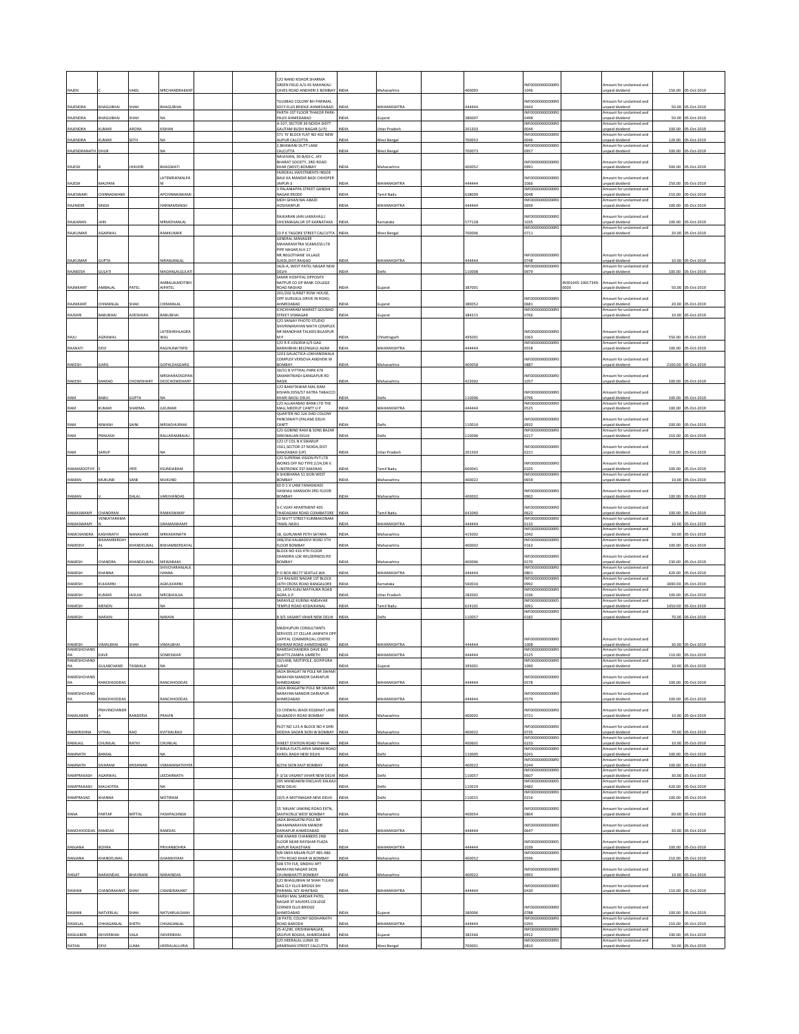| RAJEN | | VAKIL | MRCHANDRAKANT | | | C/O NAND KISHOR SHARMA GREEN FIELD A/3-45 MAHAKALI CAVES ROAD ANDHERI E BOMBAY | INDIA | Maharashtra | | 400093 | INFO000000000R01046 | | Amount for unclaimed and unpaid dividend | 150.00 | 05-Oct-2019 |
|---|---|---|---|---|---|---|---|---|---|---|---|---|---|---|---|
| RAJENDRA | BHAGUBHAI | SHAH | BHAGUBHAI | | | TULSIBAG COLONY BH PARIMAL SOCY ELLIS BRIDGE AHMEDABAD | INDIA | MAHARASHTRA | | 444444 | INFO000000000R00443 | | Amount for unclaimed and unpaid dividend | 50.00 | 05-Oct-2019 |
| RAJENDRA | BHAGUBHAI | SHAH | NA | | | PARTH-1ST FLOOR THAKOR PARK-PALDI AHMEDABAD | INDIA | Gujarat | | 380007 | INFO000000000R00498 | | Amount for unclaimed and unpaid dividend | 50.00 | 05-Oct-2019 |
| RAJENDRA | KUMAR | ARORA | KISHAN | | | A-107, SECTOR 36 NOIDA DISTT GAUTAM BUDH NAGAR (U P) | INDIA | Uttar Pradesh | | 201303 | INFO000000000R00044 | | Amount for unclaimed and unpaid dividend | 100.00 | 05-Oct-2019 |
| RAJENDRA | KUMAR | SETH | NA | | | 571 'N' BLOCK FLAT NO 402 NEW ALIPUR CALCUTTA | INDIA | West Bengal | | 700053 | INFO000000000R00046 | | Amount for unclaimed and unpaid dividend | 120.00 | 05-Oct-2019 |
| RAJENDRANATH | DHUR | | NA | | | 2,BHAWANI DUTT LANE CALCUTTA | INDIA | West Bengal | | 700073 | INFO000000000R00957 | | Amount for unclaimed and unpaid dividend | 100.00 | 05-Oct-2019 |
| RAJESH | B | JHAVERI | BHAGWATI | | | NAVJIVAN, 30-B/63-C, JAY BHARAT SOCIETY, 3RD ROAD KHAR (WEST) BOMBAY | INDIA | Maharashtra | | 400052 | INFO000000000R00991 | | Amount for unclaimed and unpaid dividend | 500.00 | 05-Oct-2019 |
| RAJESH | MALPANI | | LATEMRUKMALPANI | | | FAIRDEAL INVESTMENTS INSIDE BAIJI KA MANDIR BADI CHHOPER JAIPUR-3 | INDIA | MAHARASHTRA | | 444444 | INFO000000000R01066 | | Amount for unclaimed and unpaid dividend | 250.00 | 05-Oct-2019 |
| RAJESWARI | CHINNASWAMI | | APCHINNASWAMI | | | 3 PALANIAPPA STREET GANDHI NAGAR ERODE | INDIA | Tamil Nadu | | 638009 | INFO000000000R00048 | | Amount for unclaimed and unpaid dividend | 210.00 | 05-Oct-2019 |
| RAJINDER | SINGH | | HARNAMSINGH | | | MOH GHIAN NAI ABADI HOSHIARPUR | INDIA | MAHARASHTRA | | 444444 | INFO000000000R00699 | | Amount for unclaimed and unpaid dividend | 100.00 | 05-Oct-2019 |
| RAJKARAN | JAIN | | MRMOHANLAL | | | RAJKARAN JAIN LAKKAVALLI CHICKMAGALUR DT KARNATAKA | INDIA | Karnataka | | 577128 | INFO000000000R01035 | | Amount for unclaimed and unpaid dividend | 100.00 | 05-Oct-2019 |
| RAJKUMAR | AGARWAL | | RAMKUMAR | | | 23 P K TAGORE STREET CALCUTTA | INDIA | West Bengal | | 700006 | INFO000000000R00711 | | Amount for unclaimed and unpaid dividend | 20.00 | 05-Oct-2019 |
| RAJKUMAR | GUPTA | | NIRANJANLAL | | | GENERAL MANAGER MAHARASHTRA SEAMLESS LTD PIPE NAGAR,N.H.17 NR.NEGOTHANE VILLAGE SUKDI DIST.RAIGAD | INDIA | MAHARASHTRA | | 444444 | INFO000000000R00748 | | Amount for unclaimed and unpaid dividend | 10.00 | 05-Oct-2019 |
| RAJNEESH | GULATI | | MADANLALGULATI | | | 34/6-A, WEST PATEL NAGAR NEW DELHI | INDIA | Delhi | | 110008 | INFO000000000R00979 | | Amount for unclaimed and unpaid dividend | 100.00 | 05-Oct-2019 |
| RAJNIKANT | AMBALAL | PATEL | AMBALALMOTIBHAIPATEL | | | SAMIR HOSPITAL OPPOSITE NATPUR CO OP BANK COLLEGE ROAD NADIAD | INDIA | Gujarat | | 387001 | | IN301645-10017349-0000 | Amount for unclaimed and unpaid dividend | 50.00 | 05-Oct-2019 |
| RAJNIKANT | CHIMANLAL | SHAH | CHIMANLAL | | | 201/202 SUNSET ROW HOUSE, OPP GURUKUL DRIVE IN ROAD, AHMEDABAD | INDIA | Gujarat | | 380052 | INFO000000000R00683 | | Amount for unclaimed and unpaid dividend | 20.00 | 05-Oct-2019 |
| RAJSHRI | BABUBHAI | ADESHARA | BABUBHAI | | | ICHCHHARAM MARKET GOLWAD STREET VISNAGAR | INDIA | Gujarat | | 384315 | INFO000000000R00766 | | Amount for unclaimed and unpaid dividend | 10.00 | 05-Oct-2019 |
| RAJU | AGRAWAL | | LATESHRIHLAGRAWAL | | | C/O SANJAY PHOTO STUDIO SHIVRINARAYAN MATH COMPLEX NR MANOHAR TALKIES BILASPUR M P | INDIA | Chhattisgarh | | 495001 | INFO000000000R01063 | | Amount for unclaimed and unpaid dividend | 550.00 | 05-Oct-2019 |
| RAJWATI | DEVI | | RAGHUNATHPD | | | C/O R R JOSORIA 6/5 GALI BARAHBHAI BELENGALU AGRA | INDIA | MAHARASHTRA | | 444444 | INFO000000000R00558 | | Amount for unclaimed and unpaid dividend | 100.00 | 05-Oct-2019 |
| RAKESH | GARG | | GOPALDASGARG | | | 1203 GALACTICA LOKHANDWALA COMPLEX VERSOVA ANDHERI W BOMBAY | INDIA | Maharashtra | | 400058 | INFO000000000R00887 | | Amount for unclaimed and unpaid dividend | 2100.00 | 05-Oct-2019 |
| RAKESH | SHARAD | CHOWDHARY | MRSHARADSOPANDEOCHOWDHARY | | | 30/31 B VITTHAL PARK 476 SAMANTWADI GANGAPUR RD NASIK | INDIA | Maharashtra | | 422002 | INFO000000000R01057 | | Amount for unclaimed and unpaid dividend | 100.00 | 05-Oct-2019 |
| RAM | BABU | GUPTA | NA | | | C/O BAKHTAWAR MAL RAM KISHAN 2056/57 KATRA TABACCO KHARI BAOLI DELHI | INDIA | Delhi | | 110006 | INFO000000000R00796 | | Amount for unclaimed and unpaid dividend | 100.00 | 05-Oct-2019 |
| RAM | KUMAR | SHARMA | JILKUMAR | | | C/O ALLAHABAD BANK LTD THE MALL MEERUT CANTT U P | INDIA | MAHARASHTRA | | 444444 | INFO000000000R00525 | | Amount for unclaimed and unpaid dividend | 100.00 | 05-Oct-2019 |
| RAM | NIWASH | SAINI | MRSADHURAM | | | QUARTER NO 126 DAO COLONY PANCHWATI (PALAM) DELHI CANTT | INDIA | Delhi | | 110010 | INFO000000000R00932 | | Amount for unclaimed and unpaid dividend | 200.00 | 05-Oct-2019 |
| RAM | PRAKASH | | RALLARAMBAJAJ | | | C/O GOBIND RAM & SONS BAZAR SIRKIWALAN DELHI | INDIA | Delhi | | 110006 | INFO000000000R00217 | | Amount for unclaimed and unpaid dividend | 310.00 | 05-Oct-2019 |
| RAM | SARUP | | NA | | | C/O LT COL N K SWARUP 1561,SECTOR-37 NOIDA,DIST GHAZIABAD (UP) | INDIA | Uttar Pradesh | | 201303 | INFO000000000R00221 | | Amount for unclaimed and unpaid dividend | 310.00 | 05-Oct-2019 |
| RAMAMOOTHY | S | IYER | KSUNDARAM | | | C/O SUPERNA VISION PVT LTD WORKS OFF NO TYPE 2/24,DR V. S.INSTRONIC EST.MADRAS | INDIA | Tamil Nadu | | 600041 | INFO000000000R00105 | | Amount for unclaimed and unpaid dividend | 100.00 | 05-Oct-2019 |
| RAMAN | MUKUND | SANE | MUKUND | | | 9 SHOBHANA 51 SION WEST BOMBAY | INDIA | Maharashtra | | 400022 | INFO000000000R00659 | | Amount for unclaimed and unpaid dividend | 10.00 | 05-Oct-2019 |
| RAMAN | V | DALAL | VARJIVANDAS | | | 63 D 1 K LANE FANASWADI VAISHALI MANSION 3RD FLOOR BOMBAY | INDIA | Maharashtra | | 400002 | INFO000000000R00902 | | Amount for unclaimed and unpaid dividend | 100.00 | 05-Oct-2019 |
| RAMASWAMY | CHANDRAN | | RAMASWAMY | | | 3-C VIJAY APARTMENT 405 THADAGAM ROAD COIMBATORE | INDIA | Tamil Nadu | | 641040 | INFO000000000R00622 | | Amount for unclaimed and unpaid dividend | 100.00 | 05-Oct-2019 |
| RAMASWAMY | VENKATARAMAN | | GRAMASWAMY | | | 13 MUTT STREET KUMBAKONAM TAMIL NADU | INDIA | MAHARASHTRA | | 444444 | INFO000000000R00133 | | Amount for unclaimed and unpaid dividend | 10.00 | 05-Oct-2019 |
| RAMCHANDRA | KASHINATH | NANAVARE | MRKASHINATH | | | 18, GURUWAR PETH SATARA | INDIA | Maharashtra | | 415002 | INFO000000000R01042 | | Amount for unclaimed and unpaid dividend | 50.00 | 05-Oct-2019 |
| RAMDEVI | BISHAMBERDAYAL | KHANDELWAL | BISHAMBERDAYAL | | | 348/350 KALBADEVI ROAD 5TH FLOOR BOMBAY | INDIA | Maharashtra | | 400002 | INFO000000000R00162 | | Amount for unclaimed and unpaid dividend | 100.00 | 05-Oct-2019 |
| RAMESH | CHANDRA | KHANDELWAL | MEWARAM | | | BLOCK NO 416 4TH FLOOR CHANDRA LOK WILDERNESS RD BOMBAY | INDIA | Maharashtra | | 400006 | INFO000000000R00170 | | Amount for unclaimed and unpaid dividend | 230.00 | 05-Oct-2019 |
| RAMESH | KHANNA | | SHIVCHARANLALKHANNA | | | P O BOX 48177 SEATTLE WA | INDIA | MAHARASHTRA | | 444444 | INFO000000000R00801 | | Amount for unclaimed and unpaid dividend | 420.00 | 05-Oct-2019 |
| RAMESH | KULKARNI | | AGKULKARNI | | | 114 RAJAJEE NAGAR 1ST BLOCK 16TH CROSS ROAD BANGALORE | INDIA | Karnataka | | 560036 | INFO000000000R00992 | | Amount for unclaimed and unpaid dividend | 3690.00 | 05-Oct-2019 |
| RAMESH | KUMAR | JASUJA | MRCBJASUJA | | | 23, LATA KUNJ MATHURA ROAD AGRA U.P | INDIA | Uttar Pradesh | | 282002 | INFO000000000R01036 | | Amount for unclaimed and unpaid dividend | 100.00 | 05-Oct-2019 |
| RAMESH | MENON | | NA | | | SARAVILLE KURINJI ANDAVAR TEMPLE ROAD KODAIKANAL | INDIA | Tamil Nadu | | 624101 | INFO000000000S03091 | | Amount for unclaimed and unpaid dividend | 1650.00 | 05-Oct-2019 |
| RAMESH | NARAIN | | NARAIN | | | B 9/5 VASANT VIHAR NEW DELHI | INDIA | Delhi | | 110057 | INFO000000000R00182 | | Amount for unclaimed and unpaid dividend | 70.00 | 05-Oct-2019 |
| RAMESH | VIMALBHAI | SHAH | VIMALBHAI | | | MADHUPURI CONSULTANTS SERVICES 27 CELLAR JANPATH OPP CAPITAL COMMERCIAL CENTRE ASHRAM ROAD AHMEDABAD | INDIA | MAHARASHTRA | | 444444 | INFO000000000R01008 | | Amount for unclaimed and unpaid dividend | 30.00 | 05-Oct-2019 |
| RAMESHCHANDRA | DAVE | | SOMESWAR | | | RAMESHCHANDRA DAVE BAJI BHATTS ZAMPA UMRETH | INDIA | MAHARASHTRA | | 444444 | INFO000000000R00125 | | Amount for unclaimed and unpaid dividend | 110.00 | 05-Oct-2019 |
| RAMESHCHANDRA | GULABCHAND | TASWALA | NA | | | 10/1468, MOTIPOLE, GOPIPURA SURAT | INDIA | Gujarat | | 395001 | INFO000000000R01090 | | Amount for unclaimed and unpaid dividend | 10.00 | 05-Oct-2019 |
| RAMESHCHANDRA | RANCHHODDAS | | RANCHHODDAS | | | JADA BHAGAT NI POLE NR SWAMI NARAYAN MANDIR DARIAPUR AHMEDABAD | INDIA | MAHARASHTRA | | 444444 | INFO000000000R00578 | | Amount for unclaimed and unpaid dividend | 100.00 | 05-Oct-2019 |
| RAMESHCHANDRA | RANCHHODDAS | | RANCHHODDAS | | | JADA BHAGATNI POLE NR SWAMI NARAYAN MANDIR DARIAPUR AHMEDABAD | INDIA | MAHARASHTRA | | 444444 | INFO000000000R00579 | | Amount for unclaimed and unpaid dividend | 100.00 | 05-Oct-2019 |
| RAMILABEN | PRAVINCHANDRA | RANDERIA | PRAVIN | | | 13 CHIEWAL WADI KOLBHAT LANE KALBADEVI ROAD BOMBAY | INDIA | Maharashtra | | 400002 | INFO000000000R00721 | | Amount for unclaimed and unpaid dividend | 10.00 | 05-Oct-2019 |
| RAMKRISHNA | VITHAL | RAO | KVITHALRAO | | | PLOT NO 123-A BLOCK NO 4 SHRI SIDDHA SADAN SION W BOMBAY | INDIA | Maharashtra | | 400022 | INFO000000000R00735 | | Amount for unclaimed and unpaid dividend | 70.00 | 05-Oct-2019 |
| RAMLALL | CHUNILAL | RATHI | CHUNILAL | | | VINEET STATION ROAD THANA | INDIA | Maharashtra | | 400601 | INFO000000000R00233 | | Amount for unclaimed and unpaid dividend | 10.00 | 05-Oct-2019 |
| RAMNATH | BANSAL | | NA | | | 9 BIRLA FLATS ARYA SAMAK ROAD KAROL BAGH NEW DELHI | INDIA | Delhi | | 110005 | INFO000000000R00241 | | Amount for unclaimed and unpaid dividend | 100.00 | 05-Oct-2019 |
| RAMNATH | SIVARAM | KRISHNAN | VSRAMANATHIYER | | | B/256 SION EAST BOMBAY | INDIA | Maharashtra | | 400022 | INFO000000000R00244 | | Amount for unclaimed and unpaid dividend | 100.00 | 05-Oct-2019 |
| RAMPRAKASH | AGARWAL | | LKEDARNATH | | | F-3/16 VASANT VIHAR NEW DELHI | INDIA | Delhi | | 110057 | INFO000000000R00607 | | Amount for unclaimed and unpaid dividend | 30.00 | 05-Oct-2019 |
| RAMPRAKASH | MALHOTRA | | NA | | | 295 MANDAKINI ENCLAVE KALKAJI NEW DELHI | INDIA | Delhi | | 110019 | INFO000000000S00482 | | Amount for unclaimed and unpaid dividend | 420.00 | 05-Oct-2019 |
| RAMPRASAD | KHANNA | | MOTIRAM | | | 10/5-A MOTINAGAR NEW DELHI | INDIA | Delhi | | 110015 | INFO000000000R00216 | | Amount for unclaimed and unpaid dividend | 100.00 | 05-Oct-2019 |
| RANA | PARTAP | MITTAL | YASHPALSINGH | | | 15 'MILAN' LINKING ROAD EXTN, SANTACRUZ WEST BOMBAY | INDIA | Maharashtra | | 400054 | INFO000000000R00804 | | Amount for unclaimed and unpaid dividend | 60.00 | 05-Oct-2019 |
| RANCHHODDAS | RAMDAS | | RAMDAS | | | JADA BHAGATNI POLE NR SWAMINARAYAN MANDIR DARIAPUR AHMEDABAD | INDIA | MAHARASHTRA | | 444444 | INFO000000000R00647 | | Amount for unclaimed and unpaid dividend | 20.00 | 05-Oct-2019 |
| RANJANA | BOHRA | | PRIVANBOHRA | | | 408 ANAND CHAMBERS 2ND FLOOR NEAR RAYSHAR PLAZA JAIPUR RAJASTHAN | INDIA | MAHARASHTRA | | 444444 | INFO000000000S01039 | | Amount for unclaimed and unpaid dividend | 100.00 | 05-Oct-2019 |
| RANJANA | KHANDELWAL | | GHANSHYAM | | | 9/B SNEH MILAN PLOT 485-486 17TH ROAD KHAR W BOMBAY | INDIA | Maharashtra | | 400052 | INFO000000000R00596 | | Amount for unclaimed and unpaid dividend | 210.00 | 05-Oct-2019 |
| RANJIT | NARAINDAS | BHAVNANI | NARAINDAS | | | 508 5TH FLR, SINDHU APT NARAYAN NAGAR SION CHUNABHATTI BOMBAY | INDIA | Maharashtra | | 400022 | INFO000000000R00993 | | Amount for unclaimed and unpaid dividend | 10.00 | 05-Oct-2019 |
| RASHMI | CHANDRAKANT | SHAH | CHANDRAKANT | | | C/O BHAGUBHAI M SHAH TULASI BAG CLY ELLIS BRIDGE BH PARIMAL SCY AHMDBAD | INDIA | MAHARASHTRA | | 444444 | INFO000000000R00430 | | Amount for unclaimed and unpaid dividend | 110.00 | 05-Oct-2019 |
| RASHMI | NATVERLAL | SHAH | NATVARLALSHAH | | | HARSH MAL SARDAR PATEL NAGAR ST XAVIERS COLLEGE CORNER ELLIS BRIDGE AHMEDABAD | INDIA | Gujarat | | 380006 | INFO000000000R00788 | | Amount for unclaimed and unpaid dividend | 100.00 | 05-Oct-2019 |
| RASIKLAL | CHHAGANLAL | SHETH | CHHAGANLAL | | | 18 PATEL COLONY SIDDHANATH ROAD BARODA | INDIA | MAHARASHTRA | | 444444 | INFO000000000R00293 | | Amount for unclaimed and unpaid dividend | 210.00 | 05-Oct-2019 |
| RASILABEN | ISHVERBHAI | VALA | ISHVERBHAI | | | 25-A\290, KRISHNANAGAR, SAIJPUR BOGHA, AHMEDABAD | INDIA | Gujarat | | 382346 | INFO000000000R00912 | | Amount for unclaimed and unpaid dividend | 190.00 | 05-Oct-2019 |
| RATAN | DEVI | LUNIA | HEERALALLURIA | | | C/O HEERALAL LUNIA 35 ARMENIAN STREET CALCUTTA | INDIA | West Bengal | | 700001 | INFO000000000R00810 | | Amount for unclaimed and unpaid dividend | 50.00 | 05-Oct-2019 |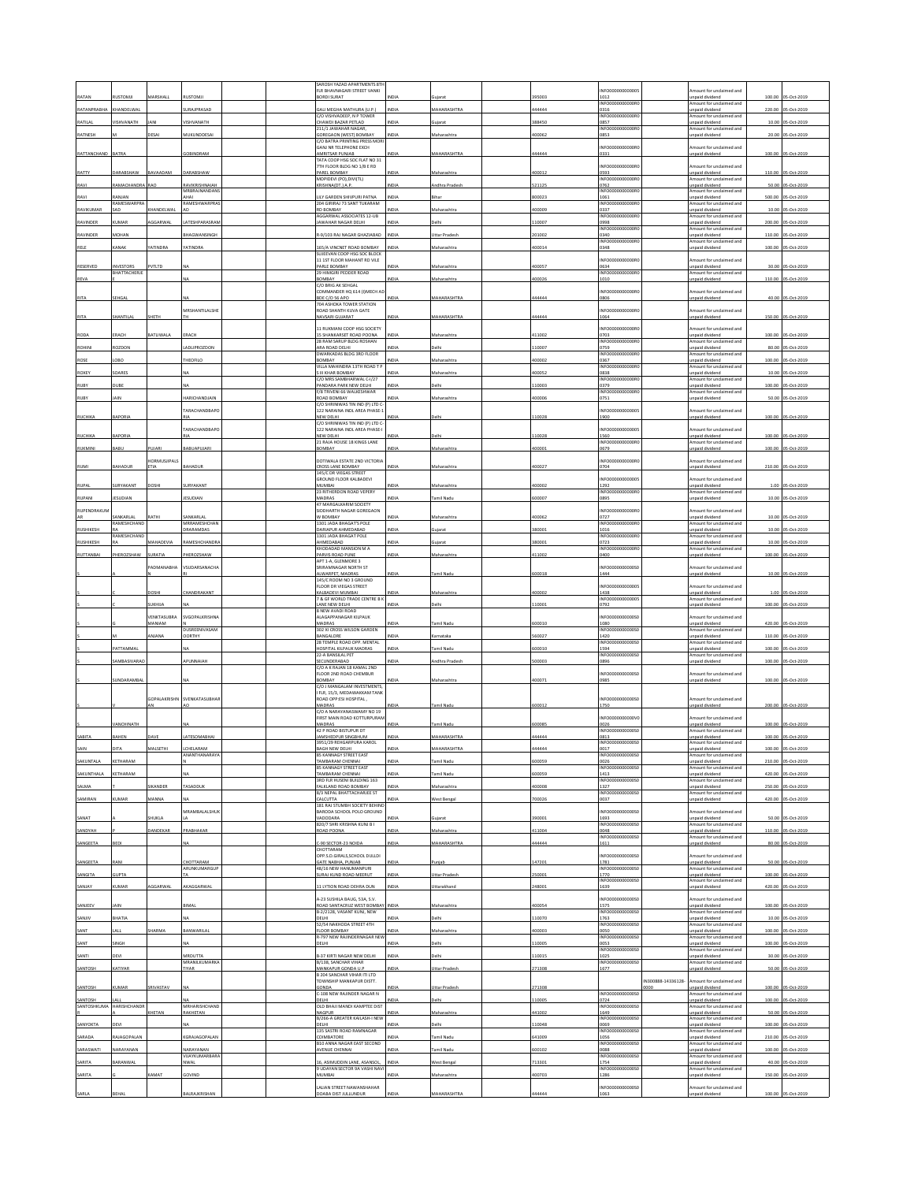| RATAN | RUSTOMJI | MARSHALL | RUSTOMJI | | | SAROSH YAZAD APARTMENTS 8TH FLR BHAVNAGARI STREET VANKI BORDI SURAT | INDIA | Gujarat | | 395003 | INFO000000000005 1012 | | Amount for unclaimed and unpaid dividend | 100.00 | 05-Oct-2019 |
|---|---|---|---|---|---|---|---|---|---|---|---|---|---|---|---|
| RATANPRABHA | KHANDELWAL | | SURAJPRASAD | | | GALI MEGHA MATHURA (U.P.) | INDIA | MAHARASHTRA | | 444444 | INFO000000000R0 0316 | | Amount for unclaimed and unpaid dividend | 220.00 | 05-Oct-2019 |
| RATILAL | VISHVANATH | JANI | VISHVANATH | | | C/O VISHVADEEP, N P TOWER CHAWDI BAZAR PETLAD | INDIA | Gujarat | | 388450 | INFO000000000R0 0857 | | Amount for unclaimed and unpaid dividend | 10.00 | 05-Oct-2019 |
| RATNESH | M | DESAI | MUKUNDDESAI | | | 211/1 JAWAHAR NAGAR, GOREGAON (WEST) BOMBAY | INDIA | Maharashtra | | 400062 | INFO000000000R0 0853 | | Amount for unclaimed and unpaid dividend | 20.00 | 05-Oct-2019 |
| RATTANCHAND | BATRA | | GOBINDRAM | | | C/O BATRA PRINTING PRESS MORI GANJ NR TELEPHONE EXCH AMRITSAR PUNJAB | INDIA | MAHARASHTRA | | 444444 | INFO000000000R0 0331 | | Amount for unclaimed and unpaid dividend | 100.00 | 05-Oct-2019 |
| RATTY | DARABSHAW | BAVAADAM | DARABSHAW | | | TATA COOP HSG SOC FLAT NO 31 7TH FLOOR BLDG NO 1/B E RD PAREL BOMBAY | INDIA | Maharashtra | | 400012 | INFO000000000R0 0593 | | Amount for unclaimed and unpaid dividend | 110.00 | 05-Oct-2019 |
| RAVI | RAMACHANDRA | RAO | RAVIKRISHNAIAH | | | MOPIDEVI (PO),DIVI(TL) KRISHNADT.) A.P. | INDIA | Andhra Pradesh | | 521125 | INFO000000000R0 0762 | | Amount for unclaimed and unpaid dividend | 50.00 | 05-Oct-2019 |
| RAVI | RANJAN | | MRBRAJNANDANS AHAI | | | LILY GARDEN SHIVPURI PATNA | INDIA | Bihar | | 800023 | INFO000000000R0 1061 | | Amount for unclaimed and unpaid dividend | 500.00 | 05-Oct-2019 |
| RAVIKUMAR | RAMESWARPRA SAD | KHANDELWAL | RAMESHWARPRAS AD | | | 204 GIRIRAJ 73 SANT TUKARAM RD BOMBAY | INDIA | Maharashtra | | 400009 | INFO000000000R0 0337 | | Amount for unclaimed and unpaid dividend | 10.00 | 05-Oct-2019 |
| RAVINDER | KUMAR | AGGARWAL | LATESHPARASRAM | | | AGGARWAL ASSOCIATES 12-UB JAWAHAR NAGAR DELHI | INDIA | Delhi | | 110007 | INFO000000000R0 0998 | | Amount for unclaimed and unpaid dividend | 200.00 | 05-Oct-2019 |
| RAVINDER | MOHAN | | BHAGWANSINGH | | | R-9/103 RAJ NAGAR GHAZIABAD | INDIA | Uttar Pradesh | | 201002 | INFO000000000R0 0340 | | Amount for unclaimed and unpaid dividend | 110.00 | 05-Oct-2019 |
| RELE | KANAK | YATINDRA | YATINDRA | | | 165/A VINCNET ROAD BOMBAY | INDIA | Maharashtra | | 400014 | INFO000000000R0 0348 | | Amount for unclaimed and unpaid dividend | 100.00 | 05-Oct-2019 |
| RESERVED | INVESTORS | PVTLTD | NA | | | SUJEEVAN COOP HSG SOC BLOCK 11 1ST FLOOR MAHANT RD VILE PARLE BOMBAY | INDIA | Maharashtra | | 400057 | INFO000000000R0 0634 | | Amount for unclaimed and unpaid dividend | 30.00 | 05-Oct-2019 |
| REVA | BHATTACHERJE E | | NA | | | 29 HIMGIRI PEDDER ROAD BOMBAY | INDIA | Maharashtra | | 400026 | INFO000000000R0 1010 | | Amount for unclaimed and unpaid dividend | 110.00 | 05-Oct-2019 |
| RITA | SEHGAL | | NA | | | C/O BRIG AK SEHGAL COMMANDER HQ 614 (I)MECH AD BDE C/O 56 APO | INDIA | MAHARASHTRA | | 444444 | INFO000000000R0 0806 | | Amount for unclaimed and unpaid dividend | 40.00 | 05-Oct-2019 |
| RITA | SHANTILAL | SHETH | MRSHANTILALSHE TH | | | 704 ASHOKA TOWER STATION ROAD SHANTH KUVA GATE NAVSARI GUJARAT | INDIA | MAHARASHTRA | | 444444 | INFO000000000R0 1064 | | Amount for unclaimed and unpaid dividend | 150.00 | 05-Oct-2019 |
| RODA | ERACH | BATLIWALA | ERACH | | | 11 RUKMANI COOP HSG SOCIETY 15 SHANKARSET ROAD POONA | INDIA | Maharashtra | | 411002 | INFO000000000R0 0703 | | Amount for unclaimed and unpaid dividend | 100.00 | 05-Oct-2019 |
| ROHINI | ROZDON | | LADLIPROZDON | | | 28 RAM SARUP BLDG ROSHAN ARA ROAD DELHI | INDIA | Delhi | | 110007 | INFO000000000R0 0759 | | Amount for unclaimed and unpaid dividend | 80.00 | 05-Oct-2019 |
| ROSE | LOBO | | THEOFILO | | | DWARKADAS BLDG 3RD FLOOR BOMBAY | INDIA | Maharashtra | | 400002 | INFO000000000R0 0367 | | Amount for unclaimed and unpaid dividend | 100.00 | 05-Oct-2019 |
| ROXEY | SOARES | | NA | | | VILLA MAHINDRA 13TH ROAD T P S III KHAR BOMBAY | INDIA | Maharashtra | | 400052 | INFO000000000R0 0838 | | Amount for unclaimed and unpaid dividend | 10.00 | 05-Oct-2019 |
| RUBY | DUBE | | NA | | | C/O MRS SAMBHARWAL C-I/27 PANDARA PARK NEW DELHI | INDIA | Delhi | | 110003 | INFO000000000R0 0379 | | Amount for unclaimed and unpaid dividend | 100.00 | 05-Oct-2019 |
| RUBY | JAIN | | HARICHANDJAIN | | | F/8 TRIVENI 66 WALKESHWAR ROAD BOMBAY | INDIA | Maharashtra | | 400006 | INFO000000000R0 0751 | | Amount for unclaimed and unpaid dividend | 50.00 | 05-Oct-2019 |
| RUCHIKA | BAPORIA | | TARACHANDBAPO RIA | | | C/O SHRINIWAS TIN IND (P) LTD C-122 NARAINA INDL AREA PHASE-1 NEW DELHI | INDIA | Delhi | | 110028 | INFO000000000005 1900 | | Amount for unclaimed and unpaid dividend | 100.00 | 05-Oct-2019 |
| RUCHIKA | BAPORIA | | TARACHANDBAPO RIA | | | C/O SHRINIWAS TIN IND (P) LTD C-122 NARAINA INDL AREA PHASE-I NEW DELHI | INDIA | Delhi | | 110028 | INFO000000000005 1560 | | Amount for unclaimed and unpaid dividend | 100.00 | 05-Oct-2019 |
| RUKMINI | BABU | PUJARI | BABUAPUJARI | | | 21 RAJA HOUSE 18 KINGS LANE BOMBAY | INDIA | Maharashtra | | 400001 | INFO000000000R0 0679 | | Amount for unclaimed and unpaid dividend | 100.00 | 05-Oct-2019 |
| RUMI | BAHADUR | HORMUSJIPALS ETIA | BAHADUR | | | DOTIWALA ESTATE 2ND VICTORIA CROSS LANE BOMBAY | INDIA | Maharashtra | | 400027 | INFO000000000R0 0704 | | Amount for unclaimed and unpaid dividend | 210.00 | 05-Oct-2019 |
| RUPAL | SURYAKANT | DOSHI | SURYAKANT | | | 145/C DR VIEGAS STREET GROUND FLOOR KALBADEVI MUMBAI | INDIA | Maharashtra | | 400002 | INFO000000000005 1292 | | Amount for unclaimed and unpaid dividend | 1.00 | 05-Oct-2019 |
| RUPANI | JESUDIAN | | JESUDIAN | | | 23 RITHERDON ROAD VEPERY MADRAS | INDIA | Tamil Nadu | | 600007 | INFO000000000R0 0895 | | Amount for unclaimed and unpaid dividend | 10.00 | 05-Oct-2019 |
| RUPENDRAKUM AR | SANKARLAL | RATHI | SANKARLAL | | | 47 MARGALKARIM SOCIETY SIDDHARTH NAGAR GOREGAON W BOMBAY | INDIA | Maharashtra | | 400062 | INFO000000000R0 0727 | | Amount for unclaimed and unpaid dividend | 10.00 | 05-Oct-2019 |
| RUSHIKESH | RAMESHCHAND RA | | MRRAMESHCHAN DRARAMDAS | | | 1301 JADA BHAGAT'S POLE DARIAPUR AHMEDABAD | INDIA | Gujarat | | 380001 | INFO000000000R0 1016 | | Amount for unclaimed and unpaid dividend | 10.00 | 05-Oct-2019 |
| RUSHIKESH | RAMESHCHAND RA | MAHADEVIA | RAMESHCHANDRA | | | 1301 JADA BHAGAT POLE AHMEDABAD | INDIA | Gujarat | | 380001 | INFO000000000R0 0723 | | Amount for unclaimed and unpaid dividend | 10.00 | 05-Oct-2019 |
| RUTTANBAI | PHEROZSHAW | SURATIA | PHEROZSHAW | | | KHODADAD MANSION M A PARVIS ROAD PUNE | INDIA | Maharashtra | | 411002 | INFO000000000R0 0400 | | Amount for unclaimed and unpaid dividend | 100.00 | 05-Oct-2019 |
| S | A | PADMANABHA N | VSUDARSANACHA RI | | | APT 1-A, GLENMORE 3 SRIRAMNAGAR NORTH ST ALWARPET, MADRAS | INDIA | Tamil Nadu | | 600018 | INFO000000000050 1444 | | Amount for unclaimed and unpaid dividend | 10.00 | 05-Oct-2019 |
| S | C | DOSHI | CHANDRAKANT | | | 145/C ROOM NO 3 GROUND FLOOR DR VIEGAS STREET KALBADEVI MUMBAI | INDIA | Maharashtra | | 400002 | INFO000000000005 1438 | | Amount for unclaimed and unpaid dividend | 1.00 | 05-Oct-2019 |
| S | C | SUKHIJA | NA | | | 7 & GF WORLD TRADE CENTRE B K LANE NEW DELHI | INDIA | Delhi | | 110001 | INFO000000000005 0792 | | Amount for unclaimed and unpaid dividend | 100.00 | 05-Oct-2019 |
| S | G | VENKTASUBRA MANIAM | SVGOPALKRISHNA N | | | 8 NEW AVADI ROAD ALAGAPPANAGAR KILPAUK MADRAS | INDIA | Tamil Nadu | | 600010 | INFO000000000050 1080 | | Amount for unclaimed and unpaid dividend | 420.00 | 05-Oct-2019 |
| S | M | ANJANA | DUSREENIVASAM OORTHY | | | 302 XI CROSS WILSON GARDEN BANGALORE | INDIA | Karnataka | | 560027 | INFO000000000050 1420 | | Amount for unclaimed and unpaid dividend | 110.00 | 05-Oct-2019 |
| S | PATTAMMAL | | NA | | | 28 TEMPLE ROAD OPP. MENTAL HOSPITAL KILPAUK MADRAS | INDIA | Tamil Nadu | | 600010 | INFO000000000050 1594 | | Amount for unclaimed and unpaid dividend | 100.00 | 05-Oct-2019 |
| S | SAMBASIVARAO | | APUNNAIAH | | | 22-A BANSILAL PET SECUNDERABAD | INDIA | Andhra Pradesh | | 500003 | INFO000000000050 0896 | | Amount for unclaimed and unpaid dividend | 100.00 | 05-Oct-2019 |
| S | SUNDARAMBAL | | NA | | | C/O A K RAJAN 18 KAMAL 2ND FLOOR 2ND ROAD CHEMBUR BOMBAY | INDIA | Maharashtra | | 400071 | INFO000000000050 0985 | | Amount for unclaimed and unpaid dividend | 100.00 | 05-Oct-2019 |
| S | V | GOPALAKRISHN AN | SVENKATASUBHAR AO | | | C/O.I MANGALAM INVESTMENTS, I FLR, 15/3, MEDAVAKKAM TANK ROAD OPP.ESI HOSPITAL, MADRAS | INDIA | Tamil Nadu | | 600012 | INFO000000000050 1750 | | Amount for unclaimed and unpaid dividend | 200.00 | 05-Oct-2019 |
| S | VANCHINATH | | NA | | | C/O A NARAYANASWAMY NO 19 FIRST MAIN ROAD KOTTURPURAM MADRAS | INDIA | Tamil Nadu | | 600085 | INFO000000000V0 0026 | | Amount for unclaimed and unpaid dividend | 100.00 | 05-Oct-2019 |
| SABITA | BAHEN | DAVE | LATESOMABHAI | | | 42 P ROAD BISTUPUR DT JAMSHEDPUR SINGBHUM | INDIA | MAHARASHTRA | | 444444 | INFO000000000050 0813 | | Amount for unclaimed and unpaid dividend | 100.00 | 05-Oct-2019 |
| SAIN | DITA | MALSETHI | LCHELARAM | | | 3951/29 REHGARPURA KAROL BAGH NEW DELHI | INDIA | MAHARASHTRA | | 444444 | INFO000000000050 0017 | | Amount for unclaimed and unpaid dividend | 100.00 | 05-Oct-2019 |
| SAKUNTALA | KETHARAM | | ANANTHANARAYA N | | | 85 KANNAGY STREET EAST TAMBARAM CHENNAI | INDIA | Tamil Nadu | | 600059 | INFO000000000050 0026 | | Amount for unclaimed and unpaid dividend | 210.00 | 05-Oct-2019 |
| SAKUNTHALA | KETHARAM | | NA | | | 85 KANNAGY STREET EAST TAMBARAM CHENNAI | INDIA | Tamil Nadu | | 600059 | INFO000000000050 1413 | | Amount for unclaimed and unpaid dividend | 420.00 | 05-Oct-2019 |
| SALMA | | SIKANDER | TASADDUK | | | 3RD FLR HUSENI BUILDING 163 FALKLAND ROAD BOMBAY | INDIA | Maharashtra | | 400008 | INFO000000000050 1327 | | Amount for unclaimed and unpaid dividend | 250.00 | 05-Oct-2019 |
| SAMIRAN | KUMAR | MANNA | NA | | | 8/3 NEPAL BHATTACHARJEE ST CALCUTTA | INDIA | West Bengal | | 700026 | INFO000000000050 0037 | | Amount for unclaimed and unpaid dividend | 420.00 | 05-Oct-2019 |
| SANAT | | SHUKLA | MRAMBALALSHUK LA | | | 181 RAJ STUMBH SOCIETY BEHIND BARODA SCHOOL POLO GROUND VADODARA | INDIA | Gujarat | | 390001 | INFO000000000050 1693 | | Amount for unclaimed and unpaid dividend | 50.00 | 05-Oct-2019 |
| SANDYAH | P | DANDEKAR | PRABHAKAR | | | 820/7 SHRI KRISHNA KUNJ B I ROAD POONA | INDIA | Maharashtra | | 411004 | INFO000000000050 0048 | | Amount for unclaimed and unpaid dividend | 110.00 | 05-Oct-2019 |
| SANGEETA | BEDI | | NA | | | C-90 SECTOR-23 NOIDA | INDIA | MAHARASHTRA | | 444444 | INFO000000000050 1611 | | Amount for unclaimed and unpaid dividend | 80.00 | 05-Oct-2019 |
| SANGEETA | RANI | | CHOTTARAM | | | CHOTTARAM OPP.S.D.GIRALS.SCHOOL DUILLDI GATE NABHA, PUNJAB | INDIA | Punjab | | 147201 | INFO000000000050 1781 | | Amount for unclaimed and unpaid dividend | 50.00 | 05-Oct-2019 |
| SANGITA | GUPTA | | ARUNKUMARGUP TA | | | 48/16 NEW HANUMANPURI SURAJ KUND ROAD MEERUT | INDIA | Uttar Pradesh | | 250001 | INFO000000000050 1770 | | Amount for unclaimed and unpaid dividend | 100.00 | 05-Oct-2019 |
| SANJAY | KUMAR | AGGARWAL | AKAGGARWAL | | | 11 LYTTON ROAD DEHRA DUN | INDIA | Uttarakhand | | 248001 | INFO000000000050 1639 | | Amount for unclaimed and unpaid dividend | 420.00 | 05-Oct-2019 |
| SANJEEV | JAIN | | BIMAL | | | A-23 SUSHILA BAUG, 51A, S.V. ROAD SANTACRUZ WEST BOMBAY | INDIA | Maharashtra | | 400054 | INFO000000000050 1575 | | Amount for unclaimed and unpaid dividend | 100.00 | 05-Oct-2019 |
| SANJIV | BHATIA | | NA | | | B-2/212B, VASANT KUNJ, NEW DELHI | INDIA | Delhi | | 110070 | INFO000000000050 1763 | | Amount for unclaimed and unpaid dividend | 10.00 | 05-Oct-2019 |
| SANT | LALL | SHARMA | BANWARILAL | | | 52/54 NAKHODA STREET 4TH FLOOR BOMBAY | INDIA | Maharashtra | | 400003 | INFO000000000050 0050 | | Amount for unclaimed and unpaid dividend | 100.00 | 05-Oct-2019 |
| SANT | SINGH | | NA | | | B-797 NEW RAJINDERNAGAR NEW DELHI | INDIA | Delhi | | 110005 | INFO000000000050 0053 | | Amount for unclaimed and unpaid dividend | 100.00 | 05-Oct-2019 |
| SANTI | DEVI | | MRDUTTA | | | B-37 KIRTI NAGAR NEW DELHI | INDIA | Delhi | | 110015 | INFO000000000050 1025 | | Amount for unclaimed and unpaid dividend | 30.00 | 05-Oct-2019 |
| SANTOSH | KATIYAR | | MRANILKUMARKA TIYAR | | | B/138, SANCHAR VIHAR MANKAPUR GONDA U.P | INDIA | Uttar Pradesh | | 271308 | INFO000000000050 1677 | | Amount for unclaimed and unpaid dividend | 50.00 | 05-Oct-2019 |
| SANTOSH | KUMAR | SRIVASTAV | NA | | | B 204 SANCHAR VIHAR ITI LTD TOWNSHIP MANKAPUR DISTT GONDA | INDIA | Uttar Pradesh | | 271308 | | IN300888-14336128-0000 | Amount for unclaimed and unpaid dividend | 100.00 | 05-Oct-2019 |
| SANTOSH | LALL | | NA | | | C-108 NEW RAJINDER NAGAR N DELHI | INDIA | Delhi | | 110005 | INFO000000000050 0724 | | Amount for unclaimed and unpaid dividend | 100.00 | 05-Oct-2019 |
| SANTOSHKUMA R | HARISHCHANDR A | KHETAN | MRHARISHCHAND RAKHETAN | | | OLD BHAJI MANDI KAMPTEE DIST NAGPUR | INDIA | Maharashtra | | 441002 | INFO000000000050 1649 | | Amount for unclaimed and unpaid dividend | 50.00 | 05-Oct-2019 |
| SANYOKTA | DEVI | | NA | | | B/266-A GREATER KAILASH-I NEW DELHI | INDIA | Delhi | | 110048 | INFO000000000050 0069 | | Amount for unclaimed and unpaid dividend | 100.00 | 05-Oct-2019 |
| SARADA | RAJAGOPALAN | | KGRAJAGOPALAN | | | 135 SASTRI ROAD RAMNAGAR COIMBATORE | INDIA | Tamil Nadu | | 641009 | INFO000000000050 1056 | | Amount for unclaimed and unpaid dividend | 210.00 | 05-Oct-2019 |
| SARASWATI | NARAYANAN | | NARAYANAN | | | 810 ANNA NAGAR EAST SECOND AVENUE CHENNAI | INDIA | Tamil Nadu | | 600102 | INFO000000000050 0088 | | Amount for unclaimed and unpaid dividend | 100.00 | 05-Oct-2019 |
| SARITA | BARANWAL | | VIJAYKUMARBARA NWAL | | | 16, ASIMUDDIN LANE, ASANSOL, | INDIA | West Bengal | | 713301 | INFO000000000050 1754 | | Amount for unclaimed and unpaid dividend | 40.00 | 05-Oct-2019 |
| SARITA | G | KAMAT | GOVIND | | | 9 UDAYAN SECTOR 9A VASHI NAVI MUMBAI | INDIA | Maharashtra | | 400703 | INFO000000000050 1286 | | Amount for unclaimed and unpaid dividend | 150.00 | 05-Oct-2019 |
| SARLA | BEHAL | | BALRAJKRISHAN | | | LALIAN STREET NAWANSHAHAR DOABA DIST JULLUNDUR | INDIA | MAHARASHTRA | | 444444 | INFO000000000050 1063 | | Amount for unclaimed and unpaid dividend | 100.00 | 05-Oct-2019 |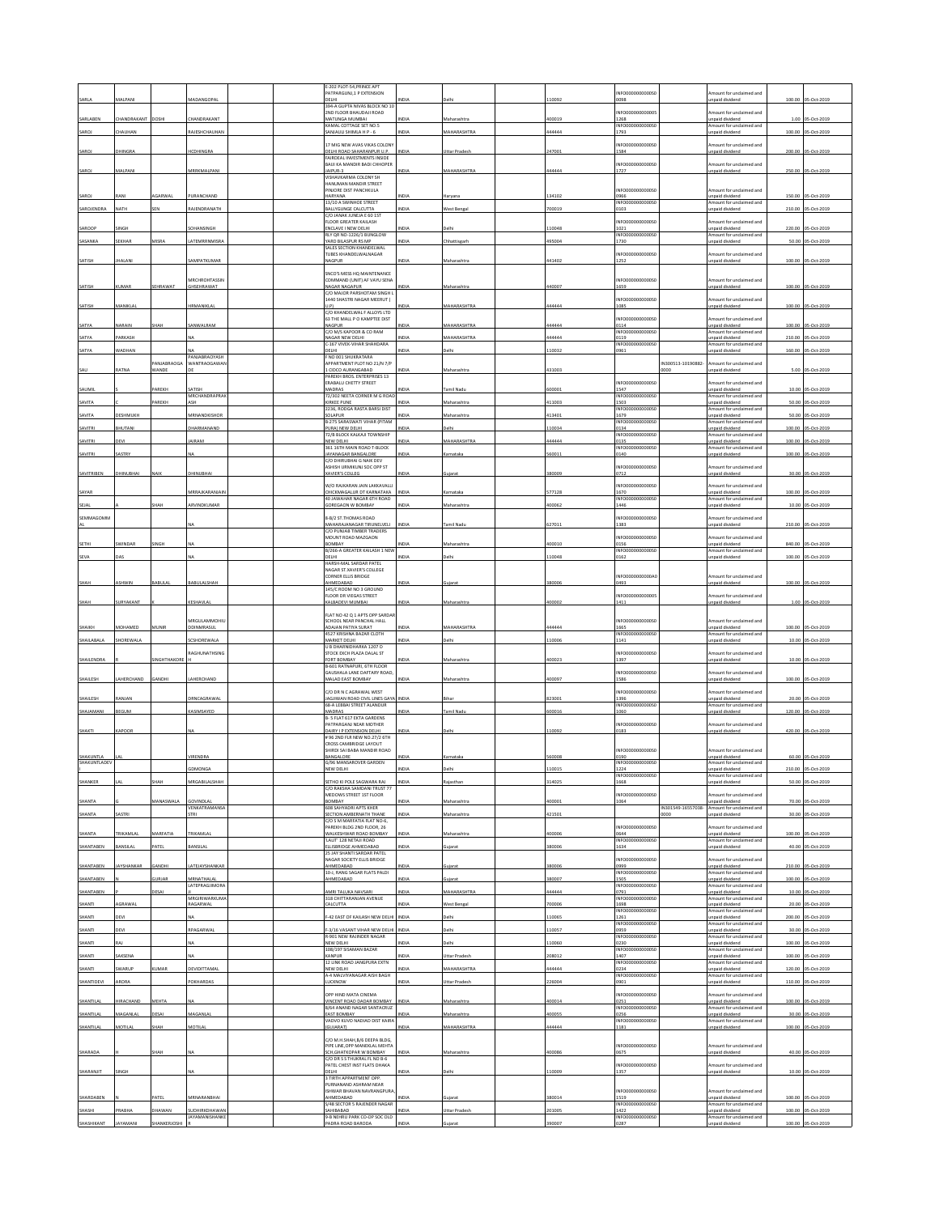| SARLA | MALPANI | | MADANGOPAL | | | E-202 PLOT-54,PRINCE APT PATPARGUNJ,1 P EXTENSION DELHI | INDIA | Delhi | | 110092 | INFO000000000050 0098 | | Amount for unclaimed and unpaid dividend | 100.00 | 05-Oct-2019 |
|---|---|---|---|---|---|---|---|---|---|---|---|---|---|---|---|
| SARLABEN | CHANDRAKANT | DOSHI | CHANDRAKANT | | | 394-A GUPTA NIVAS BLOCK NO 10 2ND FLOOR BHAUDAJI ROAD MATUNGA MUMBAI | INDIA | Maharashtra | | 400019 | INFO000000000005 1268 | | Amount for unclaimed and unpaid dividend | 1.00 | 05-Oct-2019 |
| SAROJ | CHAUHAN | | RAJESHCHAUHAN | | | KAMAL COTTAGE SET NO.5 SANJAULI SHIMLA H P - 6 | INDIA | MAHARASHTRA | | 444444 | INFO000000000050 1793 | | Amount for unclaimed and unpaid dividend | 100.00 | 05-Oct-2019 |
| SAROJ | DHINGRA | | HCDHINGRA | | | 17 MIG NEW AVAS VIKAS COLONY DELHI ROAD SAHARANPUR U.P. | INDIA | Uttar Pradesh | | 247001 | INFO000000000050 1584 | | Amount for unclaimed and unpaid dividend | 200.00 | 05-Oct-2019 |
| SAROJ | MALPANI | | MRRKMALPANI | | | FAIRDEAL INVESTMENTS INSIDE BAIJI KA MANDIR BADI CHHOPER JAIPUR-3 | INDIA | MAHARASHTRA | | 444444 | INFO000000000050 1727 | | Amount for unclaimed and unpaid dividend | 250.00 | 05-Oct-2019 |
| SAROJ | RANI | AGARWAL | PURANCHAND | | | VISHAVKARMA COLONY SH HANUMAN MANDIR STREET PINJORE DIST PANCHKULA HARYANA | INDIA | Haryana | | 134102 | INFO000000000050 0966 | | Amount for unclaimed and unpaid dividend | 150.00 | 05-Oct-2019 |
| SAROJENDRA | NATH | SEN | RAJENDRANATH | | | 13/10 A SWINHOE STREET BALLYGUNGE CALCUTTA | INDIA | West Bengal | | 700019 | INFO000000000050 0103 | | Amount for unclaimed and unpaid dividend | 210.00 | 05-Oct-2019 |
| SAROOP | SINGH | | SOHANSINGH | | | C/O JANAK JUNEJA E 60 1ST FLOOR GREATER KAILASH ENCLAVE I NEW DELHI | INDIA | Delhi | | 110048 | INFO000000000050 1021 | | Amount for unclaimed and unpaid dividend | 220.00 | 05-Oct-2019 |
| SASANKA | SEKHAR | MISRA | LATEMRRNMISRA | | | RLY QR NO-1226/1 BUNGLOW YARD BILASPUR RS MP | INDIA | Chhattisgarh | | 495004 | INFO000000000050 1730 | | Amount for unclaimed and unpaid dividend | 50.00 | 05-Oct-2019 |
| SATISH | JHALANI | | SAMPATKUMAR | | | SALES SECTION KHANDELWAL TUBES KHANDELWALNAGAR NAGPUR | INDIA | Maharashtra | | 441402 | INFO000000000050 1252 | | Amount for unclaimed and unpaid dividend | 100.00 | 05-Oct-2019 |
| SATISH | KUMAR | SEHRAWAT | MRCHROHTASSIN GHSEHRAWAT | | | SNCO'S MESS HQ MAINTENANCE COMMAND (UNIT) AF VAYU SENA NAGAR NAGPUR | INDIA | Maharashtra | | 440007 | INFO000000000050 1659 | | Amount for unclaimed and unpaid dividend | 100.00 | 05-Oct-2019 |
| SATISH | MANIKLAL | | HRMANIKLAL | | | C/O MAJOR PARSHOTAM SINGH L 1440 SHASTRI NAGAR MEERUT ( U.P) | INDIA | MAHARASHTRA | | 444444 | INFO000000000050 1085 | | Amount for unclaimed and unpaid dividend | 100.00 | 05-Oct-2019 |
| SATYA | NARAIN | SHAH | SANWALRAM | | | C/O KHANDELWAL F ALLOYS LTD 63 THE MALL P O KAMPTEE DIST NAGPUR | INDIA | MAHARASHTRA | | 444444 | INFO000000000050 0114 | | Amount for unclaimed and unpaid dividend | 100.00 | 05-Oct-2019 |
| SATYA | PARKASH | | NA | | | C/O M/S KAPOOR & CO RAM NAGAR NEW DELHI | INDIA | MAHARASHTRA | | 444444 | INFO000000000050 0119 | | Amount for unclaimed and unpaid dividend | 210.00 | 05-Oct-2019 |
| SATYA | WADHAN | | NA | | | C-167 VIVEK-VIHAR SHAHDARA DELHI | INDIA | Delhi | | 110032 | INFO000000000050 0961 | | Amount for unclaimed and unpaid dividend | 160.00 | 05-Oct-2019 |
| SAU | RATNA | PANJABRAOGA WANDE | PANJABRAOYASH WANTRAOGAWAN DE | | | F NO 001 SHUKRATARA APPARTMENT PLOT NO 21/N 7/P 1 CIDCO AURANGABAD | INDIA | Maharashtra | | 431003 | | IN300513-10190882-0000 | Amount for unclaimed and unpaid dividend | 5.00 | 05-Oct-2019 |
| SAUMIL | | PAREKH | SATISH | | | PAREKH BROS. ENTERPRISES 13 ERABALU CHETTY STREET MADRAS | INDIA | Tamil Nadu | | 600001 | INFO000000000050 1547 | | Amount for unclaimed and unpaid dividend | 10.00 | 05-Oct-2019 |
| SAVITA | | PAREKH | MRCHANDRAPRAK ASH | | | 72/302 NEETA CORNER M G ROAD KIRKEE PUNE | INDIA | Maharashtra | | 411003 | INFO000000000050 1503 | | Amount for unclaimed and unpaid dividend | 50.00 | 05-Oct-2019 |
| SAVITA | DESHMUKH | | MRNANDKISHOR | | | 2236, RODGA RASTA BARSI DIST SOLAPUR | INDIA | Maharashtra | | 413401 | INFO000000000050 1679 | | Amount for unclaimed and unpaid dividend | 50.00 | 05-Oct-2019 |
| SAVITRI | BHUTANI | | DHARMANAND | | | B-275 SARASWATI VIHAR (PITAM PURA) NEW DELHI | INDIA | Delhi | | 110034 | INFO000000000050 0134 | | Amount for unclaimed and unpaid dividend | 100.00 | 05-Oct-2019 |
| SAVITRI | DEVI | | JAIRAM | | | 72/8 BLOCK KALKAJI TOWNSHIP NEW DELHI | INDIA | MAHARASHTRA | | 444444 | INFO000000000050 0135 | | Amount for unclaimed and unpaid dividend | 100.00 | 05-Oct-2019 |
| SAVITRI | SASTRY | | NA | | | 361 16TH MAIN ROAD T-BLOCK JAYANAGAR BANGALORE | INDIA | Karnataka | | 560011 | INFO000000000050 0140 | | Amount for unclaimed and unpaid dividend | 100.00 | 05-Oct-2019 |
| SAVITRIBEN | DHIRUBHAI | NAIK | DHIRUBHAI | | | C/O DHIRUBHAI G NAIK DEV ASHISH URMIKUNJ SOC OPP ST XAVIER'S COLLEG | INDIA | Gujarat | | 380009 | INFO000000000050 0712 | | Amount for unclaimed and unpaid dividend | 30.00 | 05-Oct-2019 |
| SAYAR | | | MRRAJKARANJAIN | | | W/O RAJKARAN JAIN LAKKAVALLI CHICKMAGALUR DT KARNATAKA | INDIA | Karnataka | | 577128 | INFO000000000050 1670 | | Amount for unclaimed and unpaid dividend | 100.00 | 05-Oct-2019 |
| SEJAL | | SHAH | ARVINDKUMAR | | | 40 JAWAHAR NAGAR 6TH ROAD GOREGAON W BOMBAY | INDIA | Maharashtra | | 400062 | INFO000000000050 1446 | | Amount for unclaimed and unpaid dividend | 10.00 | 05-Oct-2019 |
| SEMMAGOMM AL | | | NA | | | 8-8/2 ST.THOMAS ROAD MAHARAJANAGAR TIRUNELVELI | INDIA | Tamil Nadu | | 627011 | INFO000000000050 1383 | | Amount for unclaimed and unpaid dividend | 210.00 | 05-Oct-2019 |
| SETHI | SWINDAR | SINGH | NA | | | C/O PUNJAB TIMBER TRADERS MOUNT ROAD MAZGAON BOMBAY | INDIA | Maharashtra | | 400010 | INFO000000000050 0156 | | Amount for unclaimed and unpaid dividend | 840.00 | 05-Oct-2019 |
| SEVA | DAS | | NA | | | B/266-A GREATER KAILASH 1 NEW DELHI | INDIA | Delhi | | 110048 | INFO000000000050 0162 | | Amount for unclaimed and unpaid dividend | 100.00 | 05-Oct-2019 |
| SHAH | ASHWIN | BABULAL | BABULALSHAH | | | HARSH-MAL SARDAR PATEL NAGAR ST.XAVIER'S COLLEGE CORNER ELLIS BRIDGE AHMEDABAD | INDIA | Gujarat | | 380006 | INFO00000000000A0 0493 | | Amount for unclaimed and unpaid dividend | 100.00 | 05-Oct-2019 |
| SHAH | SURYAKANT | | KESHAVLAL | | | 145/C ROOM NO 3 GROUND FLOOR DR VIEGAS STREET KALBADEVI MUMBAI | INDIA | Maharashtra | | 400002 | INFO000000000005 1411 | | Amount for unclaimed and unpaid dividend | 1.00 | 05-Oct-2019 |
| SHAIKH | MOHAMED | MUNIR | MRGULAMMOHIU DDINMRASUL | | | FLAT NO 42 Q 1 APTS OPP SARDAR SCHOOL NEAR PANCHAL HALL ADAJAN PATIYA SURAT | INDIA | MAHARASHTRA | | 444444 | INFO000000000050 1665 | | Amount for unclaimed and unpaid dividend | 100.00 | 05-Oct-2019 |
| SHAILABALA | SHOREWALA | | SCSHOREWALA | | | 4527 KRISHNA BAZAR CLOTH MARKET DELHI | INDIA | Delhi | | 110006 | INFO000000000050 1141 | | Amount for unclaimed and unpaid dividend | 10.00 | 05-Oct-2019 |
| SHAILENDRA | R | SINGHTHAKORE | RAGHUNATHSING H | | | U B DHARINIDHARKA 1207 D STOCK EXCH PLAZA DALAL ST FORT BOMBAY | INDIA | Maharashtra | | 400023 | INFO000000000050 1397 | | Amount for unclaimed and unpaid dividend | 10.00 | 05-Oct-2019 |
| SHAILESH | LAHERCHAND | GANDHI | LAHERCHAND | | | B-601 RATNAPURI, 6TH FLOOR GAUSHALA LANE DAFTARY ROAD, MALAD EAST BOMBAY | INDIA | Maharashtra | | 400097 | INFO000000000050 1586 | | Amount for unclaimed and unpaid dividend | 100.00 | 05-Oct-2019 |
| SHAILESH | RANJAN | | DRNCAGRAWAL | | | C/O DR N C AGRAWAL WEST JAGJIWAN ROAD CIVIL LINES GAYA | INDIA | Bihar | | 823001 | INFO000000000050 1396 | | Amount for unclaimed and unpaid dividend | 20.00 | 05-Oct-2019 |
| SHAJAMANI | BEGUM | | KASIMSAYED | | | 68-A LEBBAI STREET ALANDUR MADRAS | INDIA | Tamil Nadu | | 600016 | INFO000000000050 1060 | | Amount for unclaimed and unpaid dividend | 120.00 | 05-Oct-2019 |
| SHAKTI | KAPOOR | | NA | | | B- 5 FLAT 617 EKTA GARDENS PATPARGANJ NEAR MOTHER DAIRY I P EXTENSION DELHI | INDIA | Delhi | | 110092 | INFO000000000050 0183 | | Amount for unclaimed and unpaid dividend | 420.00 | 05-Oct-2019 |
| SHAKUNTLA | LAL | | VIRENDRA | | | # 96 2ND FLR NEW NO.27/2 6TH CROSS CAMBRIDGE LAYOUT SHIRDI SAI BABA MANDIR ROAD BANGALORE | INDIA | Karnataka | | 560008 | INFO000000000050 0190 | | Amount for unclaimed and unpaid dividend | 60.00 | 05-Oct-2019 |
| SHAKUNTLADEV I | | | GDMONGA | | | G/96 MANSAROVER GARDEN NEW DELHI | INDIA | Delhi | | 110015 | INFO000000000050 1224 | | Amount for unclaimed and unpaid dividend | 210.00 | 05-Oct-2019 |
| SHANKER | LAL | SHAH | MRGABULALSHAH | | | SETHO KI POLE SAGWARA RAJ | INDIA | Rajasthan | | 314025 | INFO000000000050 1668 | | Amount for unclaimed and unpaid dividend | 50.00 | 05-Oct-2019 |
| SHANTA | G | MANASWALA | GOVINDLAL | | | C/O RAKSHA SAMDANI TRUST 77 MEDOWS STREET 1ST FLOOR BOMBAY | INDIA | Maharashtra | | 400001 | INFO000000000050 1064 | | Amount for unclaimed and unpaid dividend | 70.00 | 05-Oct-2019 |
| SHANTA | SASTRI | | VENKATRAMANSA STRI | | | 608 SAHYADRI APTS KHER SECTION AMBERNATH THANE | INDIA | Maharashtra | | 421501 | | IN301549-16557038-0000 | Amount for unclaimed and unpaid dividend | 30.00 | 05-Oct-2019 |
| SHANTA | TRIKAMLAL | MARFATIA | TRIKAMLAL | | | C/O S M MARFATIA FLAT NO-6, PAREKH BLDG 2ND FLOOR, 26 WALKESHWAR ROAD BOMBAY | INDIA | Maharashtra | | 400006 | INFO000000000050 0644 | | Amount for unclaimed and unpaid dividend | 100.00 | 05-Oct-2019 |
| SHANTABEN | BANSILAL | PATEL | BANSILAL | | | 'LALIT' 128 NETAJI ROAD ELLISBRIDGE AHMEDABAD | INDIA | Gujarat | | 380006 | INFO000000000050 1634 | | Amount for unclaimed and unpaid dividend | 40.00 | 05-Oct-2019 |
| SHANTABEN | JAYSHANKAR | GANDHI | LATEJAYSHANKAR | | | 25 JAY SHANTI SARDAR PATEL NAGAR SOCIETY ELLIS BRIDGE AHMEDABAD | INDIA | Gujarat | | 380006 | INFO000000000050 0999 | | Amount for unclaimed and unpaid dividend | 210.00 | 05-Oct-2019 |
| SHANTABEN | | GURJAR | MRNATHALAL | | | 10-L RANG SAGAR FLATS PALDI AHMEDABAD | INDIA | Gujarat | | 380007 | INFO000000000050 1505 | | Amount for unclaimed and unpaid dividend | 100.00 | 05-Oct-2019 |
| SHANTABEN | P | DESAI | LATEPRAGJIMORA JI | | | AMRI TALUKA NAVSARI | INDIA | MAHARASHTRA | | 444444 | INFO000000000050 0791 | | Amount for unclaimed and unpaid dividend | 10.00 | 05-Oct-2019 |
| SHANTI | AGRAWAL | | MRGIRIWARKUMA RAGARWAL | | | 318 CHITTARANJAN AVENUE CALCUTTA | INDIA | West Bengal | | 700006 | INFO000000000050 1698 | | Amount for unclaimed and unpaid dividend | 20.00 | 05-Oct-2019 |
| SHANTI | DEVI | | NA | | | F-42 EAST OF KAILASH NEW DELHI | INDIA | Delhi | | 110065 | INFO000000000050 1261 | | Amount for unclaimed and unpaid dividend | 200.00 | 05-Oct-2019 |
| SHANTI | DEVI | | RPAGARWAL | | | F-3/16 VASANT VIHAR NEW DELHI | INDIA | Delhi | | 110057 | INFO000000000050 0959 | | Amount for unclaimed and unpaid dividend | 30.00 | 05-Oct-2019 |
| SHANTI | RAJ | | NA | | | R-901 NEW RAJINDER NAGAR NEW DELHI | INDIA | Delhi | | 110060 | INFO000000000050 0230 | | Amount for unclaimed and unpaid dividend | 100.00 | 05-Oct-2019 |
| SHANTI | SAXSENA | | NA | | | 106/197 SISAMAN BAZAR KANPUR | INDIA | Uttar Pradesh | | 208012 | INFO000000000050 1407 | | Amount for unclaimed and unpaid dividend | 100.00 | 05-Oct-2019 |
| SHANTI | SWARUP | KUMAR | DEVIDITTAMAL | | | 12 LINK ROAD JANGPURA EXTN NEW DELHI | INDIA | MAHARASHTRA | | 444444 | INFO000000000050 0234 | | Amount for unclaimed and unpaid dividend | 120.00 | 05-Oct-2019 |
| SHANTIDEVI | ARORA | | POKHARDAS | | | A-4 MALVIYANAGAR AISH BAGH LUCKNOW | INDIA | Uttar Pradesh | | 226004 | INFO000000000050 0901 | | Amount for unclaimed and unpaid dividend | 110.00 | 05-Oct-2019 |
| SHANTILAL | HIRACHAND | MEHTA | NA | | | OPP HIND MATA CINEMA VINCENT ROAD DADAR BOMBAY | INDIA | Maharashtra | | 400014 | INFO000000000050 0251 | | Amount for unclaimed and unpaid dividend | 100.00 | 05-Oct-2019 |
| SHANTILAL | MAGANLAL | DESAI | MAGANLAL | | | 8/64 ANAND NAGAR SANTACRUZ EAST BOMBAY | INDIA | Maharashtra | | 400055 | INFO000000000050 0256 | | Amount for unclaimed and unpaid dividend | 30.00 | 05-Oct-2019 |
| SHANTILAL | MOTILAL | SHAH | MOTILAL | | | VADVO KUVO NADIAD DIST KAIRA (GUJARAT) | INDIA | MAHARASHTRA | | 444444 | INFO000000000050 1181 | | Amount for unclaimed and unpaid dividend | 100.00 | 05-Oct-2019 |
| SHARADA | H | SHAH | NA | | | C/O M.H.SHAH,B/6 DEEPA BLDG, PIPE LINE,OPP MANEKLAL MEHTA SCH,GHATKOPAR W BOMBAY | INDIA | Maharashtra | | 400086 | INFO000000000050 0675 | | Amount for unclaimed and unpaid dividend | 40.00 | 05-Oct-2019 |
| SHARANJIT | SINGH | | NA | | | C/O DR S S THUKRAL FL NO B-6 PATEL CHEST INST FLATS DHAKA DELHI | INDIA | Delhi | | 110009 | INFO000000000050 1357 | | Amount for unclaimed and unpaid dividend | 10.00 | 05-Oct-2019 |
| SHARDABEN | N | PATEL | MRNARANBHAI | | | 3 TIRTH APPARTMENT OPP. PURNANAND ASHRAM NEAR ISHWAR BHAVAN NAVRANGPURA, AHMEDABAD | INDIA | Gujarat | | 380014 | INFO000000000050 1519 | | Amount for unclaimed and unpaid dividend | 100.00 | 05-Oct-2019 |
| SHASHI | PRABHA | DHAWAN | SUDHIRKDHAWAN | | | 5/48 SECTOR 5 RAJENDER NAGAR SAHIBABAD | INDIA | Uttar Pradesh | | 201005 | INFO000000000050 1422 | | Amount for unclaimed and unpaid dividend | 100.00 | 05-Oct-2019 |
| SHASHIKANT | JAYAMANI | SHANKERJOSHI | JAYAMANISHANKE R | | | 9-B NEHRU PARK CO-OP SOC OLD PADRA ROAD BARODA | INDIA | Gujarat | | 390007 | INFO000000000050 0287 | | Amount for unclaimed and unpaid dividend | 100.00 | 05-Oct-2019 |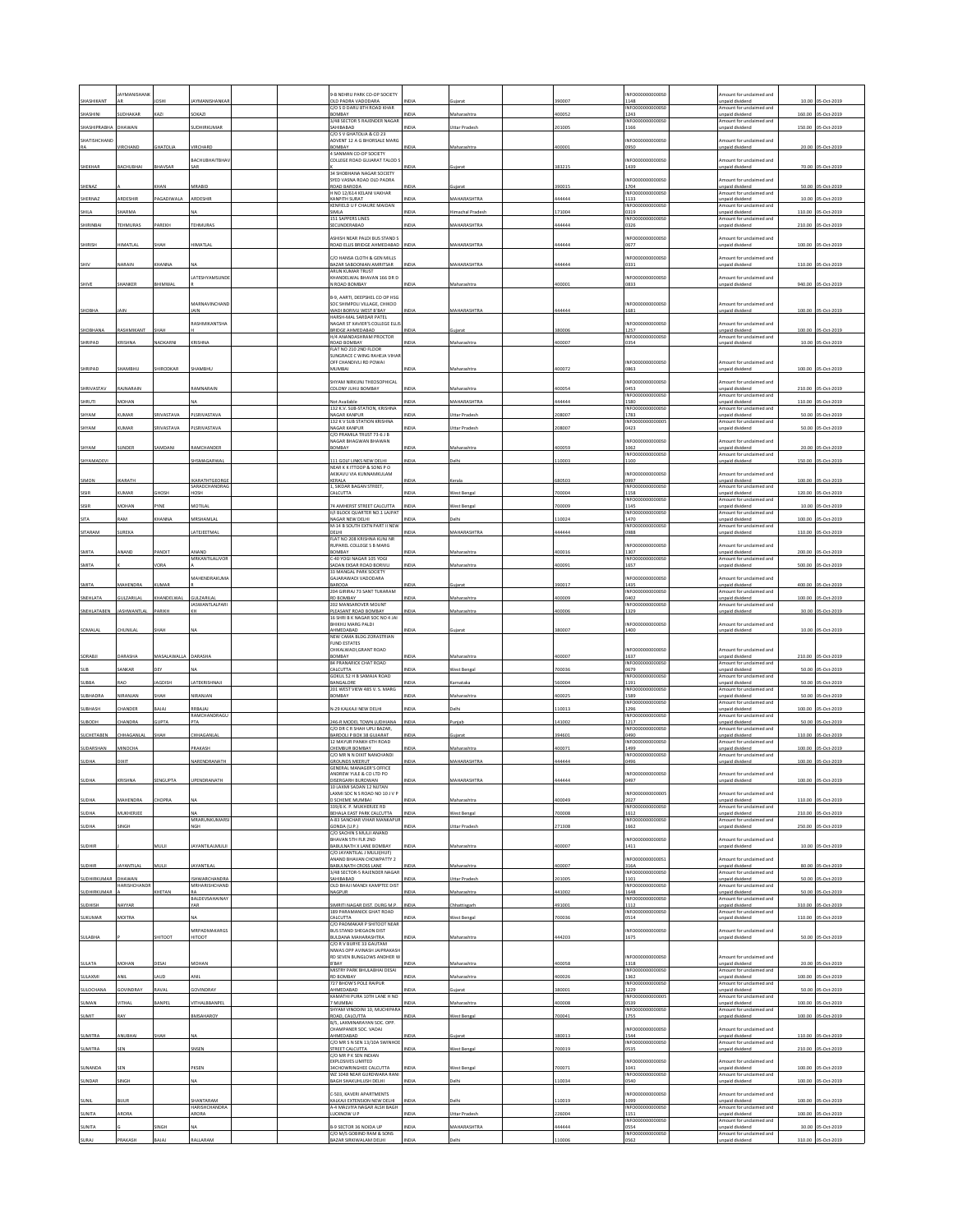| SHASHIKANT | JAYMANISHANKAR | JOSHI | JAYMANISHANKAR | | | 9-B NEHRU PARK CO-OP SOCIETY OLD PADRA VADODARA | INDIA | Gujarat | | 390007 | INFO000000000050 1148 | | Amount for unclaimed and unpaid dividend | 10.00 | 05-Oct-2019 |
|---|---|---|---|---|---|---|---|---|---|---|---|---|---|---|---|
| SHASHINI | SUDHAKAR | KAZI | SOKAZI | | | C/O S D DARU 8TH ROAD KHAR BOMBAY | INDIA | Maharashtra | | 400052 | INFO000000000050 1243 | | Amount for unclaimed and unpaid dividend | 160.00 | 05-Oct-2019 |
| SHASHIPRABHA | DHAWAN | | SUDHIRKUMAR | | | 3/48 SECTOR 5 RAJENDER NAGAR SAHIBABAD | INDIA | Uttar Pradesh | | 201005 | INFO000000000050 1166 | | Amount for unclaimed and unpaid dividend | 150.00 | 05-Oct-2019 |
| SHATISHCHANDRA | VIRCHAND | GHATOLIA | VIRCHAND | | | C/O S V GHATOLIA & CO 23 ADVENT 12 A G BHORSALE MARG BOMBAY | INDIA | Maharashtra | | 400001 | INFO000000000050 0950 | | Amount for unclaimed and unpaid dividend | 20.00 | 05-Oct-2019 |
| SHEKHAR | BACHUBHAI | BHAVSAR | BACHUBHAITBHAVSAR | | | 4 SANMAN CO-OP SOCIETY COLLEGE ROAD GUJARAT TALOD S K | INDIA | Gujarat | | 383215 | INFO000000000050 1439 | | Amount for unclaimed and unpaid dividend | 70.00 | 05-Oct-2019 |
| SHENAZ | | KHAN | MRABID | | | 34 SHOBHANA NAGAR SOCIETY SYED VASNA ROAD OLD PADRA ROAD BARODA | INDIA | Gujarat | | 390015 | INFO000000000050 1704 | | Amount for unclaimed and unpaid dividend | 50.00 | 05-Oct-2019 |
| SHERNAZ | ARDESHIR | PAGADIWALA | ARDESHIR | | | H NO 12/614 KELANI VAKHAR KANPITH SURAT | INDIA | MAHARASHTRA | | 444444 | INFO000000000050 1133 | | Amount for unclaimed and unpaid dividend | 10.00 | 05-Oct-2019 |
| SHILA | SHARMA | | NA | | | KENFIELD U F CHAURE MAIDAN SIMLA | INDIA | Himachal Pradesh | | 171004 | INFO000000000050 0319 | | Amount for unclaimed and unpaid dividend | 110.00 | 05-Oct-2019 |
| SHIRINBAI | TEHMURAS | PAREKH | TEHMURAS | | | 151 SAPPERS LINES SECUNDERABAD | INDIA | MAHARASHTRA | | 444444 | INFO000000000050 0326 | | Amount for unclaimed and unpaid dividend | 210.00 | 05-Oct-2019 |
| SHIRISH | HIMATLAL | SHAH | HIMATLAL | | | ASHISH NEAR PALDI BUS STAND S ROAD ELLIS BRIDGE AHMEDABAD | INDIA | MAHARASHTRA | | 444444 | INFO000000000050 0677 | | Amount for unclaimed and unpaid dividend | 100.00 | 05-Oct-2019 |
| SHIV | NARAIN | KHANNA | NA | | | C/O HANSA CLOTH & GEN MILLS BAZAR SABOONIAN AMRITSAR | INDIA | MAHARASHTRA | | 444444 | INFO000000000050 0331 | | Amount for unclaimed and unpaid dividend | 110.00 | 05-Oct-2019 |
| SHIVE | SHANKER | BHIMWAL | LATESHYAMSUNDER | | | ARUN KUMAR TRUST KHANDELWAL BHAVAN 166 DR D N ROAD BOMBAY | INDIA | Maharashtra | | 400001 | INFO000000000050 0833 | | Amount for unclaimed and unpaid dividend | 940.00 | 05-Oct-2019 |
| SHOBHA | JAIN | | MARNAVINCHANDJAIN | | | B-9, AARTI, DEEPSHEL CO OP HSG SOC SHIMPOLI VILLAGE, CHIKOO WADI BORIVLI WEST B'BAY | INDIA | MAHARASHTRA | | 444444 | INFO000000000050 1681 | | Amount for unclaimed and unpaid dividend | 100.00 | 05-Oct-2019 |
| SHOBHANA | RASHMIKANT | SHAH | RASHMIKANTSHAH | | | HARSH-MAL SARDAR PATEL NAGAR ST XAVIER'S COLLEGE ELLIS BRIDGE AHMEDABAD | INDIA | Gujarat | | 380006 | INFO000000000050 1257 | | Amount for unclaimed and unpaid dividend | 100.00 | 05-Oct-2019 |
| SHRIPAD | KRISHNA | NADKARNI | KRISHNA | | | H/4 ANANDASHRAM PROCTOR ROAD BOMBAY | INDIA | Maharashtra | | 400007 | INFO000000000050 0354 | | Amount for unclaimed and unpaid dividend | 10.00 | 05-Oct-2019 |
| SHRIPAD | SHAMBHU | SHIRODKAR | SHAMBHU | | | FLAT NO 210 2ND FLOOR SUNGRACE C WING RAHEJA VIHAR OFF CHANDIVLI RD POWAI MUMBAI | INDIA | Maharashtra | | 400072 | INFO000000000050 0863 | | Amount for unclaimed and unpaid dividend | 100.00 | 05-Oct-2019 |
| SHRIVASTAV | RAJNARAIN | | RAMNARAIN | | | SHYAM NIRKUNJ THEOSOPHICAL COLONY JUHU BOMBAY | INDIA | Maharashtra | | 400054 | INFO000000000050 0453 | | Amount for unclaimed and unpaid dividend | 210.00 | 05-Oct-2019 |
| SHRUTI | MOHAN | | NA | | | Not Available | INDIA | MAHARASHTRA | | 444444 | INFO000000000050 1580 | | Amount for unclaimed and unpaid dividend | 110.00 | 05-Oct-2019 |
| SHYAM | KUMAR | SRIVASTAVA | PLSRIVASTAVA | | | 132 K.V. SUB-STATION, KRISHNA NAGAR KANPUR | INDIA | Uttar Pradesh | | 208007 | INFO000000000050 1783 | | Amount for unclaimed and unpaid dividend | 50.00 | 05-Oct-2019 |
| SHYAM | KUMAR | SRIVASTAVA | PLSRIVASTAVA | | | 132 K V SUB STATION KRISHNA NAGAR KANPUR | INDIA | Uttar Pradesh | | 208007 | INFO000000000005 0423 | | Amount for unclaimed and unpaid dividend | 50.00 | 05-Oct-2019 |
| SHYAM | SUNDER | SAMDANI | RAMCHANDER | | | C/O PRAMILA TRUST 73-6 J B NAGAR BHAGWAN BHAWAN BOMBAY | INDIA | Maharashtra | | 400059 | INFO000000000050 1062 | | Amount for unclaimed and unpaid dividend | 20.00 | 05-Oct-2019 |
| SHYAMADEVI | | | SHSMAGARWAL | | | 111 GOLF LINKS NEW DELHI | INDIA | Delhi | | 110003 | INFO000000000050 1100 | | Amount for unclaimed and unpaid dividend | 150.00 | 05-Oct-2019 |
| SIMON | IKARATH | | IKARATHTGEORGE | | | NEAR K K ITTOOP & SONS P O AKIKAVU VIA KUNNAMKULAM KERALA | INDIA | Kerala | | 680503 | INFO000000000050 0997 | | Amount for unclaimed and unpaid dividend | 100.00 | 05-Oct-2019 |
| SISIR | KUMAR | GHOSH | SARADCHANDRAGHOSH | | | 1, SIKDAR BAGAN STREET, CALCUTTA | INDIA | West Bengal | | 700004 | INFO000000000050 1158 | | Amount for unclaimed and unpaid dividend | 120.00 | 05-Oct-2019 |
| SISIR | MOHAN | PYNE | MOTILAL | | | 74 AMHERST STREET CALCUTTA | INDIA | West Bengal | | 700009 | INFO000000000050 1145 | | Amount for unclaimed and unpaid dividend | 10.00 | 05-Oct-2019 |
| SITA | RAM | KHANNA | MRSHAMLAL | | | II/I BLOCK QUARTER NO.1 LAJPAT NAGAR NEW DELHI | INDIA | Delhi | | 110024 | INFO000000000050 1470 | | Amount for unclaimed and unpaid dividend | 100.00 | 05-Oct-2019 |
| SITARAM | SUREKA | | LATEJEETMAL | | | M-14 B SOUTH EXTN PART II NEW DELHI | INDIA | MAHARASHTRA | | 444444 | INFO000000000050 0988 | | Amount for unclaimed and unpaid dividend | 110.00 | 05-Oct-2019 |
| SMITA | ANAND | PANDIT | ANAND | | | FLAT NO 208 KRISHNA KUNJ NR RUPAREL COLLEGE S B MARG BOMBAY | INDIA | Maharashtra | | 400016 | INFO000000000050 1307 | | Amount for unclaimed and unpaid dividend | 200.00 | 05-Oct-2019 |
| SMITA | K | VORA | MRKANTILALVORA | | | C-40 YOGI NAGAR 105 YOGI SADAN EKSAR ROAD BORIVLI | INDIA | Maharashtra | | 400091 | INFO000000000050 1657 | | Amount for unclaimed and unpaid dividend | 500.00 | 05-Oct-2019 |
| SMITA | MAHENDRA | KUMAR | MAHENDRAKUMAR | | | 33 MANGAL PARK SOCIETY GAJARAWADI VADODARA BARODA | INDIA | Gujarat | | 390017 | INFO000000000050 1435 | | Amount for unclaimed and unpaid dividend | 400.00 | 05-Oct-2019 |
| SNEHLATA | GULZARILAL | KHANDELWAL | GULZARILAL | | | 204 GIRIRAJ 73 SANT TUKARAM RD BOMBAY | INDIA | Maharashtra | | 400009 | INFO000000000050 0402 | | Amount for unclaimed and unpaid dividend | 100.00 | 05-Oct-2019 |
| SNEHLATABEN | JASHWANTLAL | PARIKH | JASWANTLALPARIKH | | | 202 MANSAROVER MOUNT PLEASANT ROAD BOMBAY | INDIA | Maharashtra | | 400006 | INFO000000000050 1329 | | Amount for unclaimed and unpaid dividend | 30.00 | 05-Oct-2019 |
| SOMALAL | CHUNILAL | SHAH | NA | | | 16 SHRI B K NAGAR SOC NO 4 JAI BHIKHU MARG PALDI AHMEDABAD | INDIA | Gujarat | | 380007 | INFO000000000050 1400 | | Amount for unclaimed and unpaid dividend | 10.00 | 05-Oct-2019 |
| SORABJI | DARASHA | MASALAWALLA | DARASHA | | | NEW CAMA BLDG ZORASTRIAN FUND ESTATES CHIKALWADI,GRANT ROAD BOMBAY | INDIA | Maharashtra | | 400007 | INFO000000000050 1637 | | Amount for unclaimed and unpaid dividend | 210.00 | 05-Oct-2019 |
| SUB | SANKAR | DEY | NA | | | 84 PRANAFICK GHAT ROAD CALCUTTA | INDIA | West Bengal | | 700036 | INFO000000000050 0679 | | Amount for unclaimed and unpaid dividend | 50.00 | 05-Oct-2019 |
| SUBBA | RAO | JAGDISH | LATEKRISHNAJI | | | GOKUL 52 H B SAMAJA ROAD BANGALORE | INDIA | Karnataka | | 560004 | INFO000000000050 1191 | | Amount for unclaimed and unpaid dividend | 50.00 | 05-Oct-2019 |
| SUBHADRA | NIRANJAN | SHAH | NIRANJAN | | | 201 WEST VIEW 485 V. S. MARG BOMBAY | INDIA | Maharashtra | | 400025 | INFO000000000050 1589 | | Amount for unclaimed and unpaid dividend | 50.00 | 05-Oct-2019 |
| SUBHASH | CHANDER | BAJAJ | RRBAJAJ | | | N-29 KALKAJI NEW DELHI | INDIA | Delhi | | 110013 | INFO000000000050 1296 | | Amount for unclaimed and unpaid dividend | 100.00 | 05-Oct-2019 |
| SUBODH | CHANDRA | GUPTA | RAMCHANDRAGUPTA | | | 246-R MODEL TOWN LUDHIANA | INDIA | Punjab | | 141002 | INFO000000000050 1217 | | Amount for unclaimed and unpaid dividend | 50.00 | 05-Oct-2019 |
| SUCHETABEN | CHHAGANLAL | SHAH | CHHAGANLAL | | | C/O DR C R SHAH UPLI BAZAR, BARDOLI P BOX 38 GUJARAT | INDIA | Gujarat | | 394601 | INFO000000000050 0490 | | Amount for unclaimed and unpaid dividend | 110.00 | 05-Oct-2019 |
| SUDARSHAN | MINOCHA | | PRAKASH | | | 12 MAYUR PANKH 6TH ROAD CHEMBUR BOMBAY | INDIA | Maharashtra | | 400071 | INFO000000000050 1499 | | Amount for unclaimed and unpaid dividend | 100.00 | 05-Oct-2019 |
| SUDHA | DIXIT | | NARENDRANATH | | | C/O MR N N DIXIT NANCHANDI GROUNDS MEERUT | INDIA | MAHARASHTRA | | 444444 | INFO000000000050 0496 | | Amount for unclaimed and unpaid dividend | 100.00 | 05-Oct-2019 |
| SUDHA | KRISHNA | SENGUPTA | UPENDRANATH | | | GENERAL MANAGER'S OFFICE ANDREW YULE & CO LTD PO DISERGARH BURDWAN | INDIA | MAHARASHTRA | | 444444 | INFO000000000050 0497 | | Amount for unclaimed and unpaid dividend | 100.00 | 05-Oct-2019 |
| SUDHA | MAHENDRA | CHOPRA | NA | | | 10 LAXMI SADAN 12 NUTAN LAXMI SOC N S ROAD NO 10 J V P D SCHEME MUMBAI | INDIA | Maharashtra | | 400049 | INFO000000000005 2027 | | Amount for unclaimed and unpaid dividend | 110.00 | 05-Oct-2019 |
| SUDHA | MUKHERJEE | | NA | | | 339/6 K. P. MUKHERJEE RD BEHALA EAST PARK CALCUTTA | INDIA | West Bengal | | 700008 | INFO000000000050 1612 | | Amount for unclaimed and unpaid dividend | 210.00 | 05-Oct-2019 |
| SUDHA | SINGH | | MRARUNKUMARSINGH | | | A-83 SANCHAR VIHAR MANKAPUR GONDA (U.P.) | INDIA | Uttar Pradesh | | 271308 | INFO000000000050 1662 | | Amount for unclaimed and unpaid dividend | 250.00 | 05-Oct-2019 |
| SUDHIR | J | MULJI | JAYANTILALMULJI | | | C/O SACHIN S MULJI ANAND BHAVAN 5TH FLR 2ND BABULNATH X LANE BOMBAY | INDIA | Maharashtra | | 400007 | INFO000000000050 1411 | | Amount for unclaimed and unpaid dividend | 10.00 | 05-Oct-2019 |
| SUDHIR | JAYANTILAL | MULJI | JAYANTILAL | | | C/O JAYANTILAL J MULJI(HUF) ANAND BHAVAN CHOWPATTY 2 BABULNATH CROSS LANE | INDIA | Maharashtra | | 400007 | INFO000000000051 316A | | Amount for unclaimed and unpaid dividend | 80.00 | 05-Oct-2019 |
| SUDHIRKUMAR | DHAWAN | | ISHWARCHANDRA | | | 3/48 SECTOR-5 RAJENDER NAGAR SAHIBABAD | INDIA | Uttar Pradesh | | 201005 | INFO000000000050 1101 | | Amount for unclaimed and unpaid dividend | 50.00 | 05-Oct-2019 |
| SUDHIRKUMAR | HARISHCHANDRA | KHETAN | MRHARISHCHANDRA | | | OLD BHAJI MANDI KAMPTEE DIST NAGPUR | INDIA | Maharashtra | | 441002 | INFO000000000050 1648 | | Amount for unclaimed and unpaid dividend | 50.00 | 05-Oct-2019 |
| SUDHISH | NAYYAR | | BALDEVSAHAINAYYAR | | | SMRITI NAGAR DIST. DURG M.P. | INDIA | Chhattisgarh | | 493001 | INFO000000000050 1112 | | Amount for unclaimed and unpaid dividend | 310.00 | 05-Oct-2019 |
| SUKUMAR | MOITRA | | NA | | | 189 PARAMANICK GHAT ROAD CALCUTTA | INDIA | West Bengal | | 700036 | INFO000000000050 0514 | | Amount for unclaimed and unpaid dividend | 110.00 | 05-Oct-2019 |
| SULABHA | P | SHITOOT | MRPADMAKARGSHITOOT | | | C/O PADMAKAR P SHITOOT NEAR BUS STAND SHEGAON DIST BULDANA MAHARASHTRA | INDIA | Maharashtra | | 444203 | INFO000000000050 1675 | | Amount for unclaimed and unpaid dividend | 50.00 | 05-Oct-2019 |
| SULATA | MOHAN | DESAI | MOHAN | | | C/O R V BURYE 33 GAUTAM NIWAS OPP AVINASH JAIPRAKASH RD SEVEN BUNGLOWS ANDHERI W B'BAY | INDIA | Maharashtra | | 400058 | INFO000000000050 1318 | | Amount for unclaimed and unpaid dividend | 20.00 | 05-Oct-2019 |
| SULAXMI | ANIL | LAUD | ANIL | | | MISTRY PARK BHULABHAI DESAI RD BOMBAY | INDIA | Maharashtra | | 400026 | INFO000000000050 1362 | | Amount for unclaimed and unpaid dividend | 100.00 | 05-Oct-2019 |
| SULOCHANA | GOVINDRAY | RAVAL | GOVINDRAY | | | 727 BHOW'S POLE RAIPUR AHMEDABAD | INDIA | Gujarat | | 380001 | INFO000000000050 1229 | | Amount for unclaimed and unpaid dividend | 50.00 | 05-Oct-2019 |
| SUMAN | VITHAL | BANPEL | VITHALBBANPEL | | | KAMATHI PURA 10TH LANE H NO 7 MUMBAI | INDIA | Maharashtra | | 400008 | INFO000000000005 0539 | | Amount for unclaimed and unpaid dividend | 100.00 | 05-Oct-2019 |
| SUMIT | RAY | | BMSAHAROY | | | SHYAM VINODINI 10, MUCHIPARA ROAD, CALCUTTA | INDIA | West Bengal | | 700041 | INFO000000000050 1755 | | Amount for unclaimed and unpaid dividend | 100.00 | 05-Oct-2019 |
| SUMITRA | ANUBHAI | SHAH | NA | | | B/5, LAXMINARAYAN SOC. OPP. CHAMPANER SOC. VADAJ AHMEDABAD | INDIA | Gujarat | | 380013 | INFO000000000050 1544 | | Amount for unclaimed and unpaid dividend | 110.00 | 05-Oct-2019 |
| SUMITRA | SEN | | SNSEN | | | C/O MR S N SEN 13/10A SWINHOE STREET CALCUTTA | INDIA | West Bengal | | 700019 | INFO000000000050 0535 | | Amount for unclaimed and unpaid dividend | 210.00 | 05-Oct-2019 |
| SUNANDA | SEN | | PKSEN | | | C/O MR P K SEN INDIAN EXPLOSIVES LIMITED 34CHOWRINGHEE CALCUTTA | INDIA | West Bengal | | 700071 | INFO000000000050 1041 | | Amount for unclaimed and unpaid dividend | 100.00 | 05-Oct-2019 |
| SUNDAR | SINGH | | NA | | | WZ 1048 NEAR GURDWARA RANI BAGH SHAKURBASTI DELHI | INDIA | Delhi | | 110034 | INFO000000000050 0540 | | Amount for unclaimed and unpaid dividend | 100.00 | 05-Oct-2019 |
| SUNIL | BIJUR | | SHANTARAM | | | C-503, KAVERI APARTMENTS KALKAJI EXTENSION NEW DELHI | INDIA | Delhi | | 110019 | INFO000000000050 1099 | | Amount for unclaimed and unpaid dividend | 100.00 | 05-Oct-2019 |
| SUNITA | ARORA | | HARISHCHANDRAARORA | | | A-4 MALVIYA NAGAR AISH BAGH LUCKNOW U P | INDIA | Uttar Pradesh | | 226004 | INFO000000000050 1151 | | Amount for unclaimed and unpaid dividend | 100.00 | 05-Oct-2019 |
| SUNITA | | SINGH | NA | | | B-9 SECTOR 36 NOIDA UP | INDIA | MAHARASHTRA | | 444444 | INFO000000000050 0554 | | Amount for unclaimed and unpaid dividend | 30.00 | 05-Oct-2019 |
| SURAJ | PRAKASH | BAJAJ | RALLARAM | | | C/O M/S GOBIND RAM & SONS BAZAR SIRKIWALAN DELHI | INDIA | Delhi | | 110006 | INFO000000000050 0562 | | Amount for unclaimed and unpaid dividend | 310.00 | 05-Oct-2019 |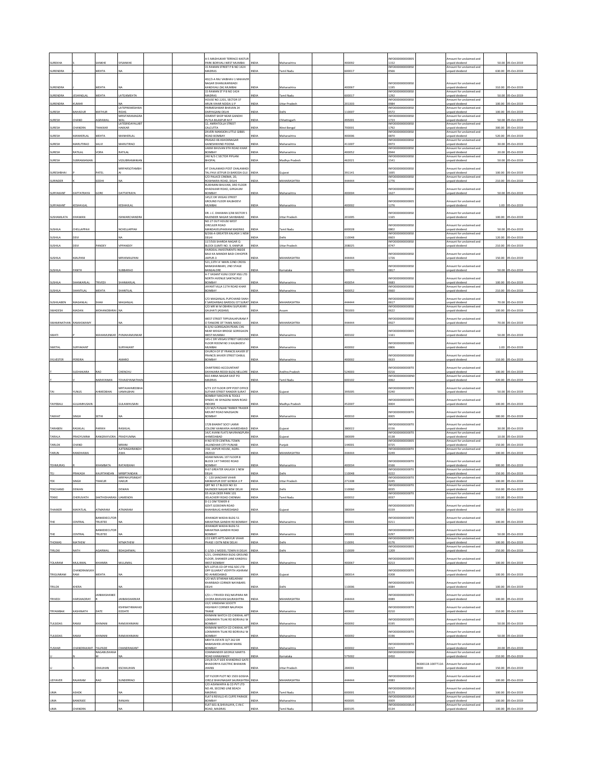| SUREKHA | | SANKHE | SYSANKHE | | | A-5 MADHUKAR TERRACE KASTUR PARK BORIVALI WEST MUMBAI | INDIA | Maharashtra | | 400092 | INFO0000000000S1152 | | Amount for unclaimed and unpaid dividend | 50.00 | 05-Oct-2019 |
|---|---|---|---|---|---|---|---|---|---|---|---|---|---|---|---|
| SURENDRA | | MEHTA | NA | | | 15 RAMAN STREET P B NO 1424 MADRAS | INDIA | Tamil Nadu | | 600017 | INFO000000000050566 | | Amount for unclaimed and unpaid dividend | 630.00 | 05-Oct-2019 |
| SURENDRA | J | MEHTA | NA | | | 402/3-A RAJ VAIBHAV-1 MAHAVIR NAGAR DHANUKARWADI KANDIVALI (W) MUMBAI | INDIA | Maharashtra | | 400067 | INFO000000000050 1195 | | Amount for unclaimed and unpaid dividend | 310.00 | 05-Oct-2019 |
| SURENDRA | JESHINGLAL | MEHTA | LATEJKMEHTA | | | 15 RAMAN ST P B NO 1424 MADRAS | INDIA | Tamil Nadu | | 600017 | INFO000000000050 1292 | | Amount for unclaimed and unpaid dividend | 50.00 | 05-Oct-2019 |
| SURENDRA | KUMAR | | NA | | | HOUSE NO.1201, SECTOR 37 ARUN VIHAR NOIDA U P | INDIA | Uttar Pradesh | | 201303 | INFO000000000050 0984 | | Amount for unclaimed and unpaid dividend | 100.00 | 05-Oct-2019 |
| SURESH | BAHADUR | MATHUR | LATEPREMESHWARDAS | | | PARMESHWAR BHAVAN 24 DARYAGANJ DELHI | INDIA | Delhi | | 110007 | INFO000000000050 0572 | | Amount for unclaimed and unpaid dividend | 100.00 | 05-Oct-2019 |
| SURESH | CHAND | AGRAWAL | MRSITARAMAGRAWAL | | | CEMENT SHOP NEAR GANDHI PUTLA BILASPUR M P | INDIA | Chhattisgarh | | 495001 | INFO000000000050 1723 | | Amount for unclaimed and unpaid dividend | 50.00 | 05-Oct-2019 |
| SURESH | CHANDRA | THAKKAR | LATESHIDAYALJIBTHAKKAR | | | 12, AMRATOLLA STREET CALCUTTA | INDIA | West Bengal | | 700001 | INFO000000000050 1792 | | Amount for unclaimed and unpaid dividend | 300.00 | 05-Oct-2019 |
| SURESH | MANHERLAL | MEHTA | MANHERLAL | | | ZAVERI MANSION LITTLE GIBBS ROAD BOMBAY | INDIA | Maharashtra | | 400006 | INFO000000000050 0870 | | Amount for unclaimed and unpaid dividend | 520.00 | 05-Oct-2019 |
| SURESH | MARUTIRAO | SALVI | MARUTIRAO | | | PRASAD 48 ASHOKNAGAR GANESHKHIND POONA | INDIA | Maharashtra | | 411007 | INFO000000000050 0973 | | Amount for unclaimed and unpaid dividend | 30.00 | 05-Oct-2019 |
| SURESH | RATILAL | VORA | RATILAL | | | LAXMI BHUVAN 9TH ROAD KHAR BOMBAY | INDIA | Maharashtra | | 400052 | INFO000000000050 0944 | | Amount for unclaimed and unpaid dividend | 20.00 | 05-Oct-2019 |
| SURESH | SUBRAMANIAN | | VGSUBRAMANIAN | | | 240 N/3 C SECTOR PIPLANI BHOPAL | INDIA | Madhya Pradesh | | 462021 | INFO000000000050 1541 | | Amount for unclaimed and unpaid dividend | 50.00 | 05-Oct-2019 |
| SURESHBHAI | P | PATEL | MRPARSOTAMBHAI | | | AT CHALAMADI POST CHALAMADI TAL PAVI JETPUR DI BARODA GUJ | INDIA | Gujarat | | 391141 | INFO000000000050 1695 | | Amount for unclaimed and unpaid dividend | 100.00 | 05-Oct-2019 |
| SURINDER | K | SODHI | NA | | | C/O PALACE CINEMA, 20, ROSHNARA ROAD, DELHI | INDIA | MAHARASHTRA | | 444444 | INFO000000000050 1776 | | Amount for unclaimed and unpaid dividend | 210.00 | 05-Oct-2019 |
| SURYAKANT | DATTATRAYA | GORE | DATTATRAYA | | | RUKHMINI BHUVAN, 3RD FLOOR KHADILKAR ROAD, GIRGAUM BOMBAY | INDIA | Maharashtra | | 400004 | INFO000000000050 1627 | | Amount for unclaimed and unpaid dividend | 50.00 | 05-Oct-2019 |
| SURYAKANT | KESHAVLAL | | KESHAVLAL | | | 145/C DR VIEGAS STREET GROUND FLOOR KALBADEVI MUMBAI | INDIA | Maharashtra | | 400002 | INFO0000000000S 1276 | | Amount for unclaimed and unpaid dividend | 1.00 | 05-Oct-2019 |
| SUSHAMLATA | DHAWAN | | ISHWARCHANDRA | | | DR. J.C. DHAWAN 3/48 SECTOR 5 RAJENDER NAGAR SAHIBABAD | INDIA | Uttar Pradesh | | 201005 | INFO000000000050 1165 | | Amount for unclaimed and unpaid dividend | 100.00 | 05-Oct-2019 |
| SUSHILA | CHELLAPPAH | | NCHELLAPPAH | | | NO 27 OUT HOUSE WEST CIRCULER ROAD MANDAVELIPAKKAM MADRAS | INDIA | Tamil Nadu | | 600028 | INFO000000000050 0802 | | Amount for unclaimed and unpaid dividend | 50.00 | 05-Oct-2019 |
| SUSHILA | DEVI | | NA | | | B/266-A GREATER KALIASH 1 NEW DELHI | INDIA | Delhi | | 110048 | INFO000000000050 0603 | | Amount for unclaimed and unpaid dividend | 120.00 | 05-Oct-2019 |
| SUSHILA | DEVI | PANDEY | VPPANDEY | | | 117/503 SHARDA NAGAR Q BLOCK GUMTI NO. 9, KANPUR | INDIA | Uttar Pradesh | | 208025 | INFO000000000050 0747 | | Amount for unclaimed and unpaid dividend | 210.00 | 05-Oct-2019 |
| SUSHILA | MALPANI | | MRVKMALPANI | | | FAIRDEAL INVESTMENTS INSIDE BAIJI KA MANDIR BADI CHHOPER JAIPUR-3 | INDIA | MAHARASHTRA | | 444444 | INFO000000000050 1726 | | Amount for unclaimed and unpaid dividend | 150.00 | 05-Oct-2019 |
| SUSHILA | PANTH | | SUBBARAO | | | 521,13TH 'A' MAIN 22ND CROSS BANASHANKARI, 2ND STAGE BANGALORE | INDIA | Karnataka | | 560070 | INFO000000000050 0817 | | Amount for unclaimed and unpaid dividend | 50.00 | 05-Oct-2019 |
| SUSHILA | SHANKARLAL | TRIVEDI | SHANKARLAL | | | A-7 VASANT KUNJ COOP HSG LTD NORTH AVENUE SANTACRUZ BOMBAY | INDIA | Maharashtra | | 400054 | INFO000000000050 0683 | | Amount for unclaimed and unpaid dividend | 100.00 | 05-Oct-2019 |
| SUSHILA | SHANTILAL | MEHTA | SHANTILAL | | | JAYANT VILLA 11TH ROAD KHAR BOMBAY | INDIA | Maharashtra | | 400052 | INFO000000000050 0660 | | Amount for unclaimed and unpaid dividend | 210.00 | 05-Oct-2019 |
| SUSHILABEN | MAGANLAL | SHAH | MAGANLAL | | | C/O MAGANLAL PUPCHAND SHAH E SARDARBAG BARDOLI DT SURAT | INDIA | MAHARASHTRA | | 444444 | INFO000000000050 0617 | | Amount for unclaimed and unpaid dividend | 70.00 | 05-Oct-2019 |
| SWADESH | MADAN | MOHANOBHRAI | NA | | | C/O MR M M OBHRAI SILPUKHRI GAUHATI (ASSAM) | INDIA | Assam | | 781003 | INFO000000000050 0622 | | Amount for unclaimed and unpaid dividend | 100.00 | 05-Oct-2019 |
| SWAMINATHAN | RAMASWAMY | | NA | | | WEST STREET TIPPURAJAPURAM P O TANJORE DT TAMIL NADU | INDIA | MAHARASHTRA | | 444444 | INFO000000000050 0927 | | Amount for unclaimed and unpaid dividend | 70.00 | 05-Oct-2019 |
| SWATI | P | MAHAMUNKAR | PVMAHAMUNKAR | | | B-3/42 GOREGAON PEARL CHS NEAR WEIGH BRIDGE GOREGAON WEST MUMBAI | INDIA | Maharashtra | | 400102 | INFO0000000000S 1161 | | Amount for unclaimed and unpaid dividend | 50.00 | 05-Oct-2019 |
| SWETAL | SURYAKANT | | SURYAKANT | | | 145-C DR VIEGAS STREET GROUND FLOOR ROOM NO 3 KALBADEVI MUMBAI | INDIA | Maharashtra | | 400002 | INFO0000000000S 0806 | | Amount for unclaimed and unpaid dividend | 1.00 | 05-Oct-2019 |
| SYLVESTER | PEREIRA | | AMARO | | | CHURCH OF ST FRANCIS XAVIER ST FRANCIS XAVIER STREET DABUL BOMBAY | INDIA | Maharashtra | | 400002 | INFO000000000050 0633 | | Amount for unclaimed and unpaid dividend | 110.00 | 05-Oct-2019 |
| T | SUDHAKARA | RAO | CHENCHU | | | CHARTERED ACCOUNTANT DAYAKARA REDDI BLDG NELLORE | INDIA | Andhra Pradesh | | 524003 | INFO000000000T0 0216 | | Amount for unclaimed and unpaid dividend | 100.00 | 05-Oct-2019 |
| T | V | NARAYANAN | TDVAIDYANATHAN | | | B10 ANNA NAGAR EAST PO MADRAS | INDIA | Tamil Nadu | | 600102 | INFO000000000N0 0062 | | Amount for unclaimed and unpaid dividend | 420.00 | 05-Oct-2019 |
| TAI | YUNUS | AHMEDBHAI | MRTAJAHMEDBHAIJAMALBHAI | | | 4/73 1ST FLOOR OPP POST OFFICE SUTHAR STREET RANDER SURAT | INDIA | Gujarat | | 395005 | INFO000000000T0 0240 | | Amount for unclaimed and unpaid dividend | 50.00 | 05-Oct-2019 |
| TAIYEBALI | GULAMHUSAIN | | GULAMHUSAIN | | | BOMBAY MACHIN & TOOLS SYNDIC 40 SIYAGENJ MAIN ROAD INDORE | INDIA | Madhya Pradesh | | 452007 | INFO000000000T0 0004 | | Amount for unclaimed and unpaid dividend | 100.00 | 05-Oct-2019 |
| TAKHAT | SINGH | SETHI | NA | | | C/O M/S PUNJAB TIMBER TRADER MOUNT ROAD MAZGAON BOMBAY | INDIA | Maharashtra | | 400010 | INFO000000000T0 0005 | | Amount for unclaimed and unpaid dividend | 380.00 | 05-Oct-2019 |
| TARABEN | RASIKLAL | PARIKH | RASIKLAL | | | 17/B BHARAT SOCY LAXMI COLONY KANKARIA AHMEDABAD | INDIA | Gujarat | | 380022 | INFO000000000T0 0156 | | Amount for unclaimed and unpaid dividend | 30.00 | 05-Oct-2019 |
| TARALA | PRADYUMNA | RANGRAYVORA | PRADYUMNA | | | 14/C AVANI FLATS NAVRANGPURA AHMEDABAD | INDIA | Gujarat | | 380009 | INFO000000000T0 0138 | | Amount for unclaimed and unpaid dividend | 10.00 | 05-Oct-2019 |
| TARLOK | CHAND | | MRANI | | | H NO 97/9 CENTRAL TOWN JALANDHAR CITY PUNJAB | INDIA | Punjab | | 144001 | INFO0000000000S 0725 | | Amount for unclaimed and unpaid dividend | 150.00 | 05-Oct-2019 |
| TARUN | RANDHAWA | | AJITSINGHRANDHAWA | | | 158, JAIPUR HOUSE, AGRA-282010. | INDIA | MAHARASHTRA | | 444444 | INFO000000000T0 0249 | | Amount for unclaimed and unpaid dividend | 100.00 | 05-Oct-2019 |
| TEHMURAS | R | KHAMBATA | RATANSHAH | | | ADAM MAHAL 1ST FLOOR B BLOCK 147 TARDEO ROAD BOMBAY | INDIA | Maharashtra | | 400034 | INFO000000000T0 0166 | | Amount for unclaimed and unpaid dividend | 300.00 | 05-Oct-2019 |
| TEJ | PRAKASH | KAURTANDAN | MRBPTANDAN | | | R-67 GREATER KAILASH 1 NEW DELHI | INDIA | Delhi | | 110048 | INFO000000000T0 0222 | | Amount for unclaimed and unpaid dividend | 150.00 | 05-Oct-2019 |
| TEK | SINGH | THAKUR | MRPAHUPSINGHTHAKUR | | | C - 120 SANCHAR VIHAR MANKAPUR DIST GONDA U P | INDIA | Uttar Pradesh | | 271308 | INFO000000000T0 0245 | | Amount for unclaimed and unpaid dividend | 100.00 | 05-Oct-2019 |
| TEKCHAND | DEWAN | | DEWAN | | | QRT NO 17 BLOCK NO 33 RAJINDER NAGAR NEW DELHI | INDIA | Delhi | | 110060 | INFO000000000T0 0035 | | Amount for unclaimed and unpaid dividend | 310.00 | 05-Oct-2019 |
| TEKKE | CHERUVATH | SAKTHIDHARAN | UAMENON | | | D5 ALSA DEER PARK 101 VELACHERY ROAD CHENNAI | INDIA | Tamil Nadu | | 600032 | INFO000000000T0 0037 | | Amount for unclaimed and unpaid dividend | 110.00 | 05-Oct-2019 |
| THAKKER | MAFATLAL | ATMARAM | ATMARAM | | | D-11 OM TOWER-II GOVT.GODOWN ROAD SHAHIBAUG AHMEDABAD | INDIA | Gujarat | | 380004 | INFO000000000T0 0159 | | Amount for unclaimed and unpaid dividend | 160.00 | 05-Oct-2019 |
| THE | CENTRAL | BANKEXECUTORTRUSTEE | NA | | | JEHANGIR WADIA BLDG 51 MAHATMA GANDHI RD BOMBAY | INDIA | Maharashtra | | 400001 | INFO000000000T0 0211 | | Amount for unclaimed and unpaid dividend | 100.00 | 05-Oct-2019 |
| THE | CENTRAL | BANKEXECUTORTRUSTEE | NA | | | JEHANGIR WADIA BLDG 51 MAHATMA GANDHI ROAD BOMBAY | INDIA | Maharashtra | | 400001 | INFO000000000C0 0297 | | Amount for unclaimed and unpaid dividend | 50.00 | 05-Oct-2019 |
| THOMAS | MATHEW | | MTMATHEW | | | I/22 KIRTI APTS MAYUR VIHAR PHASE I EXTN NEW DELHI | INDIA | Delhi | | 110091 | INFO000000000T0 0176 | | Amount for unclaimed and unpaid dividend | 100.00 | 05-Oct-2019 |
| TIRLOKI | NATH | AGARWAL | BDAGARWAL | | | C-1/3D-2 MODEL TOWN III DELHI | INDIA | Delhi | | 110009 | INFO0000000000S 1209 | | Amount for unclaimed and unpaid dividend | 250.00 | 05-Oct-2019 |
| TOLARAM | MULJIMAL | KHIANRA | MULJIMAL | | | C/21, CHANDRIKA BLDG GROUND FLOOR, SHANKER LANE KANDIVLI WEST BOMBAY | INDIA | Maharashtra | | 400067 | INFO000000000T0 0213 | | Amount for unclaimed and unpaid dividend | 100.00 | 05-Oct-2019 |
| TRIGUNRAM | CHANDRAMUKHRAM | MEHTA | NA | | | B/5 LOTUS CO-OP HSG SOC LTD OPP GUJARAT VIDYPITH ASHRAM RD AHMEDABAD | INDIA | Gujarat | | 380014 | INFO000000000T0 0208 | | Amount for unclaimed and unpaid dividend | 100.00 | 05-Oct-2019 |
| TRILOK | KHERA | | NA | | | C/O M/S SITARAM MELARAM KHARIBADI CORNER NAYABARS DELHI | INDIA | Delhi | | 110006 | INFO000000000T0 0084 | | Amount for unclaimed and unpaid dividend | 100.00 | 05-Oct-2019 |
| TRIVEDI | HARSHADRAY | JANMASHANKER | JANMASHARKAR | | | C/O I J TRIVEDI ESQ NAVPARA NR CHORA BHAVAN SAURASHTRA | INDIA | MAHARASHTRA | | 444444 | INFO000000000T0 0089 | | Amount for unclaimed and unpaid dividend | 100.00 | 05-Oct-2019 |
| TRYAMBAK | KASHINATH | DATE | KSHINATHRAHADEODATE | | | 22/C VANDANA SOCIETY HIGHWAY CORNER NAUPADA THANE | INDIA | Maharashtra | | 400602 | INFO000000000T0 0210 | | Amount for unclaimed and unpaid dividend | 210.00 | 05-Oct-2019 |
| TULSIDAS | RAMJI | KHIMANI | RAMJIKHIMANI | | | KHIMANI WATCH CO CHIKHAL APT LOKMANYA TILAK RD BORIVALI W BOMBAY | INDIA | Maharashtra | | 400092 | INFO000000000T0 0195 | | Amount for unclaimed and unpaid dividend | 50.00 | 05-Oct-2019 |
| TULSIDAS | RAMJI | KHIMANI | RAMJIKHIMANI | | | KHIMANI WATCH CO CHIKHAL APT LOKMANYA TILAK RD BORIVALI W BOMBAY | INDIA | Maharashtra | | 400092 | INFO000000000T0 0196 | | Amount for unclaimed and unpaid dividend | 50.00 | 05-Oct-2019 |
| TUSHAR | CHANDRAKANT | TALPADE | CHANDRAKANT | | | MEHTA ESTATE D/7 262 DR BABASAHEB JAYAKAR MARG BOMBAY | INDIA | Maharashtra | | 400002 | INFO000000000T0 0217 | | Amount for unclaimed and unpaid dividend | 20.00 | 05-Oct-2019 |
| U | N | NAGABUSHANAM | NA | | | COMMANDER GEORGE MARTIS ROAD KANKANADY | INDIA | Karnataka | | 575002 | INFO000000000N0 0450 | | Amount for unclaimed and unpaid dividend | 210.00 | 05-Oct-2019 |
| U | S | CHAUHAN | KSCHAUHAN | | | 235/B OUT SIDE KHANDRAO GATE BHADORIYA ELECTRIC BHAWAN JHANSI | INDIA | Uttar Pradesh | | 284001 | | IN300118-10077114-0000 | Amount for unclaimed and unpaid dividend | 150.00 | 05-Oct-2019 |
| UDYAVER | RAJARAM | RAO | SUNDERRAO | | | 1ST FLOOR PLOT NO 1503 GOGHA CIRCLE BHAVNAGAR SAURASHTRA | INDIA | MAHARASHTRA | | 444444 | INFO000000000V0 0083 | | Amount for unclaimed and unpaid dividend | 100.00 | 05-Oct-2019 |
| UMA | ASHOK | | NA | | | C/O AISHWARYA & CO PVT LTD NO.49, SECOND LINE BEACH MADRAS | INDIA | Tamil Nadu | | 600001 | INFO000000000U0 0173 | | Amount for unclaimed and unpaid dividend | 100.00 | 05-Oct-2019 |
| UMA | BANERJEE | | RANJAN | | | FLAT 6 REVILLS 45 CUFFE PARADE BOMBAY | INDIA | Maharashtra | | 400005 | INFO000000000U0 0009 | | Amount for unclaimed and unpaid dividend | 100.00 | 05-Oct-2019 |
| UMA | CHANDRA | | NA | | | FLAT 601-B,SHIVALAYA, C-IN-C ROAD, MADRAS | INDIA | Tamil Nadu | | 600105 | INFO000000000U0 0134 | | Amount for unclaimed and unpaid dividend | 100.00 | 05-Oct-2019 |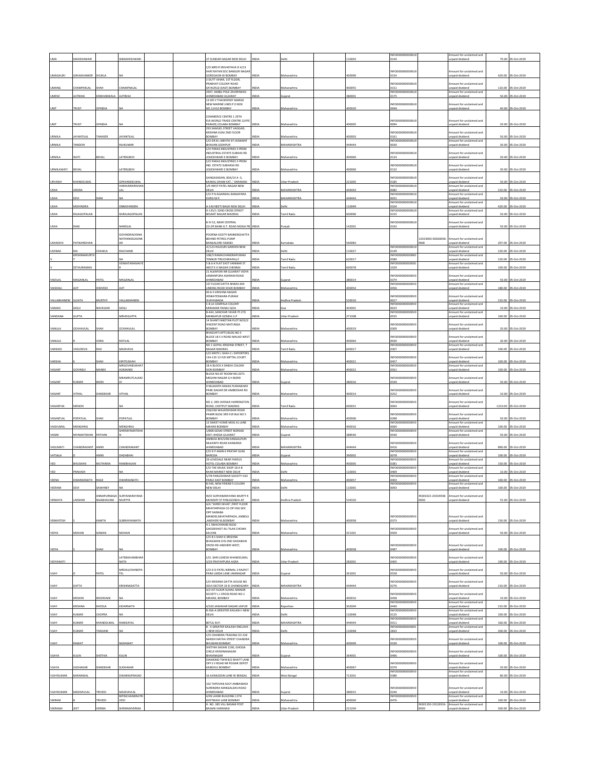| UMA | MAHESHWARI | | SNMAHESHWARI | | | 37 SUNDAR NAGAR NEW DELHI | INDIA | Delhi | | 110003 | INFO000000000U00144 | | Amount for unclaimed and unpaid dividend | 70.00 | 05-Oct-2019 |
|---|---|---|---|---|---|---|---|---|---|---|---|---|---|---|---|
| UMAGAURI | GIRIJASHANKER | SHUKLA | NA | | | C/O MRS R SRIVASTAVA D 4/13 HARI RATAN SOC BANGUR NAGAR GOREGAON W BOMBAY | INDIA | Maharashtra | | 400090 | INFO000000000U00154 | | Amount for unclaimed and unpaid dividend | 420.00 | 05-Oct-2019 |
| UMANG | CHAMPAKLAL | SHAH | CHAMPAKLAL | | | 3 DUTT VIHAR, 1ST FLOOR, PRABHAT COLONY ROAD SATACRUZ (EAST) BOMBAY | INDIA | Maharashtra | | 400055 | INFO000000000U00153 | | Amount for unclaimed and unpaid dividend | 110.00 | 05-Oct-2019 |
| UMESH | AJITBHAI | KINKHABWALA | AJITBHAI | | | 2947, AMBLI POLE ZAVERIWAD AHMEDABAD GUJARAT | INDIA | Gujarat | | 380001 | INFO000000000U00175 | | Amount for unclaimed and unpaid dividend | 50.00 | 05-Oct-2019 |
| UNIT | TRUST | OFINDIA | NA | | | 13 SIR V THACKERSEY MARGE NEW MARINE LINES P O BOX NO.11410 BOMBAY | INDIA | Maharashtra | | 400020 | INFO000000000U0094A | | Amount for unclaimed and unpaid dividend | 40.00 | 05-Oct-2019 |
| UNIT | TRUST | OFINDIA | NA | | | COMMERCE CENTRE 1 29TH FLR.WORLD TRADE CENTRE CUFFE PARADE,COLABA BOMBAY | INDIA | Maharashtra | | 400005 | INFO000000000U00094 | | Amount for unclaimed and unpaid dividend | 20.00 | 05-Oct-2019 |
| URMILA | JAYANTILAL | THAKKER | JAYANTILAL | | | 293 SAMUEL STREET VADGAD, KRISHNA KUNJ 2ND FLOOR BOMBAY | INDIA | Maharashtra | | 400003 | INFO000000000U00161 | | Amount for unclaimed and unpaid dividend | 50.00 | 05-Oct-2019 |
| URMILA | TANDON | | RAJKUMAR | | | C/O DR B L MEHTA 97 JASWANT BHAVAN JODHPUR | INDIA | MAHARASHTRA | | 444444 | INFO000000000U00030 | | Amount for unclaimed and unpaid dividend | 30.00 | 05-Oct-2019 |
| URMILA | WATI | BEHAL | LATERLBEHI | | | C/O PARAS INDUSTRIES 5 PREM INDUSTRIAL ESTATE SUBHAS RD JOGESHWARI E BOMBAY | INDIA | Maharashtra | | 400060 | INFO000000000U00133 | | Amount for unclaimed and unpaid dividend | 20.00 | 05-Oct-2019 |
| URMILAWATI | BEHAL | | LATERLBEHI | | | C/O PARAS INDUSTRIES 5 PREM IND. ESTATE SUBHASH RD JOGESHWARI E BOMBAY | INDIA | Maharashtra | | 400060 | INFO000000000U00132 | | Amount for unclaimed and unpaid dividend | 30.00 | 05-Oct-2019 |
| URVASHI | KHANDELWAL | | GPKHANDELWAL | | | GANGASADAN, B36/14 A -3, KAIWALDHAM EXT., VARANASI | INDIA | Uttar Pradesh | | 221005 | INFO000000000U00185 | | Amount for unclaimed and unpaid dividend | 50.00 | 05-Oct-2019 |
| USHA | ARORA | | HARIHARKRISHANLAL | | | 1/9 WEST PATEL NAGAR NEW DELHI | INDIA | MAHARASHTRA | | 444444 | INFO000000000U00082 | | Amount for unclaimed and unpaid dividend | 210.00 | 05-Oct-2019 |
| USHA | DEVI | DANI | NA | | | C/O P N AGARWAL BANIAPARA DURG M.P. | INDIA | MAHARASHTRA | | 444444 | INFO000000000U00031 | | Amount for unclaimed and unpaid dividend | 50.00 | 05-Oct-2019 |
| USHA | MOHINDRA | | DBMOHINDRA | | | A-140 NEETI BAGH NEW DELHI | INDIA | Delhi | | 110049 | INFO000000000U00104 | | Amount for unclaimed and unpaid dividend | 420.00 | 05-Oct-2019 |
| USHA | RAJAGOPALAN | | NVRAJAGOPALAN | | | H-135/1 32ND CROSS STREET BESANT NAGAR MADRAS | INDIA | Tamil Nadu | | 600090 | INFO000000000U00155 | | Amount for unclaimed and unpaid dividend | 50.00 | 05-Oct-2019 |
| USHA | RANI | | NANDLAL | | | B IV-52, NEAR CENTRAL CO.OP.BANK G.T. ROAD MOGA PB | INDIA | Punjab | | 142001 | INFO000000000U00163 | | Amount for unclaimed and unpaid dividend | 50.00 | 05-Oct-2019 |
| USHADEVI | PATWARDHAN | | GOVINDRAODINA NATHWADGAONKAR | | | POORNA KOOTY BANNERGHATTA BEHIND PETROL PUMP BANGALORE-560083 | INDIA | Karnataka | | 560083 | | 12023000-00260006-IN00 | Amount for unclaimed and unpaid dividend | 207.00 | 05-Oct-2019 |
| USHNAK | RAI | CHAWLA | RAICHAND | | | J/123 RAJOURI GARDEN NEW DELHI | INDIA | Delhi | | 110027 | INFO000000000U00149 | | Amount for unclaimed and unpaid dividend | 220.00 | 05-Oct-2019 |
| V | KRISHNAMURTHY | | NA | | | 108/3 RAMACHANDRAPURAM TENNUR TIRUCHIRAPALLY | INDIA | Tamil Nadu | | 620017 | INFO000000000K00580 | | Amount for unclaimed and unpaid dividend | 220.00 | 05-Oct-2019 |
| V | SETHURAMAN | | VENKATARAMAIYER | | | 5 & 6 K FLAT EAST VANNIAR ST WEST K K NAGAR CHENNAI | INDIA | Tamil Nadu | | 600078 | INFO000000000S01029 | | Amount for unclaimed and unpaid dividend | 100.00 | 05-Oct-2019 |
| VADILAL | MAGANLAL | PATEL | MAGANLAL | | | 21 ALKAPURI NR GUJARAT VIDYA USMANPURA ASHRAM ROAD AHMEDABAD | INDIA | Gujarat | | 380014 | INFO000000000V00174 | | Amount for unclaimed and unpaid dividend | 50.00 | 05-Oct-2019 |
| VAISHALI | AJIT | DWIVEDI | AJIT | | | 1ST FLOOR DATTA NIWAS 404 LINKING ROAD KHAR BOMBAY | INDIA | Maharashtra | | 400054 | INFO000000000V00456 | | Amount for unclaimed and unpaid dividend | 180.00 | 05-Oct-2019 |
| VALLABHANENI | SUJATA | MURTHY | VALLABHANENI | | | 40-6-5 KRISHNA NAGAR VENKATESWARA PURAM VIJAYAWADA | INDIA | Andhra Pradesh | | 520010 | INFO000000000V00017 | | Amount for unclaimed and unpaid dividend | 210.00 | 05-Oct-2019 |
| VAMAN | GEGU | NAVELKAR | GEGU | | | C-8 LA CAMPALA COLONY MIRAMAR PANAJI GOA | INDIA | Goa | | 403001 | INFO000000000V00023 | | Amount for unclaimed and unpaid dividend | 10.00 | 05-Oct-2019 |
| VANDANA | GUPTA | | MRHDGUPTA | | | B-444, SANCHAR VIHAR ITI LTD MANKAPUR GONDA U.P | INDIA | Uttar Pradesh | | 271308 | INFO000000000V00555 | | Amount for unclaimed and unpaid dividend | 100.00 | 05-Oct-2019 |
| VANLILA | OCHHAVLAL | SHAH | OCHHAVLAL | | | 14 SHANTI NIKETAN PLOT NO322 VINCENT ROAD MATUNGA BOMBAY | INDIA | Maharashtra | | 400019 | INFO000000000V00309 | | Amount for unclaimed and unpaid dividend | 20.00 | 05-Oct-2019 |
| VANLILA | R | VORA | RATILAL | | | BHAGVATI APTS BLDG NO 5 BLOCK 18 S V ROAD MALAD WEST BOMBAY | INDIA | Maharashtra | | 400064 | INFO000000000V00030 | | Amount for unclaimed and unpaid dividend | 30.00 | 05-Oct-2019 |
| VARKADI | VASUDEVA | RAO | MADHAVA | | | NO 1 GOPAL KRISHNA STREET, T NAGAR MADRAS | INDIA | Tamil Nadu | | 600017 | INFO000000000V00307 | | Amount for unclaimed and unpaid dividend | 100.00 | 05-Oct-2019 |
| VARSHA | K | SHAH | KIRITEJSHAH | | | C/O KIRITE J SHAH C J EXPORTERS 134-135 13 FLR MITTAL COURT BOMBAY | INDIA | Maharashtra | | 400021 | INFO000000000V00457 | | Amount for unclaimed and unpaid dividend | 100.00 | 05-Oct-2019 |
| VASANT | GOVINDJI | MANEK | MRGOVINDJIKHATAOMANEK | | | 18 A BLOCK 4 SINDHI COLONY SION BOMBAY | INDIA | Maharashtra | | 400022 | INFO000000000V00561 | | Amount for unclaimed and unpaid dividend | 100.00 | 05-Oct-2019 |
| VASANT | KUMAR | MODI | MRAMRUTLALMODI | | | BLOCK NO.87 ROOM NO.2071 MEGHNI NAGAR G.H BORD AHMEDABAD | INDIA | Gujarat | | 380016 | INFO000000000V00549 | | Amount for unclaimed and unpaid dividend | 50.00 | 05-Oct-2019 |
| VASANT | VITHAL | DANDEKAR | VITHAL | | | 9 NILKANTH NIWAS PURANDARE PARK DADAR DR AMBEDKAR RD BOMBAY | INDIA | Maharashtra | | 400014 | INFO000000000V00252 | | Amount for unclaimed and unpaid dividend | 10.00 | 05-Oct-2019 |
| VASANTHA | MENON | | NA | | | NO 2, 3RD AVENUE HARRINGTON ROAD, CHETPUT MADRAS | INDIA | Tamil Nadu | | 600031 | INFO000000000V00064 | | Amount for unclaimed and unpaid dividend | 1210.00 | 05-Oct-2019 |
| VASANTLAL | POPATLAL | SHAH | POPATLAL | | | 258/260 WALKESHWAR ROAD PAMIR BLDG 3RD FLR BLK NO 5 BOMBAY | INDIA | Maharashtra | | 400006 | INFO000000000V00398 | | Amount for unclaimed and unpaid dividend | 50.00 | 05-Oct-2019 |
| VASHUMAL | MENGHRAJ | | MENGHRAJ | | | 12 SWEET HOME MOG AL LANE MAHIM BOMBAY | INDIA | Maharashtra | | 400016 | INFO000000000V00069 | | Amount for unclaimed and unpaid dividend | 100.00 | 05-Oct-2019 |
| VASIM | NIYAMATKHAN | PATHAN | SHRINIYAMATKHAN | | | 1/808 GOSAI STREET BORSAD DIST:-KHEDA GUJARAT | INDIA | Gujarat | | 388540 | INFO000000000V00540 | | Amount for unclaimed and unpaid dividend | 50.00 | 05-Oct-2019 |
| VASUMATI | CHANDRAKANT | AMIN | CHANDRAKANT | | | AMBIDA BHUVAN KANGALPURI NILKANTH ROAD KANKARIA AHMEDABAD | INDIA | MAHARASHTRA | | 444444 | INFO000000000V00416 | | Amount for unclaimed and unpaid dividend | 890.00 | 05-Oct-2019 |
| VATSALA | D | AMIN | DADABHAI | | | C/O D P AMIN 6 PRATAP GUNJ BARODA | INDIA | Gujarat | | 390002 | INFO000000000V00078 | | Amount for unclaimed and unpaid dividend | 100.00 | 05-Oct-2019 |
| VED | BHUSHAN | MUTHARIA | RAMBHAJAN | | | 29 LOVEDALE NEAR FAREUS HOTEL COLABA BOMBAY | INDIA | Maharashtra | | 400005 | INFO000000000V00381 | | Amount for unclaimed and unpaid dividend | 150.00 | 05-Oct-2019 |
| VED | PRAKASH | | NA | | | C/O THE MUSIC SHOP 18 A B KHAN MARKET NEW DELHI | INDIA | Delhi | | 110003 | INFO000000000V00409 | | Amount for unclaimed and unpaid dividend | 10.00 | 05-Oct-2019 |
| VEENA | DWARKANATH | RAGE | DWARKANATH | | | 5/78 PARLESHWAR SOCIETY VILE PARLE EAST BOMBAY | INDIA | Maharashtra | | 400057 | INFO000000000V00403 | | Amount for unclaimed and unpaid dividend | 100.00 | 05-Oct-2019 |
| VEERAM | DEVI | SAWHNEY | NA | | | B-546, NEW FRIEND'S COLONY NEW DELHI | INDIA | Delhi | | 110065 | INFO000000000V00093 | | Amount for unclaimed and unpaid dividend | 100.00 | 05-Oct-2019 |
| VENKATA | LAKSHMI | ANNAPURNAGANABHAVANI | SURYANARAYANAMURTYK | | | W/O SURYANARAYANA MURTY K MUNSIFF ST PENUGONDA AP | INDIA | Andhra Pradesh | | 534320 | | IN301022-20334938-0000 | Amount for unclaimed and unpaid dividend | 55.00 | 05-Oct-2019 |
| VENKATESH | S | KAMTH | SUBRAYAKAMATH | | | A/4,"SHREE NIVAS",FIRST FLOOR MHATARPADA CO OP HSG SOC OPP SAIBABA MANDIR,MHATARPADA, AMBOLI ,ANDHERI W,BOMBAY | INDIA | Maharashtra | | 400058 | INFO000000000V00373 | | Amount for unclaimed and unpaid dividend | 150.00 | 05-Oct-2019 |
| VIDYA | MOHAN | SOMAN | MOHAN | | | A-1 SWACHHAND BLDG GHODEKHOT ALI TILAK CHOWK KALYAN | INDIA | Maharashtra | | 421301 | INFO000000000V00509 | | Amount for unclaimed and unpaid dividend | 50.00 | 05-Oct-2019 |
| VIDYA | S | SHAH | NA | | | C/O B S SHAH 6 KRISHNA BHAGWAN CHS 2ND DADABHAI CROSS RD ANDHERI WEST, BOMBAY | INDIA | Maharashtra | | 400058 | INFO000000000V00497 | | Amount for unclaimed and unpaid dividend | 100.00 | 05-Oct-2019 |
| VIDYAWATI | | | LATEBISHAMBHARNATH | | | C/O. SHRI LOKESH KHANDELWAL 3/29 PRATAPPURA AGRA | INDIA | Uttar Pradesh | | 282001 | INFO000000000V00405 | | Amount for unclaimed and unpaid dividend | 190.00 | 05-Oct-2019 |
| VIJAY | D | PATEL | MRDALICHANDPATEL | | | C/O D D PATEL NIRMAL 3 RAJPUT PARA LIMDA LANE JAMNAGAR | INDIA | Gujarat | | 361001 | INFO000000000V00558 | | Amount for unclaimed and unpaid dividend | 50.00 | 05-Oct-2019 |
| VIJAY | DATTA | | KRISHNADATTA | | | C/O KRISHNA DATTA HOUSE NO 3014 SECTOR 19-D CHANDIGARH | INDIA | MAHARASHTRA | | 444444 | INFO000000000V00276 | | Amount for unclaimed and unpaid dividend | 210.00 | 05-Oct-2019 |
| VIJAY | KRISHIN | MOORJANI | NA | | | A/2 IST FLOOR SUHAIL MANOR SOCIETY L J CROSS ROAD NO-1 MAHIM, BOMBAY | INDIA | Maharashtra | | 400016 | INFO000000000V00458 | | Amount for unclaimed and unpaid dividend | 10.00 | 05-Oct-2019 |
| VIJAY | KRISHNA | KHOSLA | KIDARNATH | | | 4/100 JAWAHAR NAGAR JAIPUR | INDIA | Rajasthan | | 302004 | INFO000000000V00440 | | Amount for unclaimed and unpaid dividend | 210.00 | 05-Oct-2019 |
| VIJAY | KUMAR | CHOPRA | NA | | | B-266-A GREATER KAILASH-I NEW DELHI | INDIA | Delhi | | 110048 | INFO000000000V00125 | | Amount for unclaimed and unpaid dividend | 100.00 | 05-Oct-2019 |
| VIJAY | KUMAR | KHANDELWAL | RAMDAYAL | | | BETUL M.P. | INDIA | MAHARASHTRA | | 444444 | INFO000000000V00311 | | Amount for unclaimed and unpaid dividend | 160.00 | 05-Oct-2019 |
| VIJAY | KUMAR | THADANI | NA | | | B - 4 GREATER KAILASH ENCLAVE - 1 NEW DELHI | INDIA | Delhi | | 110048 | INFO000000000S02833 | | Amount for unclaimed and unpaid dividend | 200.00 | 05-Oct-2019 |
| VIJAY | RAWAT | | MURAWAT | | | C/O CHANDRA TRADING CO 228 NARSHI NATHA STREET CHANDRA BHUWAN BOMBAY | INDIA | Maharashtra | | 400009 | INFO000000000V00339 | | Amount for unclaimed and unpaid dividend | 100.00 | 05-Oct-2019 |
| VIJAYA | KULIN | SHETHIA | KULIN | | | SHETHIA SADAN 1190, GHOGA CIRCLE KRISHNANAGAR BHAVNAGAR | INDIA | Gujarat | | 364001 | INFO000000000V00496 | | Amount for unclaimed and unpaid dividend | 100.00 | 05-Oct-2019 |
| VIJAYA | SUDHAKAR | DANDEKAR | SUDHAKAR | | | DIAMOND TWIN B/2 BHATT LANE OFF S V ROAD NR POISAR DEPOT KANDIVLI BOMBAY | INDIA | Maharashtra | | 400067 | INFO000000000V00379 | | Amount for unclaimed and unpaid dividend | 20.00 | 05-Oct-2019 |
| VIJAYKUMAR | BARANWAL | | DWARKAPRASAD | | | 16 AJIMUDDIN LANE W BENGAL | INDIA | West Bengal | | 713301 | INFO000000000V00386 | | Amount for unclaimed and unpaid dividend | 80.00 | 05-Oct-2019 |
| VIJAYKUMAR | MADHAVLAL | TRIVEDI | MADHAVLAL | | | 102 TAPOVAN SOCY AMBAWADI SURENDRA MANGALDAS ROAD AHMEDABAD | INDIA | Gujarat | | 380015 | INFO000000000V00240 | | Amount for unclaimed and unpaid dividend | 10.00 | 05-Oct-2019 |
| VIKRAM | B | TRIVEDI | BIPINCHANDRATRIVEDI | | | 4/49 LAXMI BUILDING 11TH KHETWADI LANE BOMBAY | INDIA | Maharashtra | | 400004 | INFO000000000V00476 | | Amount for unclaimed and unpaid dividend | 100.00 | 05-Oct-2019 |
| VIKRAMA | JEET | VERMA | SHRIRAMVERMA | | | H. NO. 385 VILL BASANI POST BASANI VARANASI | INDIA | Uttar Pradesh | | 221204 | | IN301330-19126916-0000 | Amount for unclaimed and unpaid dividend | 200.00 | 05-Oct-2019 |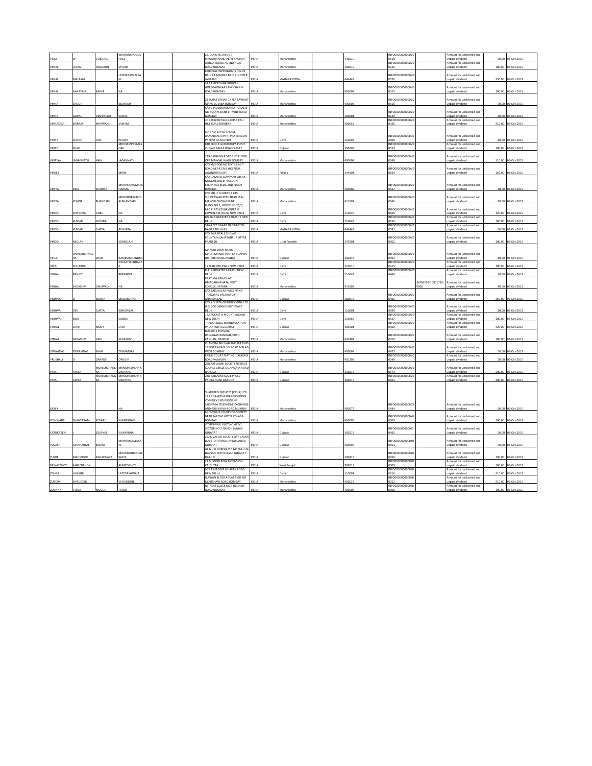| | | | | | | | | | | | | | | | |
|---|---|---|---|---|---|---|---|---|---|---|---|---|---|---|---|
| VILAS | W | GOKHALE | WAMANRAOGOKHALE | | | 22, DONGRE LAYOUT SHRADHANAND PETH NAGPUR | INDIA | Maharashtra | | 440010 | INFO0000000000V00518 | | Amount for unclaimed and unpaid dividend | 50.00 | 05-Oct-2019 |
| VIMAL | JAYANT | NADKARNI | JAYANT | | | AFRICA HOUSE ADENWALLA ROAD BOMBAY | INDIA | Maharashtra | | 400019 | INFO0000000000V00136 | | Amount for unclaimed and unpaid dividend | 100.00 | 05-Oct-2019 |
| VIMAL | MALPANI | | LATEMRJKMALPANI | | | FAIRDEAL INVESTMENTS INSIDE BAIJI KA MANDIR BADI CHHOPER JAIPUR-3 | INDIA | MAHARASHTRA | | 444444 | INFO0000000000V00570 | | Amount for unclaimed and unpaid dividend | 250.00 | 05-Oct-2019 |
| VIMAL | NARAYAN | BARVE | NA | | | 32 RAMKRISHNA BHUVAN GOREGAONKAR LANE CHARNI ROAD BOMBAY | INDIA | Maharashtra | | 400004 | INFO0000000000V00325 | | Amount for unclaimed and unpaid dividend | 100.00 | 05-Oct-2019 |
| VIMLA | CHUGH | | KLCHUGH | | | 23 SURAT BAHAR 17 N A SAWANT MARG COLABA BOMBAY | INDIA | Maharashtra | | 400005 | INFO0000000000V00516 | | Amount for unclaimed and unpaid dividend | 50.00 | 05-Oct-2019 |
| VIMLA | GOPAL | DESHMUKH | GOPAL | | | C/O G P DESHMUKH NATIONAL & GRINDLAYS BANK LT M'RNT ROAD BOMBAY | INDIA | Maharashtra | | 400001 | INFO0000000000V00142 | | Amount for unclaimed and unpaid dividend | 20.00 | 05-Oct-2019 |
| VIMLADEVI | SRIRAM | MARWAH | SRIRAM | | | 20 CRESCENT BLDG KHAR PALI HILL ROAD BOMBAY | INDIA | Maharashtra | | 400052 | INFO0000000000V00326 | | Amount for unclaimed and unpaid dividend | 210.00 | 05-Oct-2019 |
| VINAY | CHAND | JAIN | PCJAIN | | | FLAT NO 19 PLOT NO 56 AAMARPALI APPT I P EXTENSION PATPAR GANJ DELHI | INDIA | Delhi | | 110092 | INFO0000000000052108 | | Amount for unclaimed and unpaid dividend | 10.00 | 05-Oct-2019 |
| VINAY | SHAH | | MRCHAMPAKLALSHAH | | | 8TH FLOOR GURUKRUPA PUNIT CHOWK BALAJI ROAD SURAT | INDIA | Gujarat | | 395003 | INFO0000000000V00553 | | Amount for unclaimed and unpaid dividend | 100.00 | 05-Oct-2019 |
| VINAYAK | JAGANNATH | NAIK | JAGANNATH | | | 239 GIRGAON ROAD 2ND FLOOR OPP MANGAL WADI BOMBAY | INDIA | Maharashtra | | 400004 | INFO0000000000V00148 | | Amount for unclaimed and unpaid dividend | 110.00 | 05-Oct-2019 |
| VINEET | | | MRRK | | | C/O M/S GOBIND TEXTILES G T ROAD NEAR CIVIL HOSPITAL JALANDHAR CITY | INDIA | Punjab | | 144001 | INFO0000000000V00559 | | Amount for unclaimed and unpaid dividend | 150.00 | 05-Oct-2019 |
| VINITA | DEVI | SHARMA | MRVINODKUMARSHARMA | | | C/O. JALAN & COMPANY 185 SK MEMON STREET BULLION EXCHANGE BLDG 2ND FLOOR BOMBAY | INDIA | Maharashtra | | 400002 | INFO0000000000V00547 | | Amount for unclaimed and unpaid dividend | 10.00 | 05-Oct-2019 |
| VINITA | KISHOR | BHANDARI | MRKISHORKUNTILALBHANDARI | | | C/O MR. C D SURANA 845 SHUKRAWAR PETH NEAR JAIN MANDIR CHOWK PUNE | INDIA | Maharashtra | | 411002 | INFO0000000000V00546 | | Amount for unclaimed and unpaid dividend | 10.00 | 05-Oct-2019 |
| VINOD | CHANDRA | DUBE | NA | | | BLOCK NO 2, HOUSE NO 27/C, MIG FLATS KESHAVPURAM LAWRENCE ROAD NEW DELHI | INDIA | Delhi | | 110035 | INFO0000000000V00560 | | Amount for unclaimed and unpaid dividend | 120.00 | 05-Oct-2019 |
| VINOD | KUMAR | CHOPRA | NA | | | B/266-A GREATER KAILASH I NEW DELHI | INDIA | Delhi | | 110048 | INFO0000000000V00156 | | Amount for unclaimed and unpaid dividend | 100.00 | 05-Oct-2019 |
| VINOD | KUMAR | GUPTA | RKGUPTA | | | 524-A/37 ONKAR NAGAR-C TRI NAGAR DELHI-35 | INDIA | MAHARASHTRA | | 444444 | INFO0000000000V00581 | | Amount for unclaimed and unpaid dividend | 50.00 | 05-Oct-2019 |
| VINOD | MIGLANI | | SDMIGLANI | | | C/O FAIR DEALS CHOWK FOUNTAIN SAHARANPUR UTTAR PRADESH | INDIA | Uttar Pradesh | | 247001 | INFO0000000000V00502 | | Amount for unclaimed and unpaid dividend | 100.00 | 05-Oct-2019 |
| VIPUL | RAMESHCHANDRA | SHAH | RAMESHCHANDRA | | | MARUNI SHERI MOTO MADH,MANSA (N G) TA VIJAPUR DIST MEHSANA,MANSA | INDIA | Gujarat | | 382845 | INFO0000000000V00492 | | Amount for unclaimed and unpaid dividend | 10.00 | 05-Oct-2019 |
| VIRAJ | CHHABRA | | GPCAPTSLCHHABRA | | | 12 SUBROTO PARK NEW DELHI | INDIA | Delhi | | 110010 | INFO0000000000V00415 | | Amount for unclaimed and unpaid dividend | 100.00 | 05-Oct-2019 |
| VISHAL | PANDIT | | RNPANDIT | | | R-114 GREATER KAILASH NEW DELHI | INDIA | Delhi | | 110048 | INFO0000000000V00449 | | Amount for unclaimed and unpaid dividend | 10.00 | 05-Oct-2019 |
| VISHAL | SADASHIV | GAIKWAD | NA | | | PRATIMA NIWAS, AT HMADABAJPHATA, POST KONDVE, SATARA | INDIA | Maharashtra | | 415002 | | IN302269-10901716-0000 | Amount for unclaimed and unpaid dividend | 48.00 | 05-Oct-2019 |
| VISHVESH | D | MEHTA | MRDARDHAN | | | C/O BABULAL M PATEL NANA THAKORAS VASTRAPUR AHMEDABAD | INDIA | Gujarat | | 380018 | INFO0000000000V00482 | | Amount for unclaimed and unpaid dividend | 350.00 | 05-Oct-2019 |
| VISHWA | DEV | GUPTA | KISHORILAL | | | C/O K GUPTA GRINDLEYS BNK LTD H BLOCK CANNOUGHT PLACE DELHI | INDIA | Delhi | | 110001 | INFO0000000000V00390 | | Amount for unclaimed and unpaid dividend | 10.00 | 05-Oct-2019 |
| VISHWAJIT | BEDI | | SOBEDI | | | 172 POCKET B MOUNT KAILASH NEW DELHI | INDIA | Delhi | | 110065 | INFO0000000000V00527 | | Amount for unclaimed and unpaid dividend | 100.00 | 05-Oct-2019 |
| VITHAL | LAVJI | MODY | LAVJI | | | THAKAR BLDG BEHIND STATION PALANPUR N GUJARAT | INDIA | Gujarat | | 385001 | INFO0000000000V00360 | | Amount for unclaimed and unpaid dividend | 420.00 | 05-Oct-2019 |
| VITHAL | SADASHIV | NAIK | SADASHIV | | | BORKUTE BHAVAN, RAINAGAR,KANHAN, POST-KANHAN, NAGPUR | INDIA | Maharashtra | | 441401 | INFO0000000000V00419 | | Amount for unclaimed and unpaid dividend | 100.00 | 05-Oct-2019 |
| VITHALDAS | TRIKAMDAS | SHAH | TRIKAMDAS | | | CHANDRA BHUVAN 2ND FLR R NO 18 GORASWADI S V ROAD MALAD WEST BOMBAY | INDIA | Maharashtra | | 400064 | INFO0000000000V00477 | | Amount for unclaimed and unpaid dividend | 50.00 | 05-Oct-2019 |
| VRUSHALI | D | DARADE | DRDILIP | | | PRIME COURT FLAT NO 1 AMBADI ROAD VASAI(W) | INDIA | Maharashtra | | 401202 | INFO0000000000V00548 | | Amount for unclaimed and unpaid dividend | 50.00 | 05-Oct-2019 |
| VYAS | APEXA | MUKESHCHANDRA | MRMUKESHCHANDRAVYAS | | | 288 RAI LAXMI SOCIETY NR RACE COURSE CIRCLE OLD PADRA ROAD BARODA | INDIA | Gujarat | | 390015 | INFO0000000000V00174 | | Amount for unclaimed and unpaid dividend | 200.00 | 05-Oct-2019 |
| VYAS | APEXA | MUKESHCHANDRA | MRMUKESHCHANDRAVYAS | | | 288 RAILAXMI SOCIETY OLD PADRA ROAD BARODA | INDIA | Gujarat | | 390015 | INFO0000000000V00563 | | Amount for unclaimed and unpaid dividend | 300.00 | 05-Oct-2019 |
| XXXXX | | | NA | | | SHAREPRO SERVICES (INDIA) LTD 13 AB SAMITHA WAREHOUSING COMPLEX 2ND FLOOR NR SAKINAKA TELEPHONE EXCHANGE ANDHERI KURLA ROAD MUMBAI | INDIA | Maharashtra | | 400072 | INFO0000000000055484 | | Amount for unclaimed and unpaid dividend | 60.00 | 05-Oct-2019 |
| YESHWANT | SHANTARAM | KEDARE | SHANTARAM | | | 6 LOVEDALE CO-OP HSG SOCIETY NEAR FARIYAS HOTEL COLABA BOMBAY | INDIA | Maharashtra | | 400005 | INFO0000000000Y00009 | | Amount for unclaimed and unpaid dividend | 100.00 | 05-Oct-2019 |
| YJOTIKABEN | | SOLANKI | ISHVARBHAI | | | JYOTISHVAR, PLOT NO.472/1 SECTOR NO.7 GANDHINAGAR GUJARAT | INDIA | Gujarat | | 382017 | INFO0000000000J00492 | | Amount for unclaimed and unpaid dividend | 50.00 | 05-Oct-2019 |
| YOGESH | MANHARLAL | BELANI | MANHARLALBELANI | | | 26/B, VASUKI SOCIETY OPP VASNA BUS STOP VASNA, AHMEDABAD GUJARAT | INDIA | Gujarat | | 380007 | INFO0000000000Y00061 | | Amount for unclaimed and unpaid dividend | 50.00 | 05-Oct-2019 |
| YUSUF | MAHMOOD | AKHALWAYA | MAHMOODAKHALWAYA | | | AT & P O DABHEL VIA MAROLI TAL NAVSARI DIST BULSAR GUJARAT DABHEL | INDIA | Gujarat | | 396415 | INFO0000000000Y00050 | | Amount for unclaimed and unpaid dividend | 100.00 | 05-Oct-2019 |
| ZAINABBHOY | AHMEDBHOY | | AHMEDBHOY | | | 22 MISSION ROW EXTENSION CALCUTTA | INDIA | West Bengal | | 700013 | INFO0000000000Z00009 | | Amount for unclaimed and unpaid dividend | 100.00 | 05-Oct-2019 |
| ZOHRA | HUSAINI | | LATEDRKHWAJA | | | 903 ASHADEEP 9 HAILEY ROAD NEW DELHI | INDIA | Delhi | | 110001 | INFO0000000000Z00016 | | Amount for unclaimed and unpaid dividend | 210.00 | 05-Oct-2019 |
| ZUBEDA | SAIFUDDIN | | SAIFUDDIN | | | BUNYAN BLOCK A FLAT 5 GR FLR MOTISHAW ROAD BOMBAY | INDIA | Maharashtra | | 400027 | INFO0000000000Z00012 | | Amount for unclaimed and unpaid dividend | 210.00 | 05-Oct-2019 |
| ZUBIYAN | TYEBJI | MOGUL | TYEBJI | | | RETREAT BLOCK NO 3 BELLASIS ROAD BOMBAY | INDIA | Maharashtra | | 400008 | INFO0000000000Z00008 | | Amount for unclaimed and unpaid dividend | 100.00 | 05-Oct-2019 |